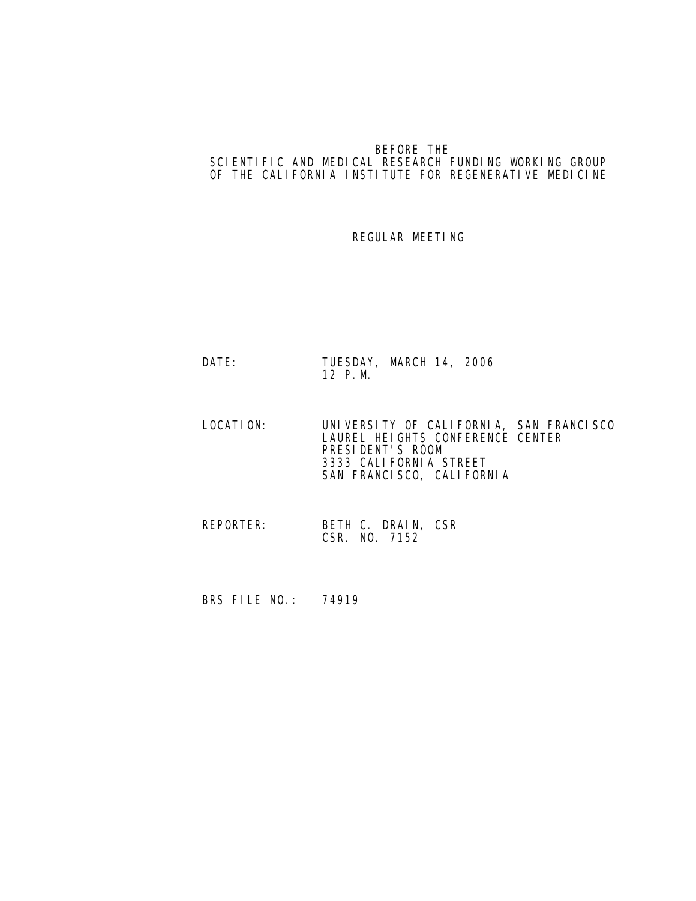BEFORE THE
SCIENTIFIC AND MEDICAL RESEARCH FUNDING WORKING GROUP
OF THE CALIFORNIA INSTITUTE FOR REGENERATIVE MEDICINE

REGULAR MEETING

DATE: TUESDAY, MARCH 14, 2006
12 P.M.

LOCATION: UNIVERSITY OF CALIFORNIA, SAN FRANCISCO
LAUREL HEIGHTS CONFERENCE CENTER
PRESIDENT'S ROOM
3333 CALIFORNIA STREET
SAN FRANCISCO, CALIFORNIA

REPORTER: BETH C. DRAIN, CSR
CSR. NO. 7152

BRS FILE NO.: 74919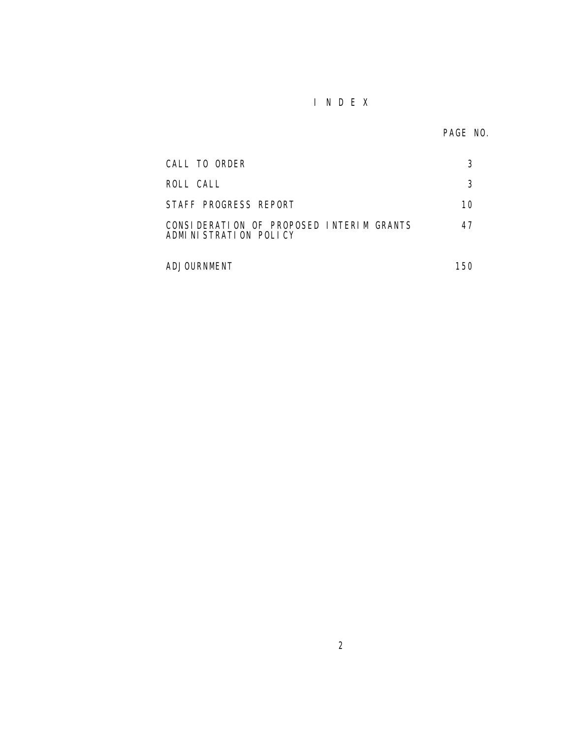# I N D E X

| | PAGE NO. |
|---|---|
| CALL TO ORDER | 3 |
| ROLL CALL | 3 |
| STAFF PROGRESS REPORT | 10 |
| CONSIDERATION OF PROPOSED INTERIM GRANTS ADMINISTRATION POLICY | 47 |
| ADJOURNMENT | 150 |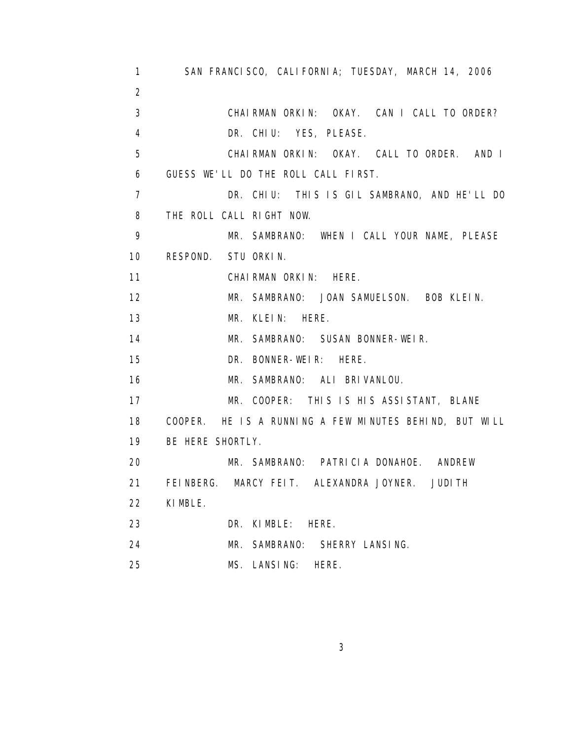1 SAN FRANCISCO, CALIFORNIA; TUESDAY, MARCH 14, 2006
2
3 CHAIRMAN ORKIN: OKAY. CAN I CALL TO ORDER?
4 DR. CHIU: YES, PLEASE.
5 CHAIRMAN ORKIN: OKAY. CALL TO ORDER. AND I
6 GUESS WE'LL DO THE ROLL CALL FIRST.
7 DR. CHIU: THIS IS GIL SAMBRANO, AND HE'LL DO
8 THE ROLL CALL RIGHT NOW.
9 MR. SAMBRANO: WHEN I CALL YOUR NAME, PLEASE
10 RESPOND. STU ORKIN.
11 CHAIRMAN ORKIN: HERE.
12 MR. SAMBRANO: JOAN SAMUELSON. BOB KLEIN.
13 MR. KLEIN: HERE.
14 MR. SAMBRANO: SUSAN BONNER-WEIR.
15 DR. BONNER-WEIR: HERE.
16 MR. SAMBRANO: ALI BRIVANLOU.
17 MR. COOPER: THIS IS HIS ASSISTANT, BLANE
18 COOPER. HE IS A RUNNING A FEW MINUTES BEHIND, BUT WILL
19 BE HERE SHORTLY.
20 MR. SAMBRANO: PATRICIA DONAHOE. ANDREW
21 FEINBERG. MARCY FEIT. ALEXANDRA JOYNER. JUDITH
22 KIMBLE.
23 DR. KIMBLE: HERE.
24 MR. SAMBRANO: SHERRY LANSING.
25 MS. LANSING: HERE.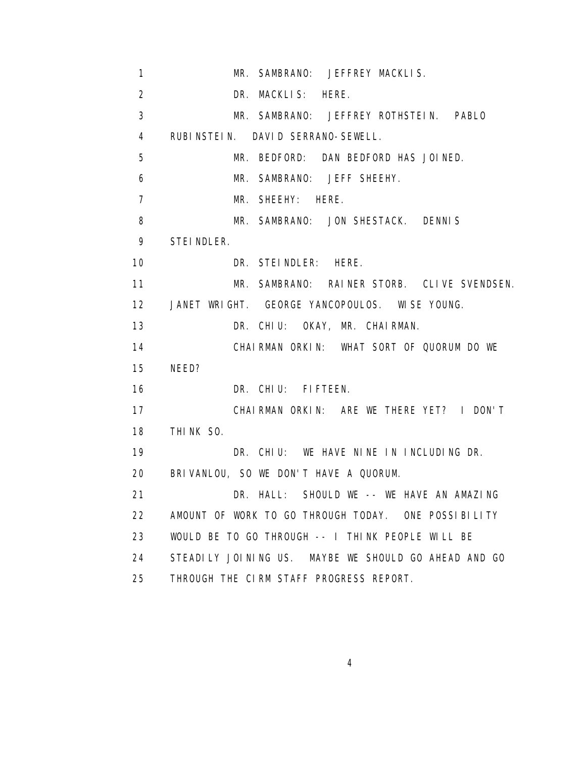MR. SAMBRANO: JEFFREY MACKLIS.

DR. MACKLIS: HERE.

MR. SAMBRANO: JEFFREY ROTHSTEIN. PABLO RUBINSTEIN. DAVID SERRANO-SEWELL.

MR. BEDFORD: DAN BEDFORD HAS JOINED.

MR. SAMBRANO: JEFF SHEEHY.

MR. SHEEHY: HERE.

MR. SAMBRANO: JON SHESTACK. DENNIS STEINDLER.

DR. STEINDLER: HERE.

MR. SAMBRANO: RAINER STORB. CLIVE SVENDSEN. JANET WRIGHT. GEORGE YANCOPOULOS. WISE YOUNG.

DR. CHIU: OKAY, MR. CHAIRMAN.

CHAIRMAN ORKIN: WHAT SORT OF QUORUM DO WE NEED?

DR. CHIU: FIFTEEN.

CHAIRMAN ORKIN: ARE WE THERE YET? I DON'T THINK SO.

DR. CHIU: WE HAVE NINE IN INCLUDING DR. BRIVANLOU, SO WE DON'T HAVE A QUORUM.

DR. HALL: SHOULD WE -- WE HAVE AN AMAZING AMOUNT OF WORK TO GO THROUGH TODAY. ONE POSSIBILITY WOULD BE TO GO THROUGH -- I THINK PEOPLE WILL BE STEADILY JOINING US. MAYBE WE SHOULD GO AHEAD AND GO THROUGH THE CIRM STAFF PROGRESS REPORT.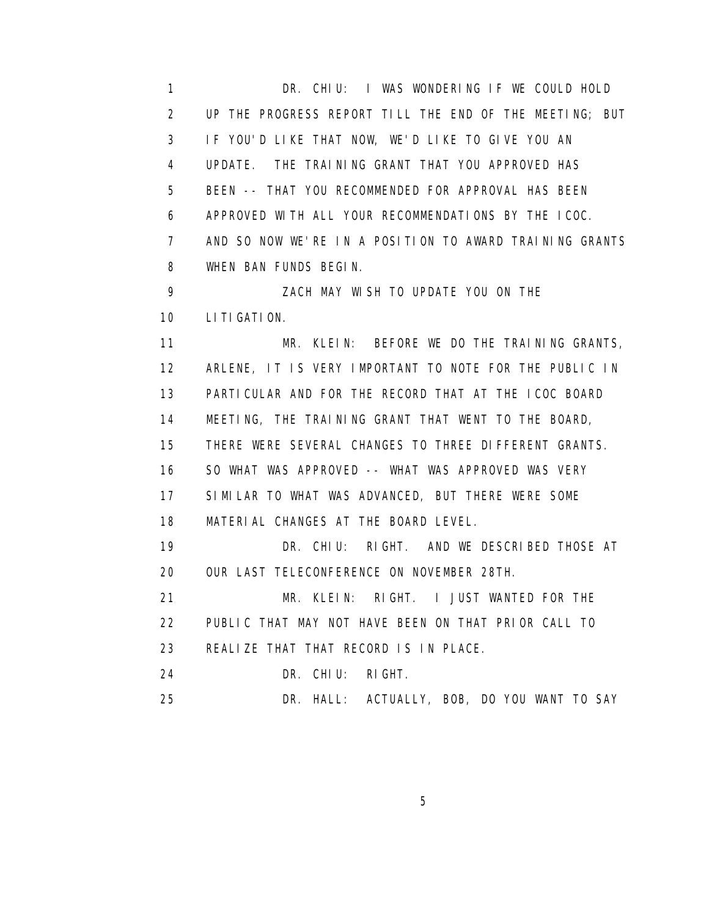1 DR. CHIU: I WAS WONDERING IF WE COULD HOLD
2 UP THE PROGRESS REPORT TILL THE END OF THE MEETING; BUT
3 IF YOU'D LIKE THAT NOW, WE'D LIKE TO GIVE YOU AN
4 UPDATE. THE TRAINING GRANT THAT YOU APPROVED HAS
5 BEEN -- THAT YOU RECOMMENDED FOR APPROVAL HAS BEEN
6 APPROVED WITH ALL YOUR RECOMMENDATIONS BY THE ICOC.
7 AND SO NOW WE'RE IN A POSITION TO AWARD TRAINING GRANTS
8 WHEN BAN FUNDS BEGIN.
9 ZACH MAY WISH TO UPDATE YOU ON THE
10 LITIGATION.
11 MR. KLEIN: BEFORE WE DO THE TRAINING GRANTS,
12 ARLENE, IT IS VERY IMPORTANT TO NOTE FOR THE PUBLIC IN
13 PARTICULAR AND FOR THE RECORD THAT AT THE ICOC BOARD
14 MEETING, THE TRAINING GRANT THAT WENT TO THE BOARD,
15 THERE WERE SEVERAL CHANGES TO THREE DIFFERENT GRANTS.
16 SO WHAT WAS APPROVED -- WHAT WAS APPROVED WAS VERY
17 SIMILAR TO WHAT WAS ADVANCED, BUT THERE WERE SOME
18 MATERIAL CHANGES AT THE BOARD LEVEL.
19 DR. CHIU: RIGHT. AND WE DESCRIBED THOSE AT
20 OUR LAST TELECONFERENCE ON NOVEMBER 28TH.
21 MR. KLEIN: RIGHT. I JUST WANTED FOR THE
22 PUBLIC THAT MAY NOT HAVE BEEN ON THAT PRIOR CALL TO
23 REALIZE THAT THAT RECORD IS IN PLACE.
24 DR. CHIU: RIGHT.
25 DR. HALL: ACTUALLY, BOB, DO YOU WANT TO SAY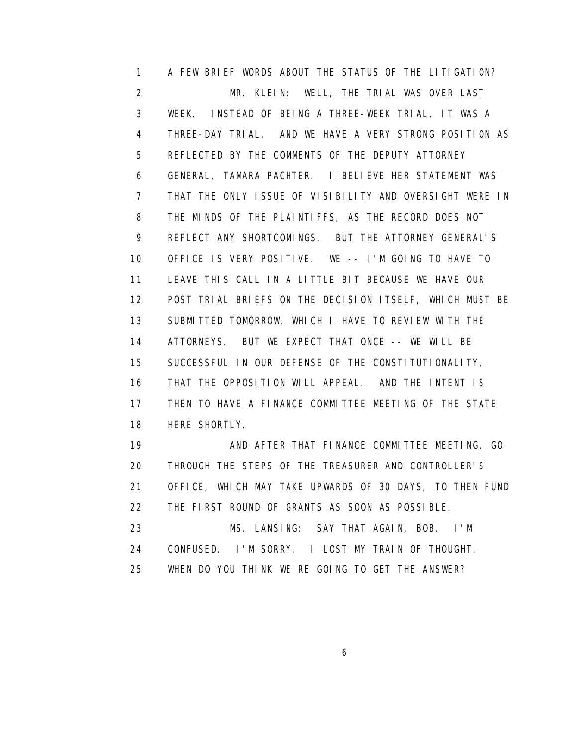1 A FEW BRIEF WORDS ABOUT THE STATUS OF THE LITIGATION?

2 MR. KLEIN: WELL, THE TRIAL WAS OVER LAST
3 WEEK. INSTEAD OF BEING A THREE-WEEK TRIAL, IT WAS A
4 THREE-DAY TRIAL. AND WE HAVE A VERY STRONG POSITION AS
5 REFLECTED BY THE COMMENTS OF THE DEPUTY ATTORNEY
6 GENERAL, TAMARA PACHTER. I BELIEVE HER STATEMENT WAS
7 THAT THE ONLY ISSUE OF VISIBILITY AND OVERSIGHT WERE IN
8 THE MINDS OF THE PLAINTIFFS, AS THE RECORD DOES NOT
9 REFLECT ANY SHORTCOMINGS. BUT THE ATTORNEY GENERAL'S
10 OFFICE IS VERY POSITIVE. WE -- I'M GOING TO HAVE TO
11 LEAVE THIS CALL IN A LITTLE BIT BECAUSE WE HAVE OUR
12 POST TRIAL BRIEFS ON THE DECISION ITSELF, WHICH MUST BE
13 SUBMITTED TOMORROW, WHICH I HAVE TO REVIEW WITH THE
14 ATTORNEYS. BUT WE EXPECT THAT ONCE -- WE WILL BE
15 SUCCESSFUL IN OUR DEFENSE OF THE CONSTITUTIONALITY,
16 THAT THE OPPOSITION WILL APPEAL. AND THE INTENT IS
17 THEN TO HAVE A FINANCE COMMITTEE MEETING OF THE STATE
18 HERE SHORTLY.

19 AND AFTER THAT FINANCE COMMITTEE MEETING, GO
20 THROUGH THE STEPS OF THE TREASURER AND CONTROLLER'S
21 OFFICE, WHICH MAY TAKE UPWARDS OF 30 DAYS, TO THEN FUND
22 THE FIRST ROUND OF GRANTS AS SOON AS POSSIBLE.

23 MS. LANSING: SAY THAT AGAIN, BOB. I'M
24 CONFUSED. I'M SORRY. I LOST MY TRAIN OF THOUGHT.
25 WHEN DO YOU THINK WE'RE GOING TO GET THE ANSWER?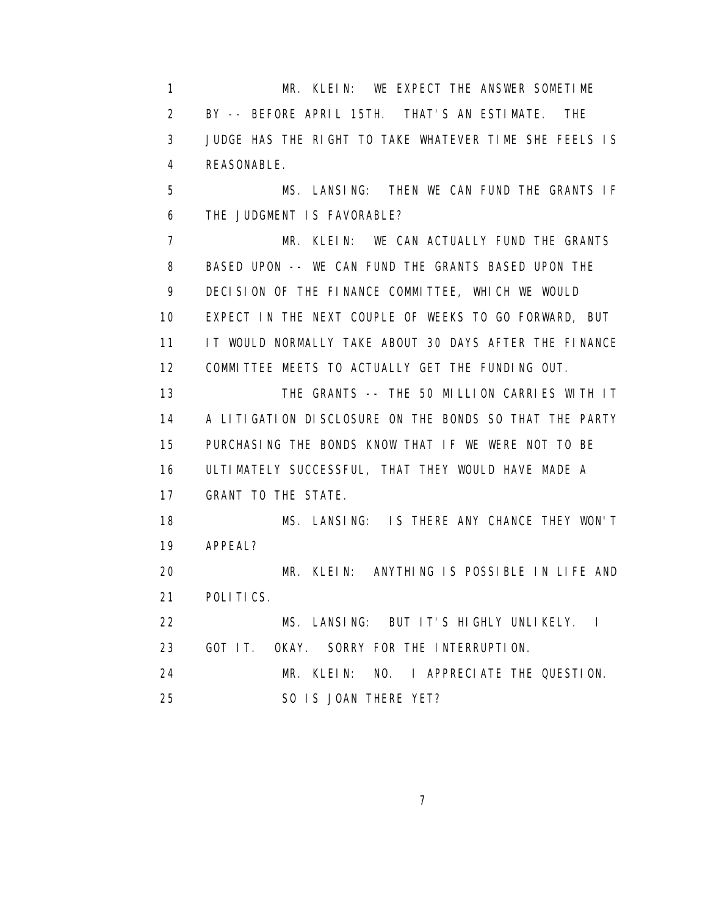MR. KLEIN: WE EXPECT THE ANSWER SOMETIME BY -- BEFORE APRIL 15TH. THAT'S AN ESTIMATE. THE JUDGE HAS THE RIGHT TO TAKE WHATEVER TIME SHE FEELS IS REASONABLE.

MS. LANSING: THEN WE CAN FUND THE GRANTS IF THE JUDGMENT IS FAVORABLE?

MR. KLEIN: WE CAN ACTUALLY FUND THE GRANTS BASED UPON -- WE CAN FUND THE GRANTS BASED UPON THE DECISION OF THE FINANCE COMMITTEE, WHICH WE WOULD EXPECT IN THE NEXT COUPLE OF WEEKS TO GO FORWARD, BUT IT WOULD NORMALLY TAKE ABOUT 30 DAYS AFTER THE FINANCE COMMITTEE MEETS TO ACTUALLY GET THE FUNDING OUT.

THE GRANTS -- THE 50 MILLION CARRIES WITH IT A LITIGATION DISCLOSURE ON THE BONDS SO THAT THE PARTY PURCHASING THE BONDS KNOW THAT IF WE WERE NOT TO BE ULTIMATELY SUCCESSFUL, THAT THEY WOULD HAVE MADE A GRANT TO THE STATE.

MS. LANSING: IS THERE ANY CHANCE THEY WON'T APPEAL?

MR. KLEIN: ANYTHING IS POSSIBLE IN LIFE AND POLITICS.

MS. LANSING: BUT IT'S HIGHLY UNLIKELY. I GOT IT. OKAY. SORRY FOR THE INTERRUPTION.

MR. KLEIN: NO. I APPRECIATE THE QUESTION.

SO IS JOAN THERE YET?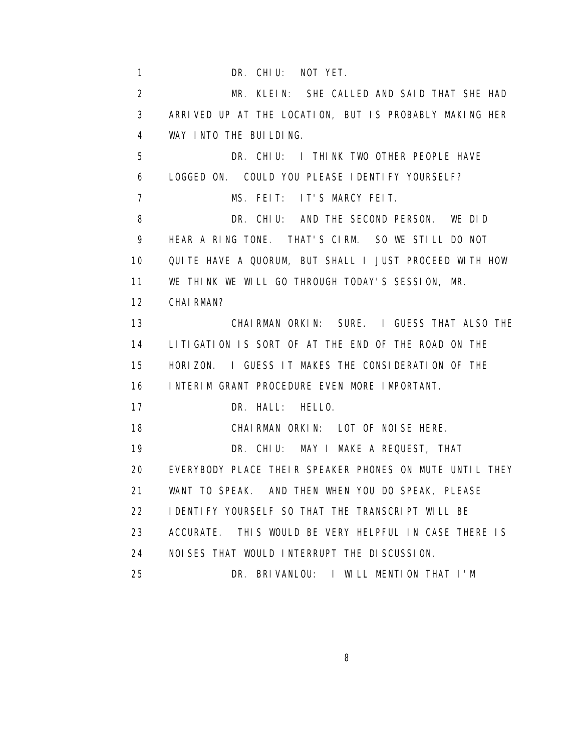1 DR. CHIU: NOT YET.

2 MR. KLEIN: SHE CALLED AND SAID THAT SHE HAD
3 ARRIVED UP AT THE LOCATION, BUT IS PROBABLY MAKING HER
4 WAY INTO THE BUILDING.

5 DR. CHIU: I THINK TWO OTHER PEOPLE HAVE
6 LOGGED ON. COULD YOU PLEASE IDENTIFY YOURSELF?

7 MS. FEIT: IT'S MARCY FEIT.

8 DR. CHIU: AND THE SECOND PERSON. WE DID
9 HEAR A RING TONE. THAT'S CIRM. SO WE STILL DO NOT
10 QUITE HAVE A QUORUM, BUT SHALL I JUST PROCEED WITH HOW
11 WE THINK WE WILL GO THROUGH TODAY'S SESSION, MR.
12 CHAIRMAN?

13 CHAIRMAN ORKIN: SURE. I GUESS THAT ALSO THE
14 LITIGATION IS SORT OF AT THE END OF THE ROAD ON THE
15 HORIZON. I GUESS IT MAKES THE CONSIDERATION OF THE
16 INTERIM GRANT PROCEDURE EVEN MORE IMPORTANT.

17 DR. HALL: HELLO.

18 CHAIRMAN ORKIN: LOT OF NOISE HERE.

19 DR. CHIU: MAY I MAKE A REQUEST, THAT
20 EVERYBODY PLACE THEIR SPEAKER PHONES ON MUTE UNTIL THEY
21 WANT TO SPEAK. AND THEN WHEN YOU DO SPEAK, PLEASE
22 IDENTIFY YOURSELF SO THAT THE TRANSCRIPT WILL BE
23 ACCURATE. THIS WOULD BE VERY HELPFUL IN CASE THERE IS
24 NOISES THAT WOULD INTERRUPT THE DISCUSSION.

25 DR. BRIVANLOU: I WILL MENTION THAT I'M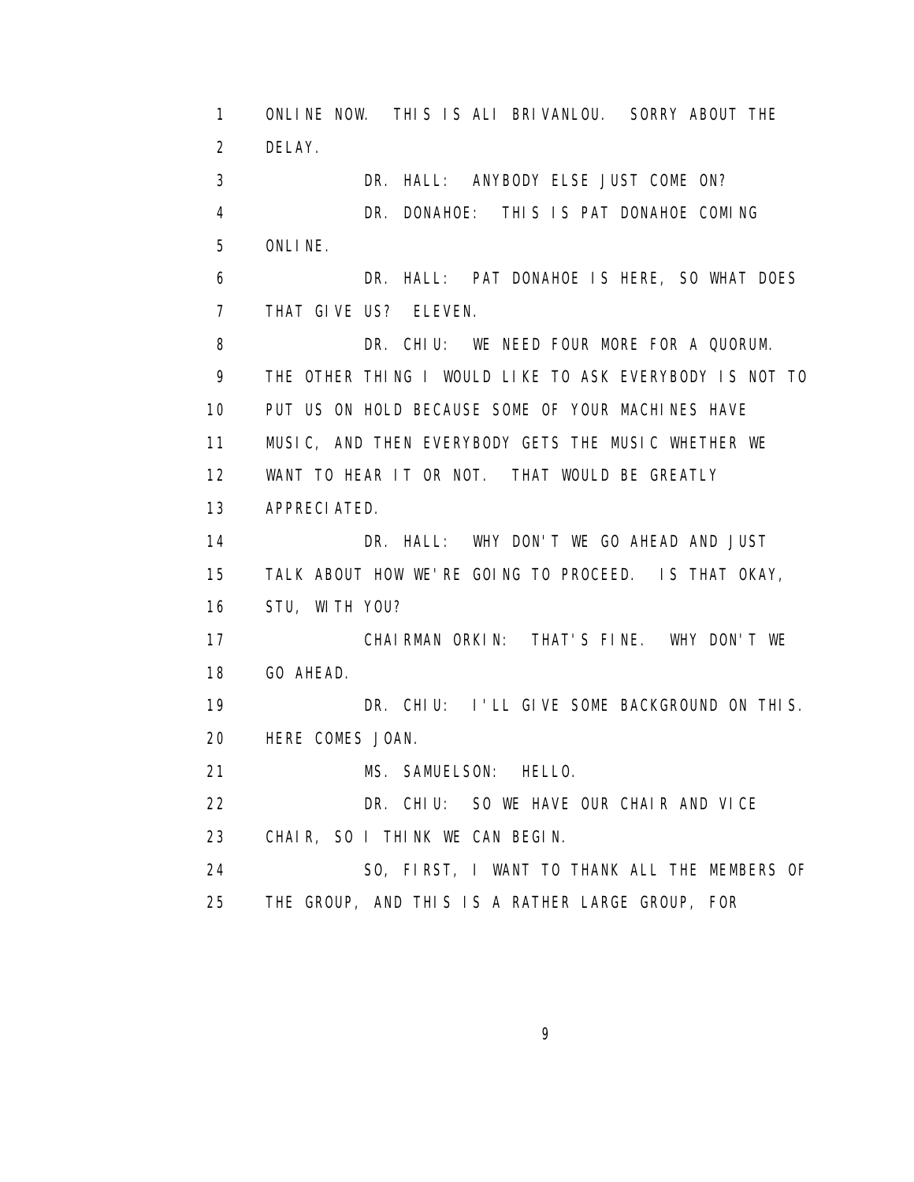1 ONLINE NOW. THIS IS ALI BRIVANLOU. SORRY ABOUT THE
2 DELAY.
3 DR. HALL: ANYBODY ELSE JUST COME ON?
4 DR. DONAHOE: THIS IS PAT DONAHOE COMING
5 ONLINE.
6 DR. HALL: PAT DONAHOE IS HERE, SO WHAT DOES
7 THAT GIVE US? ELEVEN.
8 DR. CHIU: WE NEED FOUR MORE FOR A QUORUM.
9 THE OTHER THING I WOULD LIKE TO ASK EVERYBODY IS NOT TO
10 PUT US ON HOLD BECAUSE SOME OF YOUR MACHINES HAVE
11 MUSIC, AND THEN EVERYBODY GETS THE MUSIC WHETHER WE
12 WANT TO HEAR IT OR NOT. THAT WOULD BE GREATLY
13 APPRECIATED.
14 DR. HALL: WHY DON'T WE GO AHEAD AND JUST
15 TALK ABOUT HOW WE'RE GOING TO PROCEED. IS THAT OKAY,
16 STU, WITH YOU?
17 CHAIRMAN ORKIN: THAT'S FINE. WHY DON'T WE
18 GO AHEAD.
19 DR. CHIU: I'LL GIVE SOME BACKGROUND ON THIS.
20 HERE COMES JOAN.
21 MS. SAMUELSON: HELLO.
22 DR. CHIU: SO WE HAVE OUR CHAIR AND VICE
23 CHAIR, SO I THINK WE CAN BEGIN.
24 SO, FIRST, I WANT TO THANK ALL THE MEMBERS OF
25 THE GROUP, AND THIS IS A RATHER LARGE GROUP, FOR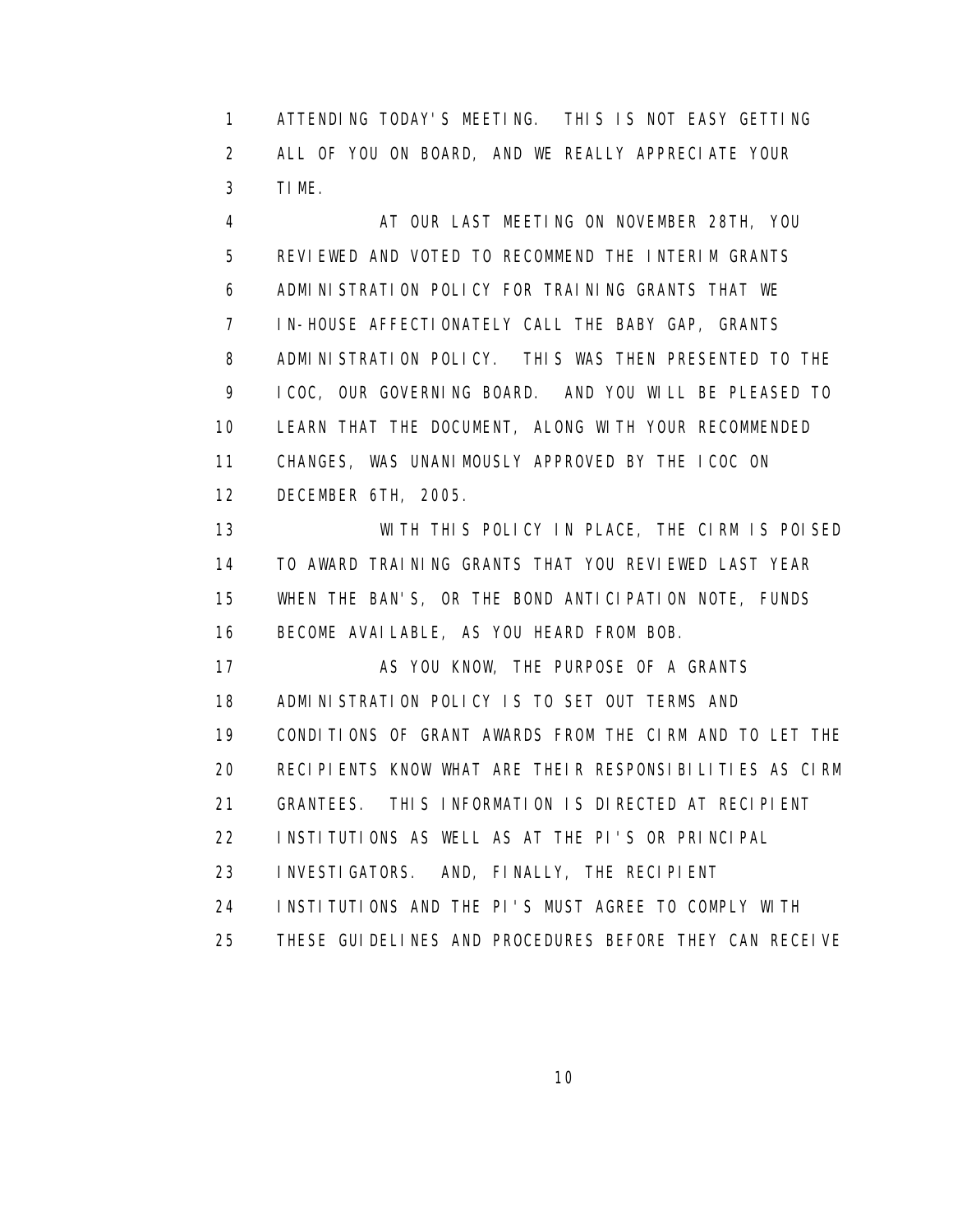ATTENDING TODAY'S MEETING. THIS IS NOT EASY GETTING ALL OF YOU ON BOARD, AND WE REALLY APPRECIATE YOUR TIME.

AT OUR LAST MEETING ON NOVEMBER 28TH, YOU REVIEWED AND VOTED TO RECOMMEND THE INTERIM GRANTS ADMINISTRATION POLICY FOR TRAINING GRANTS THAT WE IN-HOUSE AFFECTIONATELY CALL THE BABY GAP, GRANTS ADMINISTRATION POLICY. THIS WAS THEN PRESENTED TO THE ICOC, OUR GOVERNING BOARD. AND YOU WILL BE PLEASED TO LEARN THAT THE DOCUMENT, ALONG WITH YOUR RECOMMENDED CHANGES, WAS UNANIMOUSLY APPROVED BY THE ICOC ON DECEMBER 6TH, 2005.

WITH THIS POLICY IN PLACE, THE CIRM IS POISED TO AWARD TRAINING GRANTS THAT YOU REVIEWED LAST YEAR WHEN THE BAN'S, OR THE BOND ANTICIPATION NOTE, FUNDS BECOME AVAILABLE, AS YOU HEARD FROM BOB.

AS YOU KNOW, THE PURPOSE OF A GRANTS ADMINISTRATION POLICY IS TO SET OUT TERMS AND CONDITIONS OF GRANT AWARDS FROM THE CIRM AND TO LET THE RECIPIENTS KNOW WHAT ARE THEIR RESPONSIBILITIES AS CIRM GRANTEES. THIS INFORMATION IS DIRECTED AT RECIPIENT INSTITUTIONS AS WELL AS AT THE PI'S OR PRINCIPAL INVESTIGATORS. AND, FINALLY, THE RECIPIENT INSTITUTIONS AND THE PI'S MUST AGREE TO COMPLY WITH THESE GUIDELINES AND PROCEDURES BEFORE THEY CAN RECEIVE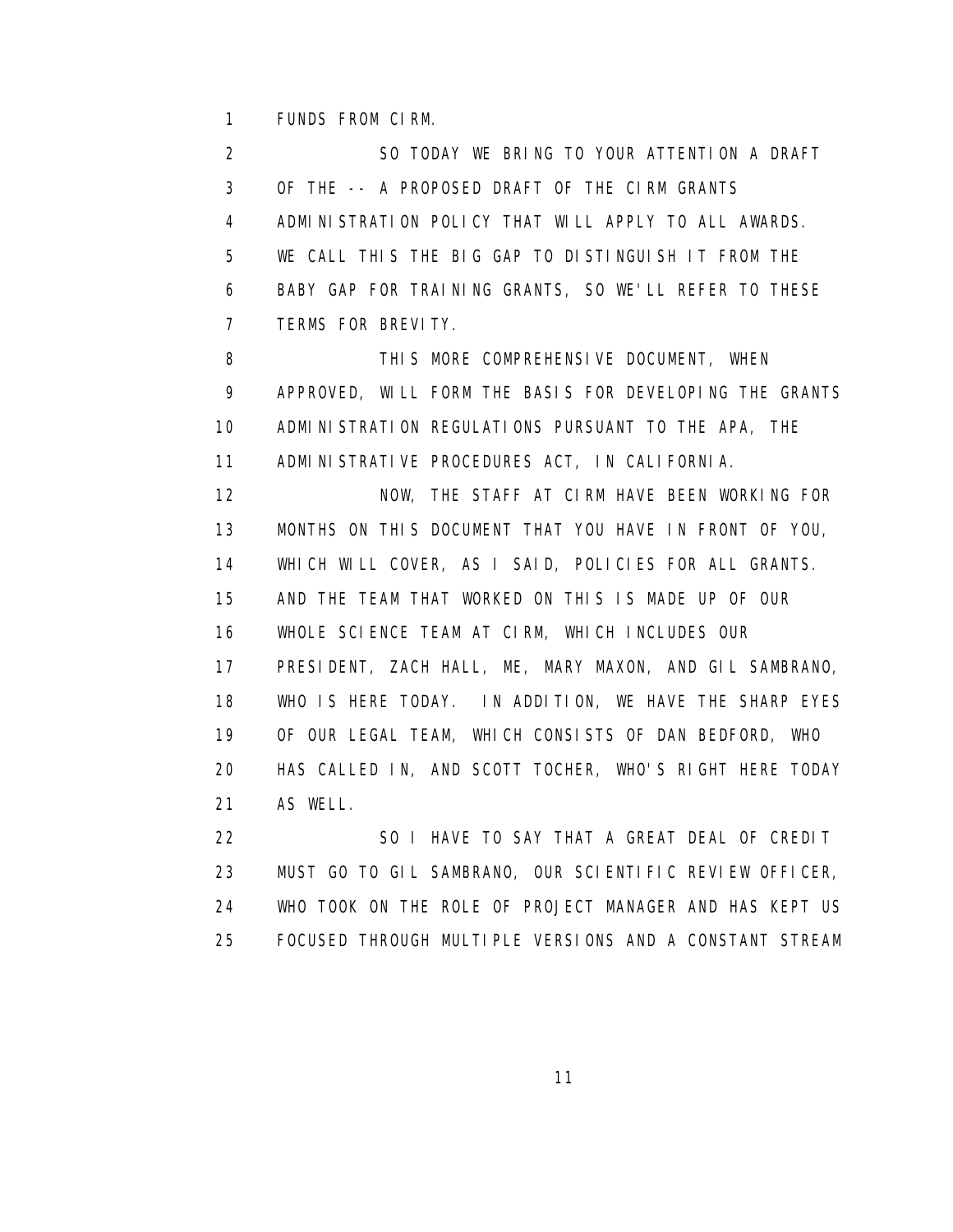FUNDS FROM CIRM.

SO TODAY WE BRING TO YOUR ATTENTION A DRAFT OF THE -- A PROPOSED DRAFT OF THE CIRM GRANTS ADMINISTRATION POLICY THAT WILL APPLY TO ALL AWARDS. WE CALL THIS THE BIG GAP TO DISTINGUISH IT FROM THE BABY GAP FOR TRAINING GRANTS, SO WE'LL REFER TO THESE TERMS FOR BREVITY.

THIS MORE COMPREHENSIVE DOCUMENT, WHEN APPROVED, WILL FORM THE BASIS FOR DEVELOPING THE GRANTS ADMINISTRATION REGULATIONS PURSUANT TO THE APA, THE ADMINISTRATIVE PROCEDURES ACT, IN CALIFORNIA.

NOW, THE STAFF AT CIRM HAVE BEEN WORKING FOR MONTHS ON THIS DOCUMENT THAT YOU HAVE IN FRONT OF YOU, WHICH WILL COVER, AS I SAID, POLICIES FOR ALL GRANTS. AND THE TEAM THAT WORKED ON THIS IS MADE UP OF OUR WHOLE SCIENCE TEAM AT CIRM, WHICH INCLUDES OUR PRESIDENT, ZACH HALL, ME, MARY MAXON, AND GIL SAMBRANO, WHO IS HERE TODAY. IN ADDITION, WE HAVE THE SHARP EYES OF OUR LEGAL TEAM, WHICH CONSISTS OF DAN BEDFORD, WHO HAS CALLED IN, AND SCOTT TOCHER, WHO'S RIGHT HERE TODAY AS WELL.

SO I HAVE TO SAY THAT A GREAT DEAL OF CREDIT MUST GO TO GIL SAMBRANO, OUR SCIENTIFIC REVIEW OFFICER, WHO TOOK ON THE ROLE OF PROJECT MANAGER AND HAS KEPT US FOCUSED THROUGH MULTIPLE VERSIONS AND A CONSTANT STREAM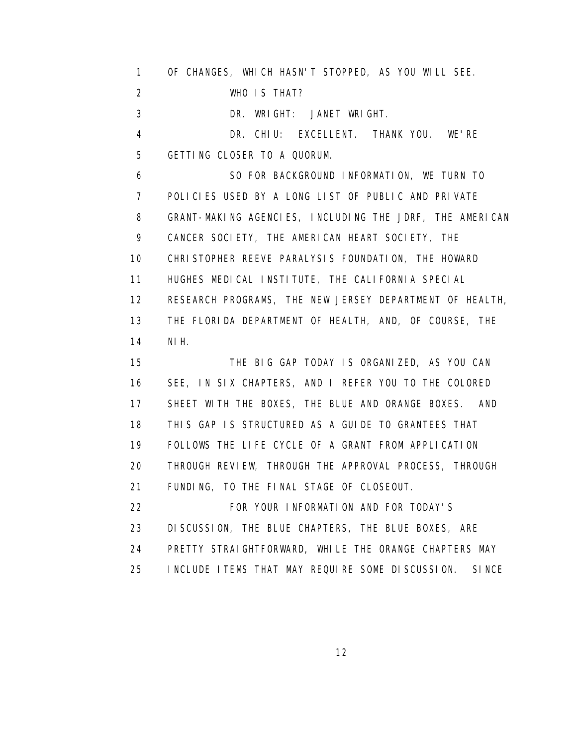OF CHANGES, WHICH HASN'T STOPPED, AS YOU WILL SEE.

WHO IS THAT?

DR. WRIGHT: JANET WRIGHT.

DR. CHIU: EXCELLENT. THANK YOU. WE'RE GETTING CLOSER TO A QUORUM.

SO FOR BACKGROUND INFORMATION, WE TURN TO POLICIES USED BY A LONG LIST OF PUBLIC AND PRIVATE GRANT-MAKING AGENCIES, INCLUDING THE JDRF, THE AMERICAN CANCER SOCIETY, THE AMERICAN HEART SOCIETY, THE CHRISTOPHER REEVE PARALYSIS FOUNDATION, THE HOWARD HUGHES MEDICAL INSTITUTE, THE CALIFORNIA SPECIAL RESEARCH PROGRAMS, THE NEW JERSEY DEPARTMENT OF HEALTH, THE FLORIDA DEPARTMENT OF HEALTH, AND, OF COURSE, THE NIH.

THE BIG GAP TODAY IS ORGANIZED, AS YOU CAN SEE, IN SIX CHAPTERS, AND I REFER YOU TO THE COLORED SHEET WITH THE BOXES, THE BLUE AND ORANGE BOXES. AND THIS GAP IS STRUCTURED AS A GUIDE TO GRANTEES THAT FOLLOWS THE LIFE CYCLE OF A GRANT FROM APPLICATION THROUGH REVIEW, THROUGH THE APPROVAL PROCESS, THROUGH FUNDING, TO THE FINAL STAGE OF CLOSEOUT.

FOR YOUR INFORMATION AND FOR TODAY'S DISCUSSION, THE BLUE CHAPTERS, THE BLUE BOXES, ARE PRETTY STRAIGHTFORWARD, WHILE THE ORANGE CHAPTERS MAY INCLUDE ITEMS THAT MAY REQUIRE SOME DISCUSSION. SINCE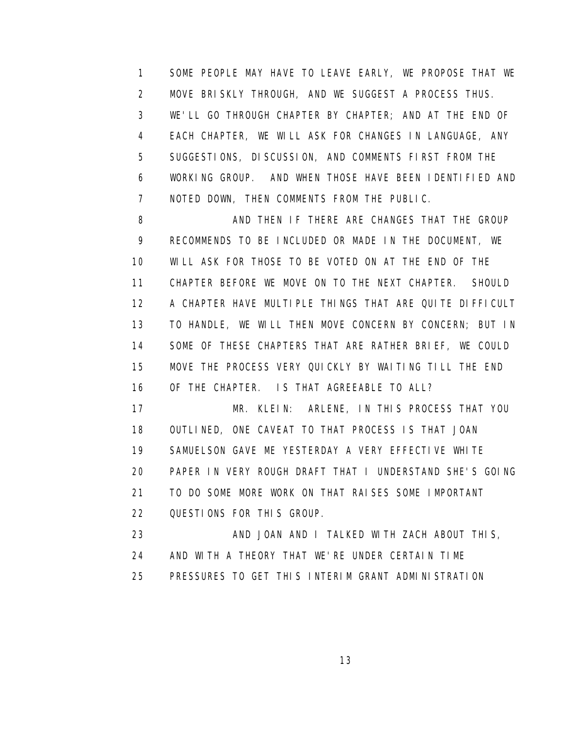SOME PEOPLE MAY HAVE TO LEAVE EARLY, WE PROPOSE THAT WE MOVE BRISKLY THROUGH, AND WE SUGGEST A PROCESS THUS. WE'LL GO THROUGH CHAPTER BY CHAPTER; AND AT THE END OF EACH CHAPTER, WE WILL ASK FOR CHANGES IN LANGUAGE, ANY SUGGESTIONS, DISCUSSION, AND COMMENTS FIRST FROM THE WORKING GROUP. AND WHEN THOSE HAVE BEEN IDENTIFIED AND NOTED DOWN, THEN COMMENTS FROM THE PUBLIC.

AND THEN IF THERE ARE CHANGES THAT THE GROUP RECOMMENDS TO BE INCLUDED OR MADE IN THE DOCUMENT, WE WILL ASK FOR THOSE TO BE VOTED ON AT THE END OF THE CHAPTER BEFORE WE MOVE ON TO THE NEXT CHAPTER. SHOULD A CHAPTER HAVE MULTIPLE THINGS THAT ARE QUITE DIFFICULT TO HANDLE, WE WILL THEN MOVE CONCERN BY CONCERN; BUT IN SOME OF THESE CHAPTERS THAT ARE RATHER BRIEF, WE COULD MOVE THE PROCESS VERY QUICKLY BY WAITING TILL THE END OF THE CHAPTER. IS THAT AGREEABLE TO ALL?

MR. KLEIN: ARLENE, IN THIS PROCESS THAT YOU OUTLINED, ONE CAVEAT TO THAT PROCESS IS THAT JOAN SAMUELSON GAVE ME YESTERDAY A VERY EFFECTIVE WHITE PAPER IN VERY ROUGH DRAFT THAT I UNDERSTAND SHE'S GOING TO DO SOME MORE WORK ON THAT RAISES SOME IMPORTANT QUESTIONS FOR THIS GROUP.

AND JOAN AND I TALKED WITH ZACH ABOUT THIS, AND WITH A THEORY THAT WE'RE UNDER CERTAIN TIME PRESSURES TO GET THIS INTERIM GRANT ADMINISTRATION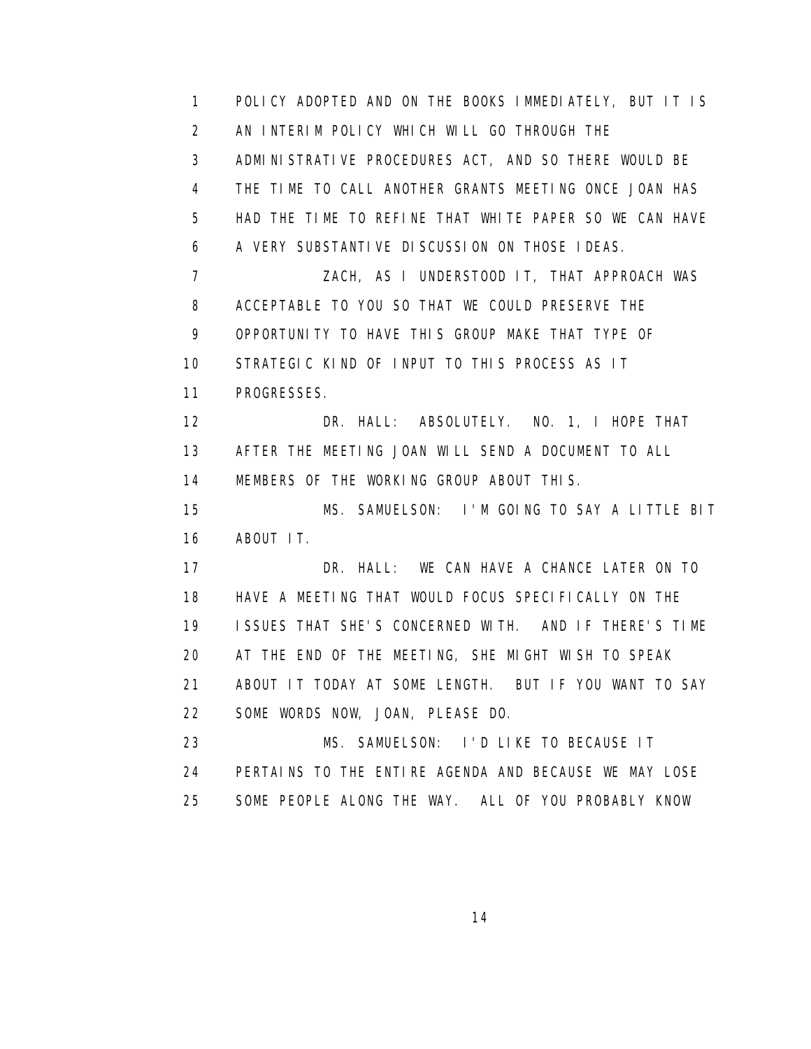POLICY ADOPTED AND ON THE BOOKS IMMEDIATELY, BUT IT IS AN INTERIM POLICY WHICH WILL GO THROUGH THE ADMINISTRATIVE PROCEDURES ACT, AND SO THERE WOULD BE THE TIME TO CALL ANOTHER GRANTS MEETING ONCE JOAN HAS HAD THE TIME TO REFINE THAT WHITE PAPER SO WE CAN HAVE A VERY SUBSTANTIVE DISCUSSION ON THOSE IDEAS.

ZACH, AS I UNDERSTOOD IT, THAT APPROACH WAS ACCEPTABLE TO YOU SO THAT WE COULD PRESERVE THE OPPORTUNITY TO HAVE THIS GROUP MAKE THAT TYPE OF STRATEGIC KIND OF INPUT TO THIS PROCESS AS IT PROGRESSES.

DR. HALL: ABSOLUTELY. NO. 1, I HOPE THAT AFTER THE MEETING JOAN WILL SEND A DOCUMENT TO ALL MEMBERS OF THE WORKING GROUP ABOUT THIS.

MS. SAMUELSON: I'M GOING TO SAY A LITTLE BIT ABOUT IT.

DR. HALL: WE CAN HAVE A CHANCE LATER ON TO HAVE A MEETING THAT WOULD FOCUS SPECIFICALLY ON THE ISSUES THAT SHE'S CONCERNED WITH. AND IF THERE'S TIME AT THE END OF THE MEETING, SHE MIGHT WISH TO SPEAK ABOUT IT TODAY AT SOME LENGTH. BUT IF YOU WANT TO SAY SOME WORDS NOW, JOAN, PLEASE DO.

MS. SAMUELSON: I'D LIKE TO BECAUSE IT PERTAINS TO THE ENTIRE AGENDA AND BECAUSE WE MAY LOSE SOME PEOPLE ALONG THE WAY. ALL OF YOU PROBABLY KNOW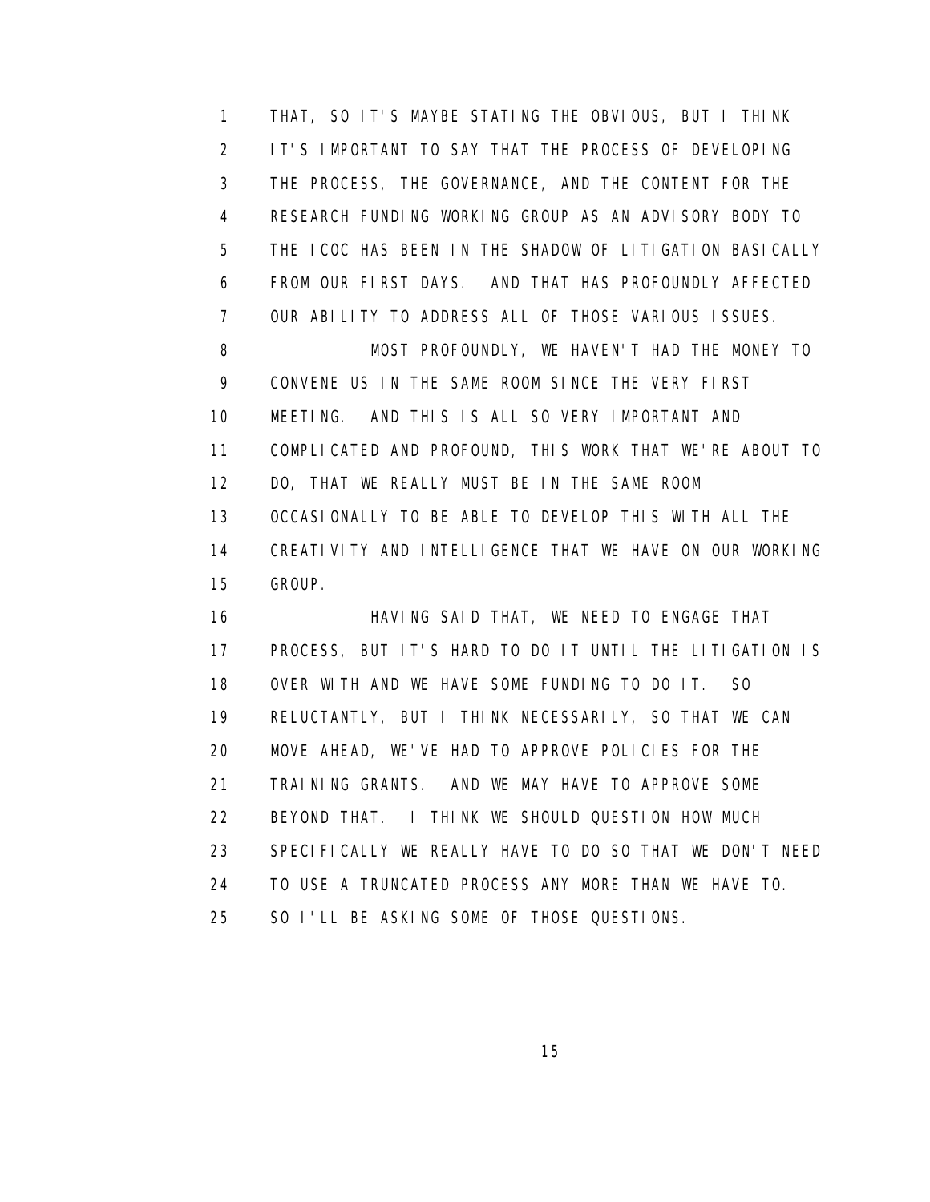THAT, SO IT'S MAYBE STATING THE OBVIOUS, BUT I THINK IT'S IMPORTANT TO SAY THAT THE PROCESS OF DEVELOPING THE PROCESS, THE GOVERNANCE, AND THE CONTENT FOR THE RESEARCH FUNDING WORKING GROUP AS AN ADVISORY BODY TO THE ICOC HAS BEEN IN THE SHADOW OF LITIGATION BASICALLY FROM OUR FIRST DAYS. AND THAT HAS PROFOUNDLY AFFECTED OUR ABILITY TO ADDRESS ALL OF THOSE VARIOUS ISSUES.

MOST PROFOUNDLY, WE HAVEN'T HAD THE MONEY TO CONVENE US IN THE SAME ROOM SINCE THE VERY FIRST MEETING. AND THIS IS ALL SO VERY IMPORTANT AND COMPLICATED AND PROFOUND, THIS WORK THAT WE'RE ABOUT TO DO, THAT WE REALLY MUST BE IN THE SAME ROOM OCCASIONALLY TO BE ABLE TO DEVELOP THIS WITH ALL THE CREATIVITY AND INTELLIGENCE THAT WE HAVE ON OUR WORKING GROUP.

HAVING SAID THAT, WE NEED TO ENGAGE THAT PROCESS, BUT IT'S HARD TO DO IT UNTIL THE LITIGATION IS OVER WITH AND WE HAVE SOME FUNDING TO DO IT. SO RELUCTANTLY, BUT I THINK NECESSARILY, SO THAT WE CAN MOVE AHEAD, WE'VE HAD TO APPROVE POLICIES FOR THE TRAINING GRANTS. AND WE MAY HAVE TO APPROVE SOME BEYOND THAT. I THINK WE SHOULD QUESTION HOW MUCH SPECIFICALLY WE REALLY HAVE TO DO SO THAT WE DON'T NEED TO USE A TRUNCATED PROCESS ANY MORE THAN WE HAVE TO. SO I'LL BE ASKING SOME OF THOSE QUESTIONS.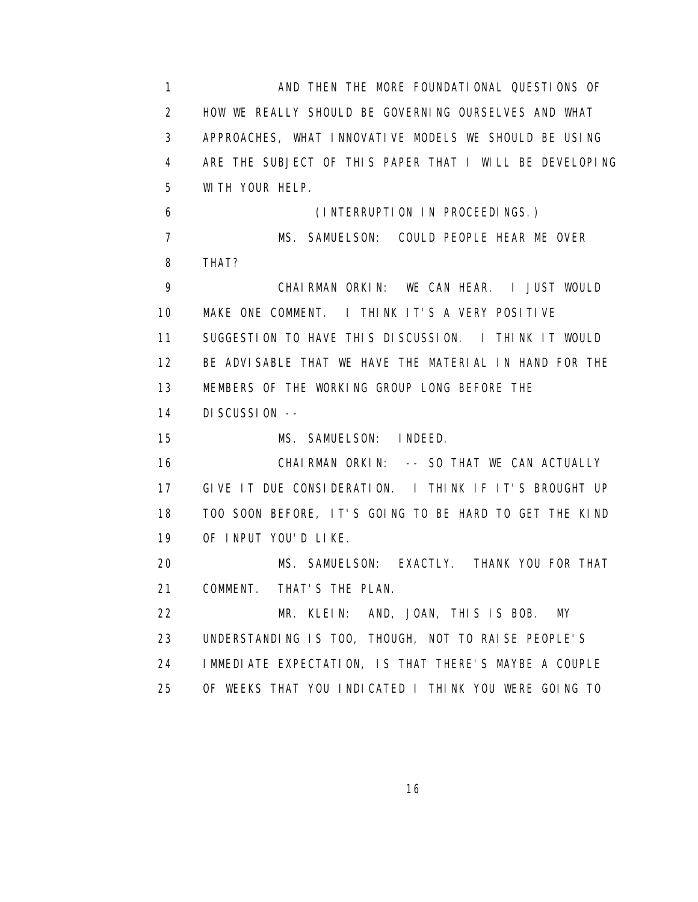AND THEN THE MORE FOUNDATIONAL QUESTIONS OF HOW WE REALLY SHOULD BE GOVERNING OURSELVES AND WHAT APPROACHES, WHAT INNOVATIVE MODELS WE SHOULD BE USING ARE THE SUBJECT OF THIS PAPER THAT I WILL BE DEVELOPING WITH YOUR HELP.

(INTERRUPTION IN PROCEEDINGS.)

MS. SAMUELSON: COULD PEOPLE HEAR ME OVER THAT?

CHAIRMAN ORKIN: WE CAN HEAR. I JUST WOULD MAKE ONE COMMENT. I THINK IT'S A VERY POSITIVE SUGGESTION TO HAVE THIS DISCUSSION. I THINK IT WOULD BE ADVISABLE THAT WE HAVE THE MATERIAL IN HAND FOR THE MEMBERS OF THE WORKING GROUP LONG BEFORE THE DISCUSSION --

MS. SAMUELSON: INDEED.

CHAIRMAN ORKIN: -- SO THAT WE CAN ACTUALLY GIVE IT DUE CONSIDERATION. I THINK IF IT'S BROUGHT UP TOO SOON BEFORE, IT'S GOING TO BE HARD TO GET THE KIND OF INPUT YOU'D LIKE.

MS. SAMUELSON: EXACTLY. THANK YOU FOR THAT COMMENT. THAT'S THE PLAN.

MR. KLEIN: AND, JOAN, THIS IS BOB. MY UNDERSTANDING IS TOO, THOUGH, NOT TO RAISE PEOPLE'S IMMEDIATE EXPECTATION, IS THAT THERE'S MAYBE A COUPLE OF WEEKS THAT YOU INDICATED I THINK YOU WERE GOING TO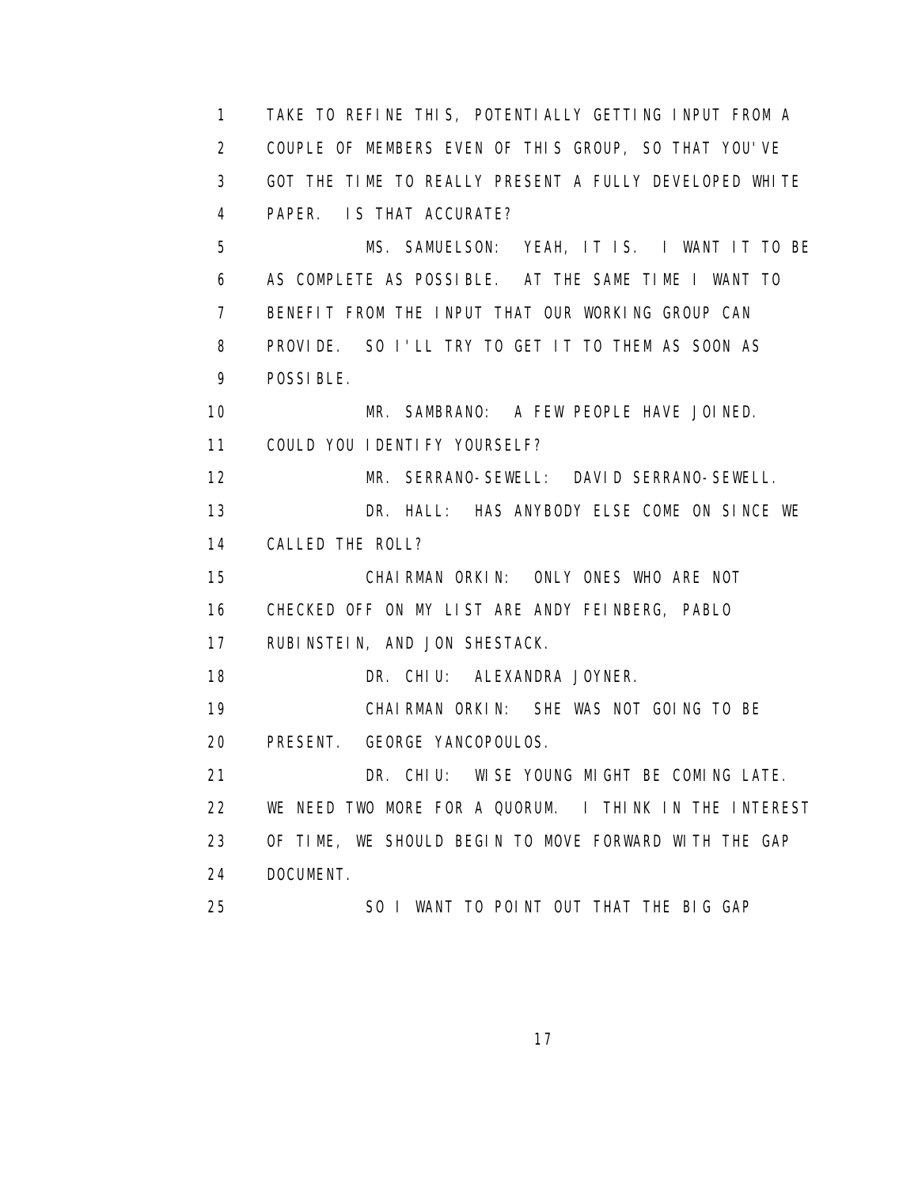TAKE TO REFINE THIS, POTENTIALLY GETTING INPUT FROM A COUPLE OF MEMBERS EVEN OF THIS GROUP, SO THAT YOU'VE GOT THE TIME TO REALLY PRESENT A FULLY DEVELOPED WHITE PAPER. IS THAT ACCURATE?

MS. SAMUELSON: YEAH, IT IS. I WANT IT TO BE AS COMPLETE AS POSSIBLE. AT THE SAME TIME I WANT TO BENEFIT FROM THE INPUT THAT OUR WORKING GROUP CAN PROVIDE. SO I'LL TRY TO GET IT TO THEM AS SOON AS POSSIBLE.

MR. SAMBRANO: A FEW PEOPLE HAVE JOINED. COULD YOU IDENTIFY YOURSELF?

MR. SERRANO-SEWELL: DAVID SERRANO-SEWELL.

DR. HALL: HAS ANYBODY ELSE COME ON SINCE WE CALLED THE ROLL?

CHAIRMAN ORKIN: ONLY ONES WHO ARE NOT CHECKED OFF ON MY LIST ARE ANDY FEINBERG, PABLO RUBINSTEIN, AND JON SHESTACK.

DR. CHIU: ALEXANDRA JOYNER.

CHAIRMAN ORKIN: SHE WAS NOT GOING TO BE PRESENT. GEORGE YANCOPOULOS.

DR. CHIU: WISE YOUNG MIGHT BE COMING LATE. WE NEED TWO MORE FOR A QUORUM. I THINK IN THE INTEREST OF TIME, WE SHOULD BEGIN TO MOVE FORWARD WITH THE GAP DOCUMENT.

SO I WANT TO POINT OUT THAT THE BIG GAP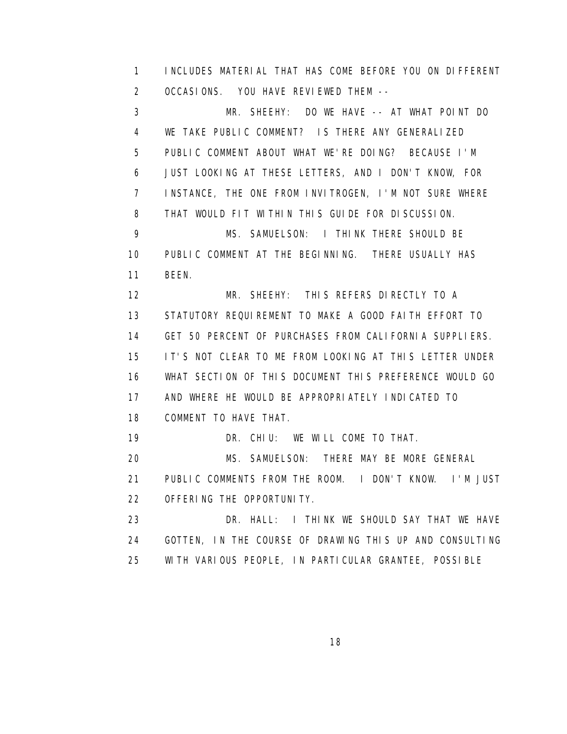INCLUDES MATERIAL THAT HAS COME BEFORE YOU ON DIFFERENT OCCASIONS. YOU HAVE REVIEWED THEM --

MR. SHEEHY: DO WE HAVE -- AT WHAT POINT DO WE TAKE PUBLIC COMMENT? IS THERE ANY GENERALIZED PUBLIC COMMENT ABOUT WHAT WE'RE DOING? BECAUSE I'M JUST LOOKING AT THESE LETTERS, AND I DON'T KNOW, FOR INSTANCE, THE ONE FROM INVITROGEN, I'M NOT SURE WHERE THAT WOULD FIT WITHIN THIS GUIDE FOR DISCUSSION.

MS. SAMUELSON: I THINK THERE SHOULD BE PUBLIC COMMENT AT THE BEGINNING. THERE USUALLY HAS BEEN.

MR. SHEEHY: THIS REFERS DIRECTLY TO A STATUTORY REQUIREMENT TO MAKE A GOOD FAITH EFFORT TO GET 50 PERCENT OF PURCHASES FROM CALIFORNIA SUPPLIERS. IT'S NOT CLEAR TO ME FROM LOOKING AT THIS LETTER UNDER WHAT SECTION OF THIS DOCUMENT THIS PREFERENCE WOULD GO AND WHERE HE WOULD BE APPROPRIATELY INDICATED TO COMMENT TO HAVE THAT.

DR. CHIU: WE WILL COME TO THAT.

MS. SAMUELSON: THERE MAY BE MORE GENERAL PUBLIC COMMENTS FROM THE ROOM. I DON'T KNOW. I'M JUST OFFERING THE OPPORTUNITY.

DR. HALL: I THINK WE SHOULD SAY THAT WE HAVE GOTTEN, IN THE COURSE OF DRAWING THIS UP AND CONSULTING WITH VARIOUS PEOPLE, IN PARTICULAR GRANTEE, POSSIBLE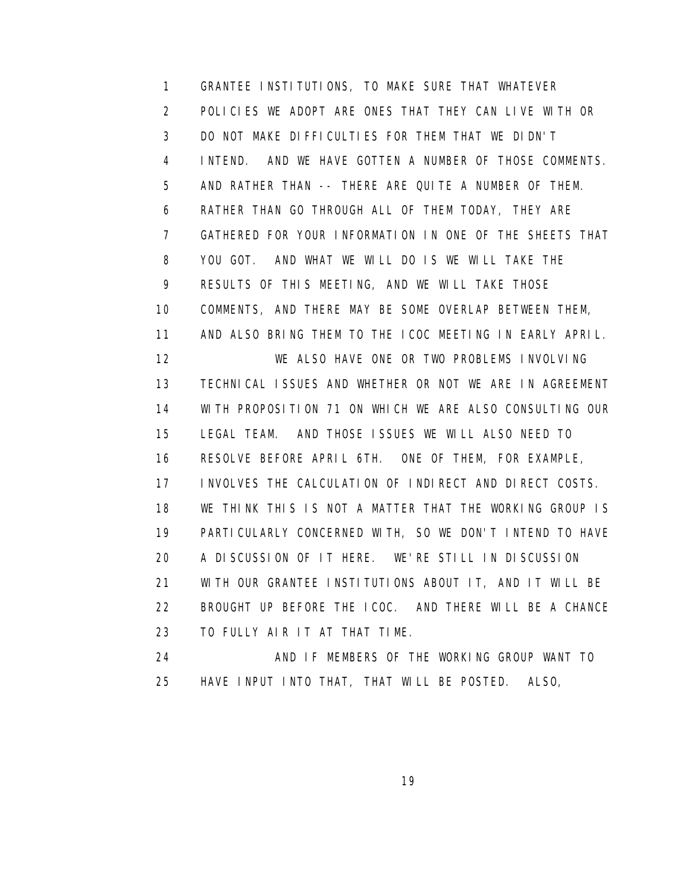GRANTEE INSTITUTIONS, TO MAKE SURE THAT WHATEVER POLICIES WE ADOPT ARE ONES THAT THEY CAN LIVE WITH OR DO NOT MAKE DIFFICULTIES FOR THEM THAT WE DIDN'T INTEND. AND WE HAVE GOTTEN A NUMBER OF THOSE COMMENTS. AND RATHER THAN -- THERE ARE QUITE A NUMBER OF THEM. RATHER THAN GO THROUGH ALL OF THEM TODAY, THEY ARE GATHERED FOR YOUR INFORMATION IN ONE OF THE SHEETS THAT YOU GOT. AND WHAT WE WILL DO IS WE WILL TAKE THE RESULTS OF THIS MEETING, AND WE WILL TAKE THOSE COMMENTS, AND THERE MAY BE SOME OVERLAP BETWEEN THEM, AND ALSO BRING THEM TO THE ICOC MEETING IN EARLY APRIL.

WE ALSO HAVE ONE OR TWO PROBLEMS INVOLVING TECHNICAL ISSUES AND WHETHER OR NOT WE ARE IN AGREEMENT WITH PROPOSITION 71 ON WHICH WE ARE ALSO CONSULTING OUR LEGAL TEAM. AND THOSE ISSUES WE WILL ALSO NEED TO RESOLVE BEFORE APRIL 6TH. ONE OF THEM, FOR EXAMPLE, INVOLVES THE CALCULATION OF INDIRECT AND DIRECT COSTS. WE THINK THIS IS NOT A MATTER THAT THE WORKING GROUP IS PARTICULARLY CONCERNED WITH, SO WE DON'T INTEND TO HAVE A DISCUSSION OF IT HERE. WE'RE STILL IN DISCUSSION WITH OUR GRANTEE INSTITUTIONS ABOUT IT, AND IT WILL BE BROUGHT UP BEFORE THE ICOC. AND THERE WILL BE A CHANCE TO FULLY AIR IT AT THAT TIME.

AND IF MEMBERS OF THE WORKING GROUP WANT TO HAVE INPUT INTO THAT, THAT WILL BE POSTED. ALSO,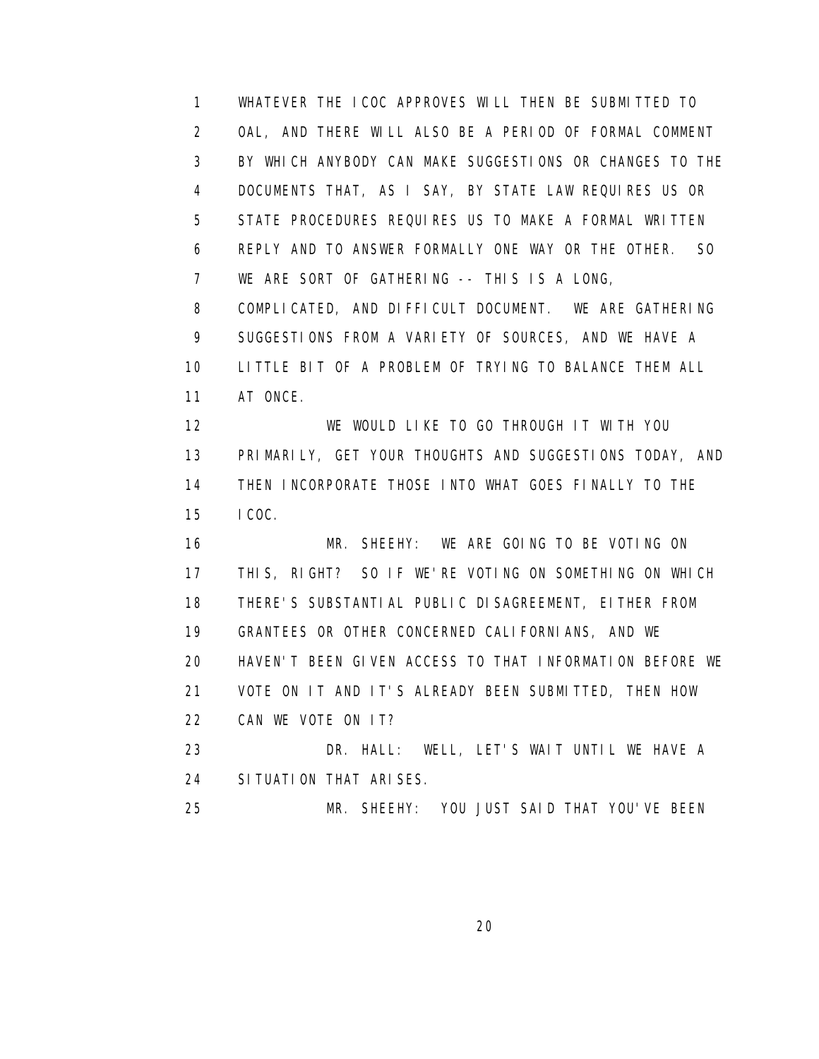WHATEVER THE ICOC APPROVES WILL THEN BE SUBMITTED TO OAL, AND THERE WILL ALSO BE A PERIOD OF FORMAL COMMENT BY WHICH ANYBODY CAN MAKE SUGGESTIONS OR CHANGES TO THE DOCUMENTS THAT, AS I SAY, BY STATE LAW REQUIRES US OR STATE PROCEDURES REQUIRES US TO MAKE A FORMAL WRITTEN REPLY AND TO ANSWER FORMALLY ONE WAY OR THE OTHER. SO WE ARE SORT OF GATHERING -- THIS IS A LONG, COMPLICATED, AND DIFFICULT DOCUMENT. WE ARE GATHERING SUGGESTIONS FROM A VARIETY OF SOURCES, AND WE HAVE A LITTLE BIT OF A PROBLEM OF TRYING TO BALANCE THEM ALL AT ONCE.

WE WOULD LIKE TO GO THROUGH IT WITH YOU PRIMARILY, GET YOUR THOUGHTS AND SUGGESTIONS TODAY, AND THEN INCORPORATE THOSE INTO WHAT GOES FINALLY TO THE ICOC.

MR. SHEEHY: WE ARE GOING TO BE VOTING ON THIS, RIGHT? SO IF WE'RE VOTING ON SOMETHING ON WHICH THERE'S SUBSTANTIAL PUBLIC DISAGREEMENT, EITHER FROM GRANTEES OR OTHER CONCERNED CALIFORNIANS, AND WE HAVEN'T BEEN GIVEN ACCESS TO THAT INFORMATION BEFORE WE VOTE ON IT AND IT'S ALREADY BEEN SUBMITTED, THEN HOW CAN WE VOTE ON IT?

DR. HALL: WELL, LET'S WAIT UNTIL WE HAVE A SITUATION THAT ARISES.

MR. SHEEHY: YOU JUST SAID THAT YOU'VE BEEN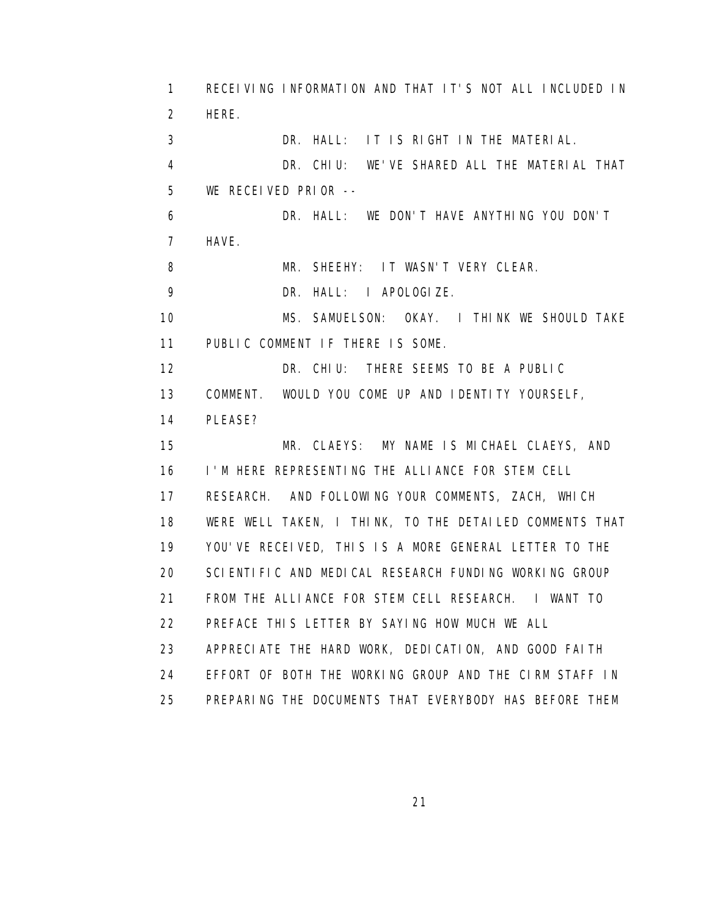RECEIVING INFORMATION AND THAT IT'S NOT ALL INCLUDED IN HERE.

DR. HALL: IT IS RIGHT IN THE MATERIAL.

DR. CHIU: WE'VE SHARED ALL THE MATERIAL THAT WE RECEIVED PRIOR --

DR. HALL: WE DON'T HAVE ANYTHING YOU DON'T HAVE.

MR. SHEEHY: IT WASN'T VERY CLEAR.

DR. HALL: I APOLOGIZE.

MS. SAMUELSON: OKAY. I THINK WE SHOULD TAKE PUBLIC COMMENT IF THERE IS SOME.

DR. CHIU: THERE SEEMS TO BE A PUBLIC COMMENT. WOULD YOU COME UP AND IDENTITY YOURSELF, PLEASE?

MR. CLAEYS: MY NAME IS MICHAEL CLAEYS, AND I'M HERE REPRESENTING THE ALLIANCE FOR STEM CELL RESEARCH. AND FOLLOWING YOUR COMMENTS, ZACH, WHICH WERE WELL TAKEN, I THINK, TO THE DETAILED COMMENTS THAT YOU'VE RECEIVED, THIS IS A MORE GENERAL LETTER TO THE SCIENTIFIC AND MEDICAL RESEARCH FUNDING WORKING GROUP FROM THE ALLIANCE FOR STEM CELL RESEARCH. I WANT TO PREFACE THIS LETTER BY SAYING HOW MUCH WE ALL APPRECIATE THE HARD WORK, DEDICATION, AND GOOD FAITH EFFORT OF BOTH THE WORKING GROUP AND THE CIRM STAFF IN PREPARING THE DOCUMENTS THAT EVERYBODY HAS BEFORE THEM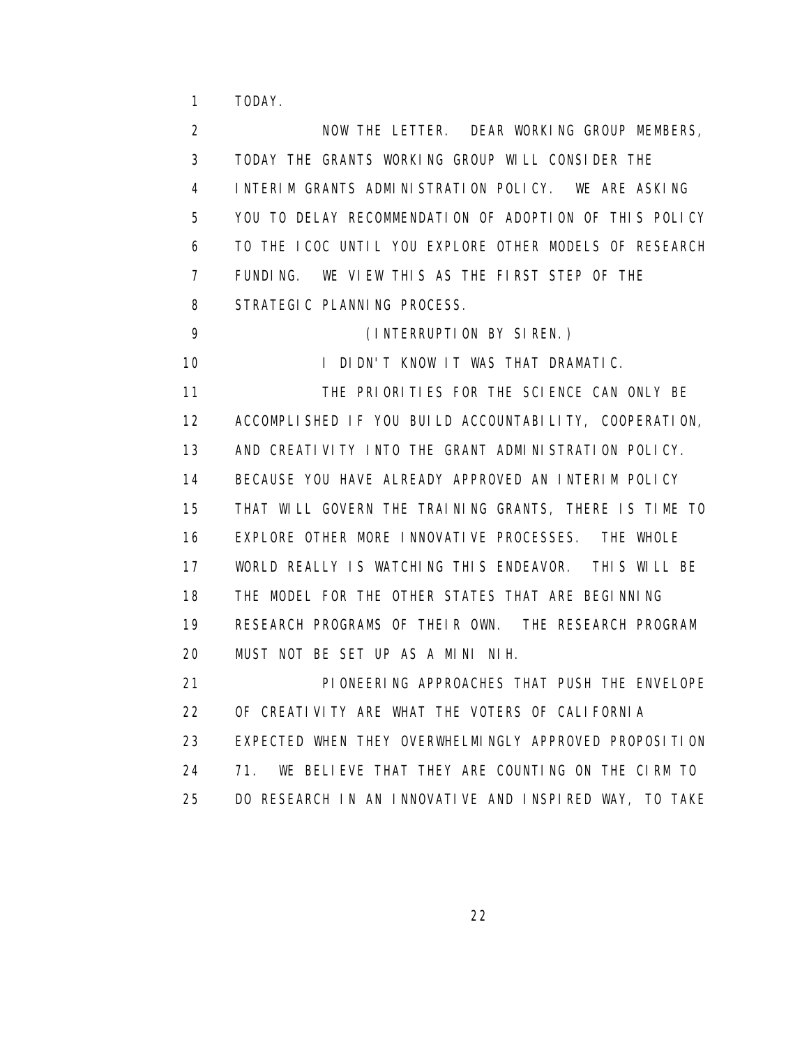TODAY.

NOW THE LETTER. DEAR WORKING GROUP MEMBERS, TODAY THE GRANTS WORKING GROUP WILL CONSIDER THE INTERIM GRANTS ADMINISTRATION POLICY. WE ARE ASKING YOU TO DELAY RECOMMENDATION OF ADOPTION OF THIS POLICY TO THE ICOC UNTIL YOU EXPLORE OTHER MODELS OF RESEARCH FUNDING. WE VIEW THIS AS THE FIRST STEP OF THE STRATEGIC PLANNING PROCESS.

(INTERRUPTION BY SIREN.)

I DIDN'T KNOW IT WAS THAT DRAMATIC.

THE PRIORITIES FOR THE SCIENCE CAN ONLY BE ACCOMPLISHED IF YOU BUILD ACCOUNTABILITY, COOPERATION, AND CREATIVITY INTO THE GRANT ADMINISTRATION POLICY. BECAUSE YOU HAVE ALREADY APPROVED AN INTERIM POLICY THAT WILL GOVERN THE TRAINING GRANTS, THERE IS TIME TO EXPLORE OTHER MORE INNOVATIVE PROCESSES. THE WHOLE WORLD REALLY IS WATCHING THIS ENDEAVOR. THIS WILL BE THE MODEL FOR THE OTHER STATES THAT ARE BEGINNING RESEARCH PROGRAMS OF THEIR OWN. THE RESEARCH PROGRAM MUST NOT BE SET UP AS A MINI NIH.

PIONEERING APPROACHES THAT PUSH THE ENVELOPE OF CREATIVITY ARE WHAT THE VOTERS OF CALIFORNIA EXPECTED WHEN THEY OVERWHELMINGLY APPROVED PROPOSITION 71. WE BELIEVE THAT THEY ARE COUNTING ON THE CIRM TO DO RESEARCH IN AN INNOVATIVE AND INSPIRED WAY, TO TAKE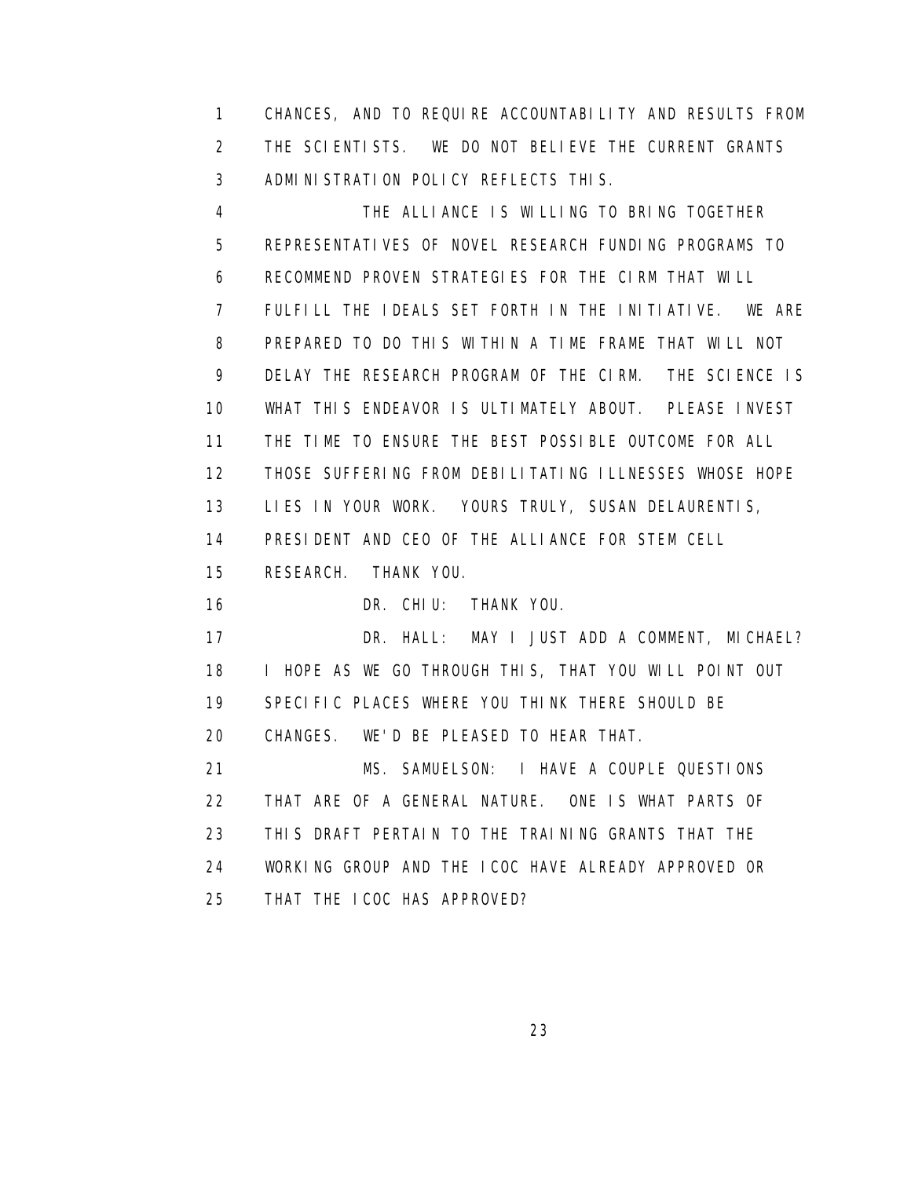CHANCES, AND TO REQUIRE ACCOUNTABILITY AND RESULTS FROM THE SCIENTISTS. WE DO NOT BELIEVE THE CURRENT GRANTS ADMINISTRATION POLICY REFLECTS THIS.

THE ALLIANCE IS WILLING TO BRING TOGETHER REPRESENTATIVES OF NOVEL RESEARCH FUNDING PROGRAMS TO RECOMMEND PROVEN STRATEGIES FOR THE CIRM THAT WILL FULFILL THE IDEALS SET FORTH IN THE INITIATIVE. WE ARE PREPARED TO DO THIS WITHIN A TIME FRAME THAT WILL NOT DELAY THE RESEARCH PROGRAM OF THE CIRM. THE SCIENCE IS WHAT THIS ENDEAVOR IS ULTIMATELY ABOUT. PLEASE INVEST THE TIME TO ENSURE THE BEST POSSIBLE OUTCOME FOR ALL THOSE SUFFERING FROM DEBILITATING ILLNESSES WHOSE HOPE LIES IN YOUR WORK. YOURS TRULY, SUSAN DELAURENTIS, PRESIDENT AND CEO OF THE ALLIANCE FOR STEM CELL RESEARCH. THANK YOU.

DR. CHIU: THANK YOU.

DR. HALL: MAY I JUST ADD A COMMENT, MICHAEL? I HOPE AS WE GO THROUGH THIS, THAT YOU WILL POINT OUT SPECIFIC PLACES WHERE YOU THINK THERE SHOULD BE CHANGES. WE'D BE PLEASED TO HEAR THAT.

MS. SAMUELSON: I HAVE A COUPLE QUESTIONS THAT ARE OF A GENERAL NATURE. ONE IS WHAT PARTS OF THIS DRAFT PERTAIN TO THE TRAINING GRANTS THAT THE WORKING GROUP AND THE ICOC HAVE ALREADY APPROVED OR THAT THE ICOC HAS APPROVED?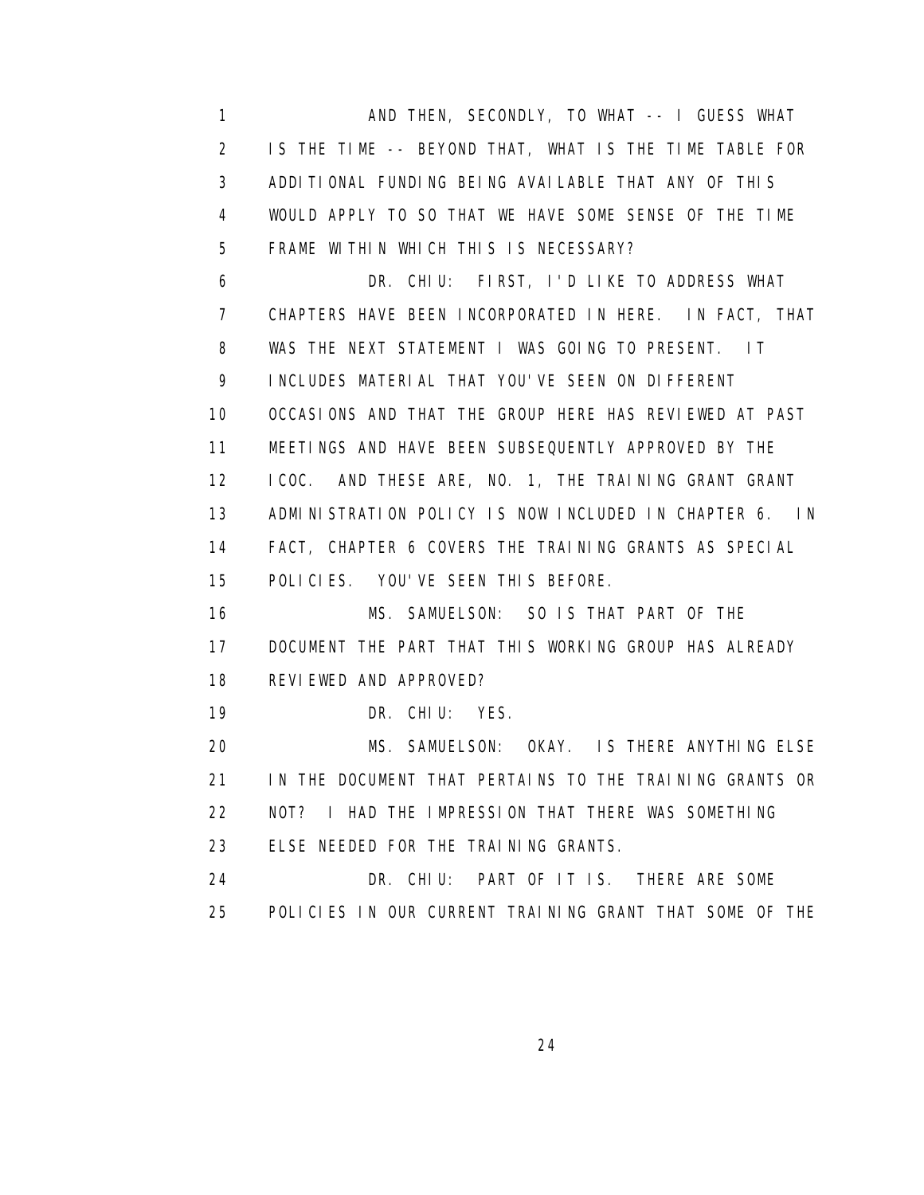AND THEN, SECONDLY, TO WHAT -- I GUESS WHAT IS THE TIME -- BEYOND THAT, WHAT IS THE TIME TABLE FOR ADDITIONAL FUNDING BEING AVAILABLE THAT ANY OF THIS WOULD APPLY TO SO THAT WE HAVE SOME SENSE OF THE TIME FRAME WITHIN WHICH THIS IS NECESSARY?

DR. CHIU: FIRST, I'D LIKE TO ADDRESS WHAT CHAPTERS HAVE BEEN INCORPORATED IN HERE. IN FACT, THAT WAS THE NEXT STATEMENT I WAS GOING TO PRESENT. IT INCLUDES MATERIAL THAT YOU'VE SEEN ON DIFFERENT OCCASIONS AND THAT THE GROUP HERE HAS REVIEWED AT PAST MEETINGS AND HAVE BEEN SUBSEQUENTLY APPROVED BY THE ICOC. AND THESE ARE, NO. 1, THE TRAINING GRANT GRANT ADMINISTRATION POLICY IS NOW INCLUDED IN CHAPTER 6. IN FACT, CHAPTER 6 COVERS THE TRAINING GRANTS AS SPECIAL POLICIES. YOU'VE SEEN THIS BEFORE.

MS. SAMUELSON: SO IS THAT PART OF THE DOCUMENT THE PART THAT THIS WORKING GROUP HAS ALREADY REVIEWED AND APPROVED?

DR. CHIU: YES.

MS. SAMUELSON: OKAY. IS THERE ANYTHING ELSE IN THE DOCUMENT THAT PERTAINS TO THE TRAINING GRANTS OR NOT? I HAD THE IMPRESSION THAT THERE WAS SOMETHING ELSE NEEDED FOR THE TRAINING GRANTS.

DR. CHIU: PART OF IT IS. THERE ARE SOME POLICIES IN OUR CURRENT TRAINING GRANT THAT SOME OF THE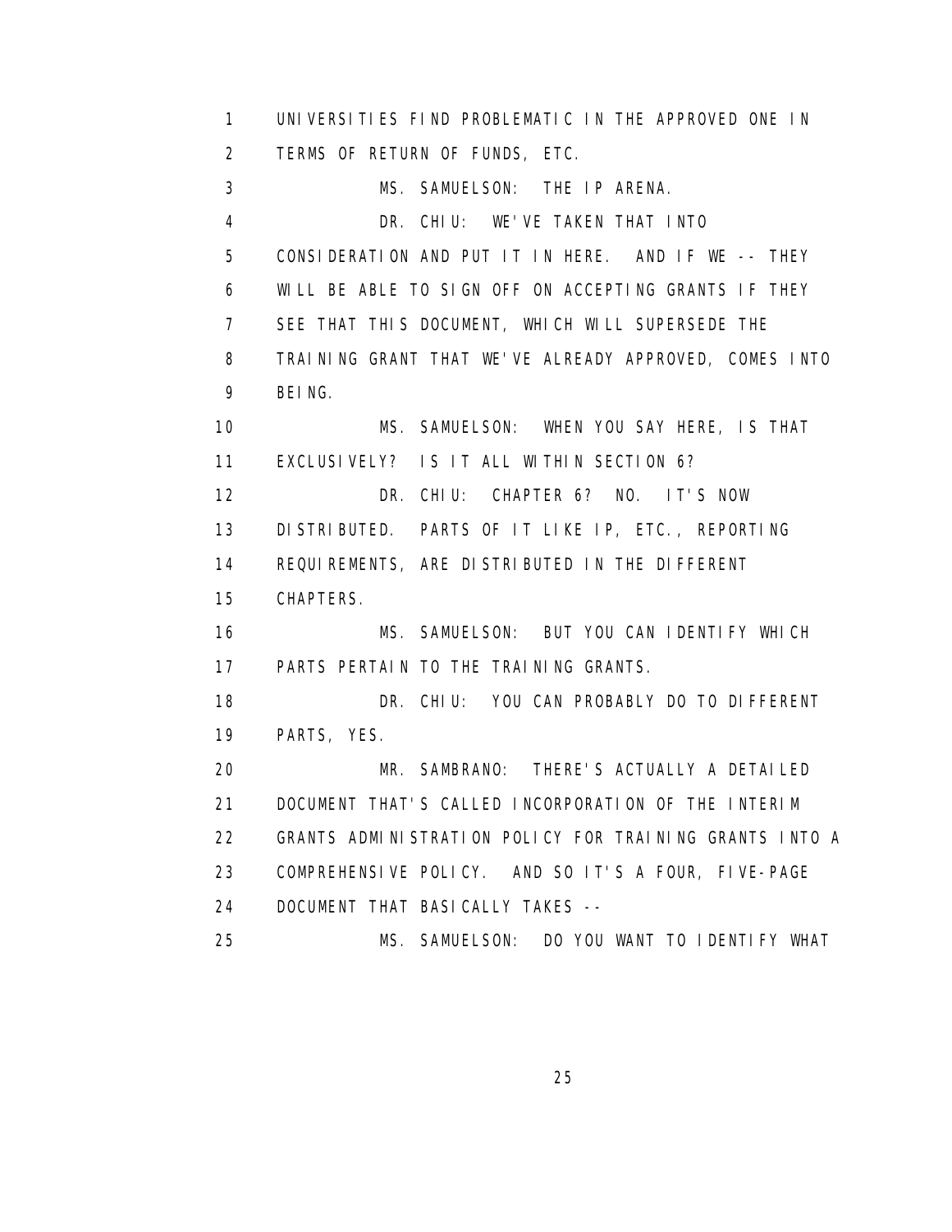UNIVERSITIES FIND PROBLEMATIC IN THE APPROVED ONE IN TERMS OF RETURN OF FUNDS, ETC.

MS. SAMUELSON: THE IP ARENA.

DR. CHIU: WE'VE TAKEN THAT INTO CONSIDERATION AND PUT IT IN HERE. AND IF WE -- THEY WILL BE ABLE TO SIGN OFF ON ACCEPTING GRANTS IF THEY SEE THAT THIS DOCUMENT, WHICH WILL SUPERSEDE THE TRAINING GRANT THAT WE'VE ALREADY APPROVED, COMES INTO BEING.

MS. SAMUELSON: WHEN YOU SAY HERE, IS THAT EXCLUSIVELY? IS IT ALL WITHIN SECTION 6?

DR. CHIU: CHAPTER 6? NO. IT'S NOW DISTRIBUTED. PARTS OF IT LIKE IP, ETC., REPORTING REQUIREMENTS, ARE DISTRIBUTED IN THE DIFFERENT CHAPTERS.

MS. SAMUELSON: BUT YOU CAN IDENTIFY WHICH PARTS PERTAIN TO THE TRAINING GRANTS.

DR. CHIU: YOU CAN PROBABLY DO TO DIFFERENT PARTS, YES.

MR. SAMBRANO: THERE'S ACTUALLY A DETAILED DOCUMENT THAT'S CALLED INCORPORATION OF THE INTERIM GRANTS ADMINISTRATION POLICY FOR TRAINING GRANTS INTO A COMPREHENSIVE POLICY. AND SO IT'S A FOUR, FIVE-PAGE DOCUMENT THAT BASICALLY TAKES --

MS. SAMUELSON: DO YOU WANT TO IDENTIFY WHAT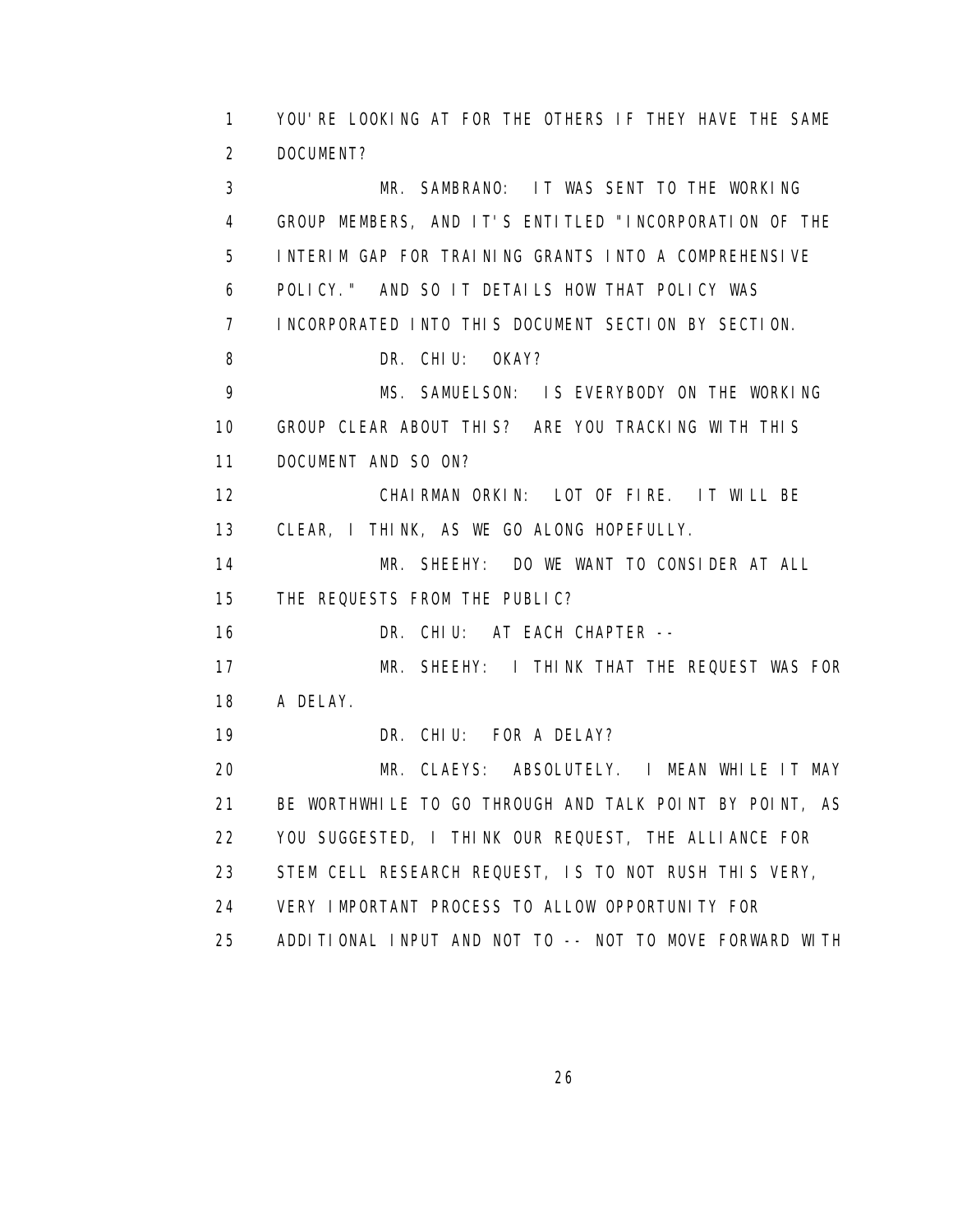YOU'RE LOOKING AT FOR THE OTHERS IF THEY HAVE THE SAME DOCUMENT?

MR. SAMBRANO: IT WAS SENT TO THE WORKING GROUP MEMBERS, AND IT'S ENTITLED "INCORPORATION OF THE INTERIM GAP FOR TRAINING GRANTS INTO A COMPREHENSIVE POLICY." AND SO IT DETAILS HOW THAT POLICY WAS INCORPORATED INTO THIS DOCUMENT SECTION BY SECTION.

DR. CHIU: OKAY?

MS. SAMUELSON: IS EVERYBODY ON THE WORKING GROUP CLEAR ABOUT THIS? ARE YOU TRACKING WITH THIS DOCUMENT AND SO ON?

CHAIRMAN ORKIN: LOT OF FIRE. IT WILL BE CLEAR, I THINK, AS WE GO ALONG HOPEFULLY.

MR. SHEEHY: DO WE WANT TO CONSIDER AT ALL THE REQUESTS FROM THE PUBLIC?

DR. CHIU: AT EACH CHAPTER --

MR. SHEEHY: I THINK THAT THE REQUEST WAS FOR A DELAY.

DR. CHIU: FOR A DELAY?

MR. CLAEYS: ABSOLUTELY. I MEAN WHILE IT MAY BE WORTHWHILE TO GO THROUGH AND TALK POINT BY POINT, AS YOU SUGGESTED, I THINK OUR REQUEST, THE ALLIANCE FOR STEM CELL RESEARCH REQUEST, IS TO NOT RUSH THIS VERY, VERY IMPORTANT PROCESS TO ALLOW OPPORTUNITY FOR ADDITIONAL INPUT AND NOT TO -- NOT TO MOVE FORWARD WITH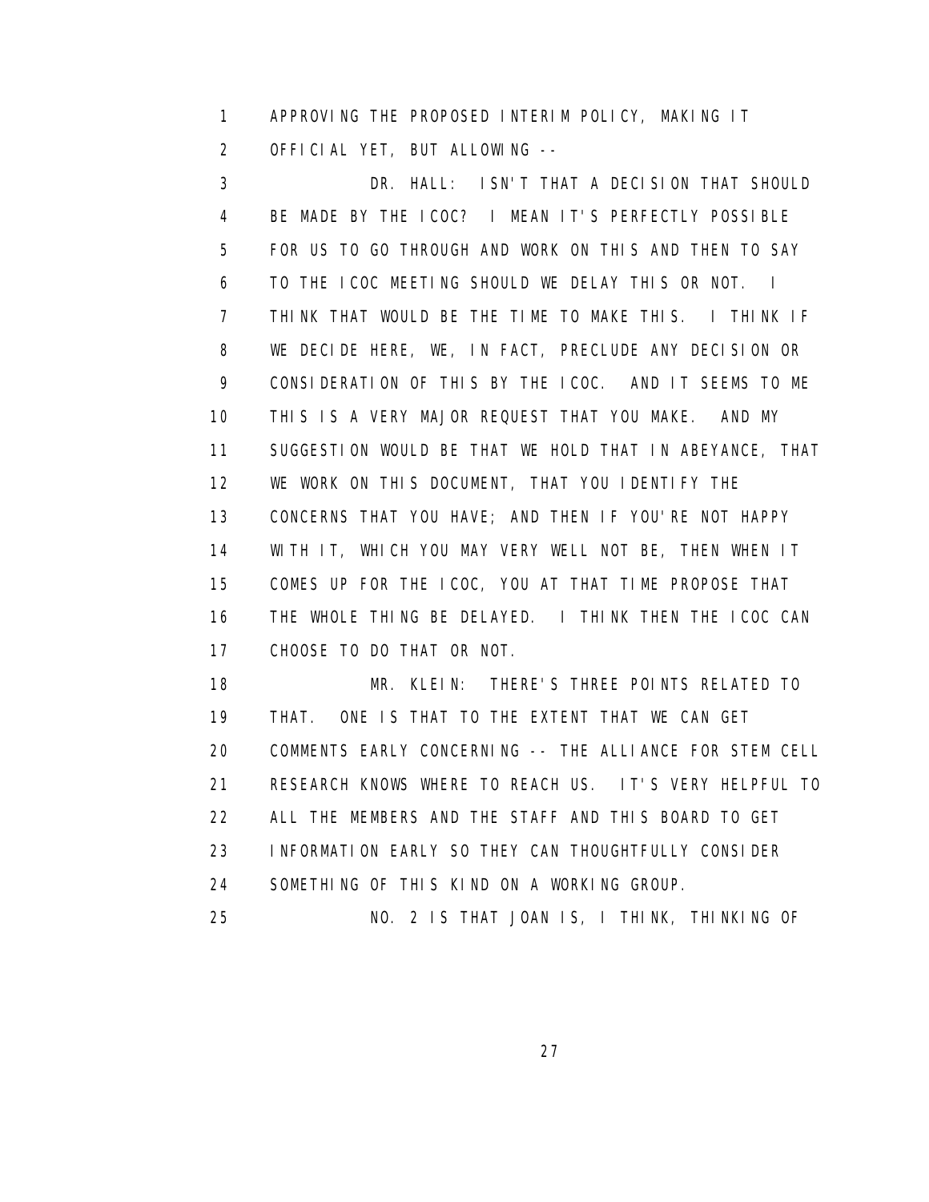APPROVING THE PROPOSED INTERIM POLICY, MAKING IT OFFICIAL YET, BUT ALLOWING --

DR. HALL: ISN'T THAT A DECISION THAT SHOULD BE MADE BY THE ICOC? I MEAN IT'S PERFECTLY POSSIBLE FOR US TO GO THROUGH AND WORK ON THIS AND THEN TO SAY TO THE ICOC MEETING SHOULD WE DELAY THIS OR NOT. I THINK THAT WOULD BE THE TIME TO MAKE THIS. I THINK IF WE DECIDE HERE, WE, IN FACT, PRECLUDE ANY DECISION OR CONSIDERATION OF THIS BY THE ICOC. AND IT SEEMS TO ME THIS IS A VERY MAJOR REQUEST THAT YOU MAKE. AND MY SUGGESTION WOULD BE THAT WE HOLD THAT IN ABEYANCE, THAT WE WORK ON THIS DOCUMENT, THAT YOU IDENTIFY THE CONCERNS THAT YOU HAVE; AND THEN IF YOU'RE NOT HAPPY WITH IT, WHICH YOU MAY VERY WELL NOT BE, THEN WHEN IT COMES UP FOR THE ICOC, YOU AT THAT TIME PROPOSE THAT THE WHOLE THING BE DELAYED. I THINK THEN THE ICOC CAN CHOOSE TO DO THAT OR NOT.

MR. KLEIN: THERE'S THREE POINTS RELATED TO THAT. ONE IS THAT TO THE EXTENT THAT WE CAN GET COMMENTS EARLY CONCERNING -- THE ALLIANCE FOR STEM CELL RESEARCH KNOWS WHERE TO REACH US. IT'S VERY HELPFUL TO ALL THE MEMBERS AND THE STAFF AND THIS BOARD TO GET INFORMATION EARLY SO THEY CAN THOUGHTFULLY CONSIDER SOMETHING OF THIS KIND ON A WORKING GROUP.

NO. 2 IS THAT JOAN IS, I THINK, THINKING OF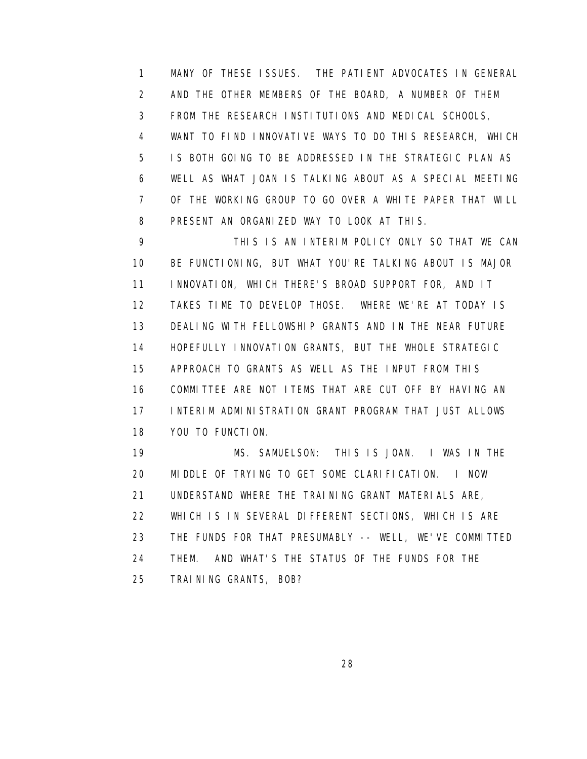MANY OF THESE ISSUES. THE PATIENT ADVOCATES IN GENERAL AND THE OTHER MEMBERS OF THE BOARD, A NUMBER OF THEM FROM THE RESEARCH INSTITUTIONS AND MEDICAL SCHOOLS, WANT TO FIND INNOVATIVE WAYS TO DO THIS RESEARCH, WHICH IS BOTH GOING TO BE ADDRESSED IN THE STRATEGIC PLAN AS WELL AS WHAT JOAN IS TALKING ABOUT AS A SPECIAL MEETING OF THE WORKING GROUP TO GO OVER A WHITE PAPER THAT WILL PRESENT AN ORGANIZED WAY TO LOOK AT THIS.

THIS IS AN INTERIM POLICY ONLY SO THAT WE CAN BE FUNCTIONING, BUT WHAT YOU'RE TALKING ABOUT IS MAJOR INNOVATION, WHICH THERE'S BROAD SUPPORT FOR, AND IT TAKES TIME TO DEVELOP THOSE. WHERE WE'RE AT TODAY IS DEALING WITH FELLOWSHIP GRANTS AND IN THE NEAR FUTURE HOPEFULLY INNOVATION GRANTS, BUT THE WHOLE STRATEGIC APPROACH TO GRANTS AS WELL AS THE INPUT FROM THIS COMMITTEE ARE NOT ITEMS THAT ARE CUT OFF BY HAVING AN INTERIM ADMINISTRATION GRANT PROGRAM THAT JUST ALLOWS YOU TO FUNCTION.

MS. SAMUELSON: THIS IS JOAN. I WAS IN THE MIDDLE OF TRYING TO GET SOME CLARIFICATION. I NOW UNDERSTAND WHERE THE TRAINING GRANT MATERIALS ARE, WHICH IS IN SEVERAL DIFFERENT SECTIONS, WHICH IS ARE THE FUNDS FOR THAT PRESUMABLY -- WELL, WE'VE COMMITTED THEM. AND WHAT'S THE STATUS OF THE FUNDS FOR THE TRAINING GRANTS, BOB?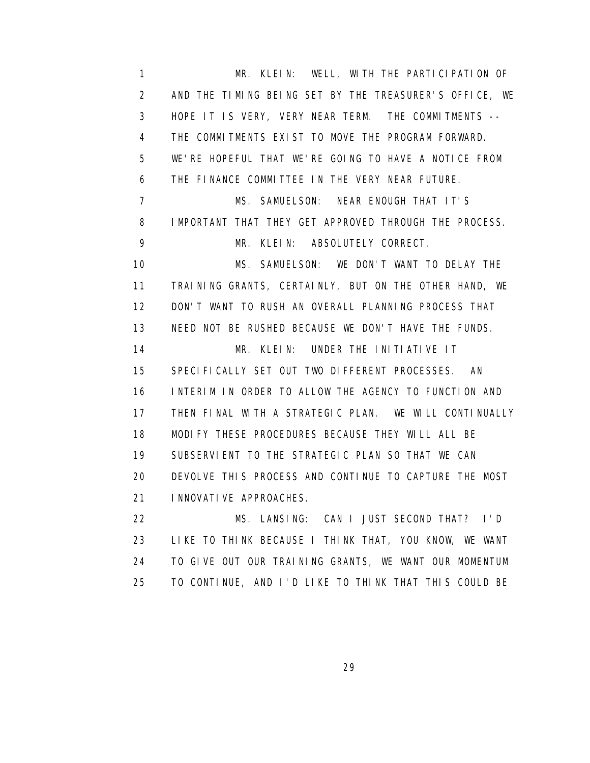MR. KLEIN: WELL, WITH THE PARTICIPATION OF AND THE TIMING BEING SET BY THE TREASURER'S OFFICE, WE HOPE IT IS VERY, VERY NEAR TERM. THE COMMITMENTS -- THE COMMITMENTS EXIST TO MOVE THE PROGRAM FORWARD. WE'RE HOPEFUL THAT WE'RE GOING TO HAVE A NOTICE FROM THE FINANCE COMMITTEE IN THE VERY NEAR FUTURE.

MS. SAMUELSON: NEAR ENOUGH THAT IT'S IMPORTANT THAT THEY GET APPROVED THROUGH THE PROCESS.

MR. KLEIN: ABSOLUTELY CORRECT.

MS. SAMUELSON: WE DON'T WANT TO DELAY THE TRAINING GRANTS, CERTAINLY, BUT ON THE OTHER HAND, WE DON'T WANT TO RUSH AN OVERALL PLANNING PROCESS THAT NEED NOT BE RUSHED BECAUSE WE DON'T HAVE THE FUNDS.

MR. KLEIN: UNDER THE INITIATIVE IT SPECIFICALLY SET OUT TWO DIFFERENT PROCESSES. AN INTERIM IN ORDER TO ALLOW THE AGENCY TO FUNCTION AND THEN FINAL WITH A STRATEGIC PLAN. WE WILL CONTINUALLY MODIFY THESE PROCEDURES BECAUSE THEY WILL ALL BE SUBSERVIENT TO THE STRATEGIC PLAN SO THAT WE CAN DEVOLVE THIS PROCESS AND CONTINUE TO CAPTURE THE MOST INNOVATIVE APPROACHES.

MS. LANSING: CAN I JUST SECOND THAT? I'D LIKE TO THINK BECAUSE I THINK THAT, YOU KNOW, WE WANT TO GIVE OUT OUR TRAINING GRANTS, WE WANT OUR MOMENTUM TO CONTINUE, AND I'D LIKE TO THINK THAT THIS COULD BE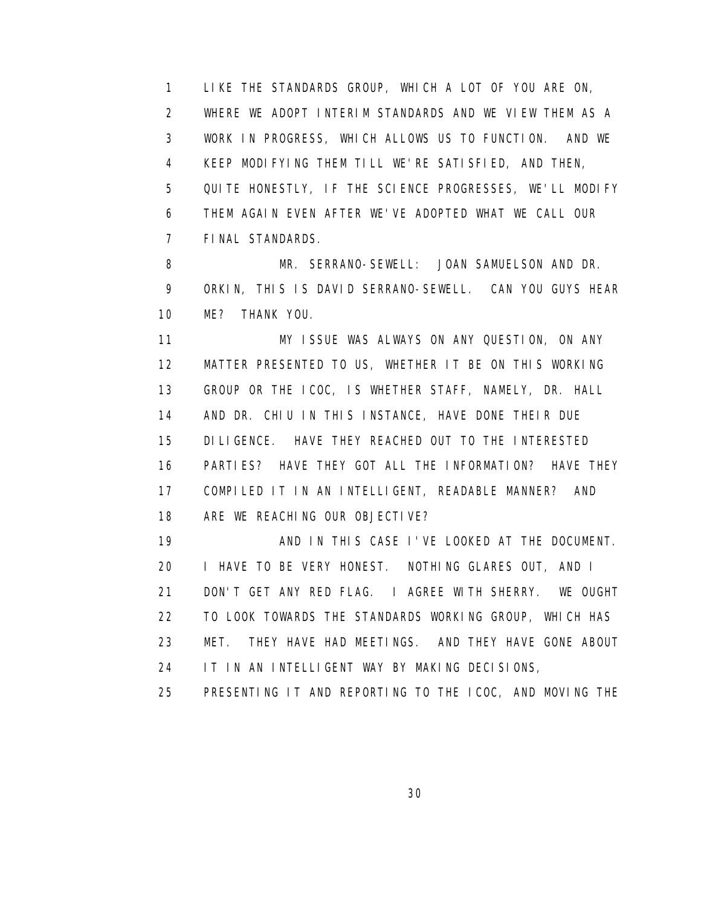LIKE THE STANDARDS GROUP, WHICH A LOT OF YOU ARE ON, WHERE WE ADOPT INTERIM STANDARDS AND WE VIEW THEM AS A WORK IN PROGRESS, WHICH ALLOWS US TO FUNCTION. AND WE KEEP MODIFYING THEM TILL WE'RE SATISFIED, AND THEN, QUITE HONESTLY, IF THE SCIENCE PROGRESSES, WE'LL MODIFY THEM AGAIN EVEN AFTER WE'VE ADOPTED WHAT WE CALL OUR FINAL STANDARDS.

MR. SERRANO-SEWELL: JOAN SAMUELSON AND DR. ORKIN, THIS IS DAVID SERRANO-SEWELL. CAN YOU GUYS HEAR ME? THANK YOU.

MY ISSUE WAS ALWAYS ON ANY QUESTION, ON ANY MATTER PRESENTED TO US, WHETHER IT BE ON THIS WORKING GROUP OR THE ICOC, IS WHETHER STAFF, NAMELY, DR. HALL AND DR. CHIU IN THIS INSTANCE, HAVE DONE THEIR DUE DILIGENCE. HAVE THEY REACHED OUT TO THE INTERESTED PARTIES? HAVE THEY GOT ALL THE INFORMATION? HAVE THEY COMPILED IT IN AN INTELLIGENT, READABLE MANNER? AND ARE WE REACHING OUR OBJECTIVE?

AND IN THIS CASE I'VE LOOKED AT THE DOCUMENT. I HAVE TO BE VERY HONEST. NOTHING GLARES OUT, AND I DON'T GET ANY RED FLAG. I AGREE WITH SHERRY. WE OUGHT TO LOOK TOWARDS THE STANDARDS WORKING GROUP, WHICH HAS MET. THEY HAVE HAD MEETINGS. AND THEY HAVE GONE ABOUT IT IN AN INTELLIGENT WAY BY MAKING DECISIONS, PRESENTING IT AND REPORTING TO THE ICOC, AND MOVING THE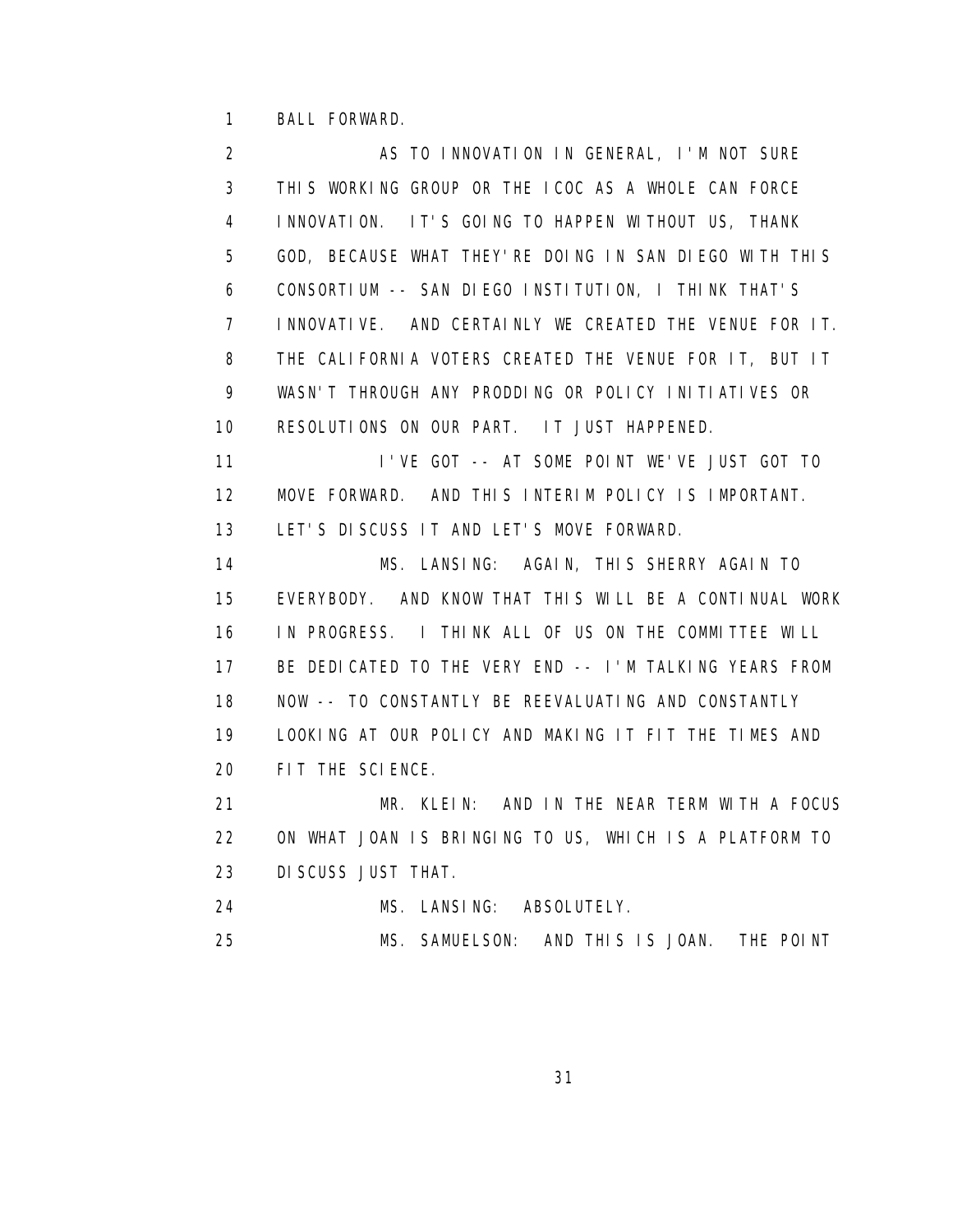BALL FORWARD.

AS TO INNOVATION IN GENERAL, I'M NOT SURE THIS WORKING GROUP OR THE ICOC AS A WHOLE CAN FORCE INNOVATION. IT'S GOING TO HAPPEN WITHOUT US, THANK GOD, BECAUSE WHAT THEY'RE DOING IN SAN DIEGO WITH THIS CONSORTIUM -- SAN DIEGO INSTITUTION, I THINK THAT'S INNOVATIVE. AND CERTAINLY WE CREATED THE VENUE FOR IT. THE CALIFORNIA VOTERS CREATED THE VENUE FOR IT, BUT IT WASN'T THROUGH ANY PRODDING OR POLICY INITIATIVES OR RESOLUTIONS ON OUR PART. IT JUST HAPPENED.

I'VE GOT -- AT SOME POINT WE'VE JUST GOT TO MOVE FORWARD. AND THIS INTERIM POLICY IS IMPORTANT. LET'S DISCUSS IT AND LET'S MOVE FORWARD.

MS. LANSING: AGAIN, THIS SHERRY AGAIN TO EVERYBODY. AND KNOW THAT THIS WILL BE A CONTINUAL WORK IN PROGRESS. I THINK ALL OF US ON THE COMMITTEE WILL BE DEDICATED TO THE VERY END -- I'M TALKING YEARS FROM NOW -- TO CONSTANTLY BE REEVALUATING AND CONSTANTLY LOOKING AT OUR POLICY AND MAKING IT FIT THE TIMES AND FIT THE SCIENCE.

MR. KLEIN: AND IN THE NEAR TERM WITH A FOCUS ON WHAT JOAN IS BRINGING TO US, WHICH IS A PLATFORM TO DISCUSS JUST THAT.

MS. LANSING: ABSOLUTELY.

MS. SAMUELSON: AND THIS IS JOAN. THE POINT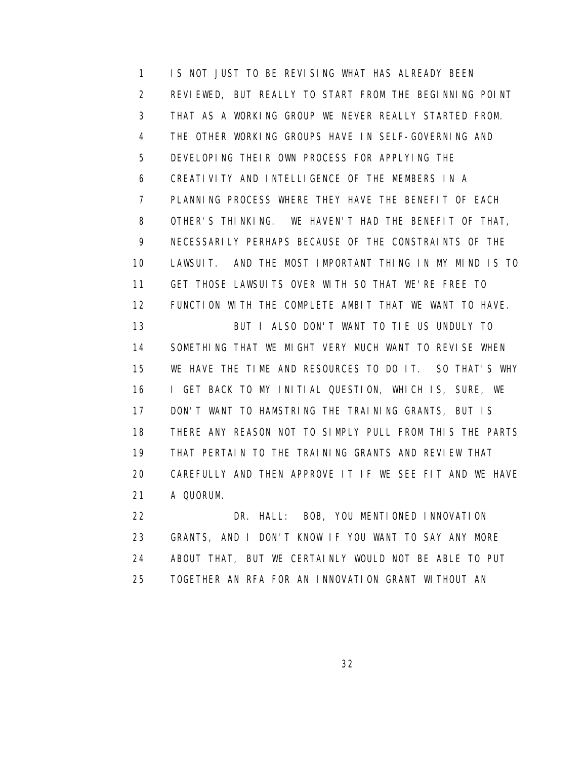IS NOT JUST TO BE REVISING WHAT HAS ALREADY BEEN REVIEWED, BUT REALLY TO START FROM THE BEGINNING POINT THAT AS A WORKING GROUP WE NEVER REALLY STARTED FROM. THE OTHER WORKING GROUPS HAVE IN SELF-GOVERNING AND DEVELOPING THEIR OWN PROCESS FOR APPLYING THE CREATIVITY AND INTELLIGENCE OF THE MEMBERS IN A PLANNING PROCESS WHERE THEY HAVE THE BENEFIT OF EACH OTHER'S THINKING. WE HAVEN'T HAD THE BENEFIT OF THAT, NECESSARILY PERHAPS BECAUSE OF THE CONSTRAINTS OF THE LAWSUIT. AND THE MOST IMPORTANT THING IN MY MIND IS TO GET THOSE LAWSUITS OVER WITH SO THAT WE'RE FREE TO FUNCTION WITH THE COMPLETE AMBIT THAT WE WANT TO HAVE.

BUT I ALSO DON'T WANT TO TIE US UNDULY TO SOMETHING THAT WE MIGHT VERY MUCH WANT TO REVISE WHEN WE HAVE THE TIME AND RESOURCES TO DO IT. SO THAT'S WHY I GET BACK TO MY INITIAL QUESTION, WHICH IS, SURE, WE DON'T WANT TO HAMSTRING THE TRAINING GRANTS, BUT IS THERE ANY REASON NOT TO SIMPLY PULL FROM THIS THE PARTS THAT PERTAIN TO THE TRAINING GRANTS AND REVIEW THAT CAREFULLY AND THEN APPROVE IT IF WE SEE FIT AND WE HAVE A QUORUM.

DR. HALL: BOB, YOU MENTIONED INNOVATION GRANTS, AND I DON'T KNOW IF YOU WANT TO SAY ANY MORE ABOUT THAT, BUT WE CERTAINLY WOULD NOT BE ABLE TO PUT TOGETHER AN RFA FOR AN INNOVATION GRANT WITHOUT AN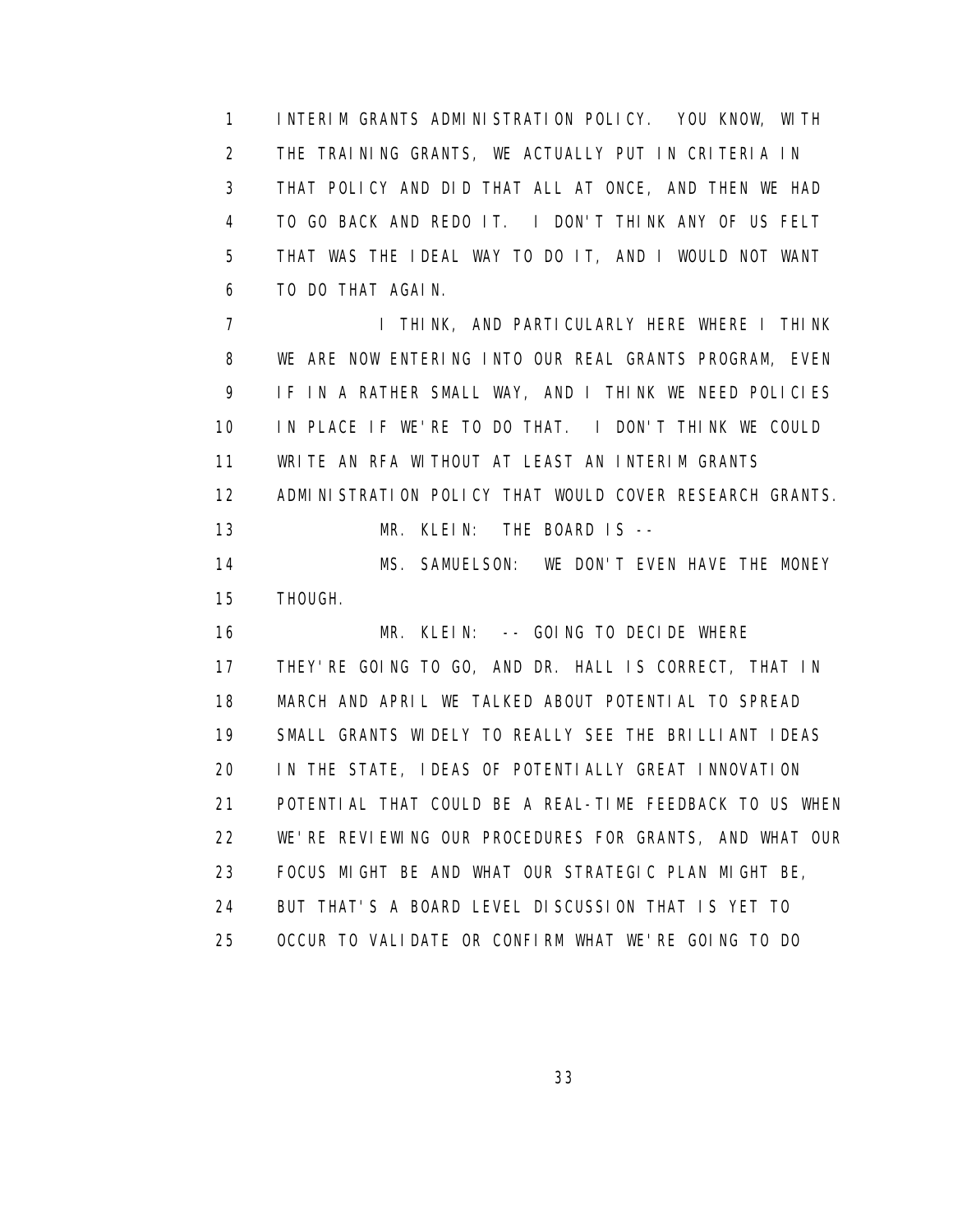INTERIM GRANTS ADMINISTRATION POLICY. YOU KNOW, WITH THE TRAINING GRANTS, WE ACTUALLY PUT IN CRITERIA IN THAT POLICY AND DID THAT ALL AT ONCE, AND THEN WE HAD TO GO BACK AND REDO IT. I DON'T THINK ANY OF US FELT THAT WAS THE IDEAL WAY TO DO IT, AND I WOULD NOT WANT TO DO THAT AGAIN.

I THINK, AND PARTICULARLY HERE WHERE I THINK WE ARE NOW ENTERING INTO OUR REAL GRANTS PROGRAM, EVEN IF IN A RATHER SMALL WAY, AND I THINK WE NEED POLICIES IN PLACE IF WE'RE TO DO THAT. I DON'T THINK WE COULD WRITE AN RFA WITHOUT AT LEAST AN INTERIM GRANTS ADMINISTRATION POLICY THAT WOULD COVER RESEARCH GRANTS.

MR. KLEIN: THE BOARD IS --

MS. SAMUELSON: WE DON'T EVEN HAVE THE MONEY THOUGH.

MR. KLEIN: -- GOING TO DECIDE WHERE THEY'RE GOING TO GO, AND DR. HALL IS CORRECT, THAT IN MARCH AND APRIL WE TALKED ABOUT POTENTIAL TO SPREAD SMALL GRANTS WIDELY TO REALLY SEE THE BRILLIANT IDEAS IN THE STATE, IDEAS OF POTENTIALLY GREAT INNOVATION POTENTIAL THAT COULD BE A REAL-TIME FEEDBACK TO US WHEN WE'RE REVIEWING OUR PROCEDURES FOR GRANTS, AND WHAT OUR FOCUS MIGHT BE AND WHAT OUR STRATEGIC PLAN MIGHT BE, BUT THAT'S A BOARD LEVEL DISCUSSION THAT IS YET TO OCCUR TO VALIDATE OR CONFIRM WHAT WE'RE GOING TO DO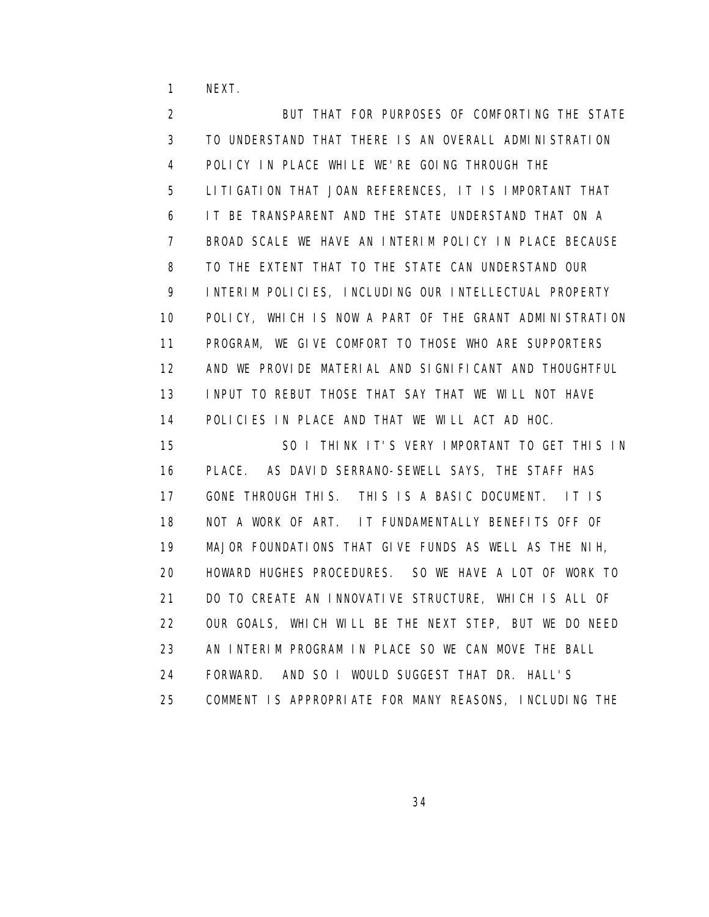NEXT.

BUT THAT FOR PURPOSES OF COMFORTING THE STATE TO UNDERSTAND THAT THERE IS AN OVERALL ADMINISTRATION POLICY IN PLACE WHILE WE'RE GOING THROUGH THE LITIGATION THAT JOAN REFERENCES, IT IS IMPORTANT THAT IT BE TRANSPARENT AND THE STATE UNDERSTAND THAT ON A BROAD SCALE WE HAVE AN INTERIM POLICY IN PLACE BECAUSE TO THE EXTENT THAT TO THE STATE CAN UNDERSTAND OUR INTERIM POLICIES, INCLUDING OUR INTELLECTUAL PROPERTY POLICY, WHICH IS NOW A PART OF THE GRANT ADMINISTRATION PROGRAM, WE GIVE COMFORT TO THOSE WHO ARE SUPPORTERS AND WE PROVIDE MATERIAL AND SIGNIFICANT AND THOUGHTFUL INPUT TO REBUT THOSE THAT SAY THAT WE WILL NOT HAVE POLICIES IN PLACE AND THAT WE WILL ACT AD HOC.

SO I THINK IT'S VERY IMPORTANT TO GET THIS IN PLACE. AS DAVID SERRANO-SEWELL SAYS, THE STAFF HAS GONE THROUGH THIS. THIS IS A BASIC DOCUMENT. IT IS NOT A WORK OF ART. IT FUNDAMENTALLY BENEFITS OFF OF MAJOR FOUNDATIONS THAT GIVE FUNDS AS WELL AS THE NIH, HOWARD HUGHES PROCEDURES. SO WE HAVE A LOT OF WORK TO DO TO CREATE AN INNOVATIVE STRUCTURE, WHICH IS ALL OF OUR GOALS, WHICH WILL BE THE NEXT STEP, BUT WE DO NEED AN INTERIM PROGRAM IN PLACE SO WE CAN MOVE THE BALL FORWARD. AND SO I WOULD SUGGEST THAT DR. HALL'S COMMENT IS APPROPRIATE FOR MANY REASONS, INCLUDING THE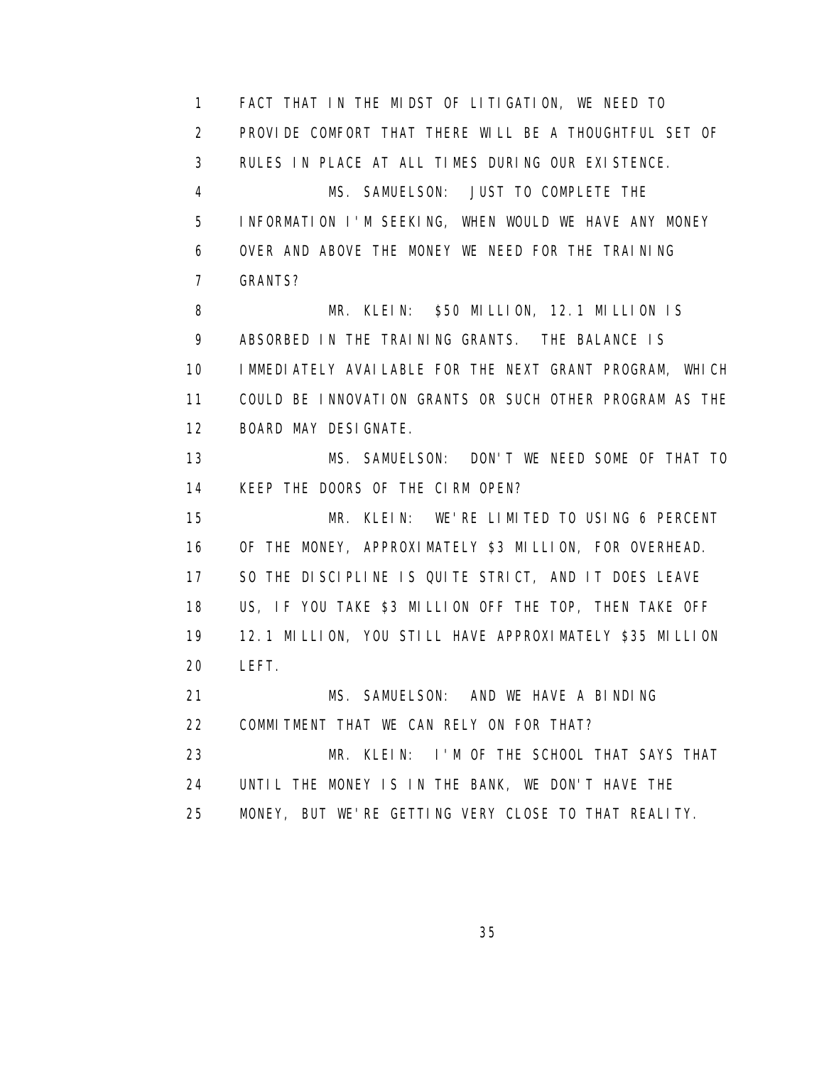FACT THAT IN THE MIDST OF LITIGATION, WE NEED TO PROVIDE COMFORT THAT THERE WILL BE A THOUGHTFUL SET OF RULES IN PLACE AT ALL TIMES DURING OUR EXISTENCE.

MS. SAMUELSON: JUST TO COMPLETE THE INFORMATION I'M SEEKING, WHEN WOULD WE HAVE ANY MONEY OVER AND ABOVE THE MONEY WE NEED FOR THE TRAINING GRANTS?

MR. KLEIN: $50 MILLION, 12.1 MILLION IS ABSORBED IN THE TRAINING GRANTS. THE BALANCE IS IMMEDIATELY AVAILABLE FOR THE NEXT GRANT PROGRAM, WHICH COULD BE INNOVATION GRANTS OR SUCH OTHER PROGRAM AS THE BOARD MAY DESIGNATE.

MS. SAMUELSON: DON'T WE NEED SOME OF THAT TO KEEP THE DOORS OF THE CIRM OPEN?

MR. KLEIN: WE'RE LIMITED TO USING 6 PERCENT OF THE MONEY, APPROXIMATELY $3 MILLION, FOR OVERHEAD. SO THE DISCIPLINE IS QUITE STRICT, AND IT DOES LEAVE US, IF YOU TAKE $3 MILLION OFF THE TOP, THEN TAKE OFF 12.1 MILLION, YOU STILL HAVE APPROXIMATELY $35 MILLION LEFT.

MS. SAMUELSON: AND WE HAVE A BINDING COMMITMENT THAT WE CAN RELY ON FOR THAT?

MR. KLEIN: I'M OF THE SCHOOL THAT SAYS THAT UNTIL THE MONEY IS IN THE BANK, WE DON'T HAVE THE MONEY, BUT WE'RE GETTING VERY CLOSE TO THAT REALITY.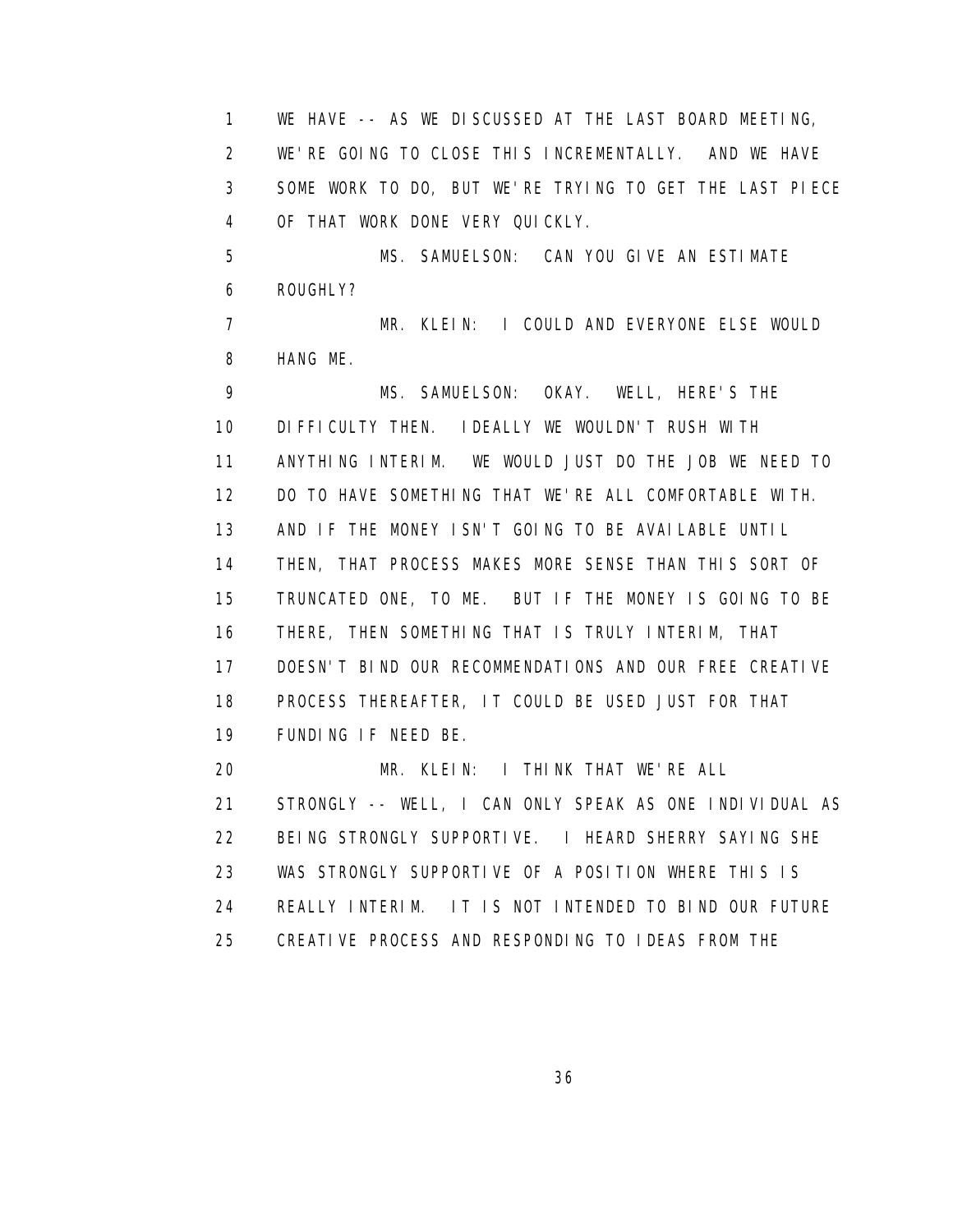WE HAVE -- AS WE DISCUSSED AT THE LAST BOARD MEETING, WE'RE GOING TO CLOSE THIS INCREMENTALLY. AND WE HAVE SOME WORK TO DO, BUT WE'RE TRYING TO GET THE LAST PIECE OF THAT WORK DONE VERY QUICKLY.

MS. SAMUELSON: CAN YOU GIVE AN ESTIMATE ROUGHLY?

MR. KLEIN: I COULD AND EVERYONE ELSE WOULD HANG ME.

MS. SAMUELSON: OKAY. WELL, HERE'S THE DIFFICULTY THEN. IDEALLY WE WOULDN'T RUSH WITH ANYTHING INTERIM. WE WOULD JUST DO THE JOB WE NEED TO DO TO HAVE SOMETHING THAT WE'RE ALL COMFORTABLE WITH. AND IF THE MONEY ISN'T GOING TO BE AVAILABLE UNTIL THEN, THAT PROCESS MAKES MORE SENSE THAN THIS SORT OF TRUNCATED ONE, TO ME. BUT IF THE MONEY IS GOING TO BE THERE, THEN SOMETHING THAT IS TRULY INTERIM, THAT DOESN'T BIND OUR RECOMMENDATIONS AND OUR FREE CREATIVE PROCESS THEREAFTER, IT COULD BE USED JUST FOR THAT FUNDING IF NEED BE.

MR. KLEIN: I THINK THAT WE'RE ALL STRONGLY -- WELL, I CAN ONLY SPEAK AS ONE INDIVIDUAL AS BEING STRONGLY SUPPORTIVE. I HEARD SHERRY SAYING SHE WAS STRONGLY SUPPORTIVE OF A POSITION WHERE THIS IS REALLY INTERIM. IT IS NOT INTENDED TO BIND OUR FUTURE CREATIVE PROCESS AND RESPONDING TO IDEAS FROM THE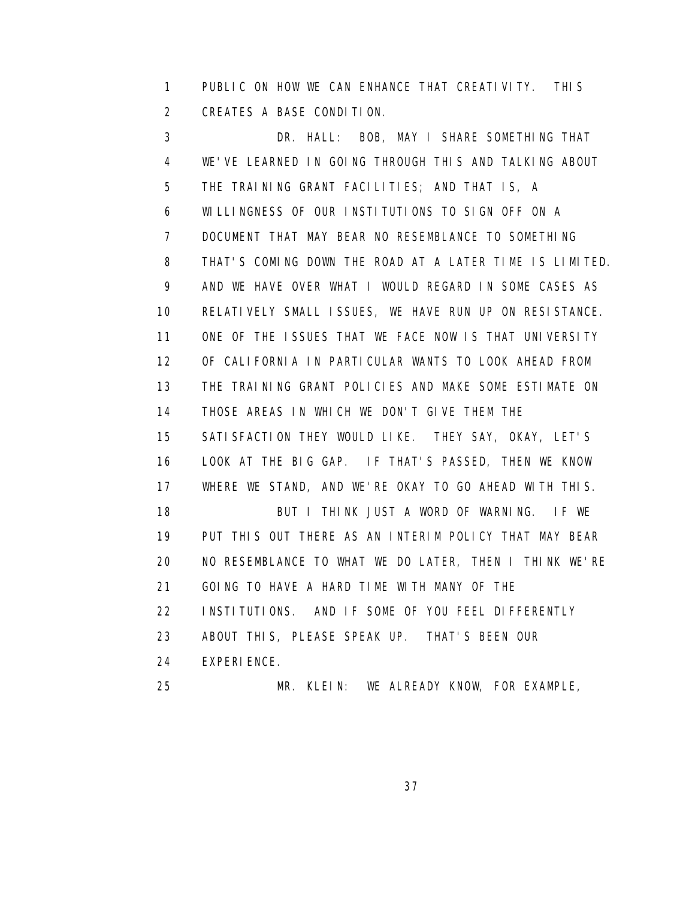PUBLIC ON HOW WE CAN ENHANCE THAT CREATIVITY. THIS CREATES A BASE CONDITION.

DR. HALL: BOB, MAY I SHARE SOMETHING THAT WE'VE LEARNED IN GOING THROUGH THIS AND TALKING ABOUT THE TRAINING GRANT FACILITIES; AND THAT IS, A WILLINGNESS OF OUR INSTITUTIONS TO SIGN OFF ON A DOCUMENT THAT MAY BEAR NO RESEMBLANCE TO SOMETHING THAT'S COMING DOWN THE ROAD AT A LATER TIME IS LIMITED. AND WE HAVE OVER WHAT I WOULD REGARD IN SOME CASES AS RELATIVELY SMALL ISSUES, WE HAVE RUN UP ON RESISTANCE. ONE OF THE ISSUES THAT WE FACE NOW IS THAT UNIVERSITY OF CALIFORNIA IN PARTICULAR WANTS TO LOOK AHEAD FROM THE TRAINING GRANT POLICIES AND MAKE SOME ESTIMATE ON THOSE AREAS IN WHICH WE DON'T GIVE THEM THE SATISFACTION THEY WOULD LIKE. THEY SAY, OKAY, LET'S LOOK AT THE BIG GAP. IF THAT'S PASSED, THEN WE KNOW WHERE WE STAND, AND WE'RE OKAY TO GO AHEAD WITH THIS.

BUT I THINK JUST A WORD OF WARNING. IF WE PUT THIS OUT THERE AS AN INTERIM POLICY THAT MAY BEAR NO RESEMBLANCE TO WHAT WE DO LATER, THEN I THINK WE'RE GOING TO HAVE A HARD TIME WITH MANY OF THE INSTITUTIONS. AND IF SOME OF YOU FEEL DIFFERENTLY ABOUT THIS, PLEASE SPEAK UP. THAT'S BEEN OUR EXPERIENCE.

MR. KLEIN: WE ALREADY KNOW, FOR EXAMPLE,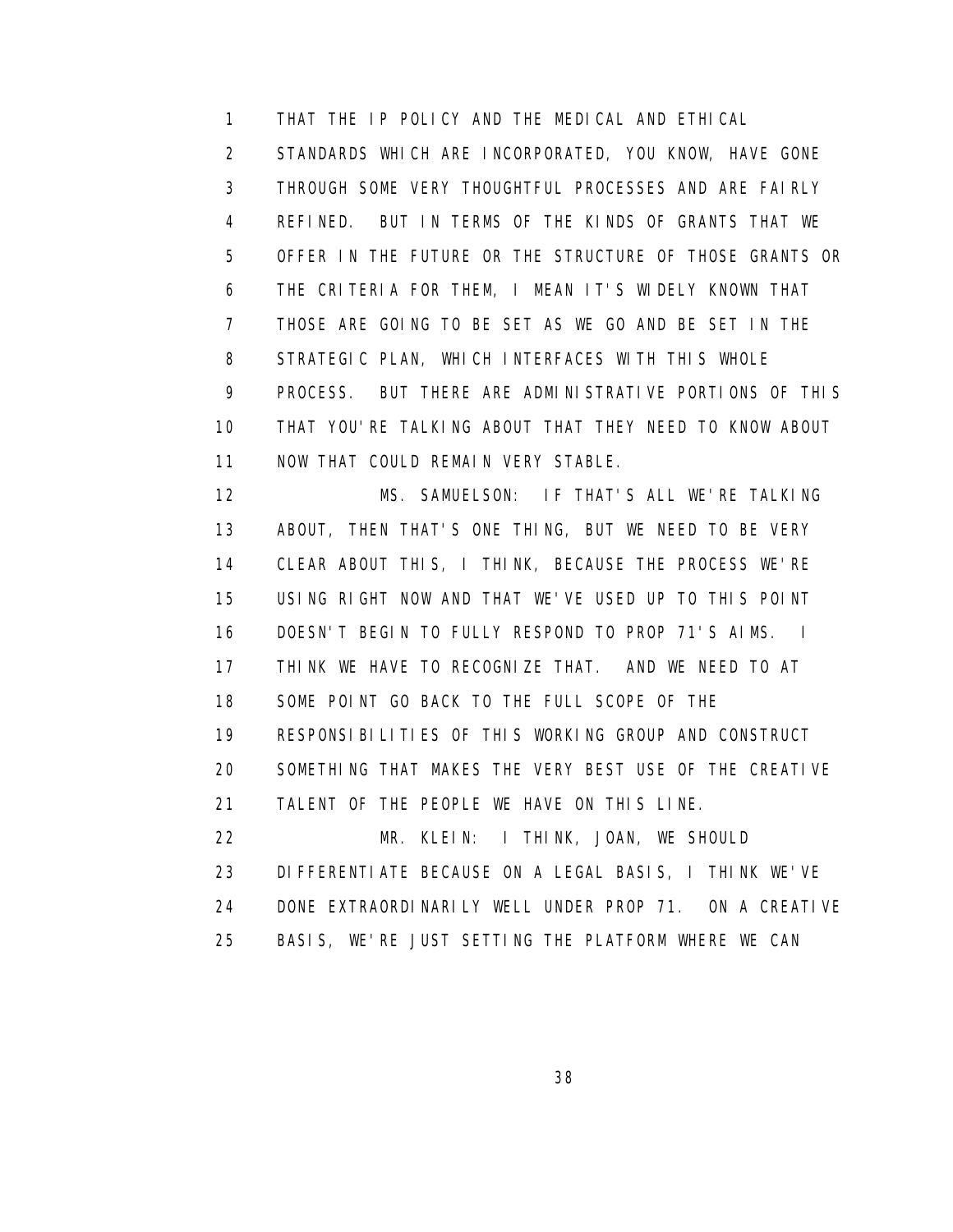THAT THE IP POLICY AND THE MEDICAL AND ETHICAL STANDARDS WHICH ARE INCORPORATED, YOU KNOW, HAVE GONE THROUGH SOME VERY THOUGHTFUL PROCESSES AND ARE FAIRLY REFINED. BUT IN TERMS OF THE KINDS OF GRANTS THAT WE OFFER IN THE FUTURE OR THE STRUCTURE OF THOSE GRANTS OR THE CRITERIA FOR THEM, I MEAN IT'S WIDELY KNOWN THAT THOSE ARE GOING TO BE SET AS WE GO AND BE SET IN THE STRATEGIC PLAN, WHICH INTERFACES WITH THIS WHOLE PROCESS. BUT THERE ARE ADMINISTRATIVE PORTIONS OF THIS THAT YOU'RE TALKING ABOUT THAT THEY NEED TO KNOW ABOUT NOW THAT COULD REMAIN VERY STABLE.

MS. SAMUELSON: IF THAT'S ALL WE'RE TALKING ABOUT, THEN THAT'S ONE THING, BUT WE NEED TO BE VERY CLEAR ABOUT THIS, I THINK, BECAUSE THE PROCESS WE'RE USING RIGHT NOW AND THAT WE'VE USED UP TO THIS POINT DOESN'T BEGIN TO FULLY RESPOND TO PROP 71'S AIMS. I THINK WE HAVE TO RECOGNIZE THAT. AND WE NEED TO AT SOME POINT GO BACK TO THE FULL SCOPE OF THE RESPONSIBILITIES OF THIS WORKING GROUP AND CONSTRUCT SOMETHING THAT MAKES THE VERY BEST USE OF THE CREATIVE TALENT OF THE PEOPLE WE HAVE ON THIS LINE.

MR. KLEIN: I THINK, JOAN, WE SHOULD DIFFERENTIATE BECAUSE ON A LEGAL BASIS, I THINK WE'VE DONE EXTRAORDINARILY WELL UNDER PROP 71. ON A CREATIVE BASIS, WE'RE JUST SETTING THE PLATFORM WHERE WE CAN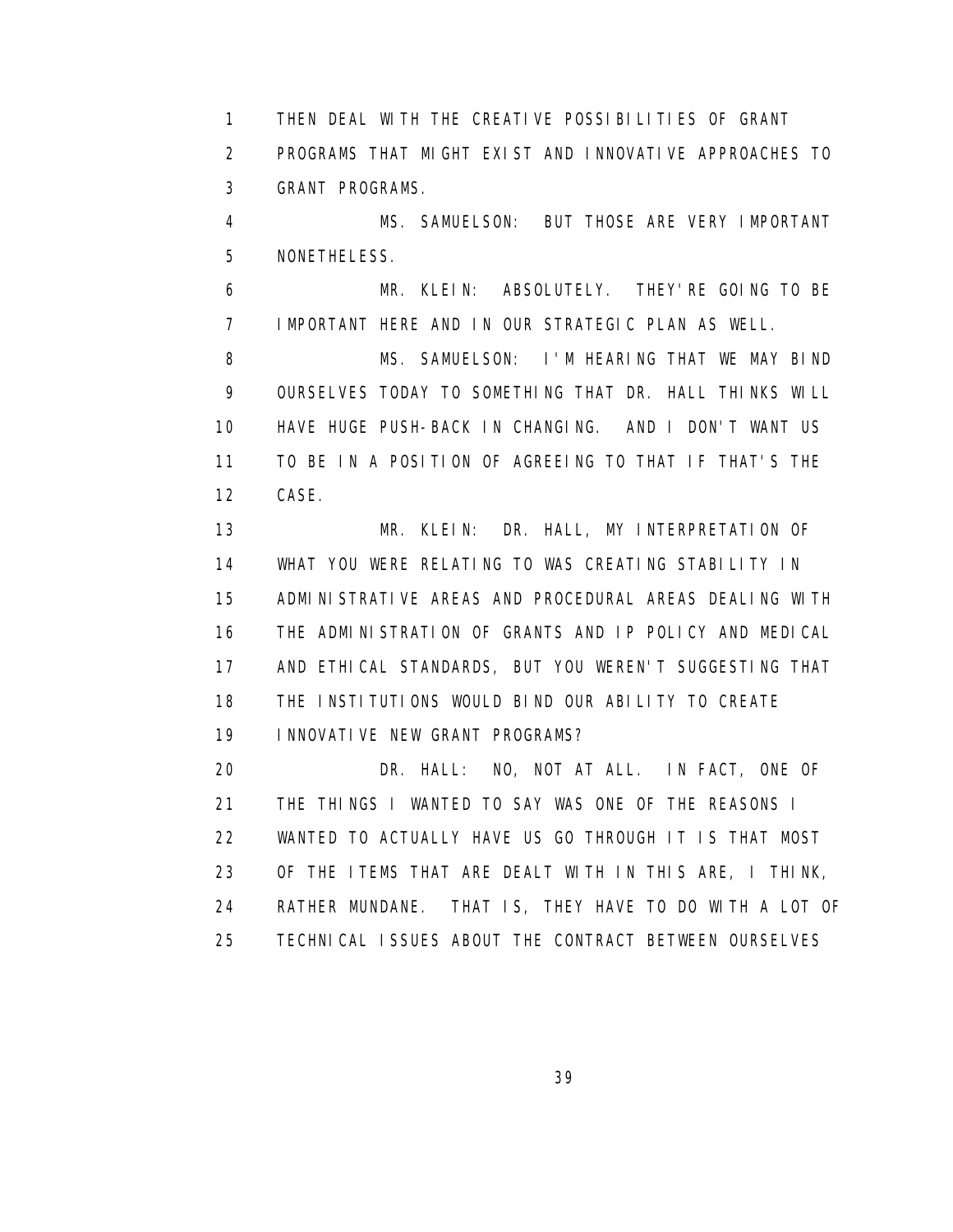THEN DEAL WITH THE CREATIVE POSSIBILITIES OF GRANT PROGRAMS THAT MIGHT EXIST AND INNOVATIVE APPROACHES TO GRANT PROGRAMS.

MS. SAMUELSON: BUT THOSE ARE VERY IMPORTANT NONETHELESS.

MR. KLEIN: ABSOLUTELY. THEY'RE GOING TO BE IMPORTANT HERE AND IN OUR STRATEGIC PLAN AS WELL.

MS. SAMUELSON: I'M HEARING THAT WE MAY BIND OURSELVES TODAY TO SOMETHING THAT DR. HALL THINKS WILL HAVE HUGE PUSH-BACK IN CHANGING. AND I DON'T WANT US TO BE IN A POSITION OF AGREEING TO THAT IF THAT'S THE CASE.

MR. KLEIN: DR. HALL, MY INTERPRETATION OF WHAT YOU WERE RELATING TO WAS CREATING STABILITY IN ADMINISTRATIVE AREAS AND PROCEDURAL AREAS DEALING WITH THE ADMINISTRATION OF GRANTS AND IP POLICY AND MEDICAL AND ETHICAL STANDARDS, BUT YOU WEREN'T SUGGESTING THAT THE INSTITUTIONS WOULD BIND OUR ABILITY TO CREATE INNOVATIVE NEW GRANT PROGRAMS?

DR. HALL: NO, NOT AT ALL. IN FACT, ONE OF THE THINGS I WANTED TO SAY WAS ONE OF THE REASONS I WANTED TO ACTUALLY HAVE US GO THROUGH IT IS THAT MOST OF THE ITEMS THAT ARE DEALT WITH IN THIS ARE, I THINK, RATHER MUNDANE. THAT IS, THEY HAVE TO DO WITH A LOT OF TECHNICAL ISSUES ABOUT THE CONTRACT BETWEEN OURSELVES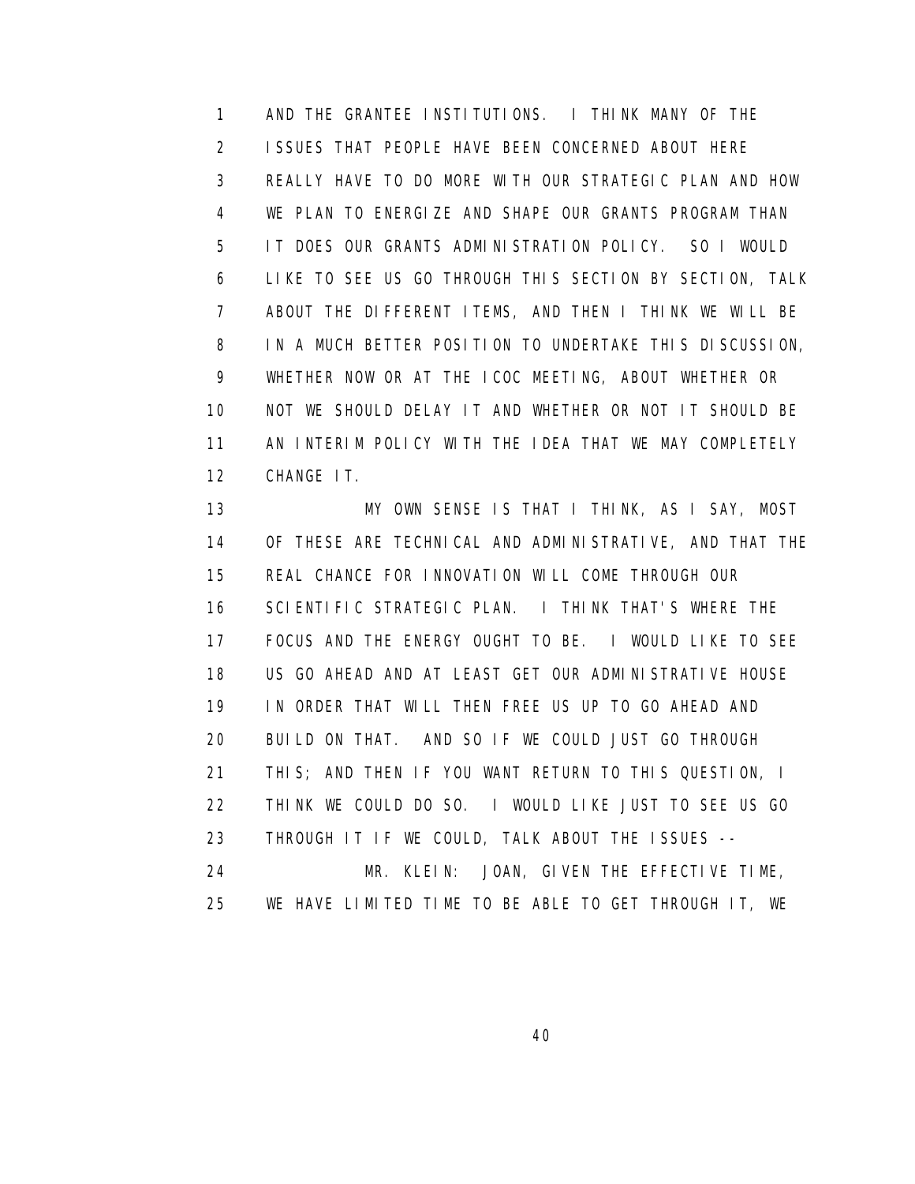AND THE GRANTEE INSTITUTIONS. I THINK MANY OF THE ISSUES THAT PEOPLE HAVE BEEN CONCERNED ABOUT HERE REALLY HAVE TO DO MORE WITH OUR STRATEGIC PLAN AND HOW WE PLAN TO ENERGIZE AND SHAPE OUR GRANTS PROGRAM THAN IT DOES OUR GRANTS ADMINISTRATION POLICY. SO I WOULD LIKE TO SEE US GO THROUGH THIS SECTION BY SECTION, TALK ABOUT THE DIFFERENT ITEMS, AND THEN I THINK WE WILL BE IN A MUCH BETTER POSITION TO UNDERTAKE THIS DISCUSSION, WHETHER NOW OR AT THE ICOC MEETING, ABOUT WHETHER OR NOT WE SHOULD DELAY IT AND WHETHER OR NOT IT SHOULD BE AN INTERIM POLICY WITH THE IDEA THAT WE MAY COMPLETELY CHANGE IT.

MY OWN SENSE IS THAT I THINK, AS I SAY, MOST OF THESE ARE TECHNICAL AND ADMINISTRATIVE, AND THAT THE REAL CHANCE FOR INNOVATION WILL COME THROUGH OUR SCIENTIFIC STRATEGIC PLAN. I THINK THAT'S WHERE THE FOCUS AND THE ENERGY OUGHT TO BE. I WOULD LIKE TO SEE US GO AHEAD AND AT LEAST GET OUR ADMINISTRATIVE HOUSE IN ORDER THAT WILL THEN FREE US UP TO GO AHEAD AND BUILD ON THAT. AND SO IF WE COULD JUST GO THROUGH THIS; AND THEN IF YOU WANT RETURN TO THIS QUESTION, I THINK WE COULD DO SO. I WOULD LIKE JUST TO SEE US GO THROUGH IT IF WE COULD, TALK ABOUT THE ISSUES --

MR. KLEIN: JOAN, GIVEN THE EFFECTIVE TIME, WE HAVE LIMITED TIME TO BE ABLE TO GET THROUGH IT, WE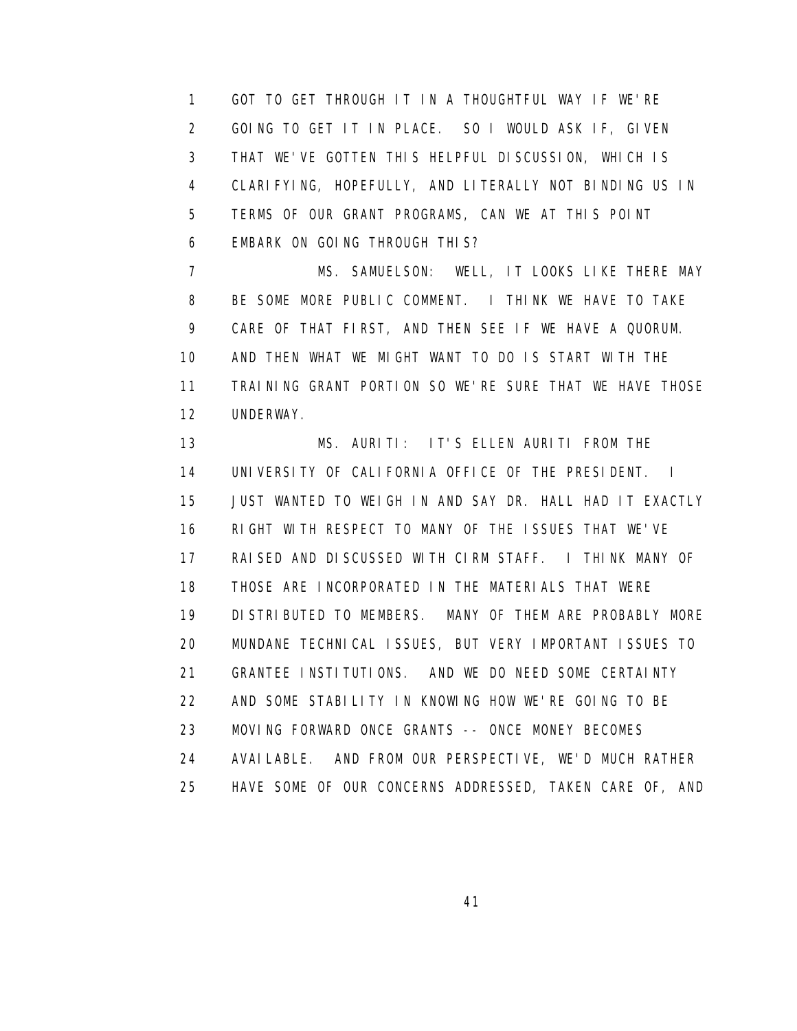GOT TO GET THROUGH IT IN A THOUGHTFUL WAY IF WE'RE GOING TO GET IT IN PLACE. SO I WOULD ASK IF, GIVEN THAT WE'VE GOTTEN THIS HELPFUL DISCUSSION, WHICH IS CLARIFYING, HOPEFULLY, AND LITERALLY NOT BINDING US IN TERMS OF OUR GRANT PROGRAMS, CAN WE AT THIS POINT EMBARK ON GOING THROUGH THIS?

MS. SAMUELSON: WELL, IT LOOKS LIKE THERE MAY BE SOME MORE PUBLIC COMMENT. I THINK WE HAVE TO TAKE CARE OF THAT FIRST, AND THEN SEE IF WE HAVE A QUORUM. AND THEN WHAT WE MIGHT WANT TO DO IS START WITH THE TRAINING GRANT PORTION SO WE'RE SURE THAT WE HAVE THOSE UNDERWAY.

MS. AURITI: IT'S ELLEN AURITI FROM THE UNIVERSITY OF CALIFORNIA OFFICE OF THE PRESIDENT. I JUST WANTED TO WEIGH IN AND SAY DR. HALL HAD IT EXACTLY RIGHT WITH RESPECT TO MANY OF THE ISSUES THAT WE'VE RAISED AND DISCUSSED WITH CIRM STAFF. I THINK MANY OF THOSE ARE INCORPORATED IN THE MATERIALS THAT WERE DISTRIBUTED TO MEMBERS. MANY OF THEM ARE PROBABLY MORE MUNDANE TECHNICAL ISSUES, BUT VERY IMPORTANT ISSUES TO GRANTEE INSTITUTIONS. AND WE DO NEED SOME CERTAINTY AND SOME STABILITY IN KNOWING HOW WE'RE GOING TO BE MOVING FORWARD ONCE GRANTS -- ONCE MONEY BECOMES AVAILABLE. AND FROM OUR PERSPECTIVE, WE'D MUCH RATHER HAVE SOME OF OUR CONCERNS ADDRESSED, TAKEN CARE OF, AND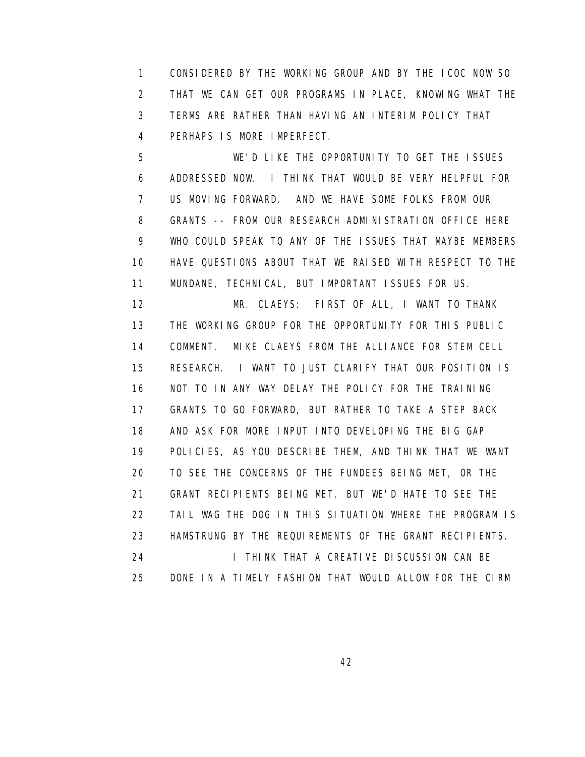CONSIDERED BY THE WORKING GROUP AND BY THE ICOC NOW SO THAT WE CAN GET OUR PROGRAMS IN PLACE, KNOWING WHAT THE TERMS ARE RATHER THAN HAVING AN INTERIM POLICY THAT PERHAPS IS MORE IMPERFECT.

WE'D LIKE THE OPPORTUNITY TO GET THE ISSUES ADDRESSED NOW. I THINK THAT WOULD BE VERY HELPFUL FOR US MOVING FORWARD. AND WE HAVE SOME FOLKS FROM OUR GRANTS -- FROM OUR RESEARCH ADMINISTRATION OFFICE HERE WHO COULD SPEAK TO ANY OF THE ISSUES THAT MAYBE MEMBERS HAVE QUESTIONS ABOUT THAT WE RAISED WITH RESPECT TO THE MUNDANE, TECHNICAL, BUT IMPORTANT ISSUES FOR US.

MR. CLAEYS: FIRST OF ALL, I WANT TO THANK THE WORKING GROUP FOR THE OPPORTUNITY FOR THIS PUBLIC COMMENT. MIKE CLAEYS FROM THE ALLIANCE FOR STEM CELL RESEARCH. I WANT TO JUST CLARIFY THAT OUR POSITION IS NOT TO IN ANY WAY DELAY THE POLICY FOR THE TRAINING GRANTS TO GO FORWARD, BUT RATHER TO TAKE A STEP BACK AND ASK FOR MORE INPUT INTO DEVELOPING THE BIG GAP POLICIES, AS YOU DESCRIBE THEM, AND THINK THAT WE WANT TO SEE THE CONCERNS OF THE FUNDEES BEING MET, OR THE GRANT RECIPIENTS BEING MET, BUT WE'D HATE TO SEE THE TAIL WAG THE DOG IN THIS SITUATION WHERE THE PROGRAM IS HAMSTRUNG BY THE REQUIREMENTS OF THE GRANT RECIPIENTS.

I THINK THAT A CREATIVE DISCUSSION CAN BE DONE IN A TIMELY FASHION THAT WOULD ALLOW FOR THE CIRM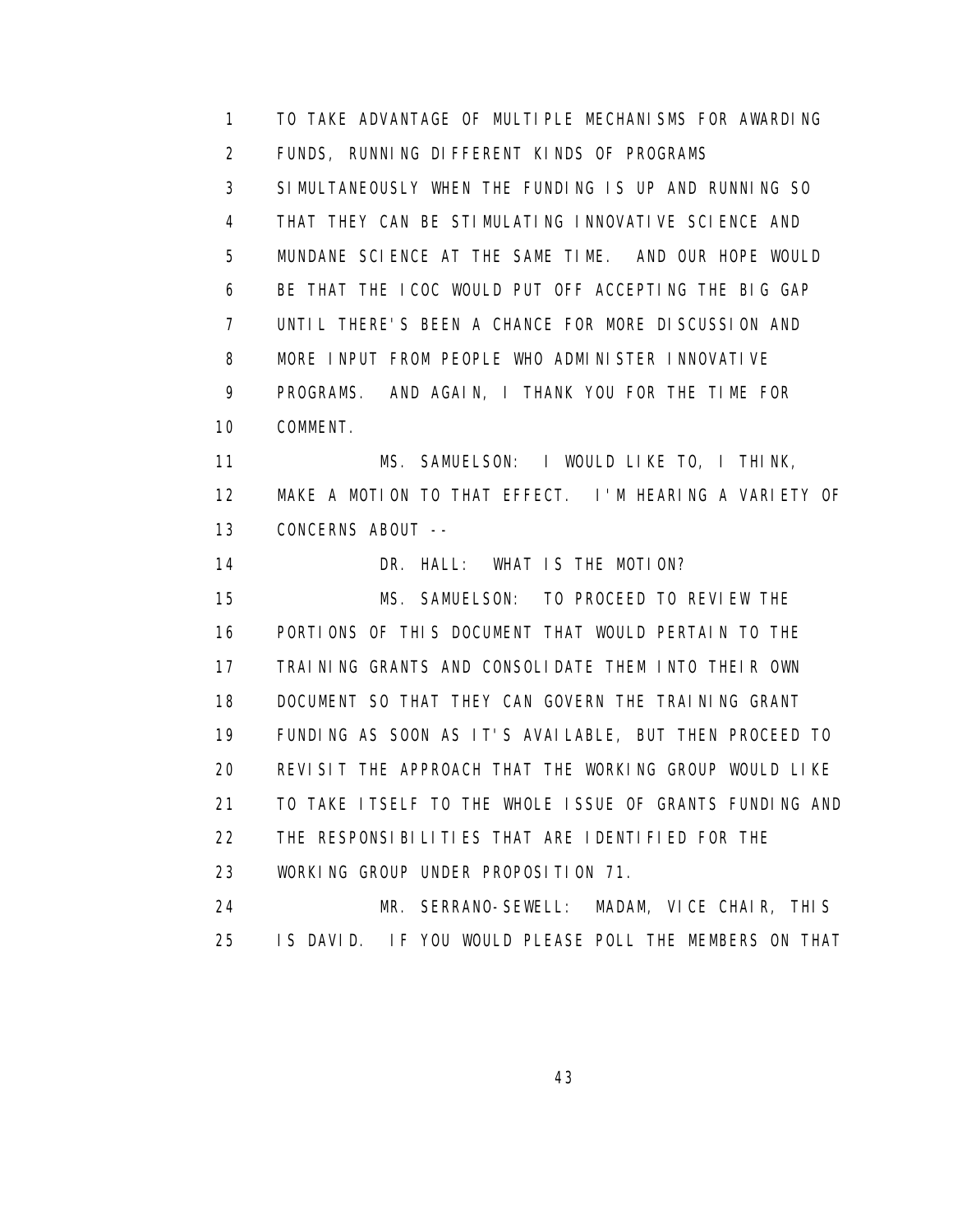TO TAKE ADVANTAGE OF MULTIPLE MECHANISMS FOR AWARDING FUNDS, RUNNING DIFFERENT KINDS OF PROGRAMS SIMULTANEOUSLY WHEN THE FUNDING IS UP AND RUNNING SO THAT THEY CAN BE STIMULATING INNOVATIVE SCIENCE AND MUNDANE SCIENCE AT THE SAME TIME. AND OUR HOPE WOULD BE THAT THE ICOC WOULD PUT OFF ACCEPTING THE BIG GAP UNTIL THERE'S BEEN A CHANCE FOR MORE DISCUSSION AND MORE INPUT FROM PEOPLE WHO ADMINISTER INNOVATIVE PROGRAMS. AND AGAIN, I THANK YOU FOR THE TIME FOR COMMENT.

MS. SAMUELSON: I WOULD LIKE TO, I THINK, MAKE A MOTION TO THAT EFFECT. I'M HEARING A VARIETY OF CONCERNS ABOUT --

DR. HALL: WHAT IS THE MOTION?

MS. SAMUELSON: TO PROCEED TO REVIEW THE PORTIONS OF THIS DOCUMENT THAT WOULD PERTAIN TO THE TRAINING GRANTS AND CONSOLIDATE THEM INTO THEIR OWN DOCUMENT SO THAT THEY CAN GOVERN THE TRAINING GRANT FUNDING AS SOON AS IT'S AVAILABLE, BUT THEN PROCEED TO REVISIT THE APPROACH THAT THE WORKING GROUP WOULD LIKE TO TAKE ITSELF TO THE WHOLE ISSUE OF GRANTS FUNDING AND THE RESPONSIBILITIES THAT ARE IDENTIFIED FOR THE WORKING GROUP UNDER PROPOSITION 71.

MR. SERRANO-SEWELL: MADAM, VICE CHAIR, THIS IS DAVID. IF YOU WOULD PLEASE POLL THE MEMBERS ON THAT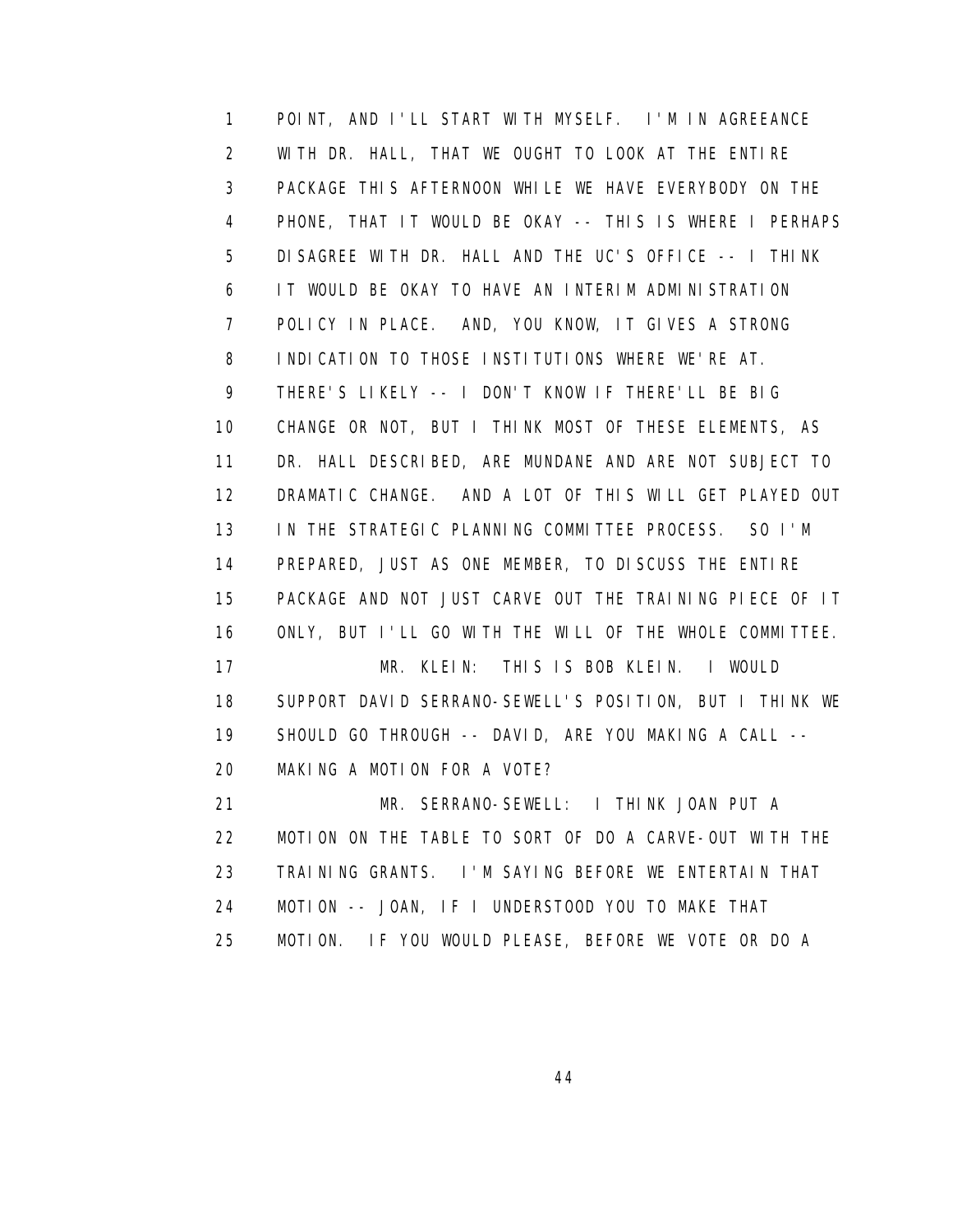POINT, AND I'LL START WITH MYSELF. I'M IN AGREEANCE WITH DR. HALL, THAT WE OUGHT TO LOOK AT THE ENTIRE PACKAGE THIS AFTERNOON WHILE WE HAVE EVERYBODY ON THE PHONE, THAT IT WOULD BE OKAY -- THIS IS WHERE I PERHAPS DISAGREE WITH DR. HALL AND THE UC'S OFFICE -- I THINK IT WOULD BE OKAY TO HAVE AN INTERIM ADMINISTRATION POLICY IN PLACE. AND, YOU KNOW, IT GIVES A STRONG INDICATION TO THOSE INSTITUTIONS WHERE WE'RE AT. THERE'S LIKELY -- I DON'T KNOW IF THERE'LL BE BIG CHANGE OR NOT, BUT I THINK MOST OF THESE ELEMENTS, AS DR. HALL DESCRIBED, ARE MUNDANE AND ARE NOT SUBJECT TO DRAMATIC CHANGE. AND A LOT OF THIS WILL GET PLAYED OUT IN THE STRATEGIC PLANNING COMMITTEE PROCESS. SO I'M PREPARED, JUST AS ONE MEMBER, TO DISCUSS THE ENTIRE PACKAGE AND NOT JUST CARVE OUT THE TRAINING PIECE OF IT ONLY, BUT I'LL GO WITH THE WILL OF THE WHOLE COMMITTEE.

MR. KLEIN: THIS IS BOB KLEIN. I WOULD SUPPORT DAVID SERRANO-SEWELL'S POSITION, BUT I THINK WE SHOULD GO THROUGH -- DAVID, ARE YOU MAKING A CALL -- MAKING A MOTION FOR A VOTE?

MR. SERRANO-SEWELL: I THINK JOAN PUT A MOTION ON THE TABLE TO SORT OF DO A CARVE-OUT WITH THE TRAINING GRANTS. I'M SAYING BEFORE WE ENTERTAIN THAT MOTION -- JOAN, IF I UNDERSTOOD YOU TO MAKE THAT MOTION. IF YOU WOULD PLEASE, BEFORE WE VOTE OR DO A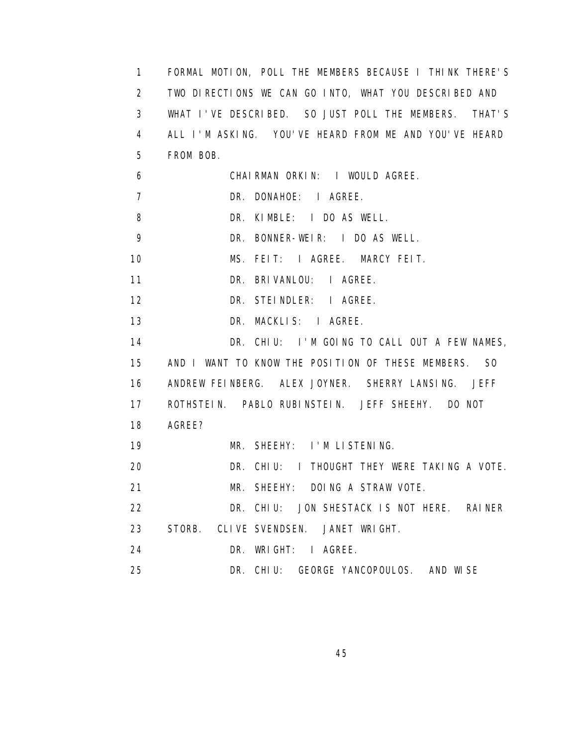FORMAL MOTION, POLL THE MEMBERS BECAUSE I THINK THERE'S TWO DIRECTIONS WE CAN GO INTO, WHAT YOU DESCRIBED AND WHAT I'VE DESCRIBED. SO JUST POLL THE MEMBERS. THAT'S ALL I'M ASKING. YOU'VE HEARD FROM ME AND YOU'VE HEARD FROM BOB.

CHAIRMAN ORKIN: I WOULD AGREE.

DR. DONAHOE: I AGREE.

DR. KIMBLE: I DO AS WELL.

DR. BONNER-WEIR: I DO AS WELL.

MS. FEIT: I AGREE. MARCY FEIT.

DR. BRIVANLOU: I AGREE.

DR. STEINDLER: I AGREE.

DR. MACKLIS: I AGREE.

DR. CHIU: I'M GOING TO CALL OUT A FEW NAMES, AND I WANT TO KNOW THE POSITION OF THESE MEMBERS. SO ANDREW FEINBERG. ALEX JOYNER. SHERRY LANSING. JEFF ROTHSTEIN. PABLO RUBINSTEIN. JEFF SHEEHY. DO NOT AGREE?

MR. SHEEHY: I'M LISTENING.

DR. CHIU: I THOUGHT THEY WERE TAKING A VOTE.

MR. SHEEHY: DOING A STRAW VOTE.

DR. CHIU: JON SHESTACK IS NOT HERE. RAINER STORB. CLIVE SVENDSEN. JANET WRIGHT.

DR. WRIGHT: I AGREE.

DR. CHIU: GEORGE YANCOPOULOS. AND WISE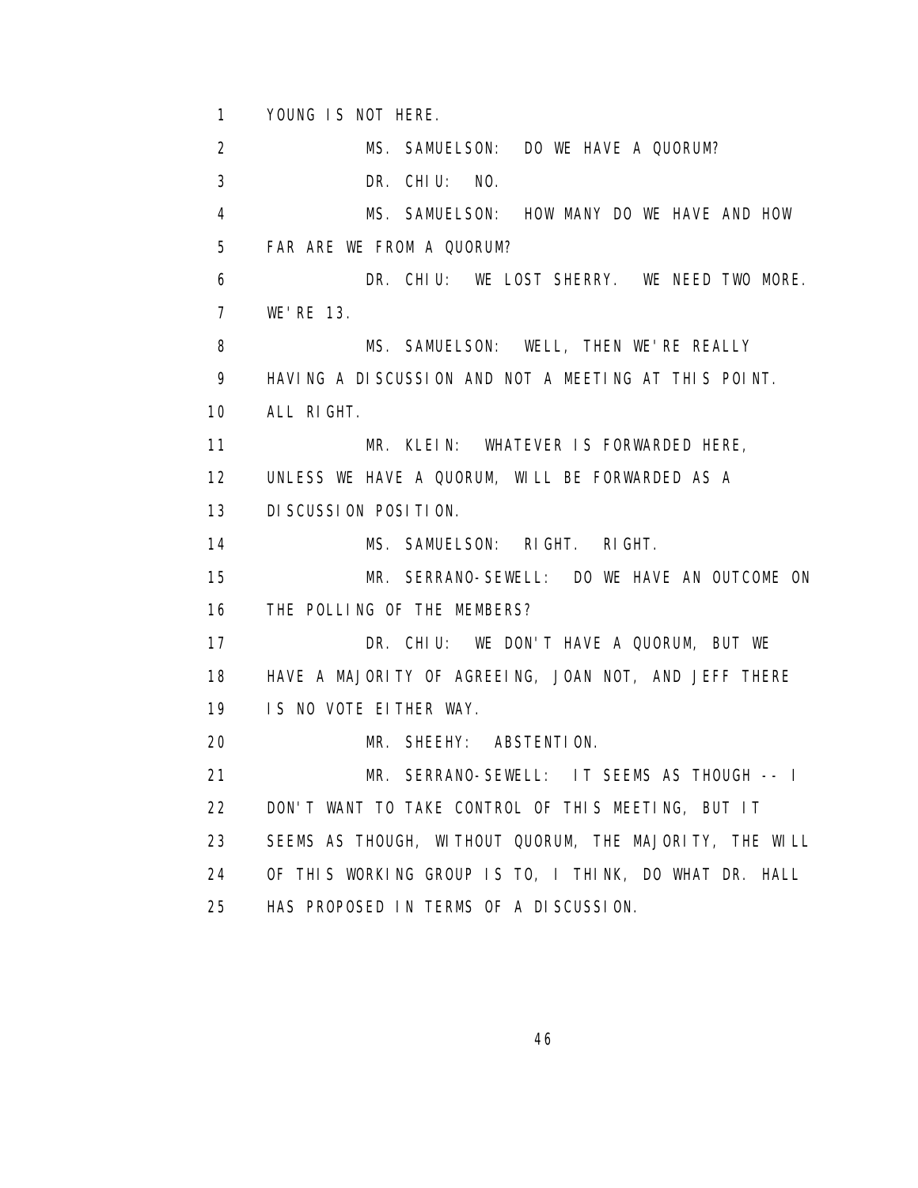YOUNG IS NOT HERE.

MS. SAMUELSON: DO WE HAVE A QUORUM?

DR. CHIU: NO.

MS. SAMUELSON: HOW MANY DO WE HAVE AND HOW FAR ARE WE FROM A QUORUM?

DR. CHIU: WE LOST SHERRY. WE NEED TWO MORE. WE'RE 13.

MS. SAMUELSON: WELL, THEN WE'RE REALLY HAVING A DISCUSSION AND NOT A MEETING AT THIS POINT. ALL RIGHT.

MR. KLEIN: WHATEVER IS FORWARDED HERE, UNLESS WE HAVE A QUORUM, WILL BE FORWARDED AS A DISCUSSION POSITION.

MS. SAMUELSON: RIGHT. RIGHT.

MR. SERRANO-SEWELL: DO WE HAVE AN OUTCOME ON THE POLLING OF THE MEMBERS?

DR. CHIU: WE DON'T HAVE A QUORUM, BUT WE HAVE A MAJORITY OF AGREEING, JOAN NOT, AND JEFF THERE IS NO VOTE EITHER WAY.

MR. SHEEHY: ABSTENTION.

MR. SERRANO-SEWELL: IT SEEMS AS THOUGH -- I DON'T WANT TO TAKE CONTROL OF THIS MEETING, BUT IT SEEMS AS THOUGH, WITHOUT QUORUM, THE MAJORITY, THE WILL OF THIS WORKING GROUP IS TO, I THINK, DO WHAT DR. HALL HAS PROPOSED IN TERMS OF A DISCUSSION.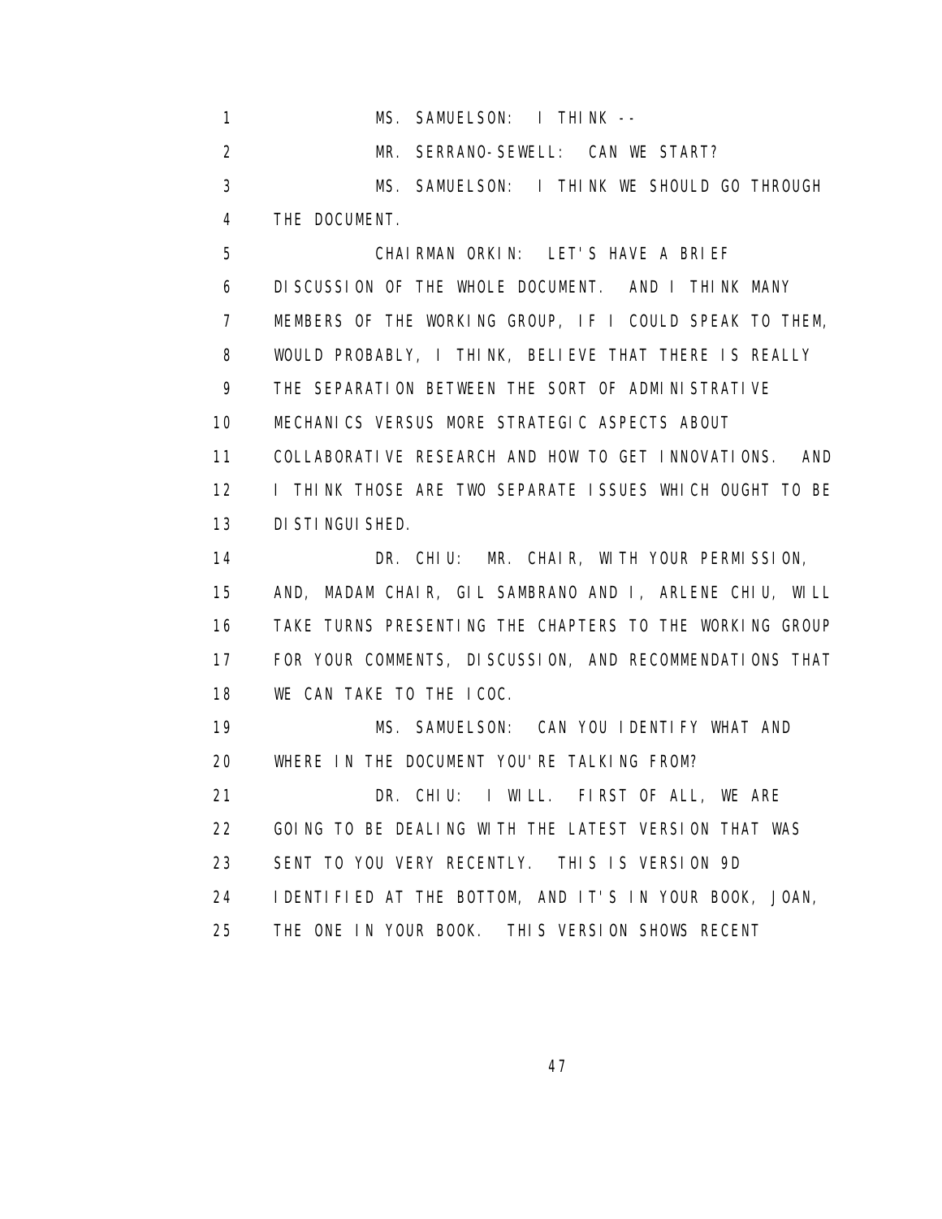MS. SAMUELSON: I THINK --

MR. SERRANO-SEWELL: CAN WE START?

MS. SAMUELSON: I THINK WE SHOULD GO THROUGH THE DOCUMENT.

CHAIRMAN ORKIN: LET'S HAVE A BRIEF DISCUSSION OF THE WHOLE DOCUMENT. AND I THINK MANY MEMBERS OF THE WORKING GROUP, IF I COULD SPEAK TO THEM, WOULD PROBABLY, I THINK, BELIEVE THAT THERE IS REALLY THE SEPARATION BETWEEN THE SORT OF ADMINISTRATIVE MECHANICS VERSUS MORE STRATEGIC ASPECTS ABOUT COLLABORATIVE RESEARCH AND HOW TO GET INNOVATIONS. AND I THINK THOSE ARE TWO SEPARATE ISSUES WHICH OUGHT TO BE DISTINGUISHED.

DR. CHIU: MR. CHAIR, WITH YOUR PERMISSION, AND, MADAM CHAIR, GIL SAMBRANO AND I, ARLENE CHIU, WILL TAKE TURNS PRESENTING THE CHAPTERS TO THE WORKING GROUP FOR YOUR COMMENTS, DISCUSSION, AND RECOMMENDATIONS THAT WE CAN TAKE TO THE ICOC.

MS. SAMUELSON: CAN YOU IDENTIFY WHAT AND WHERE IN THE DOCUMENT YOU'RE TALKING FROM?

DR. CHIU: I WILL. FIRST OF ALL, WE ARE GOING TO BE DEALING WITH THE LATEST VERSION THAT WAS SENT TO YOU VERY RECENTLY. THIS IS VERSION 9D IDENTIFIED AT THE BOTTOM, AND IT'S IN YOUR BOOK, JOAN, THE ONE IN YOUR BOOK. THIS VERSION SHOWS RECENT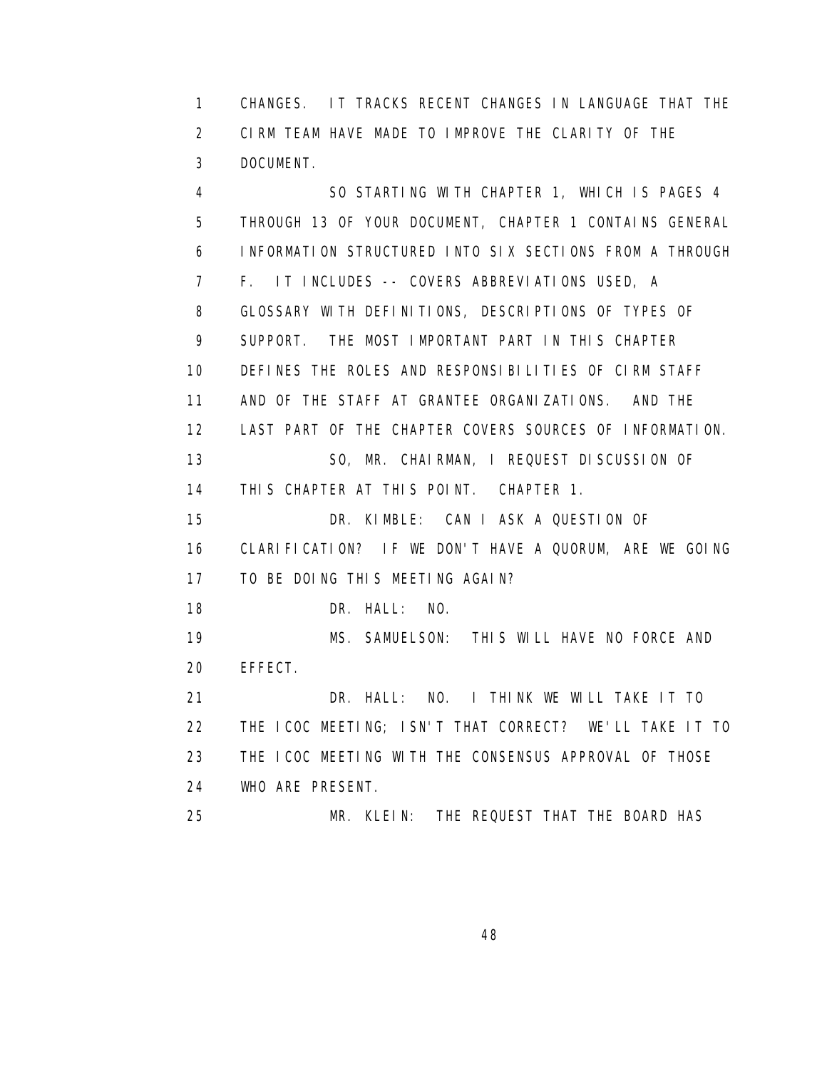CHANGES. IT TRACKS RECENT CHANGES IN LANGUAGE THAT THE CIRM TEAM HAVE MADE TO IMPROVE THE CLARITY OF THE DOCUMENT.

SO STARTING WITH CHAPTER 1, WHICH IS PAGES 4 THROUGH 13 OF YOUR DOCUMENT, CHAPTER 1 CONTAINS GENERAL INFORMATION STRUCTURED INTO SIX SECTIONS FROM A THROUGH F. IT INCLUDES -- COVERS ABBREVIATIONS USED, A GLOSSARY WITH DEFINITIONS, DESCRIPTIONS OF TYPES OF SUPPORT. THE MOST IMPORTANT PART IN THIS CHAPTER DEFINES THE ROLES AND RESPONSIBILITIES OF CIRM STAFF AND OF THE STAFF AT GRANTEE ORGANIZATIONS. AND THE LAST PART OF THE CHAPTER COVERS SOURCES OF INFORMATION.

SO, MR. CHAIRMAN, I REQUEST DISCUSSION OF THIS CHAPTER AT THIS POINT. CHAPTER 1.

DR. KIMBLE: CAN I ASK A QUESTION OF CLARIFICATION? IF WE DON'T HAVE A QUORUM, ARE WE GOING TO BE DOING THIS MEETING AGAIN?

DR. HALL: NO.

MS. SAMUELSON: THIS WILL HAVE NO FORCE AND EFFECT.

DR. HALL: NO. I THINK WE WILL TAKE IT TO THE ICOC MEETING; ISN'T THAT CORRECT? WE'LL TAKE IT TO THE ICOC MEETING WITH THE CONSENSUS APPROVAL OF THOSE WHO ARE PRESENT.

MR. KLEIN: THE REQUEST THAT THE BOARD HAS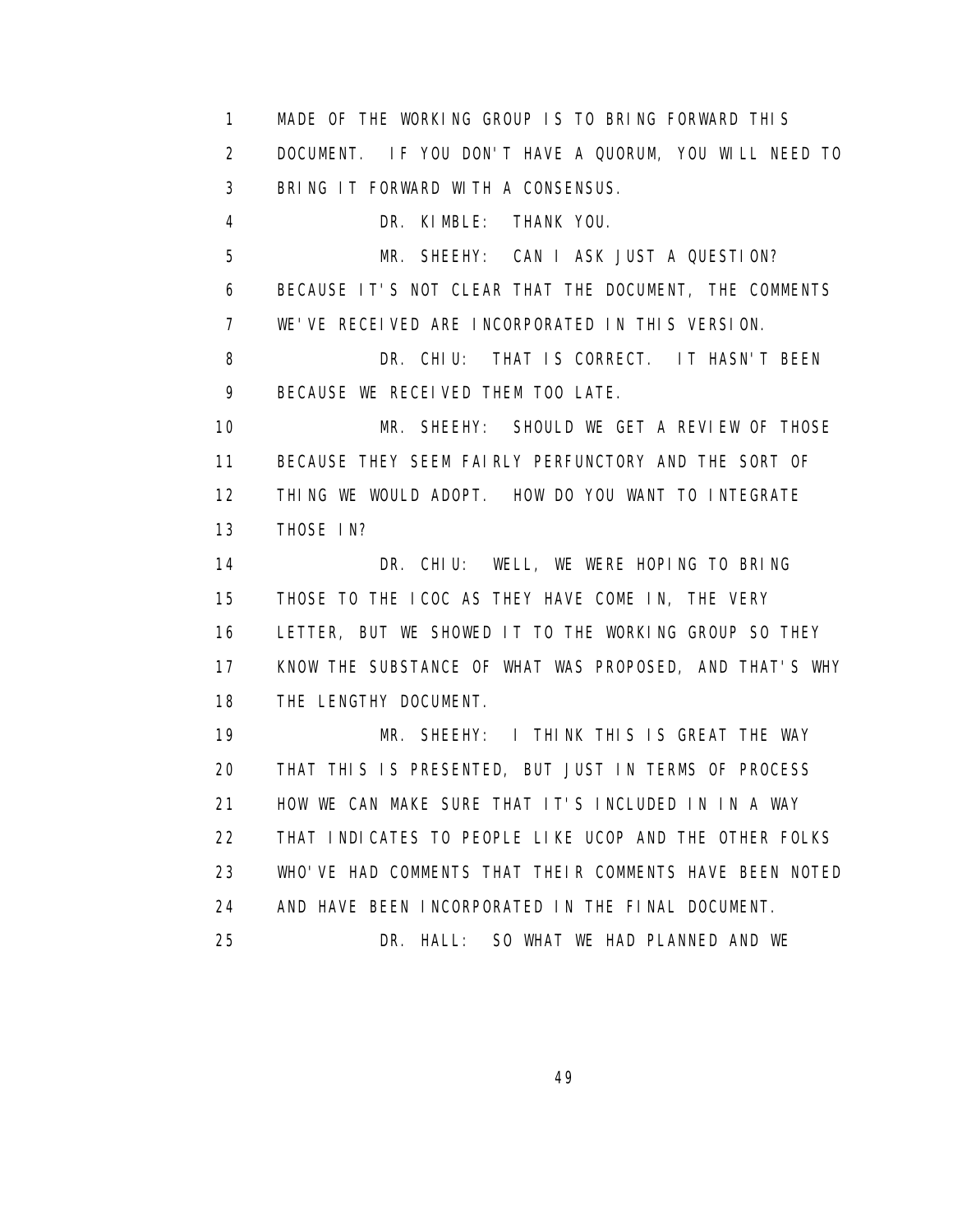1 MADE OF THE WORKING GROUP IS TO BRING FORWARD THIS
2 DOCUMENT. IF YOU DON'T HAVE A QUORUM, YOU WILL NEED TO
3 BRING IT FORWARD WITH A CONSENSUS.
4 DR. KIMBLE: THANK YOU.
5 MR. SHEEHY: CAN I ASK JUST A QUESTION?
6 BECAUSE IT'S NOT CLEAR THAT THE DOCUMENT, THE COMMENTS
7 WE'VE RECEIVED ARE INCORPORATED IN THIS VERSION.
8 DR. CHIU: THAT IS CORRECT. IT HASN'T BEEN
9 BECAUSE WE RECEIVED THEM TOO LATE.
10 MR. SHEEHY: SHOULD WE GET A REVIEW OF THOSE
11 BECAUSE THEY SEEM FAIRLY PERFUNCTORY AND THE SORT OF
12 THING WE WOULD ADOPT. HOW DO YOU WANT TO INTEGRATE
13 THOSE IN?
14 DR. CHIU: WELL, WE WERE HOPING TO BRING
15 THOSE TO THE ICOC AS THEY HAVE COME IN, THE VERY
16 LETTER, BUT WE SHOWED IT TO THE WORKING GROUP SO THEY
17 KNOW THE SUBSTANCE OF WHAT WAS PROPOSED, AND THAT'S WHY
18 THE LENGTHY DOCUMENT.
19 MR. SHEEHY: I THINK THIS IS GREAT THE WAY
20 THAT THIS IS PRESENTED, BUT JUST IN TERMS OF PROCESS
21 HOW WE CAN MAKE SURE THAT IT'S INCLUDED IN IN A WAY
22 THAT INDICATES TO PEOPLE LIKE UCOP AND THE OTHER FOLKS
23 WHO'VE HAD COMMENTS THAT THEIR COMMENTS HAVE BEEN NOTED
24 AND HAVE BEEN INCORPORATED IN THE FINAL DOCUMENT.
25 DR. HALL: SO WHAT WE HAD PLANNED AND WE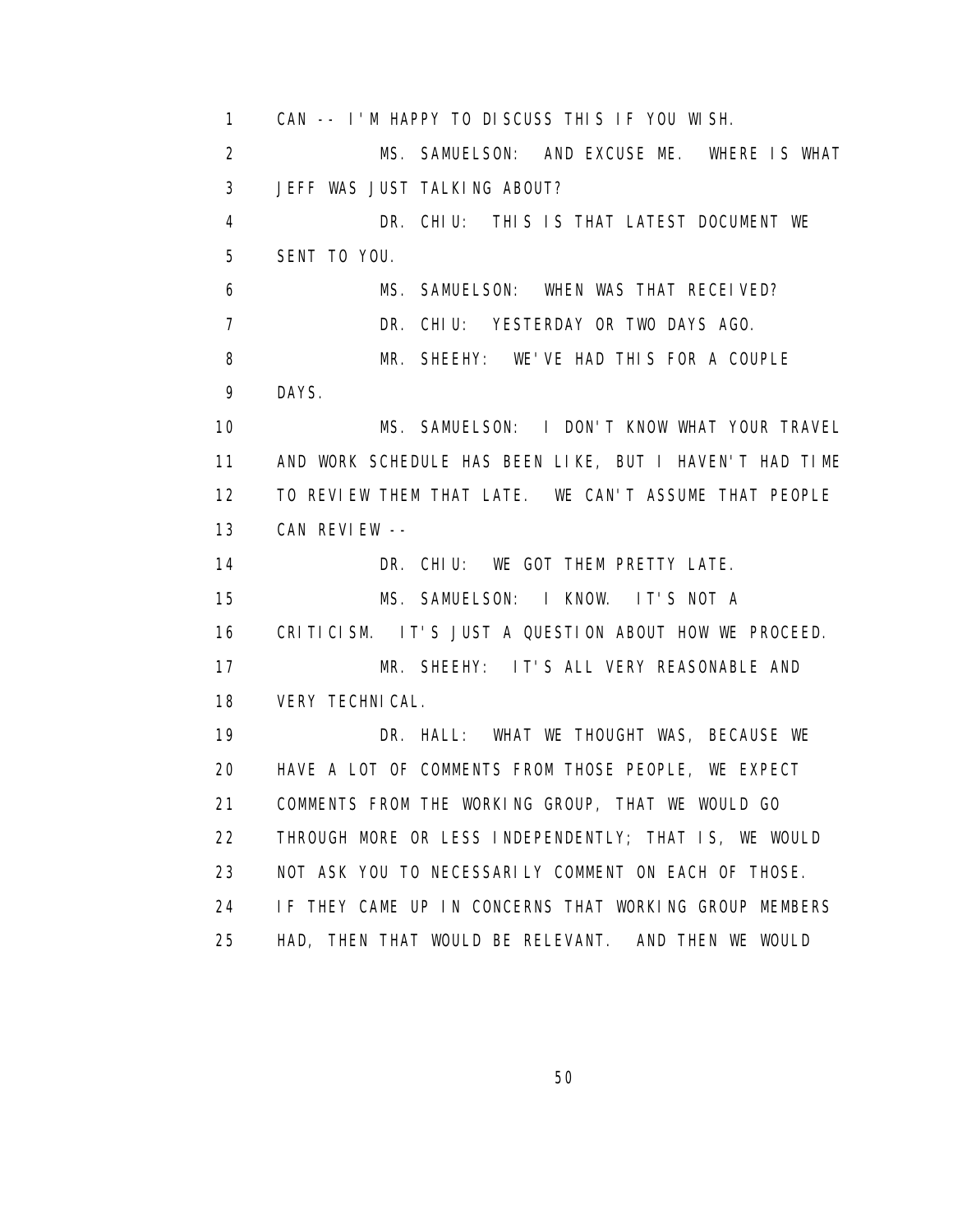1 CAN -- I'M HAPPY TO DISCUSS THIS IF YOU WISH.

2 MS. SAMUELSON: AND EXCUSE ME. WHERE IS WHAT

3 JEFF WAS JUST TALKING ABOUT?

4 DR. CHIU: THIS IS THAT LATEST DOCUMENT WE

5 SENT TO YOU.

6 MS. SAMUELSON: WHEN WAS THAT RECEIVED?

7 DR. CHIU: YESTERDAY OR TWO DAYS AGO.

8 MR. SHEEHY: WE'VE HAD THIS FOR A COUPLE

9 DAYS.

10 MS. SAMUELSON: I DON'T KNOW WHAT YOUR TRAVEL

11 AND WORK SCHEDULE HAS BEEN LIKE, BUT I HAVEN'T HAD TIME

12 TO REVIEW THEM THAT LATE. WE CAN'T ASSUME THAT PEOPLE

13 CAN REVIEW --

14 DR. CHIU: WE GOT THEM PRETTY LATE.

15 MS. SAMUELSON: I KNOW. IT'S NOT A

16 CRITICISM. IT'S JUST A QUESTION ABOUT HOW WE PROCEED.

17 MR. SHEEHY: IT'S ALL VERY REASONABLE AND

18 VERY TECHNICAL.

19 DR. HALL: WHAT WE THOUGHT WAS, BECAUSE WE

20 HAVE A LOT OF COMMENTS FROM THOSE PEOPLE, WE EXPECT

21 COMMENTS FROM THE WORKING GROUP, THAT WE WOULD GO

22 THROUGH MORE OR LESS INDEPENDENTLY; THAT IS, WE WOULD

23 NOT ASK YOU TO NECESSARILY COMMENT ON EACH OF THOSE.

24 IF THEY CAME UP IN CONCERNS THAT WORKING GROUP MEMBERS

25 HAD, THEN THAT WOULD BE RELEVANT. AND THEN WE WOULD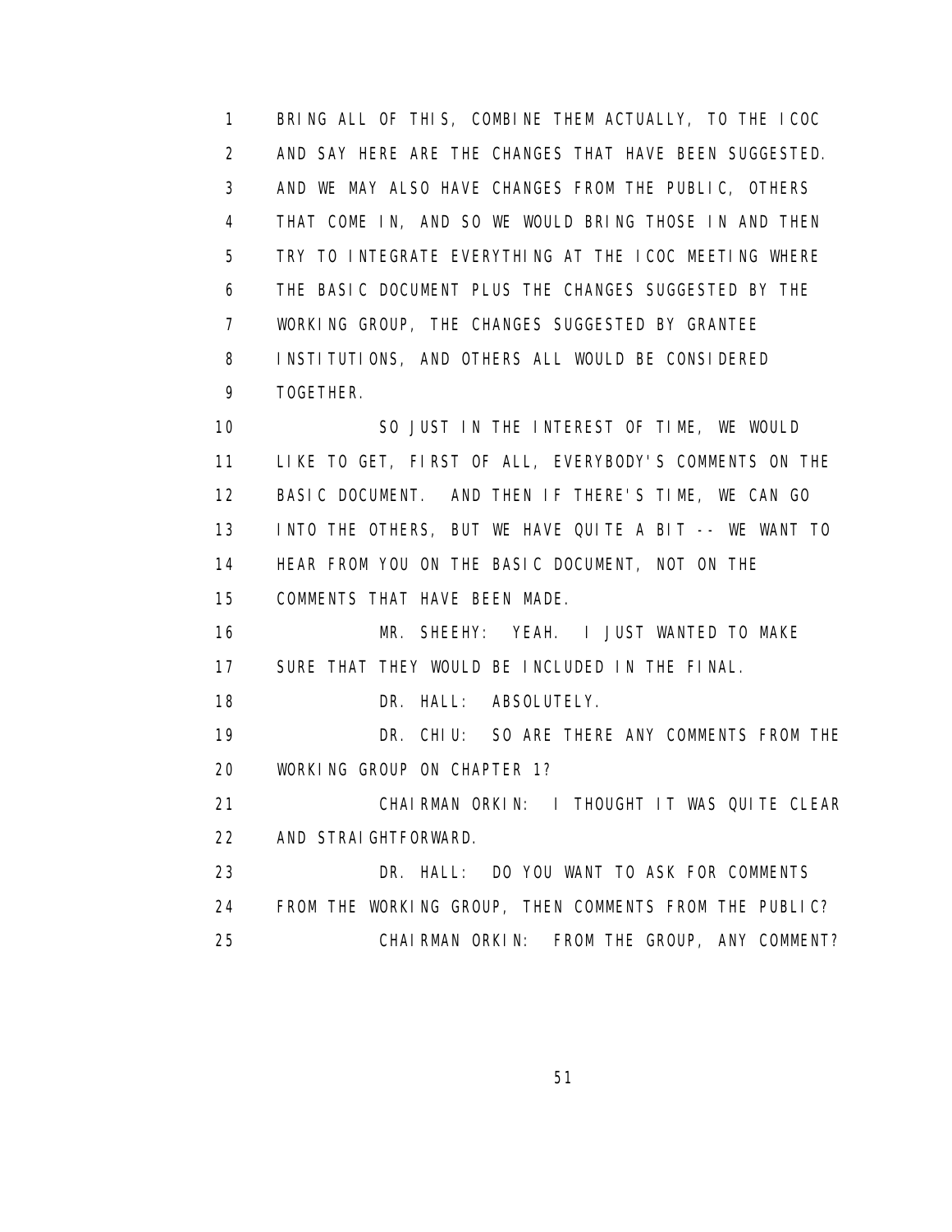1 BRING ALL OF THIS, COMBINE THEM ACTUALLY, TO THE ICOC
2 AND SAY HERE ARE THE CHANGES THAT HAVE BEEN SUGGESTED.
3 AND WE MAY ALSO HAVE CHANGES FROM THE PUBLIC, OTHERS
4 THAT COME IN, AND SO WE WOULD BRING THOSE IN AND THEN
5 TRY TO INTEGRATE EVERYTHING AT THE ICOC MEETING WHERE
6 THE BASIC DOCUMENT PLUS THE CHANGES SUGGESTED BY THE
7 WORKING GROUP, THE CHANGES SUGGESTED BY GRANTEE
8 INSTITUTIONS, AND OTHERS ALL WOULD BE CONSIDERED
9 TOGETHER.

10 SO JUST IN THE INTEREST OF TIME, WE WOULD
11 LIKE TO GET, FIRST OF ALL, EVERYBODY'S COMMENTS ON THE
12 BASIC DOCUMENT. AND THEN IF THERE'S TIME, WE CAN GO
13 INTO THE OTHERS, BUT WE HAVE QUITE A BIT -- WE WANT TO
14 HEAR FROM YOU ON THE BASIC DOCUMENT, NOT ON THE
15 COMMENTS THAT HAVE BEEN MADE.

16 MR. SHEEHY: YEAH. I JUST WANTED TO MAKE
17 SURE THAT THEY WOULD BE INCLUDED IN THE FINAL.

18 DR. HALL: ABSOLUTELY.

19 DR. CHIU: SO ARE THERE ANY COMMENTS FROM THE
20 WORKING GROUP ON CHAPTER 1?

21 CHAIRMAN ORKIN: I THOUGHT IT WAS QUITE CLEAR
22 AND STRAIGHTFORWARD.

23 DR. HALL: DO YOU WANT TO ASK FOR COMMENTS
24 FROM THE WORKING GROUP, THEN COMMENTS FROM THE PUBLIC?

25 CHAIRMAN ORKIN: FROM THE GROUP, ANY COMMENT?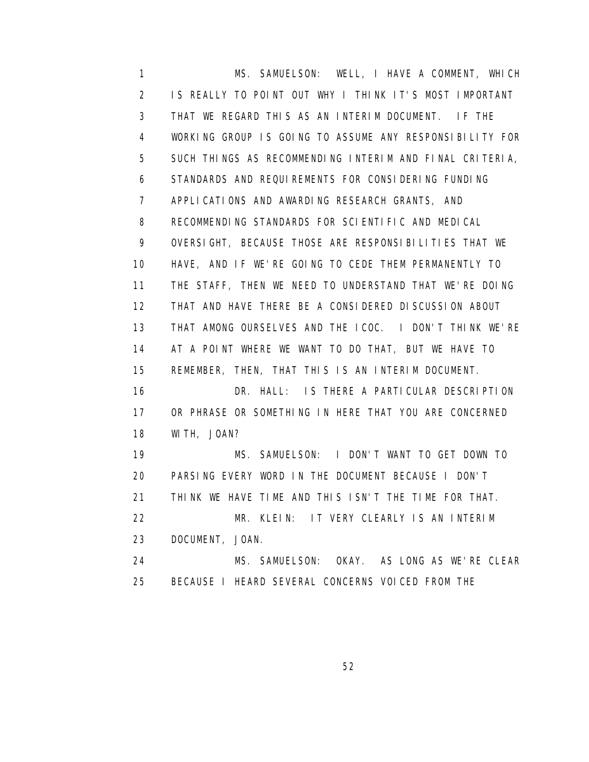MS. SAMUELSON: WELL, I HAVE A COMMENT, WHICH IS REALLY TO POINT OUT WHY I THINK IT'S MOST IMPORTANT THAT WE REGARD THIS AS AN INTERIM DOCUMENT. IF THE WORKING GROUP IS GOING TO ASSUME ANY RESPONSIBILITY FOR SUCH THINGS AS RECOMMENDING INTERIM AND FINAL CRITERIA, STANDARDS AND REQUIREMENTS FOR CONSIDERING FUNDING APPLICATIONS AND AWARDING RESEARCH GRANTS, AND RECOMMENDING STANDARDS FOR SCIENTIFIC AND MEDICAL OVERSIGHT, BECAUSE THOSE ARE RESPONSIBILITIES THAT WE HAVE, AND IF WE'RE GOING TO CEDE THEM PERMANENTLY TO THE STAFF, THEN WE NEED TO UNDERSTAND THAT WE'RE DOING THAT AND HAVE THERE BE A CONSIDERED DISCUSSION ABOUT THAT AMONG OURSELVES AND THE ICOC. I DON'T THINK WE'RE AT A POINT WHERE WE WANT TO DO THAT, BUT WE HAVE TO REMEMBER, THEN, THAT THIS IS AN INTERIM DOCUMENT.

DR. HALL: IS THERE A PARTICULAR DESCRIPTION OR PHRASE OR SOMETHING IN HERE THAT YOU ARE CONCERNED WITH, JOAN?

MS. SAMUELSON: I DON'T WANT TO GET DOWN TO PARSING EVERY WORD IN THE DOCUMENT BECAUSE I DON'T THINK WE HAVE TIME AND THIS ISN'T THE TIME FOR THAT.

MR. KLEIN: IT VERY CLEARLY IS AN INTERIM DOCUMENT, JOAN.

MS. SAMUELSON: OKAY. AS LONG AS WE'RE CLEAR BECAUSE I HEARD SEVERAL CONCERNS VOICED FROM THE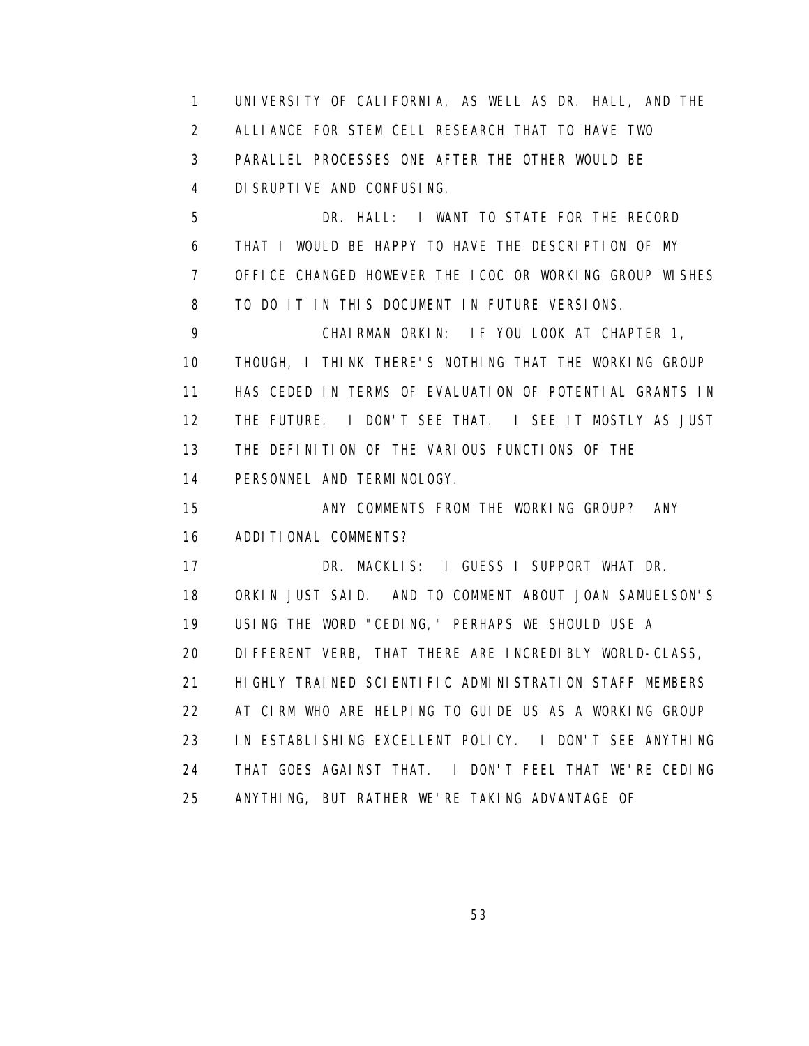UNIVERSITY OF CALIFORNIA, AS WELL AS DR. HALL, AND THE ALLIANCE FOR STEM CELL RESEARCH THAT TO HAVE TWO PARALLEL PROCESSES ONE AFTER THE OTHER WOULD BE DISRUPTIVE AND CONFUSING.

DR. HALL: I WANT TO STATE FOR THE RECORD THAT I WOULD BE HAPPY TO HAVE THE DESCRIPTION OF MY OFFICE CHANGED HOWEVER THE ICOC OR WORKING GROUP WISHES TO DO IT IN THIS DOCUMENT IN FUTURE VERSIONS.

CHAIRMAN ORKIN: IF YOU LOOK AT CHAPTER 1, THOUGH, I THINK THERE'S NOTHING THAT THE WORKING GROUP HAS CEDED IN TERMS OF EVALUATION OF POTENTIAL GRANTS IN THE FUTURE. I DON'T SEE THAT. I SEE IT MOSTLY AS JUST THE DEFINITION OF THE VARIOUS FUNCTIONS OF THE PERSONNEL AND TERMINOLOGY.

ANY COMMENTS FROM THE WORKING GROUP? ANY ADDITIONAL COMMENTS?

DR. MACKLIS: I GUESS I SUPPORT WHAT DR. ORKIN JUST SAID. AND TO COMMENT ABOUT JOAN SAMUELSON'S USING THE WORD "CEDING," PERHAPS WE SHOULD USE A DIFFERENT VERB, THAT THERE ARE INCREDIBLY WORLD-CLASS, HIGHLY TRAINED SCIENTIFIC ADMINISTRATION STAFF MEMBERS AT CIRM WHO ARE HELPING TO GUIDE US AS A WORKING GROUP IN ESTABLISHING EXCELLENT POLICY. I DON'T SEE ANYTHING THAT GOES AGAINST THAT. I DON'T FEEL THAT WE'RE CEDING ANYTHING, BUT RATHER WE'RE TAKING ADVANTAGE OF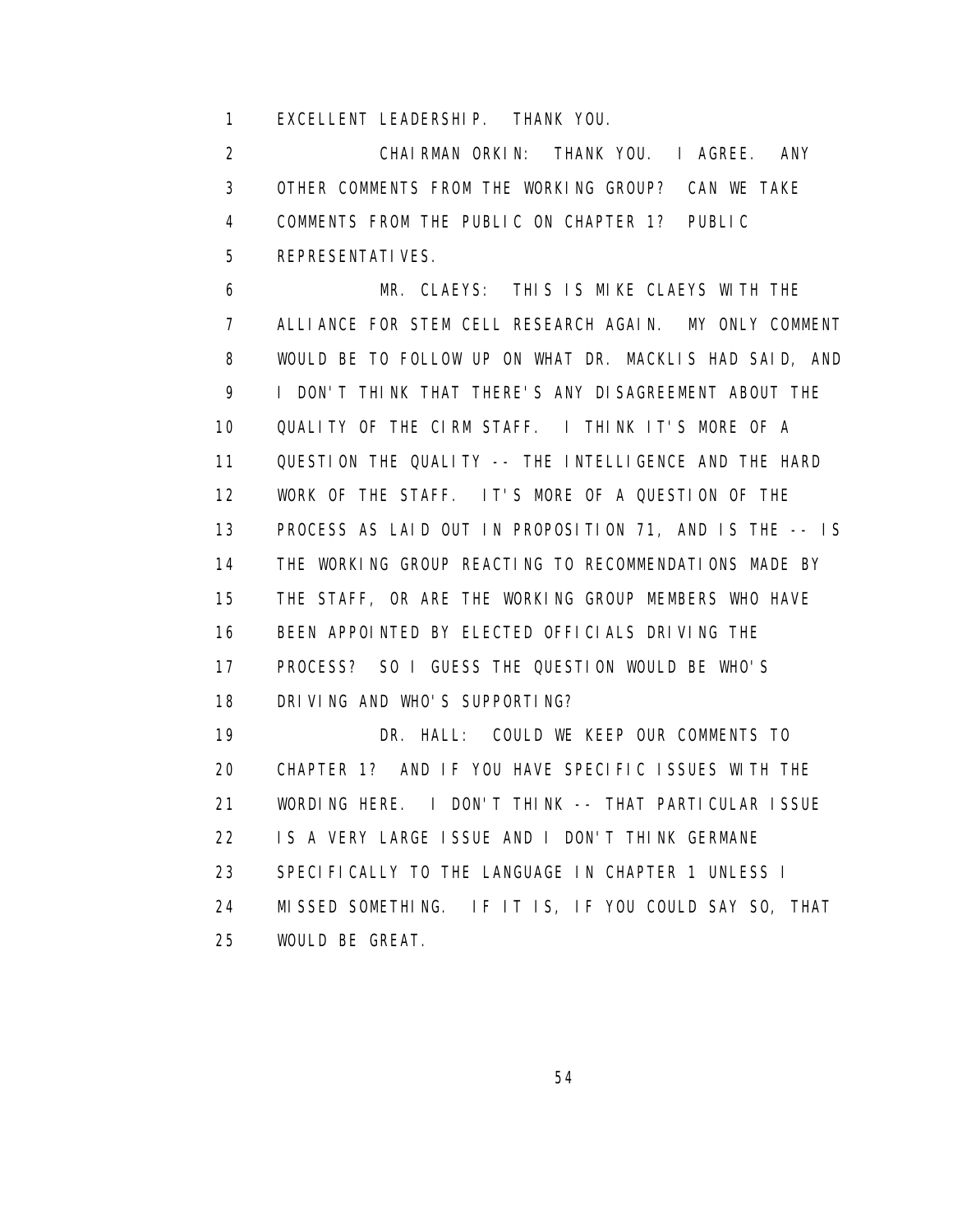EXCELLENT LEADERSHIP. THANK YOU.

CHAIRMAN ORKIN: THANK YOU. I AGREE. ANY OTHER COMMENTS FROM THE WORKING GROUP? CAN WE TAKE COMMENTS FROM THE PUBLIC ON CHAPTER 1? PUBLIC REPRESENTATIVES.

MR. CLAEYS: THIS IS MIKE CLAEYS WITH THE ALLIANCE FOR STEM CELL RESEARCH AGAIN. MY ONLY COMMENT WOULD BE TO FOLLOW UP ON WHAT DR. MACKLIS HAD SAID, AND I DON'T THINK THAT THERE'S ANY DISAGREEMENT ABOUT THE QUALITY OF THE CIRM STAFF. I THINK IT'S MORE OF A QUESTION THE QUALITY -- THE INTELLIGENCE AND THE HARD WORK OF THE STAFF. IT'S MORE OF A QUESTION OF THE PROCESS AS LAID OUT IN PROPOSITION 71, AND IS THE -- IS THE WORKING GROUP REACTING TO RECOMMENDATIONS MADE BY THE STAFF, OR ARE THE WORKING GROUP MEMBERS WHO HAVE BEEN APPOINTED BY ELECTED OFFICIALS DRIVING THE PROCESS? SO I GUESS THE QUESTION WOULD BE WHO'S DRIVING AND WHO'S SUPPORTING?

DR. HALL: COULD WE KEEP OUR COMMENTS TO CHAPTER 1? AND IF YOU HAVE SPECIFIC ISSUES WITH THE WORDING HERE. I DON'T THINK -- THAT PARTICULAR ISSUE IS A VERY LARGE ISSUE AND I DON'T THINK GERMANE SPECIFICALLY TO THE LANGUAGE IN CHAPTER 1 UNLESS I MISSED SOMETHING. IF IT IS, IF YOU COULD SAY SO, THAT WOULD BE GREAT.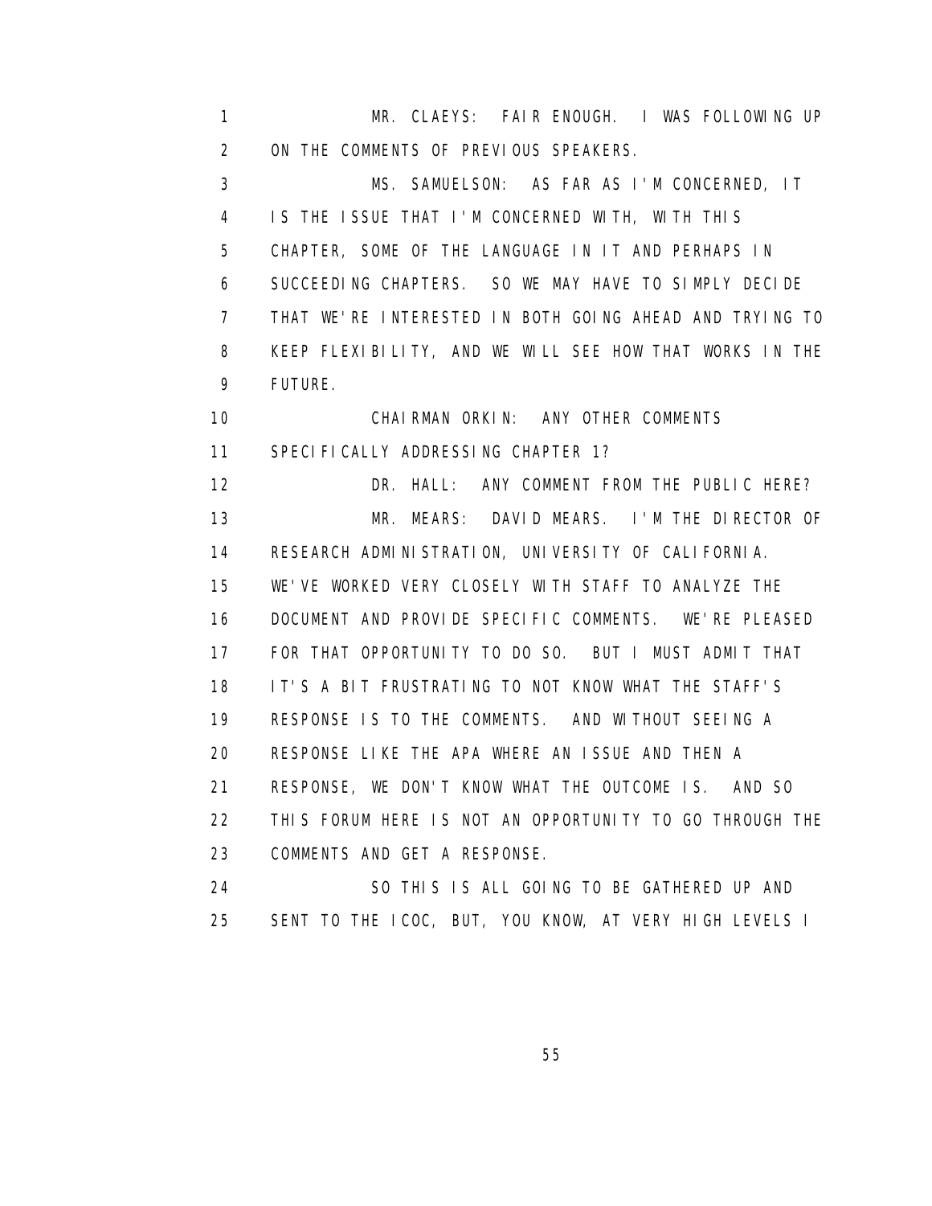MR. CLAEYS: FAIR ENOUGH. I WAS FOLLOWING UP ON THE COMMENTS OF PREVIOUS SPEAKERS.

MS. SAMUELSON: AS FAR AS I'M CONCERNED, IT IS THE ISSUE THAT I'M CONCERNED WITH, WITH THIS CHAPTER, SOME OF THE LANGUAGE IN IT AND PERHAPS IN SUCCEEDING CHAPTERS. SO WE MAY HAVE TO SIMPLY DECIDE THAT WE'RE INTERESTED IN BOTH GOING AHEAD AND TRYING TO KEEP FLEXIBILITY, AND WE WILL SEE HOW THAT WORKS IN THE FUTURE.

CHAIRMAN ORKIN: ANY OTHER COMMENTS SPECIFICALLY ADDRESSING CHAPTER 1?

DR. HALL: ANY COMMENT FROM THE PUBLIC HERE?

MR. MEARS: DAVID MEARS. I'M THE DIRECTOR OF RESEARCH ADMINISTRATION, UNIVERSITY OF CALIFORNIA. WE'VE WORKED VERY CLOSELY WITH STAFF TO ANALYZE THE DOCUMENT AND PROVIDE SPECIFIC COMMENTS. WE'RE PLEASED FOR THAT OPPORTUNITY TO DO SO. BUT I MUST ADMIT THAT IT'S A BIT FRUSTRATING TO NOT KNOW WHAT THE STAFF'S RESPONSE IS TO THE COMMENTS. AND WITHOUT SEEING A RESPONSE LIKE THE APA WHERE AN ISSUE AND THEN A RESPONSE, WE DON'T KNOW WHAT THE OUTCOME IS. AND SO THIS FORUM HERE IS NOT AN OPPORTUNITY TO GO THROUGH THE COMMENTS AND GET A RESPONSE.

SO THIS IS ALL GOING TO BE GATHERED UP AND SENT TO THE ICOC, BUT, YOU KNOW, AT VERY HIGH LEVELS I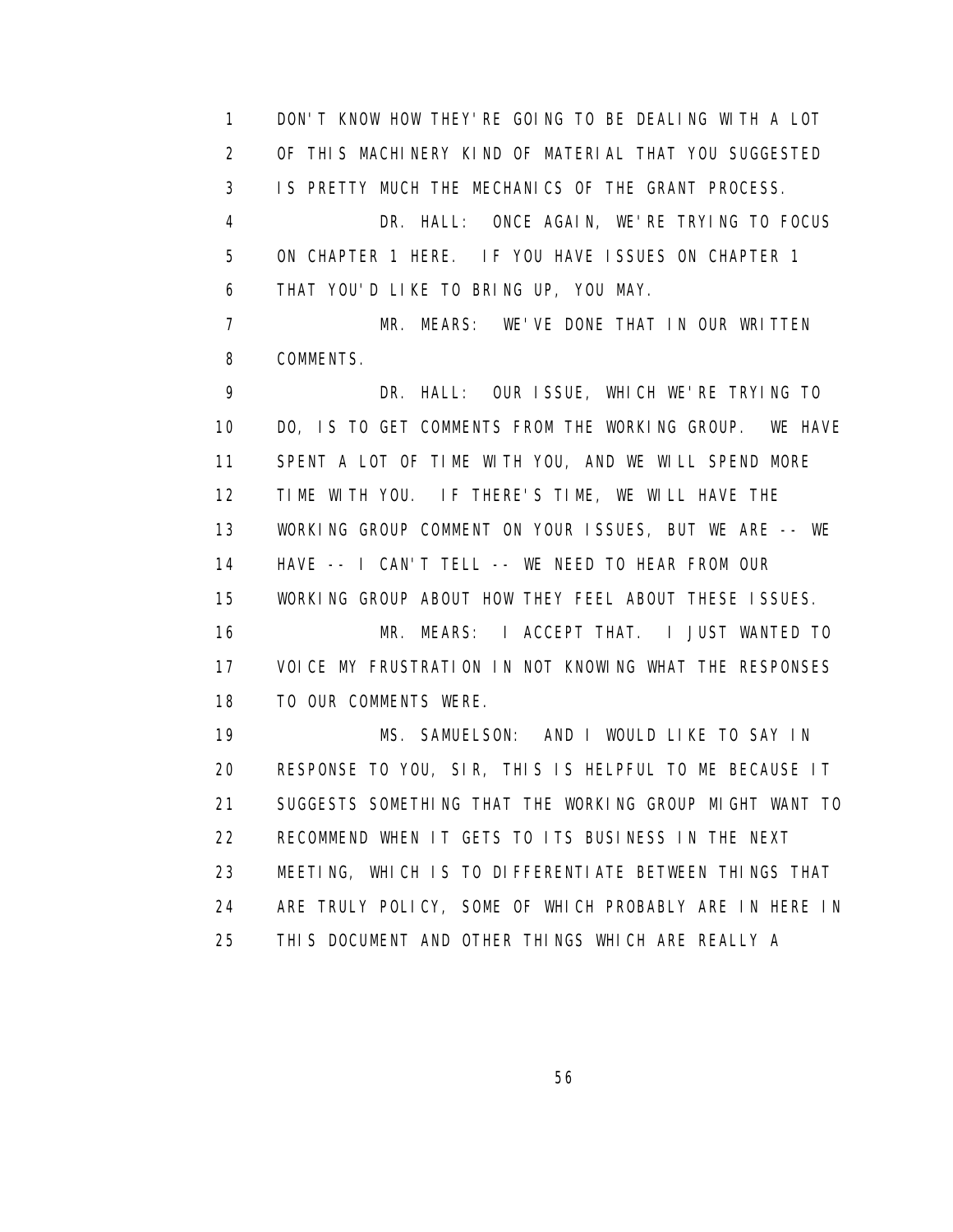DON'T KNOW HOW THEY'RE GOING TO BE DEALING WITH A LOT OF THIS MACHINERY KIND OF MATERIAL THAT YOU SUGGESTED IS PRETTY MUCH THE MECHANICS OF THE GRANT PROCESS.

DR. HALL: ONCE AGAIN, WE'RE TRYING TO FOCUS ON CHAPTER 1 HERE. IF YOU HAVE ISSUES ON CHAPTER 1 THAT YOU'D LIKE TO BRING UP, YOU MAY.

MR. MEARS: WE'VE DONE THAT IN OUR WRITTEN COMMENTS.

DR. HALL: OUR ISSUE, WHICH WE'RE TRYING TO DO, IS TO GET COMMENTS FROM THE WORKING GROUP. WE HAVE SPENT A LOT OF TIME WITH YOU, AND WE WILL SPEND MORE TIME WITH YOU. IF THERE'S TIME, WE WILL HAVE THE WORKING GROUP COMMENT ON YOUR ISSUES, BUT WE ARE -- WE HAVE -- I CAN'T TELL -- WE NEED TO HEAR FROM OUR WORKING GROUP ABOUT HOW THEY FEEL ABOUT THESE ISSUES.

MR. MEARS: I ACCEPT THAT. I JUST WANTED TO VOICE MY FRUSTRATION IN NOT KNOWING WHAT THE RESPONSES TO OUR COMMENTS WERE.

MS. SAMUELSON: AND I WOULD LIKE TO SAY IN RESPONSE TO YOU, SIR, THIS IS HELPFUL TO ME BECAUSE IT SUGGESTS SOMETHING THAT THE WORKING GROUP MIGHT WANT TO RECOMMEND WHEN IT GETS TO ITS BUSINESS IN THE NEXT MEETING, WHICH IS TO DIFFERENTIATE BETWEEN THINGS THAT ARE TRULY POLICY, SOME OF WHICH PROBABLY ARE IN HERE IN THIS DOCUMENT AND OTHER THINGS WHICH ARE REALLY A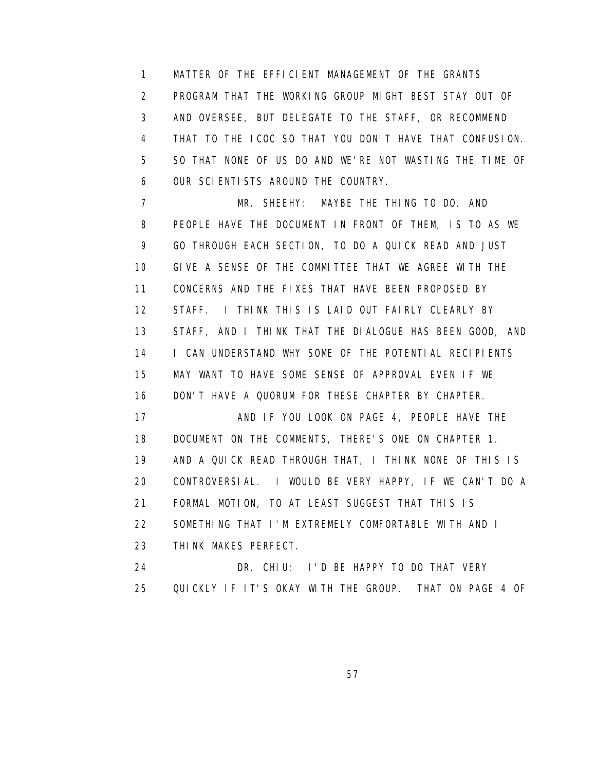MATTER OF THE EFFICIENT MANAGEMENT OF THE GRANTS PROGRAM THAT THE WORKING GROUP MIGHT BEST STAY OUT OF AND OVERSEE, BUT DELEGATE TO THE STAFF, OR RECOMMEND THAT TO THE ICOC SO THAT YOU DON'T HAVE THAT CONFUSION. SO THAT NONE OF US DO AND WE'RE NOT WASTING THE TIME OF OUR SCIENTISTS AROUND THE COUNTRY.

MR. SHEEHY: MAYBE THE THING TO DO, AND PEOPLE HAVE THE DOCUMENT IN FRONT OF THEM, IS TO AS WE GO THROUGH EACH SECTION, TO DO A QUICK READ AND JUST GIVE A SENSE OF THE COMMITTEE THAT WE AGREE WITH THE CONCERNS AND THE FIXES THAT HAVE BEEN PROPOSED BY STAFF. I THINK THIS IS LAID OUT FAIRLY CLEARLY BY STAFF, AND I THINK THAT THE DIALOGUE HAS BEEN GOOD, AND I CAN UNDERSTAND WHY SOME OF THE POTENTIAL RECIPIENTS MAY WANT TO HAVE SOME SENSE OF APPROVAL EVEN IF WE DON'T HAVE A QUORUM FOR THESE CHAPTER BY CHAPTER.

AND IF YOU LOOK ON PAGE 4, PEOPLE HAVE THE DOCUMENT ON THE COMMENTS, THERE'S ONE ON CHAPTER 1. AND A QUICK READ THROUGH THAT, I THINK NONE OF THIS IS CONTROVERSIAL. I WOULD BE VERY HAPPY, IF WE CAN'T DO A FORMAL MOTION, TO AT LEAST SUGGEST THAT THIS IS SOMETHING THAT I'M EXTREMELY COMFORTABLE WITH AND I THINK MAKES PERFECT.

DR. CHIU: I'D BE HAPPY TO DO THAT VERY QUICKLY IF IT'S OKAY WITH THE GROUP. THAT ON PAGE 4 OF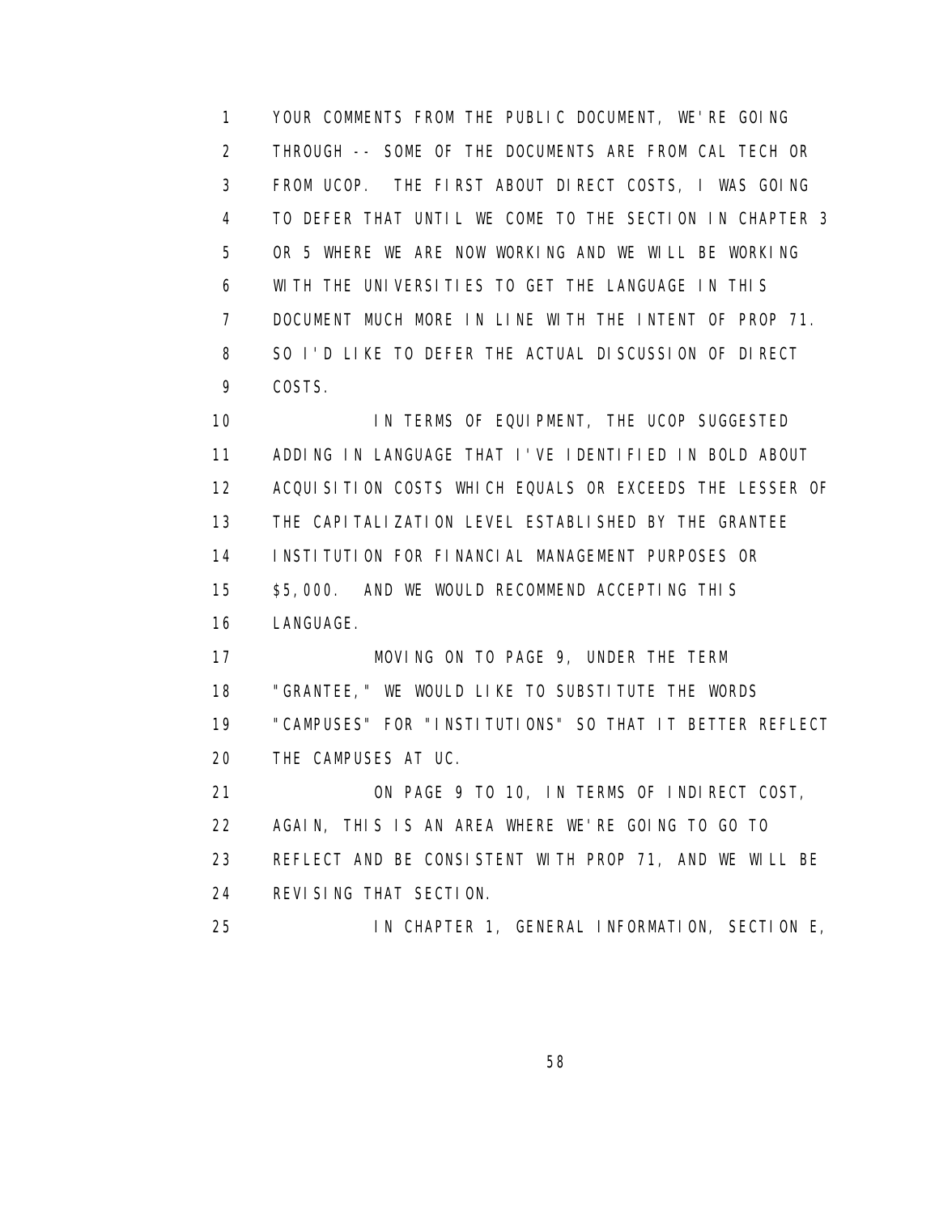YOUR COMMENTS FROM THE PUBLIC DOCUMENT, WE'RE GOING THROUGH -- SOME OF THE DOCUMENTS ARE FROM CAL TECH OR FROM UCOP. THE FIRST ABOUT DIRECT COSTS, I WAS GOING TO DEFER THAT UNTIL WE COME TO THE SECTION IN CHAPTER 3 OR 5 WHERE WE ARE NOW WORKING AND WE WILL BE WORKING WITH THE UNIVERSITIES TO GET THE LANGUAGE IN THIS DOCUMENT MUCH MORE IN LINE WITH THE INTENT OF PROP 71. SO I'D LIKE TO DEFER THE ACTUAL DISCUSSION OF DIRECT COSTS.

IN TERMS OF EQUIPMENT, THE UCOP SUGGESTED ADDING IN LANGUAGE THAT I'VE IDENTIFIED IN BOLD ABOUT ACQUISITION COSTS WHICH EQUALS OR EXCEEDS THE LESSER OF THE CAPITALIZATION LEVEL ESTABLISHED BY THE GRANTEE INSTITUTION FOR FINANCIAL MANAGEMENT PURPOSES OR $5,000. AND WE WOULD RECOMMEND ACCEPTING THIS LANGUAGE.

MOVING ON TO PAGE 9, UNDER THE TERM "GRANTEE," WE WOULD LIKE TO SUBSTITUTE THE WORDS "CAMPUSES" FOR "INSTITUTIONS" SO THAT IT BETTER REFLECT THE CAMPUSES AT UC.

ON PAGE 9 TO 10, IN TERMS OF INDIRECT COST, AGAIN, THIS IS AN AREA WHERE WE'RE GOING TO GO TO REFLECT AND BE CONSISTENT WITH PROP 71, AND WE WILL BE REVISING THAT SECTION.

IN CHAPTER 1, GENERAL INFORMATION, SECTION E,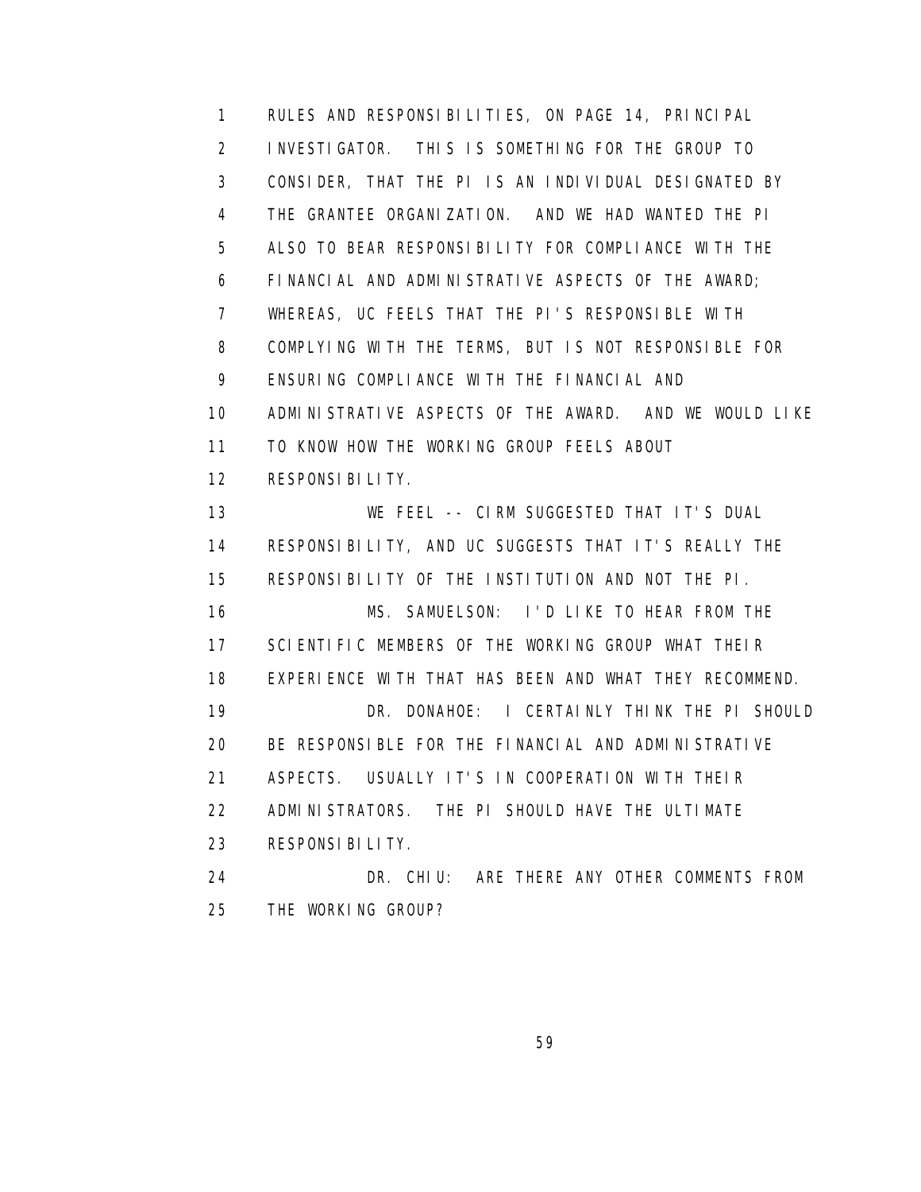RULES AND RESPONSIBILITIES, ON PAGE 14, PRINCIPAL INVESTIGATOR. THIS IS SOMETHING FOR THE GROUP TO CONSIDER, THAT THE PI IS AN INDIVIDUAL DESIGNATED BY THE GRANTEE ORGANIZATION. AND WE HAD WANTED THE PI ALSO TO BEAR RESPONSIBILITY FOR COMPLIANCE WITH THE FINANCIAL AND ADMINISTRATIVE ASPECTS OF THE AWARD; WHEREAS, UC FEELS THAT THE PI'S RESPONSIBLE WITH COMPLYING WITH THE TERMS, BUT IS NOT RESPONSIBLE FOR ENSURING COMPLIANCE WITH THE FINANCIAL AND ADMINISTRATIVE ASPECTS OF THE AWARD. AND WE WOULD LIKE TO KNOW HOW THE WORKING GROUP FEELS ABOUT RESPONSIBILITY.

WE FEEL -- CIRM SUGGESTED THAT IT'S DUAL RESPONSIBILITY, AND UC SUGGESTS THAT IT'S REALLY THE RESPONSIBILITY OF THE INSTITUTION AND NOT THE PI.

MS. SAMUELSON: I'D LIKE TO HEAR FROM THE SCIENTIFIC MEMBERS OF THE WORKING GROUP WHAT THEIR EXPERIENCE WITH THAT HAS BEEN AND WHAT THEY RECOMMEND.

DR. DONAHOE: I CERTAINLY THINK THE PI SHOULD BE RESPONSIBLE FOR THE FINANCIAL AND ADMINISTRATIVE ASPECTS. USUALLY IT'S IN COOPERATION WITH THEIR ADMINISTRATORS. THE PI SHOULD HAVE THE ULTIMATE RESPONSIBILITY.

DR. CHIU: ARE THERE ANY OTHER COMMENTS FROM THE WORKING GROUP?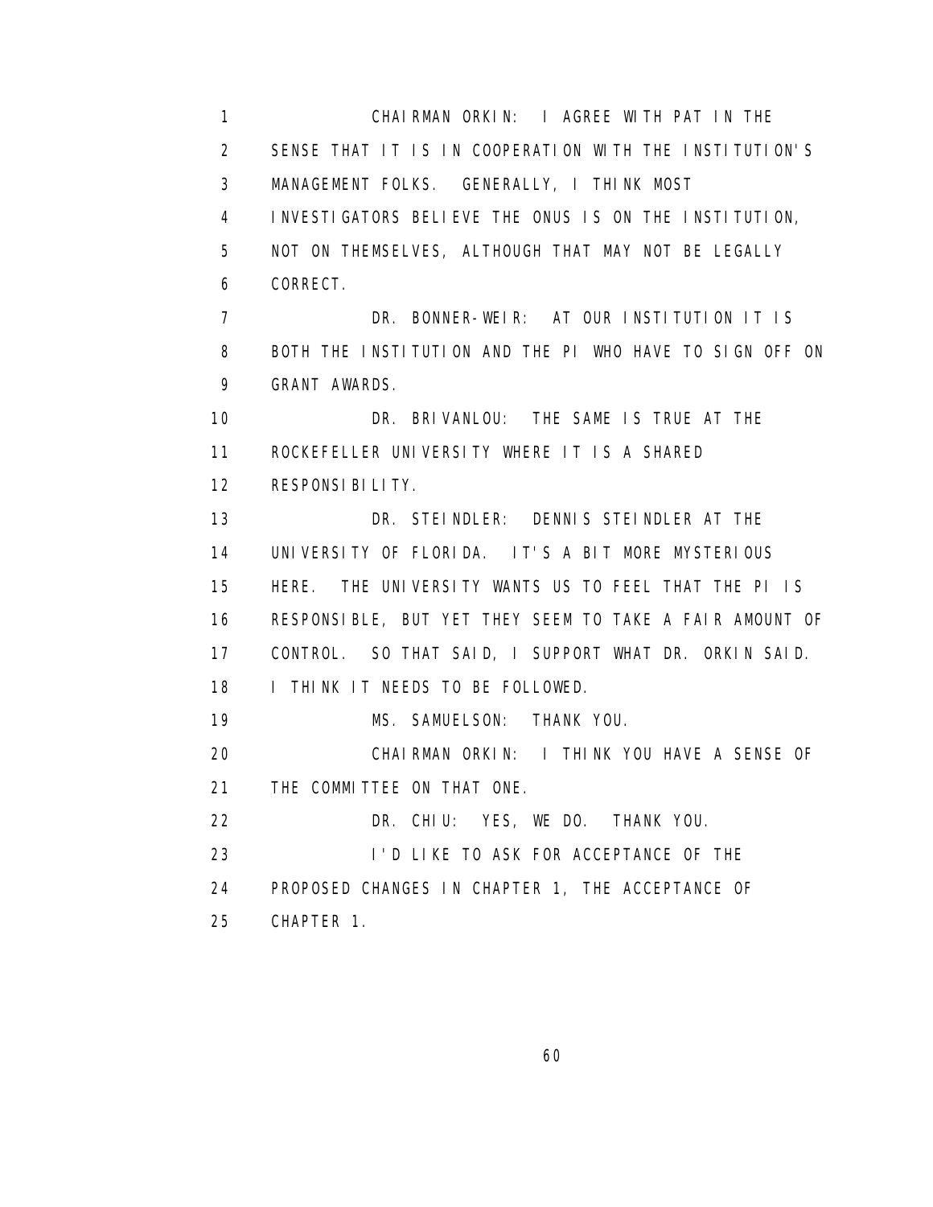CHAIRMAN ORKIN: I AGREE WITH PAT IN THE SENSE THAT IT IS IN COOPERATION WITH THE INSTITUTION'S MANAGEMENT FOLKS. GENERALLY, I THINK MOST INVESTIGATORS BELIEVE THE ONUS IS ON THE INSTITUTION, NOT ON THEMSELVES, ALTHOUGH THAT MAY NOT BE LEGALLY CORRECT.

DR. BONNER-WEIR: AT OUR INSTITUTION IT IS BOTH THE INSTITUTION AND THE PI WHO HAVE TO SIGN OFF ON GRANT AWARDS.

DR. BRIVANLOU: THE SAME IS TRUE AT THE ROCKEFELLER UNIVERSITY WHERE IT IS A SHARED RESPONSIBILITY.

DR. STEINDLER: DENNIS STEINDLER AT THE UNIVERSITY OF FLORIDA. IT'S A BIT MORE MYSTERIOUS HERE. THE UNIVERSITY WANTS US TO FEEL THAT THE PI IS RESPONSIBLE, BUT YET THEY SEEM TO TAKE A FAIR AMOUNT OF CONTROL. SO THAT SAID, I SUPPORT WHAT DR. ORKIN SAID. I THINK IT NEEDS TO BE FOLLOWED.

MS. SAMUELSON: THANK YOU.

CHAIRMAN ORKIN: I THINK YOU HAVE A SENSE OF THE COMMITTEE ON THAT ONE.

DR. CHIU: YES, WE DO. THANK YOU.

I'D LIKE TO ASK FOR ACCEPTANCE OF THE PROPOSED CHANGES IN CHAPTER 1, THE ACCEPTANCE OF CHAPTER 1.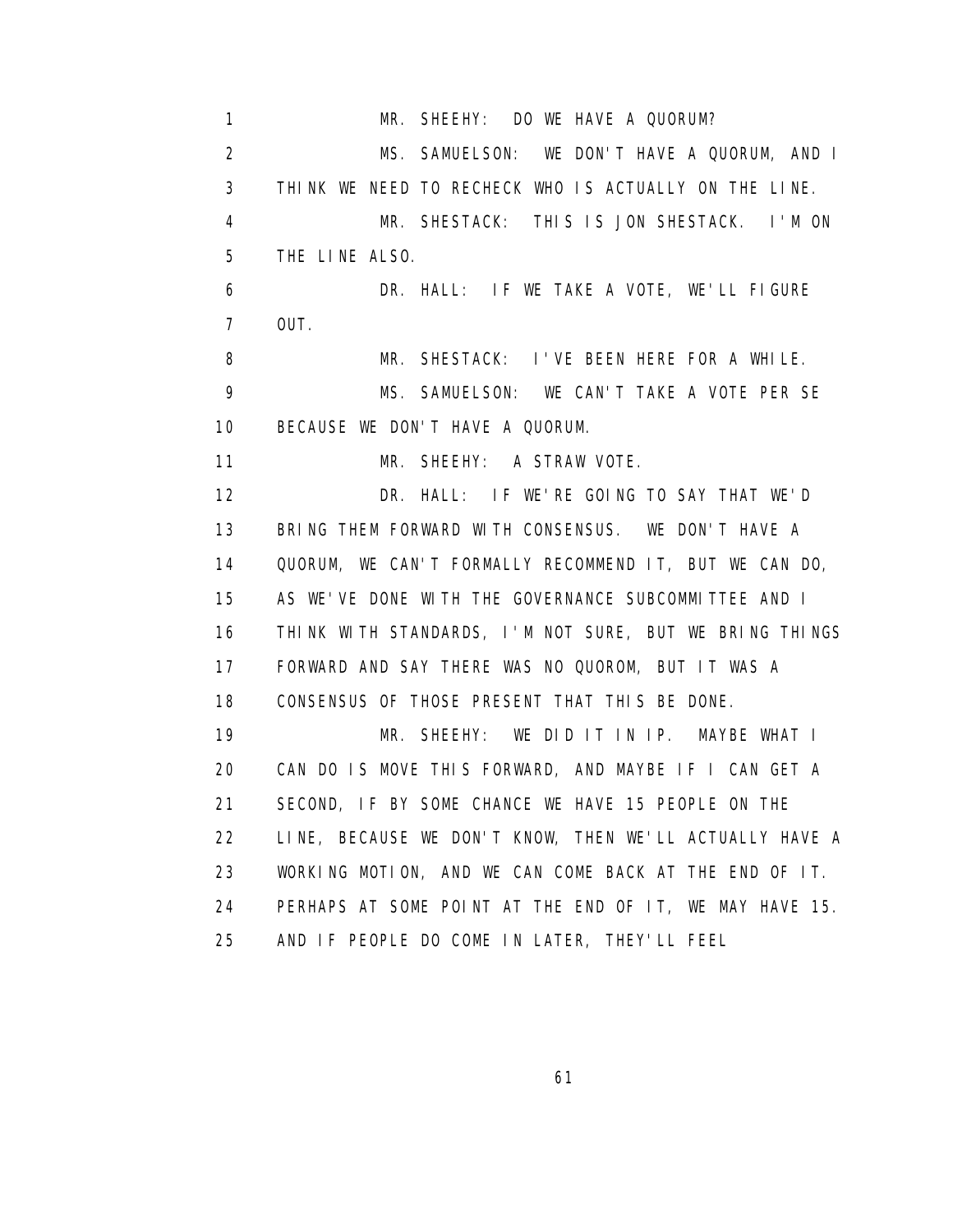MR. SHEEHY: DO WE HAVE A QUORUM?

MS. SAMUELSON: WE DON'T HAVE A QUORUM, AND I THINK WE NEED TO RECHECK WHO IS ACTUALLY ON THE LINE.

MR. SHESTACK: THIS IS JON SHESTACK. I'M ON THE LINE ALSO.

DR. HALL: IF WE TAKE A VOTE, WE'LL FIGURE OUT.

MR. SHESTACK: I'VE BEEN HERE FOR A WHILE.

MS. SAMUELSON: WE CAN'T TAKE A VOTE PER SE BECAUSE WE DON'T HAVE A QUORUM.

MR. SHEEHY: A STRAW VOTE.

DR. HALL: IF WE'RE GOING TO SAY THAT WE'D BRING THEM FORWARD WITH CONSENSUS. WE DON'T HAVE A QUORUM, WE CAN'T FORMALLY RECOMMEND IT, BUT WE CAN DO, AS WE'VE DONE WITH THE GOVERNANCE SUBCOMMITTEE AND I THINK WITH STANDARDS, I'M NOT SURE, BUT WE BRING THINGS FORWARD AND SAY THERE WAS NO QUOROM, BUT IT WAS A CONSENSUS OF THOSE PRESENT THAT THIS BE DONE.

MR. SHEEHY: WE DID IT IN IP. MAYBE WHAT I CAN DO IS MOVE THIS FORWARD, AND MAYBE IF I CAN GET A SECOND, IF BY SOME CHANCE WE HAVE 15 PEOPLE ON THE LINE, BECAUSE WE DON'T KNOW, THEN WE'LL ACTUALLY HAVE A WORKING MOTION, AND WE CAN COME BACK AT THE END OF IT. PERHAPS AT SOME POINT AT THE END OF IT, WE MAY HAVE 15. AND IF PEOPLE DO COME IN LATER, THEY'LL FEEL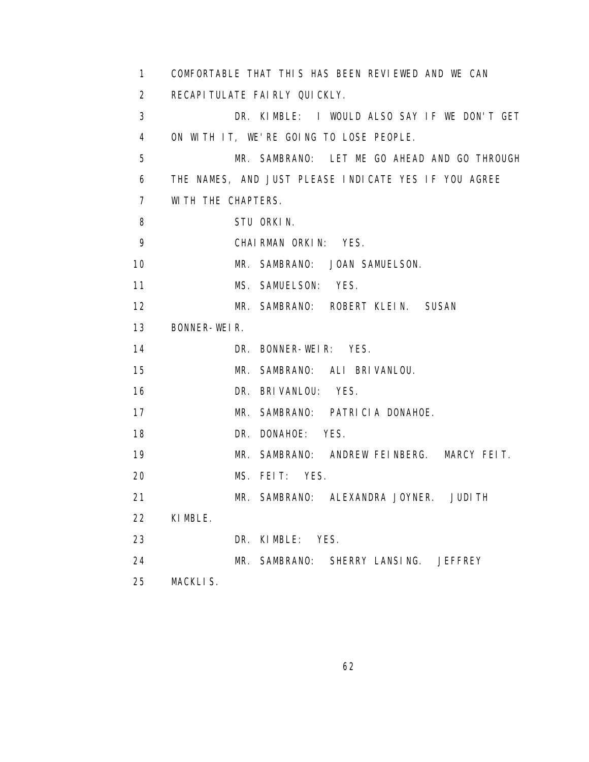1 COMFORTABLE THAT THIS HAS BEEN REVIEWED AND WE CAN
2 RECAPITULATE FAIRLY QUICKLY.
3 DR. KIMBLE: I WOULD ALSO SAY IF WE DON'T GET
4 ON WITH IT, WE'RE GOING TO LOSE PEOPLE.
5 MR. SAMBRANO: LET ME GO AHEAD AND GO THROUGH
6 THE NAMES, AND JUST PLEASE INDICATE YES IF YOU AGREE
7 WITH THE CHAPTERS.
8 STU ORKIN.
9 CHAIRMAN ORKIN: YES.
10 MR. SAMBRANO: JOAN SAMUELSON.
11 MS. SAMUELSON: YES.
12 MR. SAMBRANO: ROBERT KLEIN. SUSAN
13 BONNER-WEIR.
14 DR. BONNER-WEIR: YES.
15 MR. SAMBRANO: ALI BRIVANLOU.
16 DR. BRIVANLOU: YES.
17 MR. SAMBRANO: PATRICIA DONAHOE.
18 DR. DONAHOE: YES.
19 MR. SAMBRANO: ANDREW FEINBERG. MARCY FEIT.
20 MS. FEIT: YES.
21 MR. SAMBRANO: ALEXANDRA JOYNER. JUDITH
22 KIMBLE.
23 DR. KIMBLE: YES.
24 MR. SAMBRANO: SHERRY LANSING. JEFFREY
25 MACKLIS.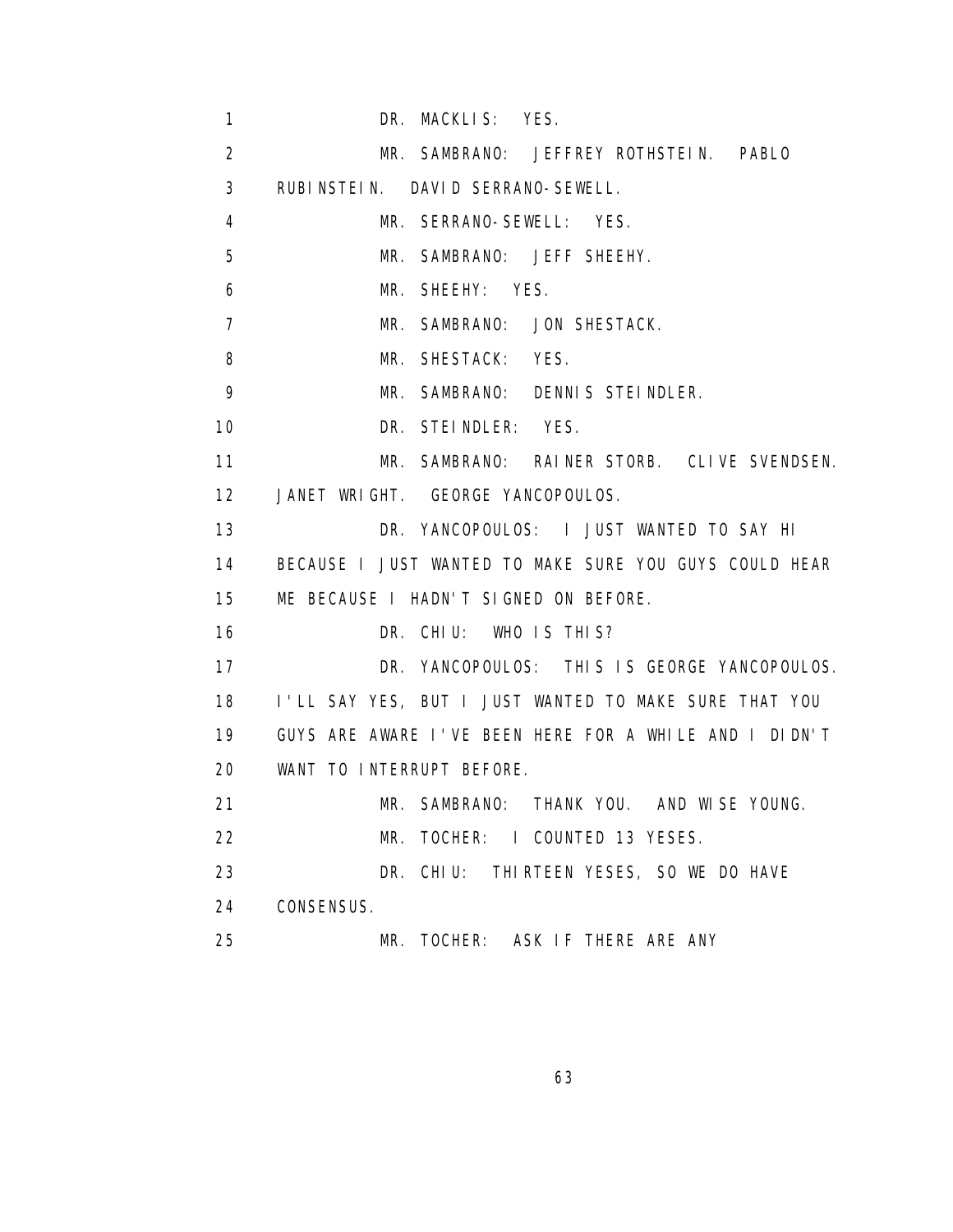1 DR. MACKLIS: YES.

2 MR. SAMBRANO: JEFFREY ROTHSTEIN. PABLO

3 RUBINSTEIN. DAVID SERRANO-SEWELL.

4 MR. SERRANO-SEWELL: YES.

5 MR. SAMBRANO: JEFF SHEEHY.

6 MR. SHEEHY: YES.

7 MR. SAMBRANO: JON SHESTACK.

8 MR. SHESTACK: YES.

9 MR. SAMBRANO: DENNIS STEINDLER.

10 DR. STEINDLER: YES.

11 MR. SAMBRANO: RAINER STORB. CLIVE SVENDSEN.

12 JANET WRIGHT. GEORGE YANCOPOULOS.

13 DR. YANCOPOULOS: I JUST WANTED TO SAY HI

14 BECAUSE I JUST WANTED TO MAKE SURE YOU GUYS COULD HEAR

15 ME BECAUSE I HADN'T SIGNED ON BEFORE.

16 DR. CHIU: WHO IS THIS?

17 DR. YANCOPOULOS: THIS IS GEORGE YANCOPOULOS.

18 I'LL SAY YES, BUT I JUST WANTED TO MAKE SURE THAT YOU

19 GUYS ARE AWARE I'VE BEEN HERE FOR A WHILE AND I DIDN'T

20 WANT TO INTERRUPT BEFORE.

21 MR. SAMBRANO: THANK YOU. AND WISE YOUNG.

22 MR. TOCHER: I COUNTED 13 YESES.

23 DR. CHIU: THIRTEEN YESES, SO WE DO HAVE

24 CONSENSUS.

25 MR. TOCHER: ASK IF THERE ARE ANY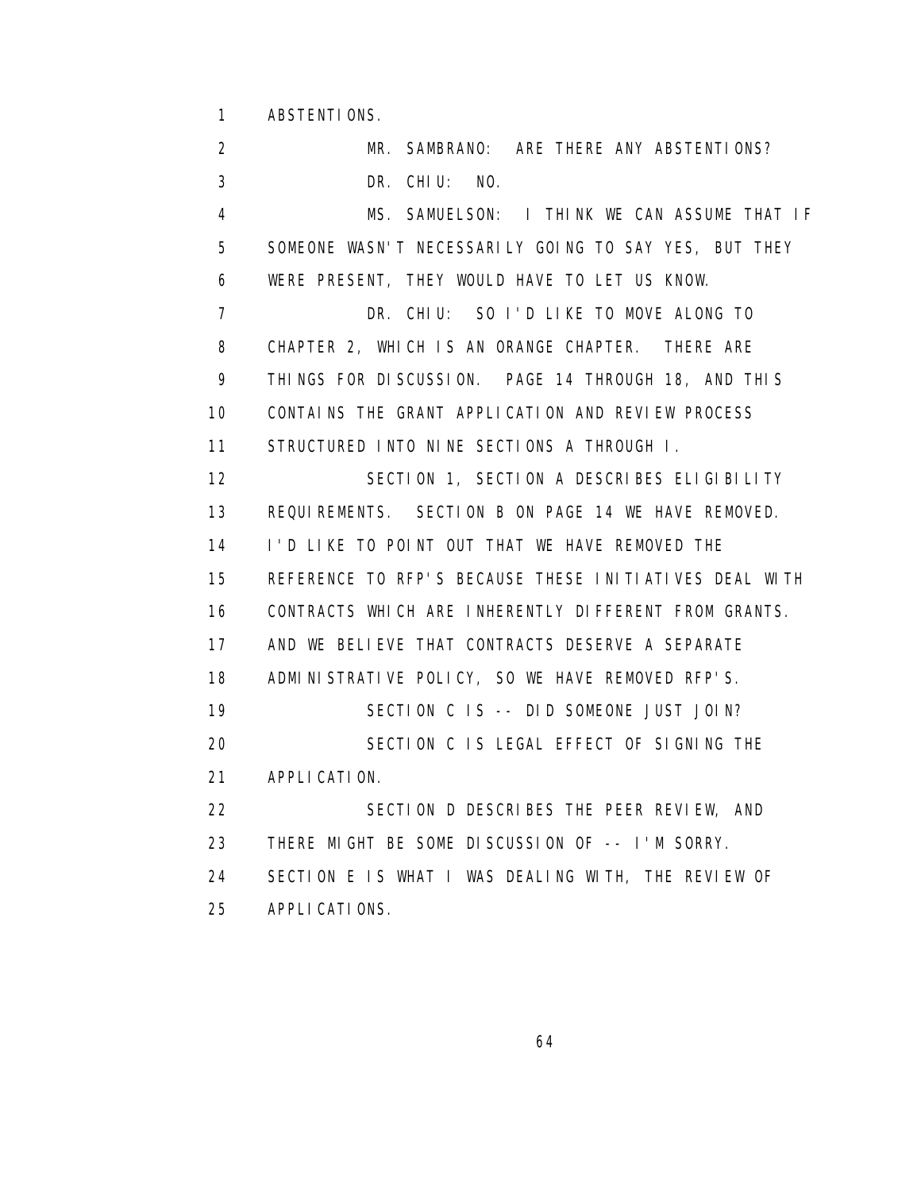ABSTENTIONS.

MR. SAMBRANO: ARE THERE ANY ABSTENTIONS?

DR. CHIU: NO.

MS. SAMUELSON: I THINK WE CAN ASSUME THAT IF SOMEONE WASN'T NECESSARILY GOING TO SAY YES, BUT THEY WERE PRESENT, THEY WOULD HAVE TO LET US KNOW.

DR. CHIU: SO I'D LIKE TO MOVE ALONG TO CHAPTER 2, WHICH IS AN ORANGE CHAPTER. THERE ARE THINGS FOR DISCUSSION. PAGE 14 THROUGH 18, AND THIS CONTAINS THE GRANT APPLICATION AND REVIEW PROCESS STRUCTURED INTO NINE SECTIONS A THROUGH I.

SECTION 1, SECTION A DESCRIBES ELIGIBILITY REQUIREMENTS. SECTION B ON PAGE 14 WE HAVE REMOVED. I'D LIKE TO POINT OUT THAT WE HAVE REMOVED THE REFERENCE TO RFP'S BECAUSE THESE INITIATIVES DEAL WITH CONTRACTS WHICH ARE INHERENTLY DIFFERENT FROM GRANTS. AND WE BELIEVE THAT CONTRACTS DESERVE A SEPARATE ADMINISTRATIVE POLICY, SO WE HAVE REMOVED RFP'S.

SECTION C IS -- DID SOMEONE JUST JOIN?

SECTION C IS LEGAL EFFECT OF SIGNING THE APPLICATION.

SECTION D DESCRIBES THE PEER REVIEW, AND THERE MIGHT BE SOME DISCUSSION OF -- I'M SORRY. SECTION E IS WHAT I WAS DEALING WITH, THE REVIEW OF APPLICATIONS.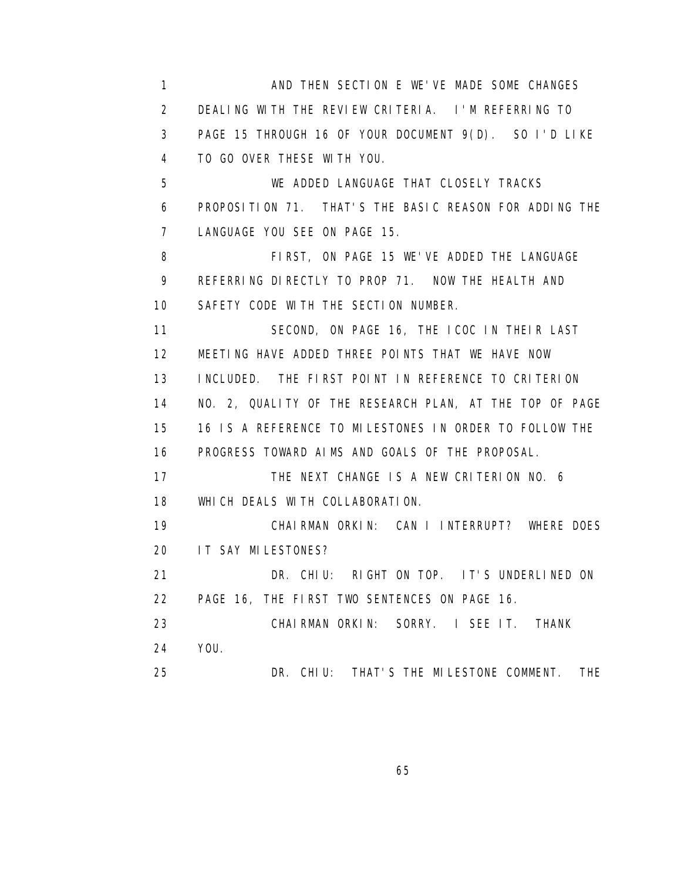AND THEN SECTION E WE'VE MADE SOME CHANGES DEALING WITH THE REVIEW CRITERIA. I'M REFERRING TO PAGE 15 THROUGH 16 OF YOUR DOCUMENT 9(D). SO I'D LIKE TO GO OVER THESE WITH YOU.

WE ADDED LANGUAGE THAT CLOSELY TRACKS PROPOSITION 71. THAT'S THE BASIC REASON FOR ADDING THE LANGUAGE YOU SEE ON PAGE 15.

FIRST, ON PAGE 15 WE'VE ADDED THE LANGUAGE REFERRING DIRECTLY TO PROP 71. NOW THE HEALTH AND SAFETY CODE WITH THE SECTION NUMBER.

SECOND, ON PAGE 16, THE ICOC IN THEIR LAST MEETING HAVE ADDED THREE POINTS THAT WE HAVE NOW INCLUDED. THE FIRST POINT IN REFERENCE TO CRITERION NO. 2, QUALITY OF THE RESEARCH PLAN, AT THE TOP OF PAGE 16 IS A REFERENCE TO MILESTONES IN ORDER TO FOLLOW THE PROGRESS TOWARD AIMS AND GOALS OF THE PROPOSAL.

THE NEXT CHANGE IS A NEW CRITERION NO. 6 WHICH DEALS WITH COLLABORATION.

CHAIRMAN ORKIN: CAN I INTERRUPT? WHERE DOES IT SAY MILESTONES?

DR. CHIU: RIGHT ON TOP. IT'S UNDERLINED ON PAGE 16, THE FIRST TWO SENTENCES ON PAGE 16.

CHAIRMAN ORKIN: SORRY. I SEE IT. THANK YOU.

DR. CHIU: THAT'S THE MILESTONE COMMENT. THE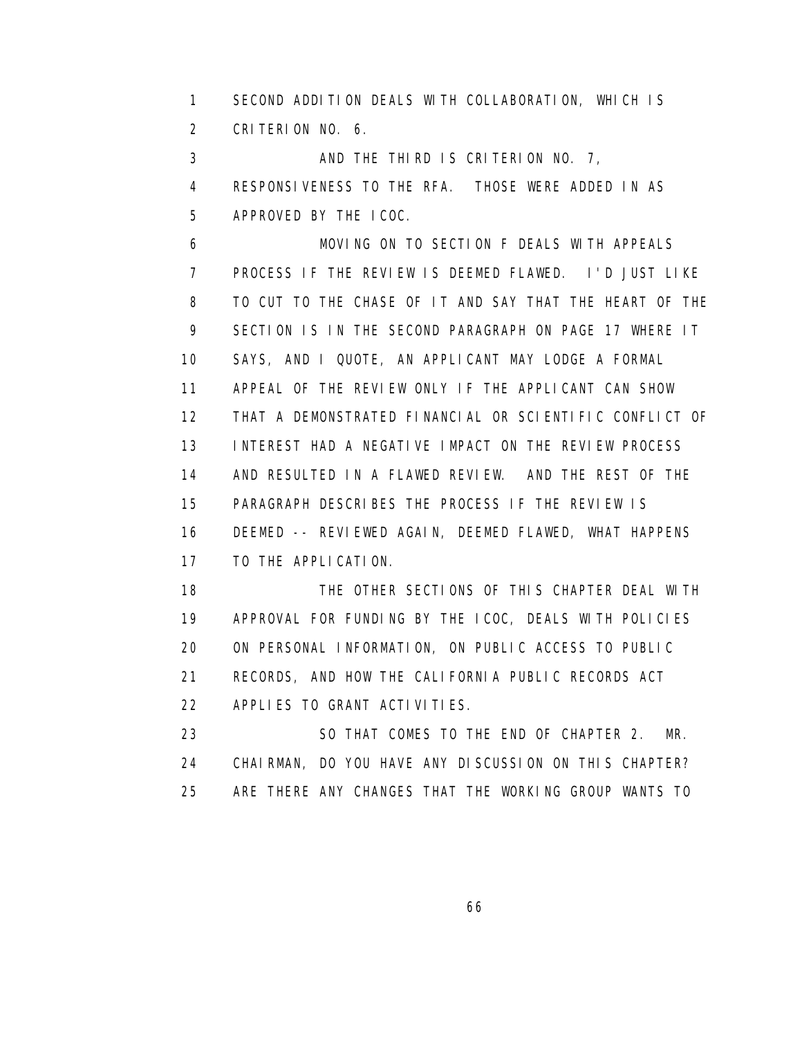SECOND ADDITION DEALS WITH COLLABORATION, WHICH IS CRITERION NO. 6.

AND THE THIRD IS CRITERION NO. 7, RESPONSIVENESS TO THE RFA. THOSE WERE ADDED IN AS APPROVED BY THE ICOC.

MOVING ON TO SECTION F DEALS WITH APPEALS PROCESS IF THE REVIEW IS DEEMED FLAWED. I'D JUST LIKE TO CUT TO THE CHASE OF IT AND SAY THAT THE HEART OF THE SECTION IS IN THE SECOND PARAGRAPH ON PAGE 17 WHERE IT SAYS, AND I QUOTE, AN APPLICANT MAY LODGE A FORMAL APPEAL OF THE REVIEW ONLY IF THE APPLICANT CAN SHOW THAT A DEMONSTRATED FINANCIAL OR SCIENTIFIC CONFLICT OF INTEREST HAD A NEGATIVE IMPACT ON THE REVIEW PROCESS AND RESULTED IN A FLAWED REVIEW. AND THE REST OF THE PARAGRAPH DESCRIBES THE PROCESS IF THE REVIEW IS DEEMED -- REVIEWED AGAIN, DEEMED FLAWED, WHAT HAPPENS TO THE APPLICATION.

THE OTHER SECTIONS OF THIS CHAPTER DEAL WITH APPROVAL FOR FUNDING BY THE ICOC, DEALS WITH POLICIES ON PERSONAL INFORMATION, ON PUBLIC ACCESS TO PUBLIC RECORDS, AND HOW THE CALIFORNIA PUBLIC RECORDS ACT APPLIES TO GRANT ACTIVITIES.

SO THAT COMES TO THE END OF CHAPTER 2. MR. CHAIRMAN, DO YOU HAVE ANY DISCUSSION ON THIS CHAPTER? ARE THERE ANY CHANGES THAT THE WORKING GROUP WANTS TO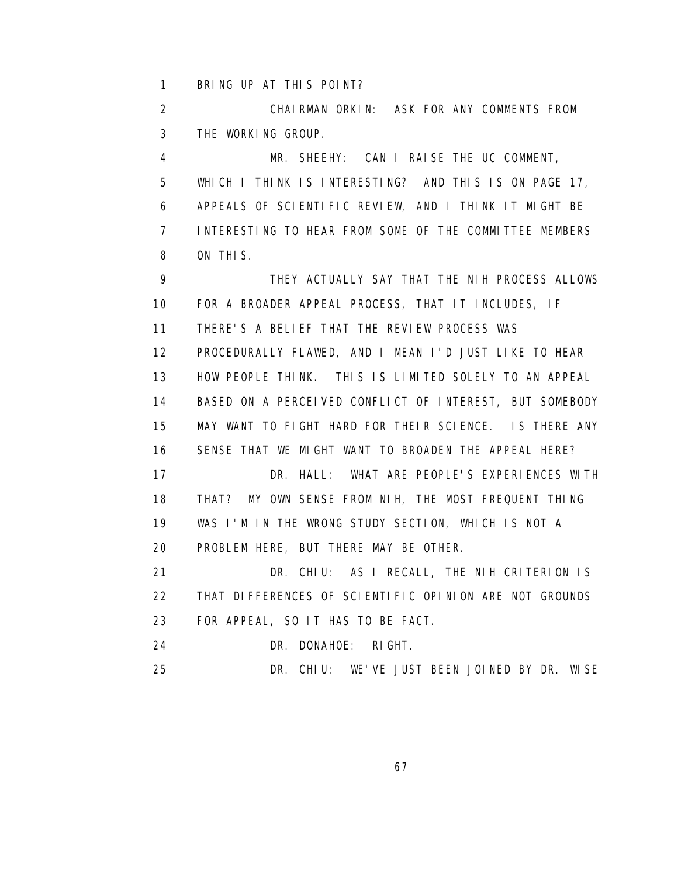BRING UP AT THIS POINT?

CHAIRMAN ORKIN: ASK FOR ANY COMMENTS FROM THE WORKING GROUP.

MR. SHEEHY: CAN I RAISE THE UC COMMENT, WHICH I THINK IS INTERESTING? AND THIS IS ON PAGE 17, APPEALS OF SCIENTIFIC REVIEW, AND I THINK IT MIGHT BE INTERESTING TO HEAR FROM SOME OF THE COMMITTEE MEMBERS ON THIS.

THEY ACTUALLY SAY THAT THE NIH PROCESS ALLOWS FOR A BROADER APPEAL PROCESS, THAT IT INCLUDES, IF THERE'S A BELIEF THAT THE REVIEW PROCESS WAS PROCEDURALLY FLAWED, AND I MEAN I'D JUST LIKE TO HEAR HOW PEOPLE THINK. THIS IS LIMITED SOLELY TO AN APPEAL BASED ON A PERCEIVED CONFLICT OF INTEREST, BUT SOMEBODY MAY WANT TO FIGHT HARD FOR THEIR SCIENCE. IS THERE ANY SENSE THAT WE MIGHT WANT TO BROADEN THE APPEAL HERE?

DR. HALL: WHAT ARE PEOPLE'S EXPERIENCES WITH THAT? MY OWN SENSE FROM NIH, THE MOST FREQUENT THING WAS I'M IN THE WRONG STUDY SECTION, WHICH IS NOT A PROBLEM HERE, BUT THERE MAY BE OTHER.

DR. CHIU: AS I RECALL, THE NIH CRITERION IS THAT DIFFERENCES OF SCIENTIFIC OPINION ARE NOT GROUNDS FOR APPEAL, SO IT HAS TO BE FACT.

DR. DONAHOE: RIGHT.

DR. CHIU: WE'VE JUST BEEN JOINED BY DR. WISE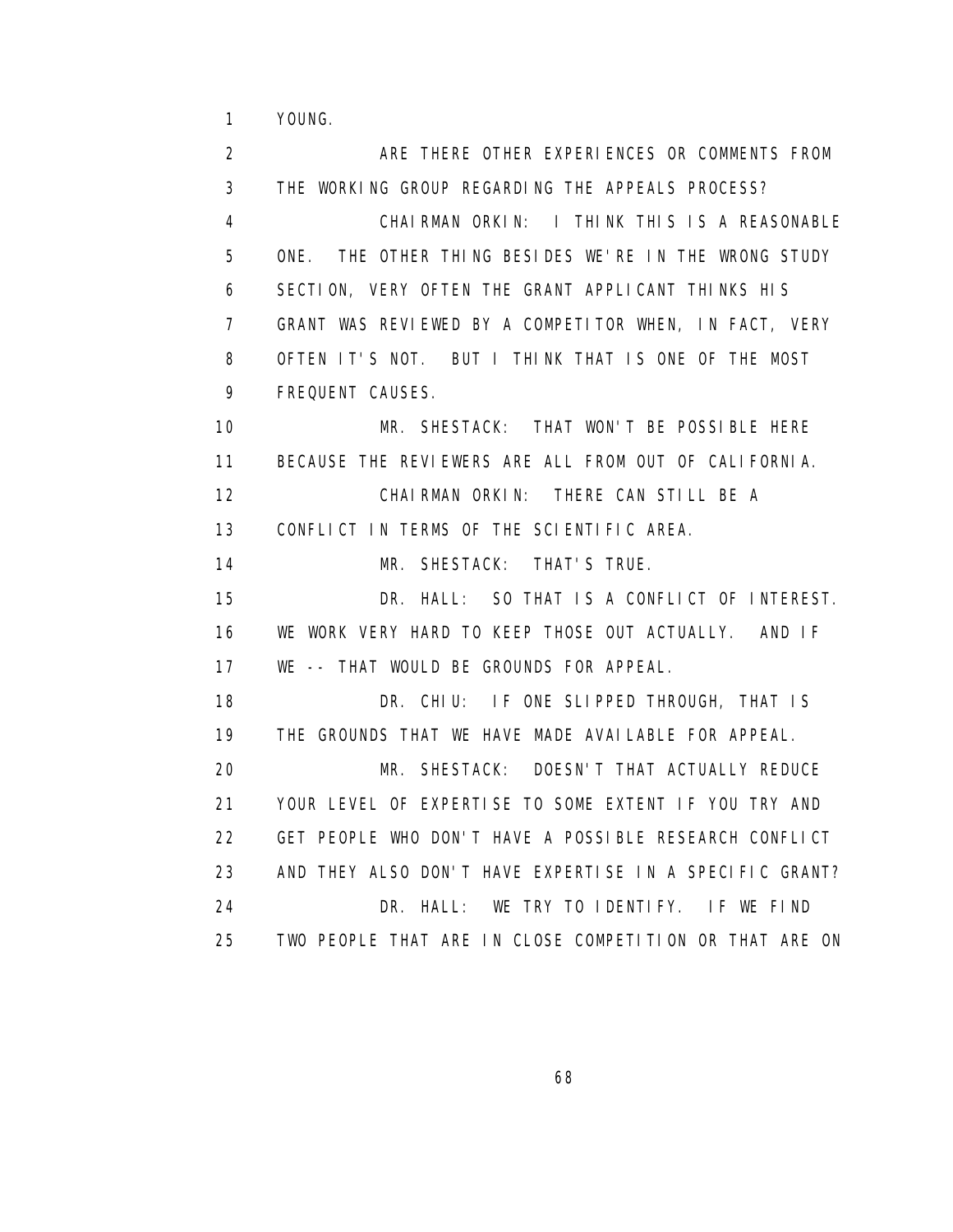YOUNG.

ARE THERE OTHER EXPERIENCES OR COMMENTS FROM THE WORKING GROUP REGARDING THE APPEALS PROCESS?

CHAIRMAN ORKIN: I THINK THIS IS A REASONABLE ONE. THE OTHER THING BESIDES WE'RE IN THE WRONG STUDY SECTION, VERY OFTEN THE GRANT APPLICANT THINKS HIS GRANT WAS REVIEWED BY A COMPETITOR WHEN, IN FACT, VERY OFTEN IT'S NOT. BUT I THINK THAT IS ONE OF THE MOST FREQUENT CAUSES.

MR. SHESTACK: THAT WON'T BE POSSIBLE HERE BECAUSE THE REVIEWERS ARE ALL FROM OUT OF CALIFORNIA.

CHAIRMAN ORKIN: THERE CAN STILL BE A CONFLICT IN TERMS OF THE SCIENTIFIC AREA.

MR. SHESTACK: THAT'S TRUE.

DR. HALL: SO THAT IS A CONFLICT OF INTEREST. WE WORK VERY HARD TO KEEP THOSE OUT ACTUALLY. AND IF WE -- THAT WOULD BE GROUNDS FOR APPEAL.

DR. CHIU: IF ONE SLIPPED THROUGH, THAT IS THE GROUNDS THAT WE HAVE MADE AVAILABLE FOR APPEAL.

MR. SHESTACK: DOESN'T THAT ACTUALLY REDUCE YOUR LEVEL OF EXPERTISE TO SOME EXTENT IF YOU TRY AND GET PEOPLE WHO DON'T HAVE A POSSIBLE RESEARCH CONFLICT AND THEY ALSO DON'T HAVE EXPERTISE IN A SPECIFIC GRANT?

DR. HALL: WE TRY TO IDENTIFY. IF WE FIND TWO PEOPLE THAT ARE IN CLOSE COMPETITION OR THAT ARE ON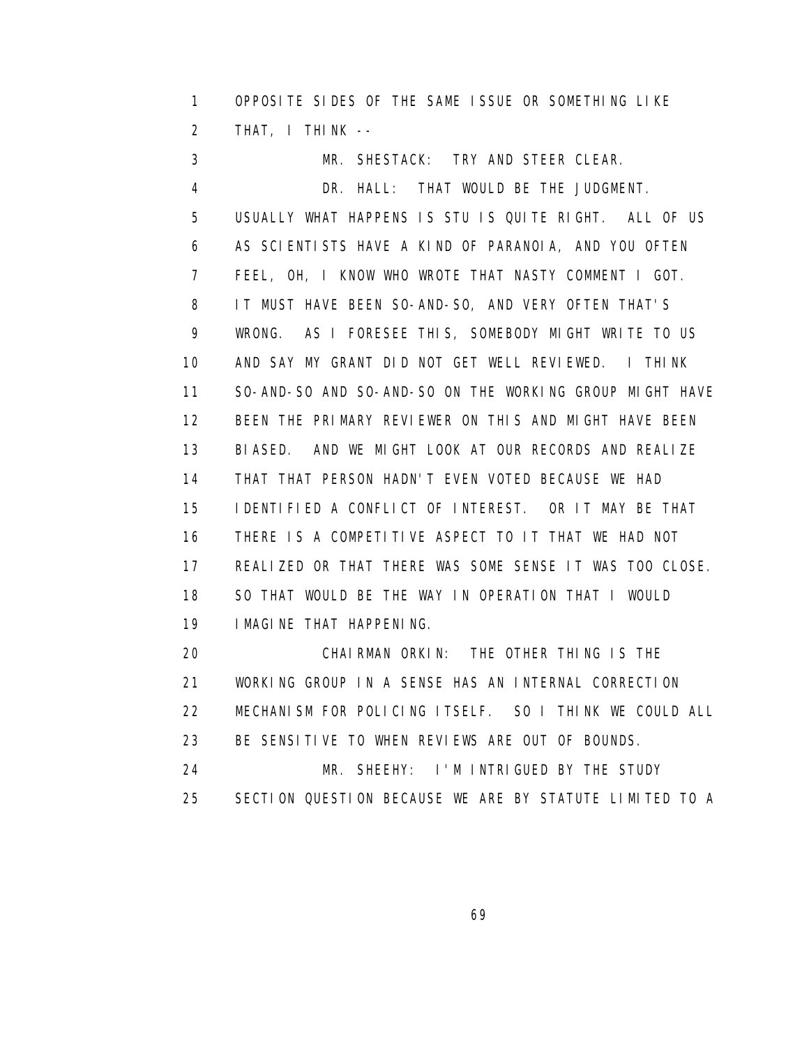OPPOSITE SIDES OF THE SAME ISSUE OR SOMETHING LIKE THAT, I THINK --

MR. SHESTACK: TRY AND STEER CLEAR.

DR. HALL: THAT WOULD BE THE JUDGMENT. USUALLY WHAT HAPPENS IS STU IS QUITE RIGHT. ALL OF US AS SCIENTISTS HAVE A KIND OF PARANOIA, AND YOU OFTEN FEEL, OH, I KNOW WHO WROTE THAT NASTY COMMENT I GOT. IT MUST HAVE BEEN SO-AND-SO, AND VERY OFTEN THAT'S WRONG. AS I FORESEE THIS, SOMEBODY MIGHT WRITE TO US AND SAY MY GRANT DID NOT GET WELL REVIEWED. I THINK SO-AND-SO AND SO-AND-SO ON THE WORKING GROUP MIGHT HAVE BEEN THE PRIMARY REVIEWER ON THIS AND MIGHT HAVE BEEN BIASED. AND WE MIGHT LOOK AT OUR RECORDS AND REALIZE THAT THAT PERSON HADN'T EVEN VOTED BECAUSE WE HAD IDENTIFIED A CONFLICT OF INTEREST. OR IT MAY BE THAT THERE IS A COMPETITIVE ASPECT TO IT THAT WE HAD NOT REALIZED OR THAT THERE WAS SOME SENSE IT WAS TOO CLOSE. SO THAT WOULD BE THE WAY IN OPERATION THAT I WOULD IMAGINE THAT HAPPENING.

CHAIRMAN ORKIN: THE OTHER THING IS THE WORKING GROUP IN A SENSE HAS AN INTERNAL CORRECTION MECHANISM FOR POLICING ITSELF. SO I THINK WE COULD ALL BE SENSITIVE TO WHEN REVIEWS ARE OUT OF BOUNDS.

MR. SHEEHY: I'M INTRIGUED BY THE STUDY SECTION QUESTION BECAUSE WE ARE BY STATUTE LIMITED TO A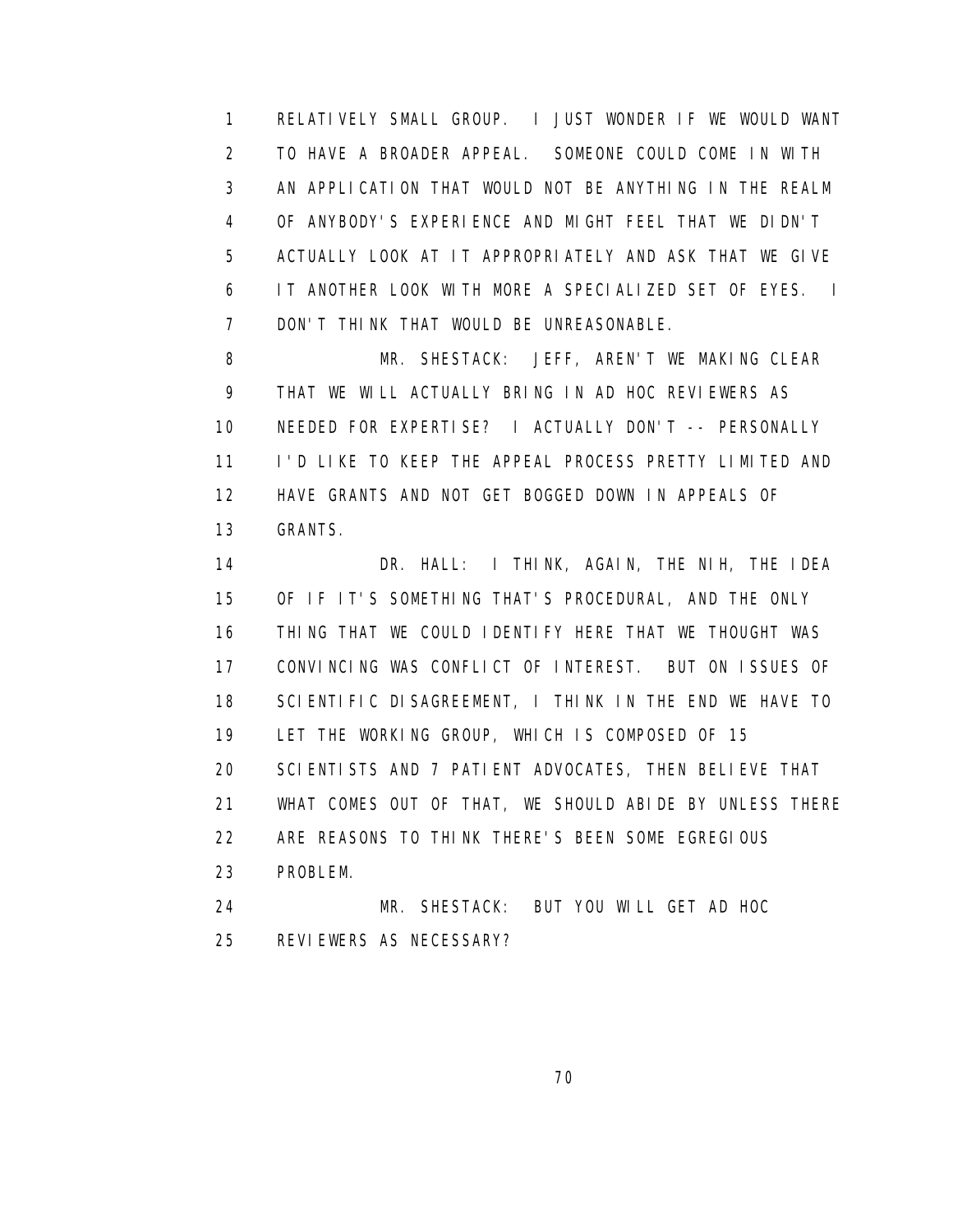RELATIVELY SMALL GROUP. I JUST WONDER IF WE WOULD WANT TO HAVE A BROADER APPEAL. SOMEONE COULD COME IN WITH AN APPLICATION THAT WOULD NOT BE ANYTHING IN THE REALM OF ANYBODY'S EXPERIENCE AND MIGHT FEEL THAT WE DIDN'T ACTUALLY LOOK AT IT APPROPRIATELY AND ASK THAT WE GIVE IT ANOTHER LOOK WITH MORE A SPECIALIZED SET OF EYES. I DON'T THINK THAT WOULD BE UNREASONABLE.

MR. SHESTACK: JEFF, AREN'T WE MAKING CLEAR THAT WE WILL ACTUALLY BRING IN AD HOC REVIEWERS AS NEEDED FOR EXPERTISE? I ACTUALLY DON'T -- PERSONALLY I'D LIKE TO KEEP THE APPEAL PROCESS PRETTY LIMITED AND HAVE GRANTS AND NOT GET BOGGED DOWN IN APPEALS OF GRANTS.

DR. HALL: I THINK, AGAIN, THE NIH, THE IDEA OF IF IT'S SOMETHING THAT'S PROCEDURAL, AND THE ONLY THING THAT WE COULD IDENTIFY HERE THAT WE THOUGHT WAS CONVINCING WAS CONFLICT OF INTEREST. BUT ON ISSUES OF SCIENTIFIC DISAGREEMENT, I THINK IN THE END WE HAVE TO LET THE WORKING GROUP, WHICH IS COMPOSED OF 15 SCIENTISTS AND 7 PATIENT ADVOCATES, THEN BELIEVE THAT WHAT COMES OUT OF THAT, WE SHOULD ABIDE BY UNLESS THERE ARE REASONS TO THINK THERE'S BEEN SOME EGREGIOUS PROBLEM.

MR. SHESTACK: BUT YOU WILL GET AD HOC REVIEWERS AS NECESSARY?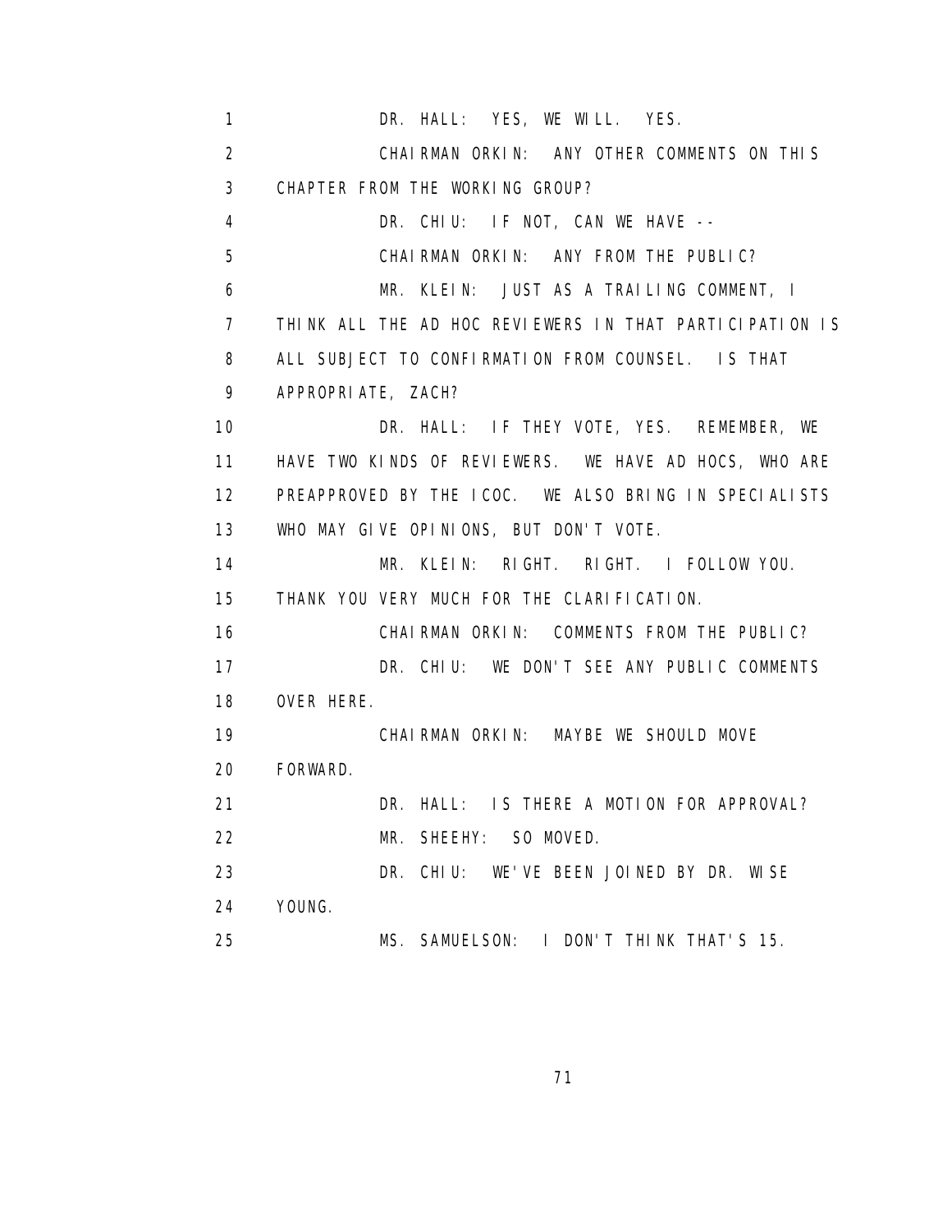DR. HALL: YES, WE WILL. YES.

CHAIRMAN ORKIN: ANY OTHER COMMENTS ON THIS CHAPTER FROM THE WORKING GROUP?

DR. CHIU: IF NOT, CAN WE HAVE --

CHAIRMAN ORKIN: ANY FROM THE PUBLIC?

MR. KLEIN: JUST AS A TRAILING COMMENT, I THINK ALL THE AD HOC REVIEWERS IN THAT PARTICIPATION IS ALL SUBJECT TO CONFIRMATION FROM COUNSEL. IS THAT APPROPRIATE, ZACH?

DR. HALL: IF THEY VOTE, YES. REMEMBER, WE HAVE TWO KINDS OF REVIEWERS. WE HAVE AD HOCS, WHO ARE PREAPPROVED BY THE ICOC. WE ALSO BRING IN SPECIALISTS WHO MAY GIVE OPINIONS, BUT DON'T VOTE.

MR. KLEIN: RIGHT. RIGHT. I FOLLOW YOU. THANK YOU VERY MUCH FOR THE CLARIFICATION.

CHAIRMAN ORKIN: COMMENTS FROM THE PUBLIC?

DR. CHIU: WE DON'T SEE ANY PUBLIC COMMENTS OVER HERE.

CHAIRMAN ORKIN: MAYBE WE SHOULD MOVE FORWARD.

DR. HALL: IS THERE A MOTION FOR APPROVAL?

MR. SHEEHY: SO MOVED.

DR. CHIU: WE'VE BEEN JOINED BY DR. WISE YOUNG.

MS. SAMUELSON: I DON'T THINK THAT'S 15.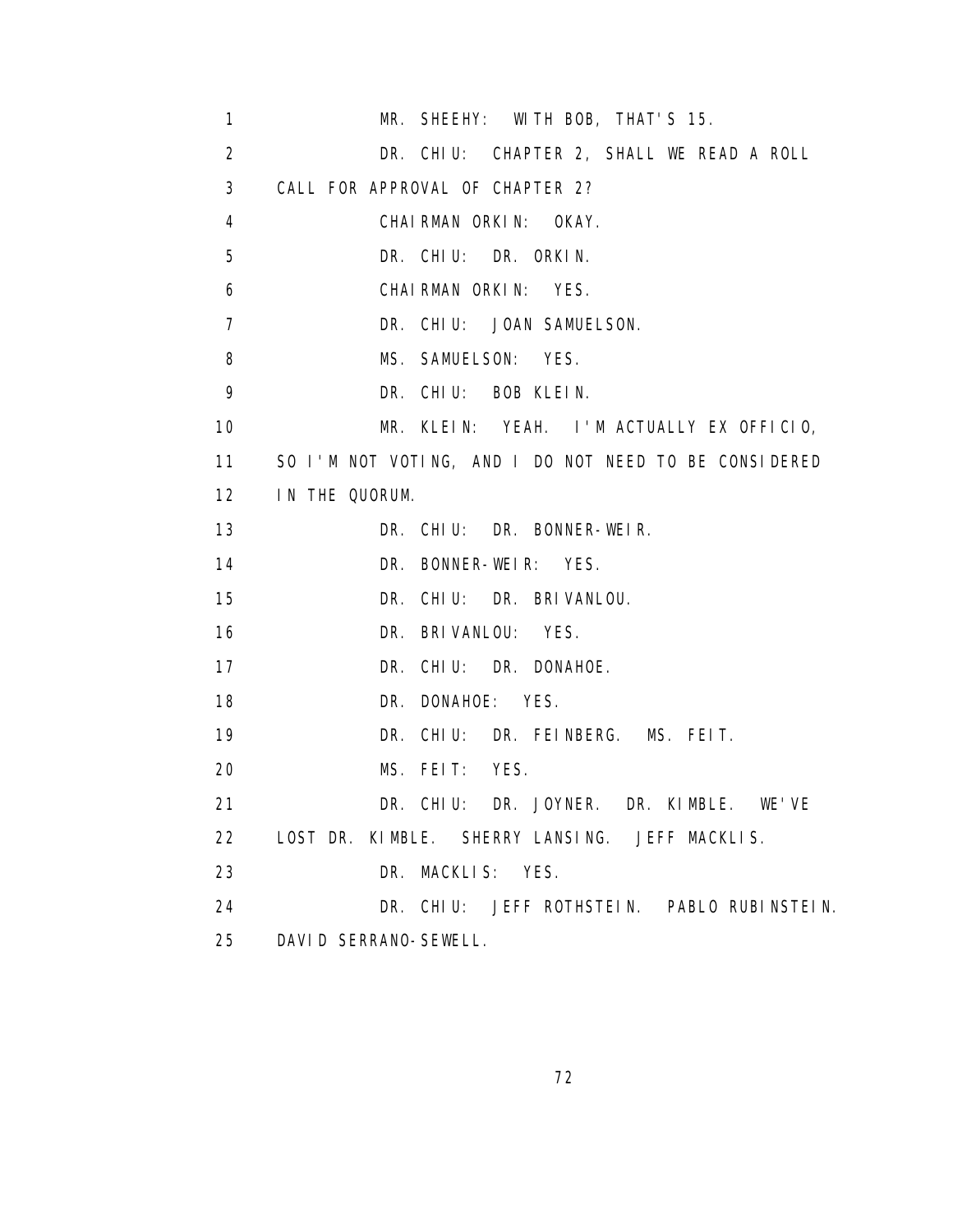MR. SHEEHY: WITH BOB, THAT'S 15.

DR. CHIU: CHAPTER 2, SHALL WE READ A ROLL CALL FOR APPROVAL OF CHAPTER 2?

CHAIRMAN ORKIN: OKAY.

DR. CHIU: DR. ORKIN.

CHAIRMAN ORKIN: YES.

DR. CHIU: JOAN SAMUELSON.

MS. SAMUELSON: YES.

DR. CHIU: BOB KLEIN.

MR. KLEIN: YEAH. I'M ACTUALLY EX OFFICIO, SO I'M NOT VOTING, AND I DO NOT NEED TO BE CONSIDERED IN THE QUORUM.

DR. CHIU: DR. BONNER-WEIR.

DR. BONNER-WEIR: YES.

DR. CHIU: DR. BRIVANLOU.

DR. BRIVANLOU: YES.

DR. CHIU: DR. DONAHOE.

DR. DONAHOE: YES.

DR. CHIU: DR. FEINBERG. MS. FEIT.

MS. FEIT: YES.

DR. CHIU: DR. JOYNER. DR. KIMBLE. WE'VE LOST DR. KIMBLE. SHERRY LANSING. JEFF MACKLIS.

DR. MACKLIS: YES.

DR. CHIU: JEFF ROTHSTEIN. PABLO RUBINSTEIN. DAVID SERRANO-SEWELL.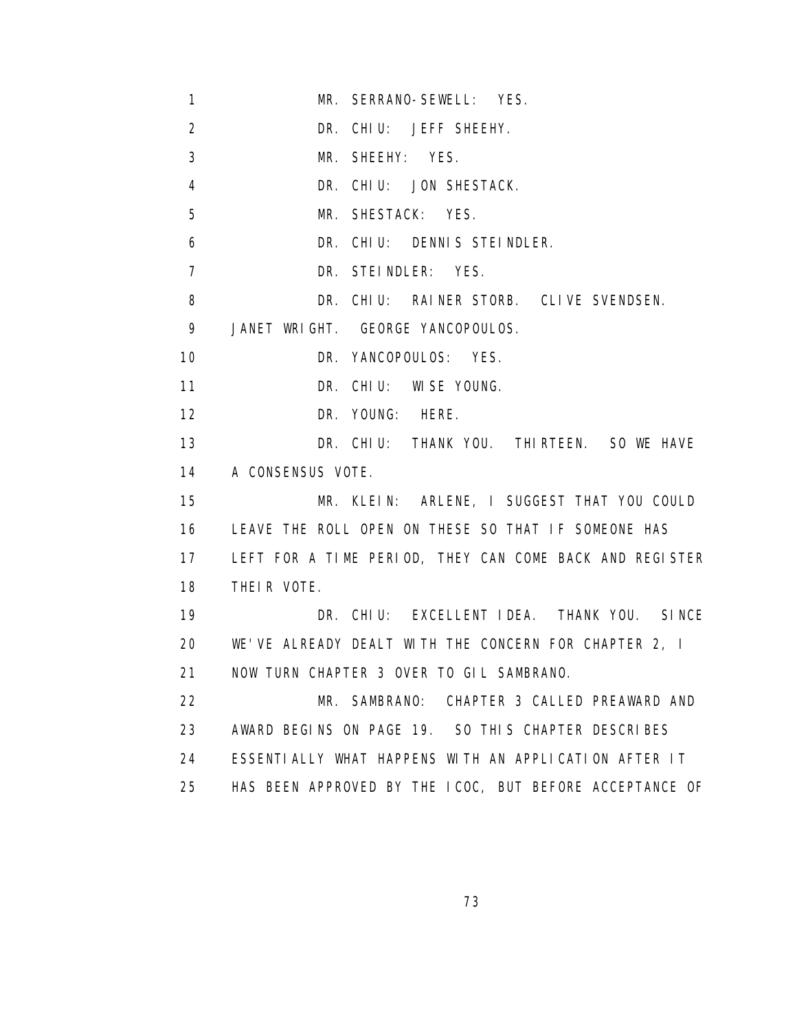1 MR. SERRANO-SEWELL: YES.

2 DR. CHIU: JEFF SHEEHY.

3 MR. SHEEHY: YES.

4 DR. CHIU: JON SHESTACK.

5 MR. SHESTACK: YES.

6 DR. CHIU: DENNIS STEINDLER.

7 DR. STEINDLER: YES.

8 DR. CHIU: RAINER STORB. CLIVE SVENDSEN.

9 JANET WRIGHT. GEORGE YANCOPOULOS.

10 DR. YANCOPOULOS: YES.

11 DR. CHIU: WISE YOUNG.

12 DR. YOUNG: HERE.

13 DR. CHIU: THANK YOU. THIRTEEN. SO WE HAVE

14 A CONSENSUS VOTE.

15 MR. KLEIN: ARLENE, I SUGGEST THAT YOU COULD

16 LEAVE THE ROLL OPEN ON THESE SO THAT IF SOMEONE HAS

17 LEFT FOR A TIME PERIOD, THEY CAN COME BACK AND REGISTER

18 THEIR VOTE.

19 DR. CHIU: EXCELLENT IDEA. THANK YOU. SINCE

20 WE'VE ALREADY DEALT WITH THE CONCERN FOR CHAPTER 2, I

21 NOW TURN CHAPTER 3 OVER TO GIL SAMBRANO.

22 MR. SAMBRANO: CHAPTER 3 CALLED PREAWARD AND

23 AWARD BEGINS ON PAGE 19. SO THIS CHAPTER DESCRIBES

24 ESSENTIALLY WHAT HAPPENS WITH AN APPLICATION AFTER IT

25 HAS BEEN APPROVED BY THE ICOC, BUT BEFORE ACCEPTANCE OF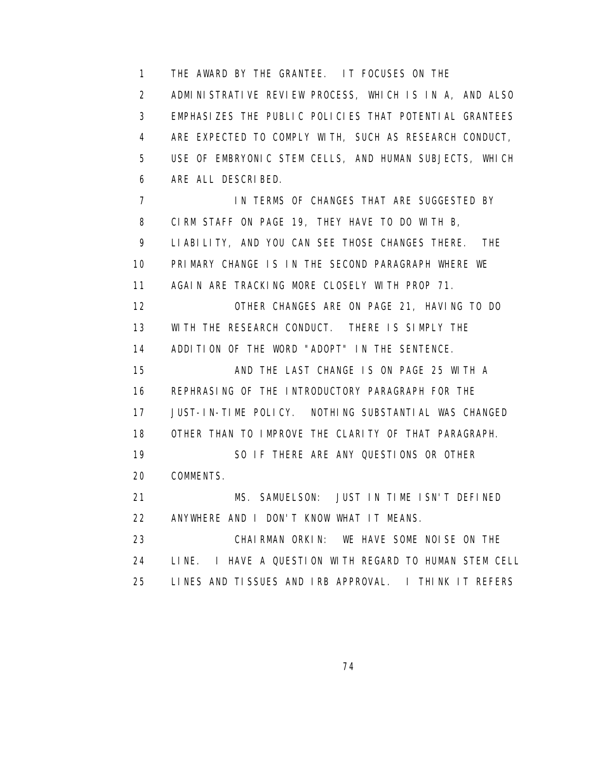THE AWARD BY THE GRANTEE. IT FOCUSES ON THE ADMINISTRATIVE REVIEW PROCESS, WHICH IS IN A, AND ALSO EMPHASIZES THE PUBLIC POLICIES THAT POTENTIAL GRANTEES ARE EXPECTED TO COMPLY WITH, SUCH AS RESEARCH CONDUCT, USE OF EMBRYONIC STEM CELLS, AND HUMAN SUBJECTS, WHICH ARE ALL DESCRIBED.

IN TERMS OF CHANGES THAT ARE SUGGESTED BY CIRM STAFF ON PAGE 19, THEY HAVE TO DO WITH B, LIABILITY, AND YOU CAN SEE THOSE CHANGES THERE. THE PRIMARY CHANGE IS IN THE SECOND PARAGRAPH WHERE WE AGAIN ARE TRACKING MORE CLOSELY WITH PROP 71.

OTHER CHANGES ARE ON PAGE 21, HAVING TO DO WITH THE RESEARCH CONDUCT. THERE IS SIMPLY THE ADDITION OF THE WORD "ADOPT" IN THE SENTENCE.

AND THE LAST CHANGE IS ON PAGE 25 WITH A REPHRASING OF THE INTRODUCTORY PARAGRAPH FOR THE JUST-IN-TIME POLICY. NOTHING SUBSTANTIAL WAS CHANGED OTHER THAN TO IMPROVE THE CLARITY OF THAT PARAGRAPH.

SO IF THERE ARE ANY QUESTIONS OR OTHER COMMENTS.

MS. SAMUELSON: JUST IN TIME ISN'T DEFINED ANYWHERE AND I DON'T KNOW WHAT IT MEANS.

CHAIRMAN ORKIN: WE HAVE SOME NOISE ON THE LINE. I HAVE A QUESTION WITH REGARD TO HUMAN STEM CELL LINES AND TISSUES AND IRB APPROVAL. I THINK IT REFERS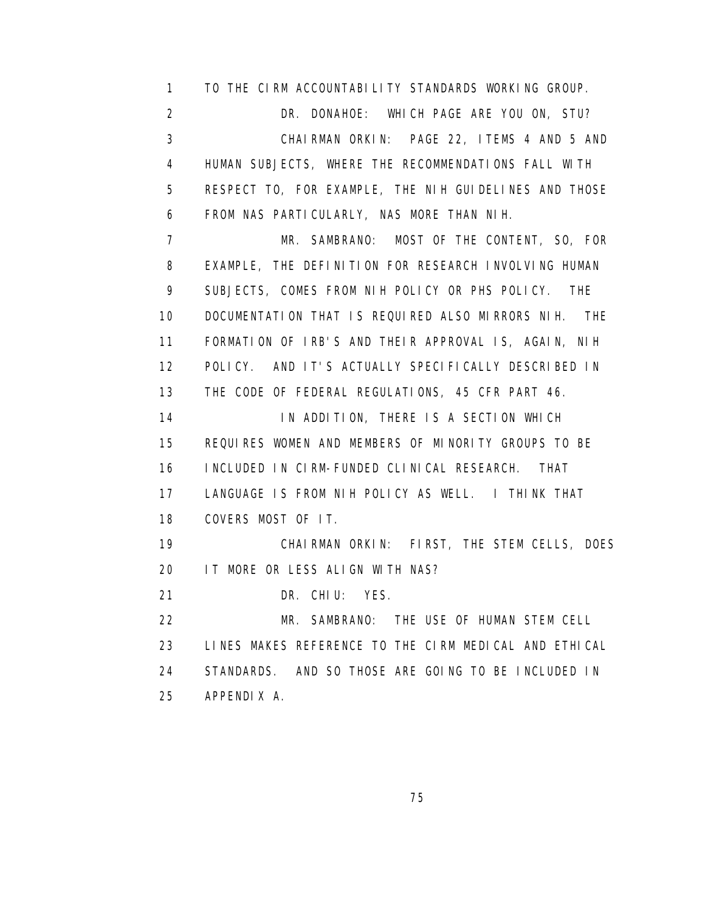TO THE CIRM ACCOUNTABILITY STANDARDS WORKING GROUP.

DR. DONAHOE: WHICH PAGE ARE YOU ON, STU?

CHAIRMAN ORKIN: PAGE 22, ITEMS 4 AND 5 AND HUMAN SUBJECTS, WHERE THE RECOMMENDATIONS FALL WITH RESPECT TO, FOR EXAMPLE, THE NIH GUIDELINES AND THOSE FROM NAS PARTICULARLY, NAS MORE THAN NIH.

MR. SAMBRANO: MOST OF THE CONTENT, SO, FOR EXAMPLE, THE DEFINITION FOR RESEARCH INVOLVING HUMAN SUBJECTS, COMES FROM NIH POLICY OR PHS POLICY. THE DOCUMENTATION THAT IS REQUIRED ALSO MIRRORS NIH. THE FORMATION OF IRB'S AND THEIR APPROVAL IS, AGAIN, NIH POLICY. AND IT'S ACTUALLY SPECIFICALLY DESCRIBED IN THE CODE OF FEDERAL REGULATIONS, 45 CFR PART 46.

IN ADDITION, THERE IS A SECTION WHICH REQUIRES WOMEN AND MEMBERS OF MINORITY GROUPS TO BE INCLUDED IN CIRM-FUNDED CLINICAL RESEARCH. THAT LANGUAGE IS FROM NIH POLICY AS WELL. I THINK THAT COVERS MOST OF IT.

CHAIRMAN ORKIN: FIRST, THE STEM CELLS, DOES IT MORE OR LESS ALIGN WITH NAS?

DR. CHIU: YES.

MR. SAMBRANO: THE USE OF HUMAN STEM CELL LINES MAKES REFERENCE TO THE CIRM MEDICAL AND ETHICAL STANDARDS. AND SO THOSE ARE GOING TO BE INCLUDED IN APPENDIX A.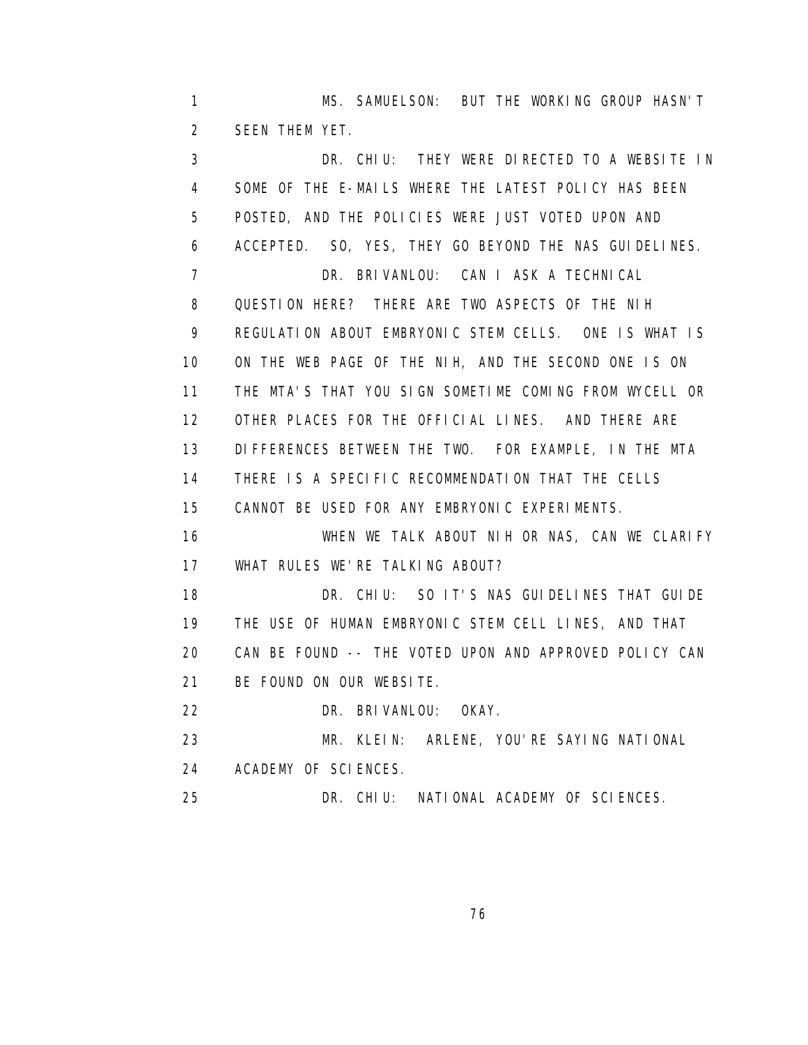MS. SAMUELSON: BUT THE WORKING GROUP HASN'T SEEN THEM YET.

DR. CHIU: THEY WERE DIRECTED TO A WEBSITE IN SOME OF THE E-MAILS WHERE THE LATEST POLICY HAS BEEN POSTED, AND THE POLICIES WERE JUST VOTED UPON AND ACCEPTED. SO, YES, THEY GO BEYOND THE NAS GUIDELINES.

DR. BRIVANLOU: CAN I ASK A TECHNICAL QUESTION HERE? THERE ARE TWO ASPECTS OF THE NIH REGULATION ABOUT EMBRYONIC STEM CELLS. ONE IS WHAT IS ON THE WEB PAGE OF THE NIH, AND THE SECOND ONE IS ON THE MTA'S THAT YOU SIGN SOMETIME COMING FROM WYCELL OR OTHER PLACES FOR THE OFFICIAL LINES. AND THERE ARE DIFFERENCES BETWEEN THE TWO. FOR EXAMPLE, IN THE MTA THERE IS A SPECIFIC RECOMMENDATION THAT THE CELLS CANNOT BE USED FOR ANY EMBRYONIC EXPERIMENTS.

WHEN WE TALK ABOUT NIH OR NAS, CAN WE CLARIFY WHAT RULES WE'RE TALKING ABOUT?

DR. CHIU: SO IT'S NAS GUIDELINES THAT GUIDE THE USE OF HUMAN EMBRYONIC STEM CELL LINES, AND THAT CAN BE FOUND -- THE VOTED UPON AND APPROVED POLICY CAN BE FOUND ON OUR WEBSITE.

DR. BRIVANLOU: OKAY.

MR. KLEIN: ARLENE, YOU'RE SAYING NATIONAL ACADEMY OF SCIENCES.

DR. CHIU: NATIONAL ACADEMY OF SCIENCES.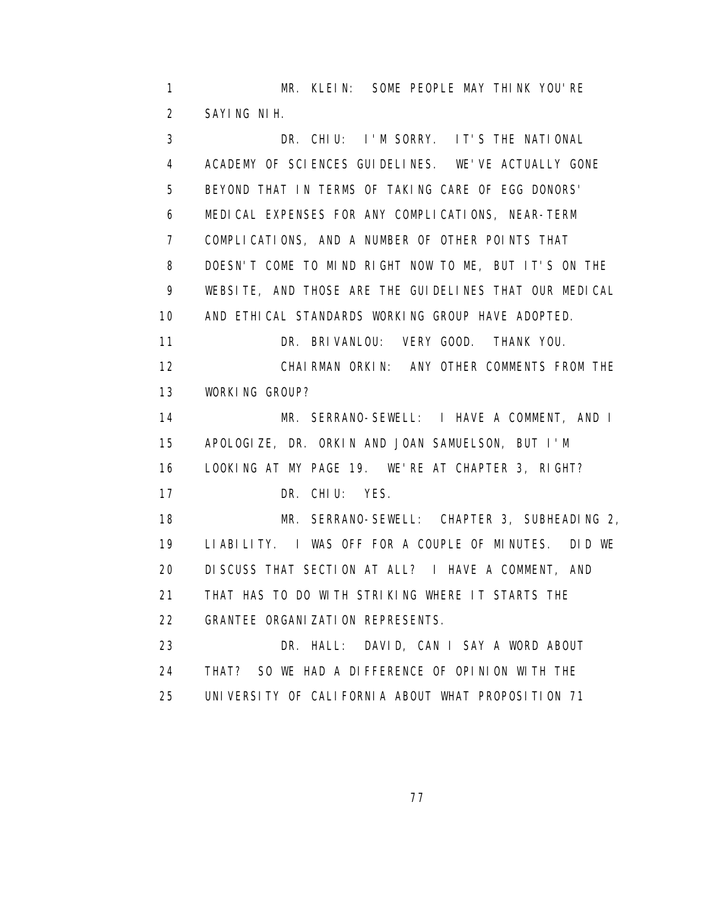MR. KLEIN: SOME PEOPLE MAY THINK YOU'RE SAYING NIH.

DR. CHIU: I'M SORRY. IT'S THE NATIONAL ACADEMY OF SCIENCES GUIDELINES. WE'VE ACTUALLY GONE BEYOND THAT IN TERMS OF TAKING CARE OF EGG DONORS' MEDICAL EXPENSES FOR ANY COMPLICATIONS, NEAR-TERM COMPLICATIONS, AND A NUMBER OF OTHER POINTS THAT DOESN'T COME TO MIND RIGHT NOW TO ME, BUT IT'S ON THE WEBSITE, AND THOSE ARE THE GUIDELINES THAT OUR MEDICAL AND ETHICAL STANDARDS WORKING GROUP HAVE ADOPTED.

DR. BRIVANLOU: VERY GOOD. THANK YOU.

CHAIRMAN ORKIN: ANY OTHER COMMENTS FROM THE WORKING GROUP?

MR. SERRANO-SEWELL: I HAVE A COMMENT, AND I APOLOGIZE, DR. ORKIN AND JOAN SAMUELSON, BUT I'M LOOKING AT MY PAGE 19. WE'RE AT CHAPTER 3, RIGHT?

DR. CHIU: YES.

MR. SERRANO-SEWELL: CHAPTER 3, SUBHEADING 2, LIABILITY. I WAS OFF FOR A COUPLE OF MINUTES. DID WE DISCUSS THAT SECTION AT ALL? I HAVE A COMMENT, AND THAT HAS TO DO WITH STRIKING WHERE IT STARTS THE GRANTEE ORGANIZATION REPRESENTS.

DR. HALL: DAVID, CAN I SAY A WORD ABOUT THAT? SO WE HAD A DIFFERENCE OF OPINION WITH THE UNIVERSITY OF CALIFORNIA ABOUT WHAT PROPOSITION 71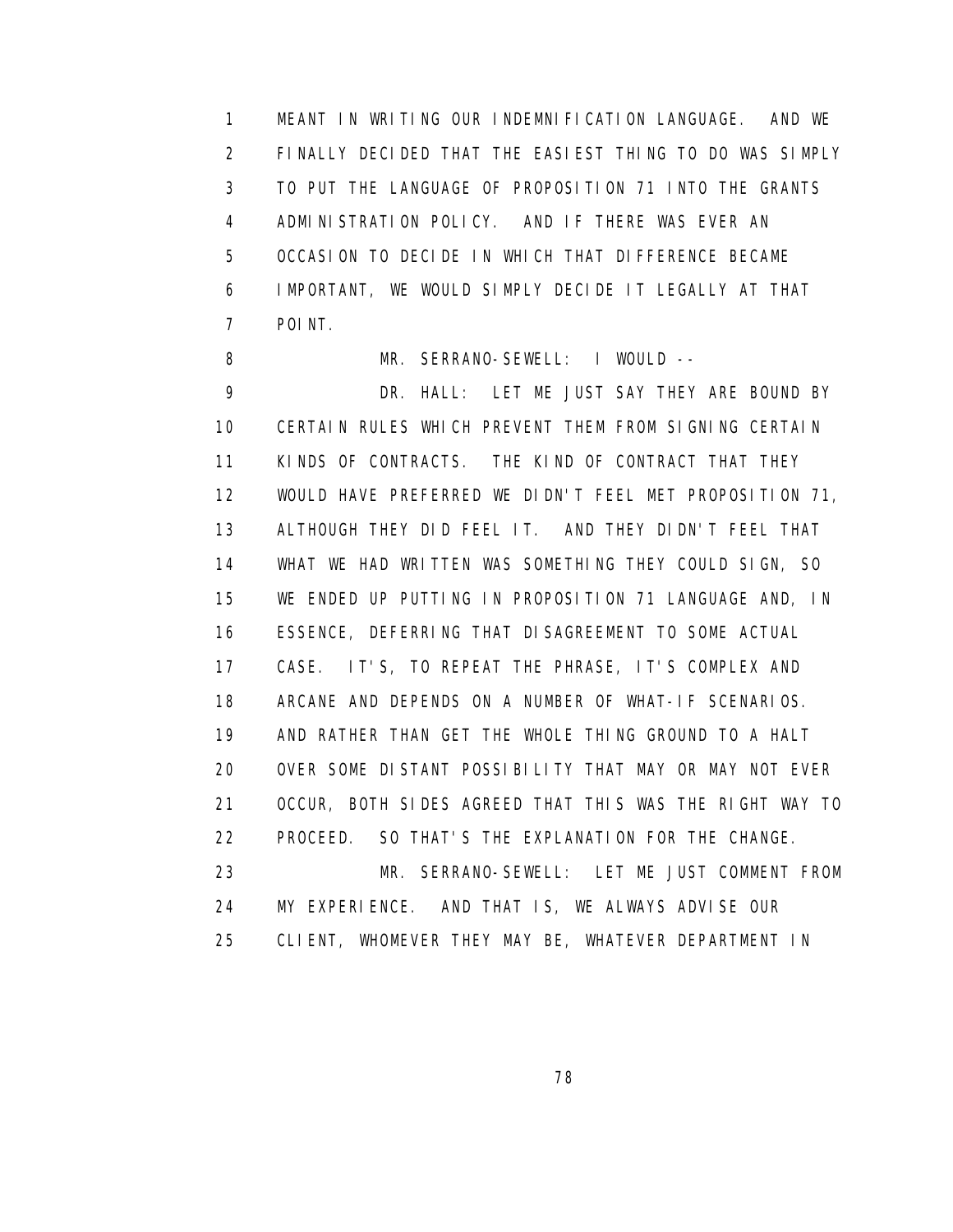1 MEANT IN WRITING OUR INDEMNIFICATION LANGUAGE. AND WE
2 FINALLY DECIDED THAT THE EASIEST THING TO DO WAS SIMPLY
3 TO PUT THE LANGUAGE OF PROPOSITION 71 INTO THE GRANTS
4 ADMINISTRATION POLICY. AND IF THERE WAS EVER AN
5 OCCASION TO DECIDE IN WHICH THAT DIFFERENCE BECAME
6 IMPORTANT, WE WOULD SIMPLY DECIDE IT LEGALLY AT THAT
7 POINT.

8 MR. SERRANO-SEWELL: I WOULD --

9 DR. HALL: LET ME JUST SAY THEY ARE BOUND BY
10 CERTAIN RULES WHICH PREVENT THEM FROM SIGNING CERTAIN
11 KINDS OF CONTRACTS. THE KIND OF CONTRACT THAT THEY
12 WOULD HAVE PREFERRED WE DIDN'T FEEL MET PROPOSITION 71,
13 ALTHOUGH THEY DID FEEL IT. AND THEY DIDN'T FEEL THAT
14 WHAT WE HAD WRITTEN WAS SOMETHING THEY COULD SIGN, SO
15 WE ENDED UP PUTTING IN PROPOSITION 71 LANGUAGE AND, IN
16 ESSENCE, DEFERRING THAT DISAGREEMENT TO SOME ACTUAL
17 CASE. IT'S, TO REPEAT THE PHRASE, IT'S COMPLEX AND
18 ARCANE AND DEPENDS ON A NUMBER OF WHAT-IF SCENARIOS.
19 AND RATHER THAN GET THE WHOLE THING GROUND TO A HALT
20 OVER SOME DISTANT POSSIBILITY THAT MAY OR MAY NOT EVER
21 OCCUR, BOTH SIDES AGREED THAT THIS WAS THE RIGHT WAY TO
22 PROCEED. SO THAT'S THE EXPLANATION FOR THE CHANGE.

23 MR. SERRANO-SEWELL: LET ME JUST COMMENT FROM
24 MY EXPERIENCE. AND THAT IS, WE ALWAYS ADVISE OUR
25 CLIENT, WHOMEVER THEY MAY BE, WHATEVER DEPARTMENT IN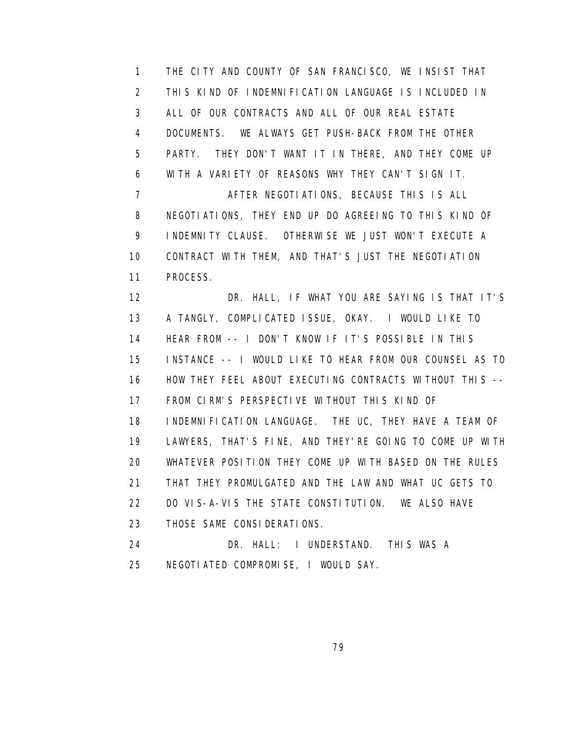THE CITY AND COUNTY OF SAN FRANCISCO, WE INSIST THAT THIS KIND OF INDEMNIFICATION LANGUAGE IS INCLUDED IN ALL OF OUR CONTRACTS AND ALL OF OUR REAL ESTATE DOCUMENTS. WE ALWAYS GET PUSH-BACK FROM THE OTHER PARTY. THEY DON'T WANT IT IN THERE, AND THEY COME UP WITH A VARIETY OF REASONS WHY THEY CAN'T SIGN IT.

AFTER NEGOTIATIONS, BECAUSE THIS IS ALL NEGOTIATIONS, THEY END UP DO AGREEING TO THIS KIND OF INDEMNITY CLAUSE. OTHERWISE WE JUST WON'T EXECUTE A CONTRACT WITH THEM, AND THAT'S JUST THE NEGOTIATION PROCESS.

DR. HALL, IF WHAT YOU ARE SAYING IS THAT IT'S A TANGLY, COMPLICATED ISSUE, OKAY. I WOULD LIKE TO HEAR FROM -- I DON'T KNOW IF IT'S POSSIBLE IN THIS INSTANCE -- I WOULD LIKE TO HEAR FROM OUR COUNSEL AS TO HOW THEY FEEL ABOUT EXECUTING CONTRACTS WITHOUT THIS -- FROM CIRM'S PERSPECTIVE WITHOUT THIS KIND OF INDEMNIFICATION LANGUAGE. THE UC, THEY HAVE A TEAM OF LAWYERS, THAT'S FINE, AND THEY'RE GOING TO COME UP WITH WHATEVER POSITION THEY COME UP WITH BASED ON THE RULES THAT THEY PROMULGATED AND THE LAW AND WHAT UC GETS TO DO VIS-A-VIS THE STATE CONSTITUTION. WE ALSO HAVE THOSE SAME CONSIDERATIONS.

DR. HALL: I UNDERSTAND. THIS WAS A NEGOTIATED COMPROMISE, I WOULD SAY.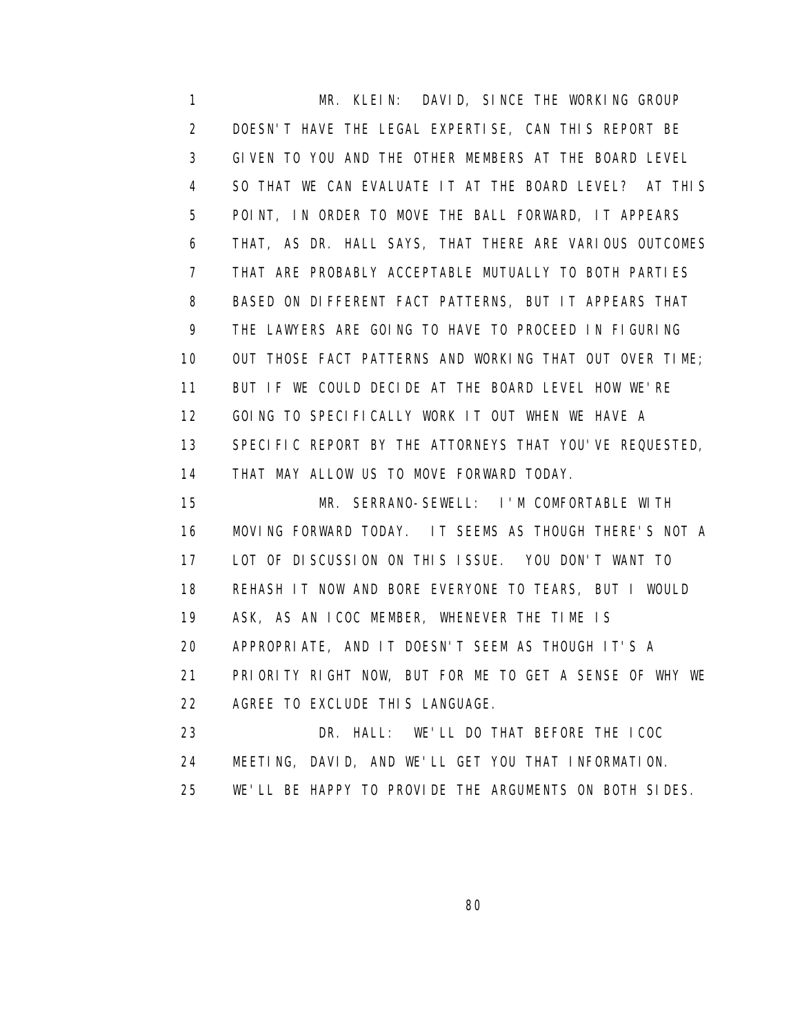1 MR. KLEIN: DAVID, SINCE THE WORKING GROUP
2 DOESN'T HAVE THE LEGAL EXPERTISE, CAN THIS REPORT BE
3 GIVEN TO YOU AND THE OTHER MEMBERS AT THE BOARD LEVEL
4 SO THAT WE CAN EVALUATE IT AT THE BOARD LEVEL? AT THIS
5 POINT, IN ORDER TO MOVE THE BALL FORWARD, IT APPEARS
6 THAT, AS DR. HALL SAYS, THAT THERE ARE VARIOUS OUTCOMES
7 THAT ARE PROBABLY ACCEPTABLE MUTUALLY TO BOTH PARTIES
8 BASED ON DIFFERENT FACT PATTERNS, BUT IT APPEARS THAT
9 THE LAWYERS ARE GOING TO HAVE TO PROCEED IN FIGURING
10 OUT THOSE FACT PATTERNS AND WORKING THAT OUT OVER TIME;
11 BUT IF WE COULD DECIDE AT THE BOARD LEVEL HOW WE'RE
12 GOING TO SPECIFICALLY WORK IT OUT WHEN WE HAVE A
13 SPECIFIC REPORT BY THE ATTORNEYS THAT YOU'VE REQUESTED,
14 THAT MAY ALLOW US TO MOVE FORWARD TODAY.
15 MR. SERRANO-SEWELL: I'M COMFORTABLE WITH
16 MOVING FORWARD TODAY. IT SEEMS AS THOUGH THERE'S NOT A
17 LOT OF DISCUSSION ON THIS ISSUE. YOU DON'T WANT TO
18 REHASH IT NOW AND BORE EVERYONE TO TEARS, BUT I WOULD
19 ASK, AS AN ICOC MEMBER, WHENEVER THE TIME IS
20 APPROPRIATE, AND IT DOESN'T SEEM AS THOUGH IT'S A
21 PRIORITY RIGHT NOW, BUT FOR ME TO GET A SENSE OF WHY WE
22 AGREE TO EXCLUDE THIS LANGUAGE.
23 DR. HALL: WE'LL DO THAT BEFORE THE ICOC
24 MEETING, DAVID, AND WE'LL GET YOU THAT INFORMATION.
25 WE'LL BE HAPPY TO PROVIDE THE ARGUMENTS ON BOTH SIDES.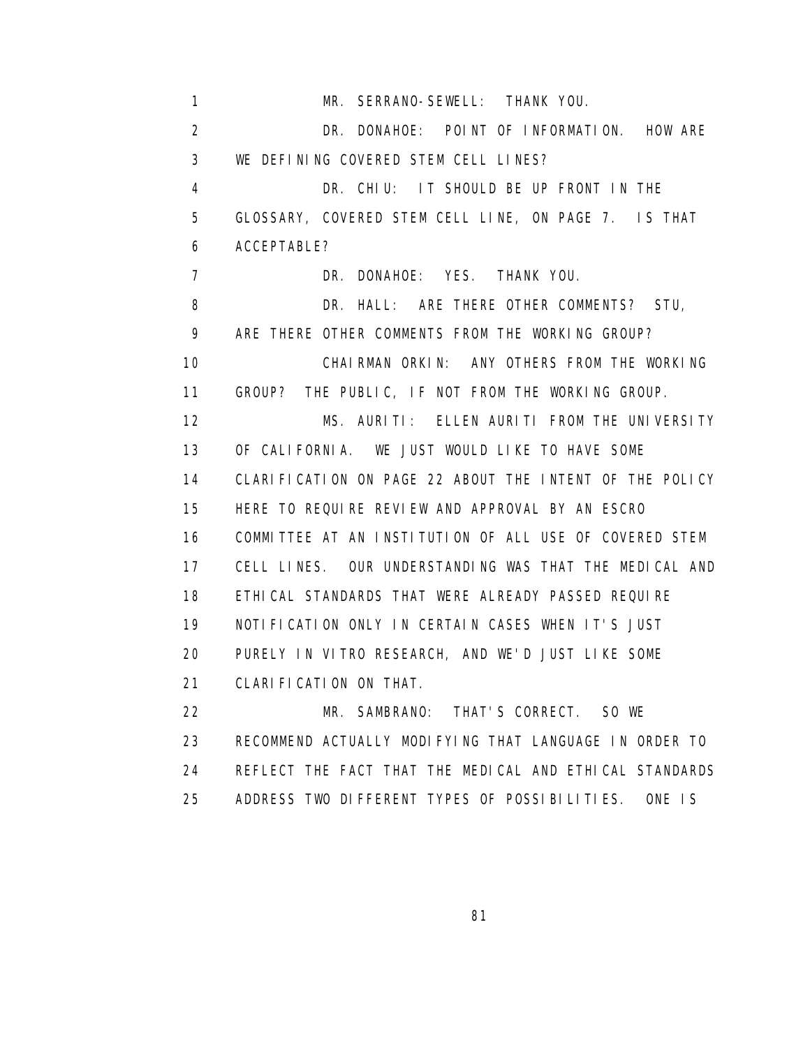MR. SERRANO-SEWELL: THANK YOU.

DR. DONAHOE: POINT OF INFORMATION. HOW ARE WE DEFINING COVERED STEM CELL LINES?

DR. CHIU: IT SHOULD BE UP FRONT IN THE GLOSSARY, COVERED STEM CELL LINE, ON PAGE 7. IS THAT ACCEPTABLE?

DR. DONAHOE: YES. THANK YOU.

DR. HALL: ARE THERE OTHER COMMENTS? STU, ARE THERE OTHER COMMENTS FROM THE WORKING GROUP?

CHAIRMAN ORKIN: ANY OTHERS FROM THE WORKING GROUP? THE PUBLIC, IF NOT FROM THE WORKING GROUP.

MS. AURITI: ELLEN AURITI FROM THE UNIVERSITY OF CALIFORNIA. WE JUST WOULD LIKE TO HAVE SOME CLARIFICATION ON PAGE 22 ABOUT THE INTENT OF THE POLICY HERE TO REQUIRE REVIEW AND APPROVAL BY AN ESCRO COMMITTEE AT AN INSTITUTION OF ALL USE OF COVERED STEM CELL LINES. OUR UNDERSTANDING WAS THAT THE MEDICAL AND ETHICAL STANDARDS THAT WERE ALREADY PASSED REQUIRE NOTIFICATION ONLY IN CERTAIN CASES WHEN IT'S JUST PURELY IN VITRO RESEARCH, AND WE'D JUST LIKE SOME CLARIFICATION ON THAT.

MR. SAMBRANO: THAT'S CORRECT. SO WE RECOMMEND ACTUALLY MODIFYING THAT LANGUAGE IN ORDER TO REFLECT THE FACT THAT THE MEDICAL AND ETHICAL STANDARDS ADDRESS TWO DIFFERENT TYPES OF POSSIBILITIES. ONE IS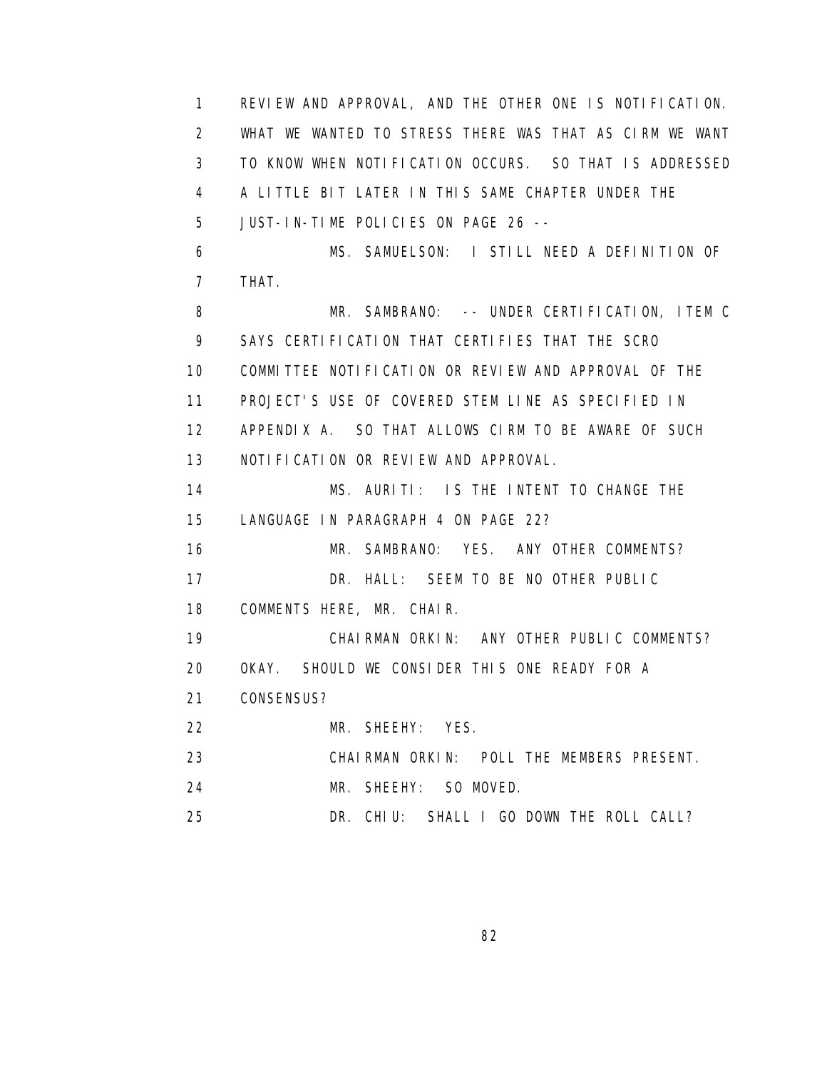REVIEW AND APPROVAL, AND THE OTHER ONE IS NOTIFICATION. WHAT WE WANTED TO STRESS THERE WAS THAT AS CIRM WE WANT TO KNOW WHEN NOTIFICATION OCCURS. SO THAT IS ADDRESSED A LITTLE BIT LATER IN THIS SAME CHAPTER UNDER THE JUST-IN-TIME POLICIES ON PAGE 26 --

MS. SAMUELSON: I STILL NEED A DEFINITION OF THAT.

MR. SAMBRANO: -- UNDER CERTIFICATION, ITEM C SAYS CERTIFICATION THAT CERTIFIES THAT THE SCRO COMMITTEE NOTIFICATION OR REVIEW AND APPROVAL OF THE PROJECT'S USE OF COVERED STEM LINE AS SPECIFIED IN APPENDIX A. SO THAT ALLOWS CIRM TO BE AWARE OF SUCH NOTIFICATION OR REVIEW AND APPROVAL.

MS. AURITI: IS THE INTENT TO CHANGE THE LANGUAGE IN PARAGRAPH 4 ON PAGE 22?

MR. SAMBRANO: YES. ANY OTHER COMMENTS?

DR. HALL: SEEM TO BE NO OTHER PUBLIC COMMENTS HERE, MR. CHAIR.

CHAIRMAN ORKIN: ANY OTHER PUBLIC COMMENTS? OKAY. SHOULD WE CONSIDER THIS ONE READY FOR A CONSENSUS?

MR. SHEEHY: YES.

CHAIRMAN ORKIN: POLL THE MEMBERS PRESENT.

MR. SHEEHY: SO MOVED.

DR. CHIU: SHALL I GO DOWN THE ROLL CALL?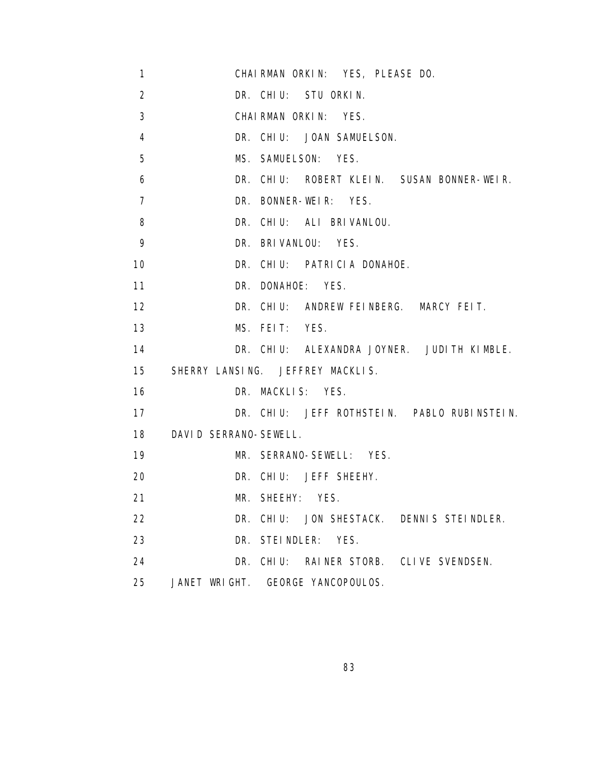CHAIRMAN ORKIN: YES, PLEASE DO.

DR. CHIU: STU ORKIN.

CHAIRMAN ORKIN: YES.

DR. CHIU: JOAN SAMUELSON.

MS. SAMUELSON: YES.

DR. CHIU: ROBERT KLEIN. SUSAN BONNER-WEIR.

DR. BONNER-WEIR: YES.

DR. CHIU: ALI BRIVANLOU.

DR. BRIVANLOU: YES.

DR. CHIU: PATRICIA DONAHOE.

DR. DONAHOE: YES.

DR. CHIU: ANDREW FEINBERG. MARCY FEIT.

MS. FEIT: YES.

DR. CHIU: ALEXANDRA JOYNER. JUDITH KIMBLE. SHERRY LANSING. JEFFREY MACKLIS.

DR. MACKLIS: YES.

DR. CHIU: JEFF ROTHSTEIN. PABLO RUBINSTEIN. DAVID SERRANO-SEWELL.

MR. SERRANO-SEWELL: YES.

DR. CHIU: JEFF SHEEHY.

MR. SHEEHY: YES.

DR. CHIU: JON SHESTACK. DENNIS STEINDLER.

DR. STEINDLER: YES.

DR. CHIU: RAINER STORB. CLIVE SVENDSEN. JANET WRIGHT. GEORGE YANCOPOULOS.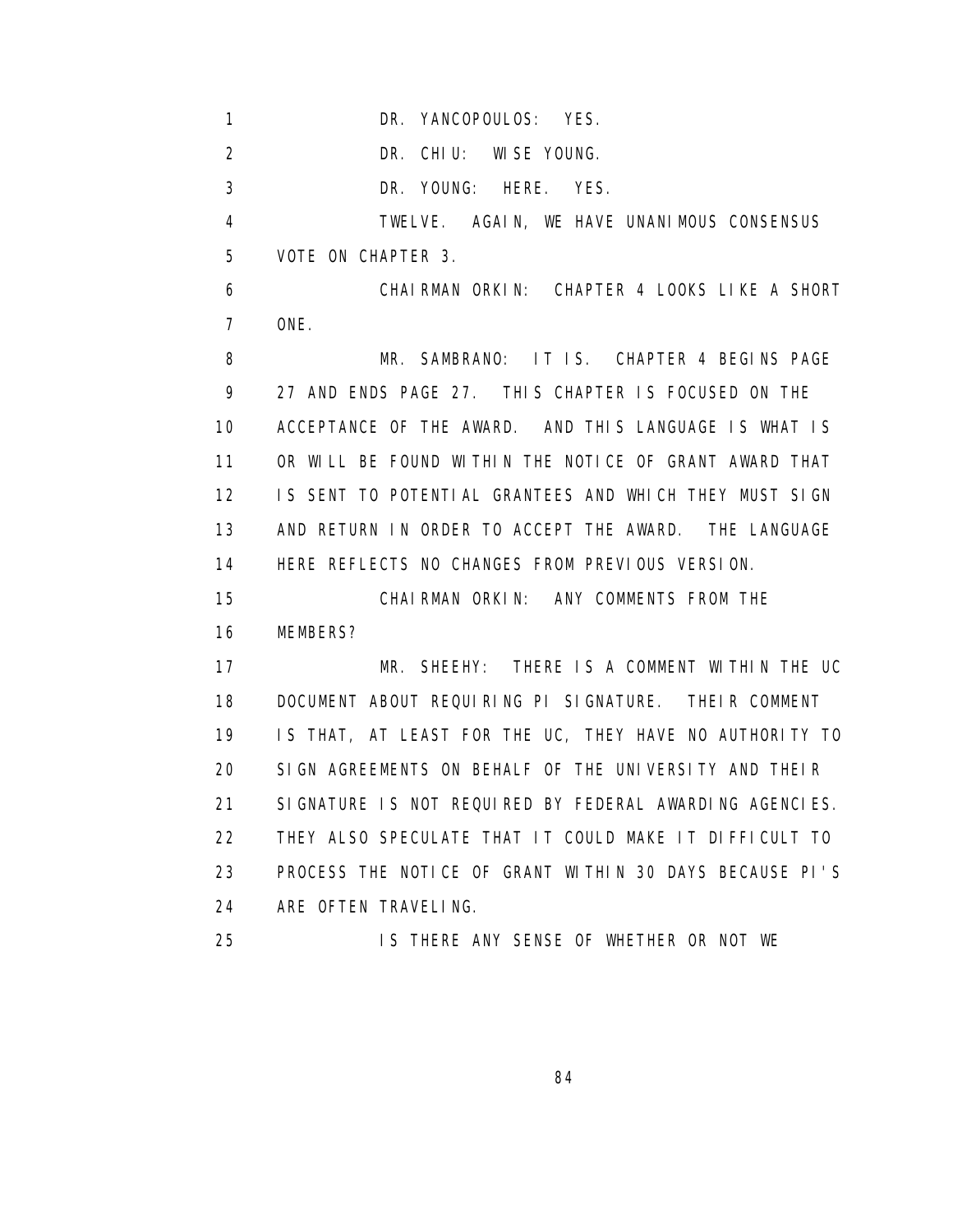DR. YANCOPOULOS: YES.

DR. CHIU: WISE YOUNG.

DR. YOUNG: HERE. YES.

TWELVE. AGAIN, WE HAVE UNANIMOUS CONSENSUS VOTE ON CHAPTER 3.

CHAIRMAN ORKIN: CHAPTER 4 LOOKS LIKE A SHORT ONE.

MR. SAMBRANO: IT IS. CHAPTER 4 BEGINS PAGE 27 AND ENDS PAGE 27. THIS CHAPTER IS FOCUSED ON THE ACCEPTANCE OF THE AWARD. AND THIS LANGUAGE IS WHAT IS OR WILL BE FOUND WITHIN THE NOTICE OF GRANT AWARD THAT IS SENT TO POTENTIAL GRANTEES AND WHICH THEY MUST SIGN AND RETURN IN ORDER TO ACCEPT THE AWARD. THE LANGUAGE HERE REFLECTS NO CHANGES FROM PREVIOUS VERSION.

CHAIRMAN ORKIN: ANY COMMENTS FROM THE MEMBERS?

MR. SHEEHY: THERE IS A COMMENT WITHIN THE UC DOCUMENT ABOUT REQUIRING PI SIGNATURE. THEIR COMMENT IS THAT, AT LEAST FOR THE UC, THEY HAVE NO AUTHORITY TO SIGN AGREEMENTS ON BEHALF OF THE UNIVERSITY AND THEIR SIGNATURE IS NOT REQUIRED BY FEDERAL AWARDING AGENCIES. THEY ALSO SPECULATE THAT IT COULD MAKE IT DIFFICULT TO PROCESS THE NOTICE OF GRANT WITHIN 30 DAYS BECAUSE PI'S ARE OFTEN TRAVELING.

IS THERE ANY SENSE OF WHETHER OR NOT WE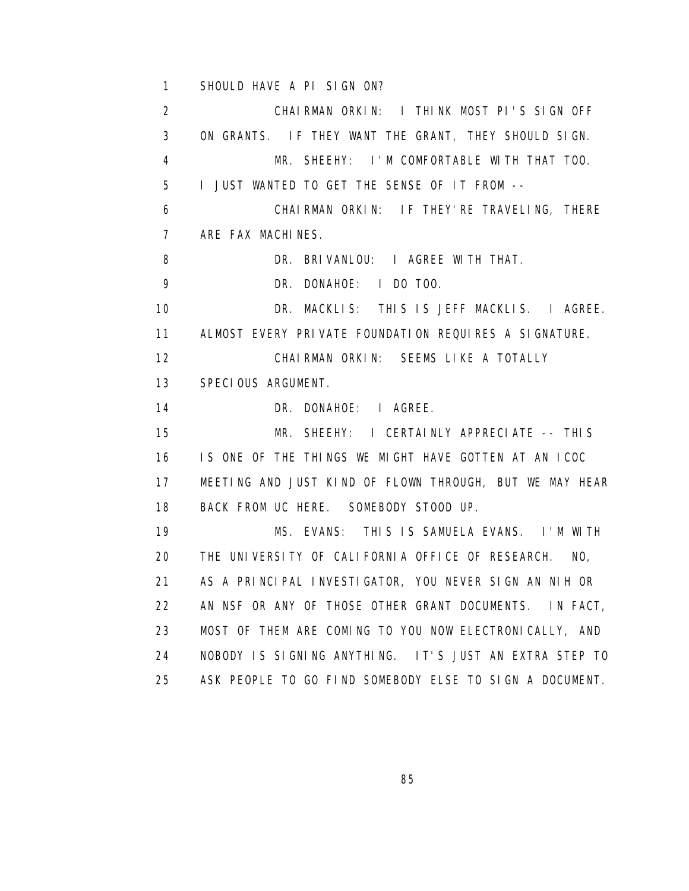SHOULD HAVE A PI SIGN ON?

CHAIRMAN ORKIN: I THINK MOST PI'S SIGN OFF ON GRANTS. IF THEY WANT THE GRANT, THEY SHOULD SIGN.

MR. SHEEHY: I'M COMFORTABLE WITH THAT TOO. I JUST WANTED TO GET THE SENSE OF IT FROM --

CHAIRMAN ORKIN: IF THEY'RE TRAVELING, THERE ARE FAX MACHINES.

DR. BRIVANLOU: I AGREE WITH THAT.

DR. DONAHOE: I DO TOO.

DR. MACKLIS: THIS IS JEFF MACKLIS. I AGREE. ALMOST EVERY PRIVATE FOUNDATION REQUIRES A SIGNATURE.

CHAIRMAN ORKIN: SEEMS LIKE A TOTALLY SPECIOUS ARGUMENT.

DR. DONAHOE: I AGREE.

MR. SHEEHY: I CERTAINLY APPRECIATE -- THIS IS ONE OF THE THINGS WE MIGHT HAVE GOTTEN AT AN ICOC MEETING AND JUST KIND OF FLOWN THROUGH, BUT WE MAY HEAR BACK FROM UC HERE. SOMEBODY STOOD UP.

MS. EVANS: THIS IS SAMUELA EVANS. I'M WITH THE UNIVERSITY OF CALIFORNIA OFFICE OF RESEARCH. NO, AS A PRINCIPAL INVESTIGATOR, YOU NEVER SIGN AN NIH OR AN NSF OR ANY OF THOSE OTHER GRANT DOCUMENTS. IN FACT, MOST OF THEM ARE COMING TO YOU NOW ELECTRONICALLY, AND NOBODY IS SIGNING ANYTHING. IT'S JUST AN EXTRA STEP TO ASK PEOPLE TO GO FIND SOMEBODY ELSE TO SIGN A DOCUMENT.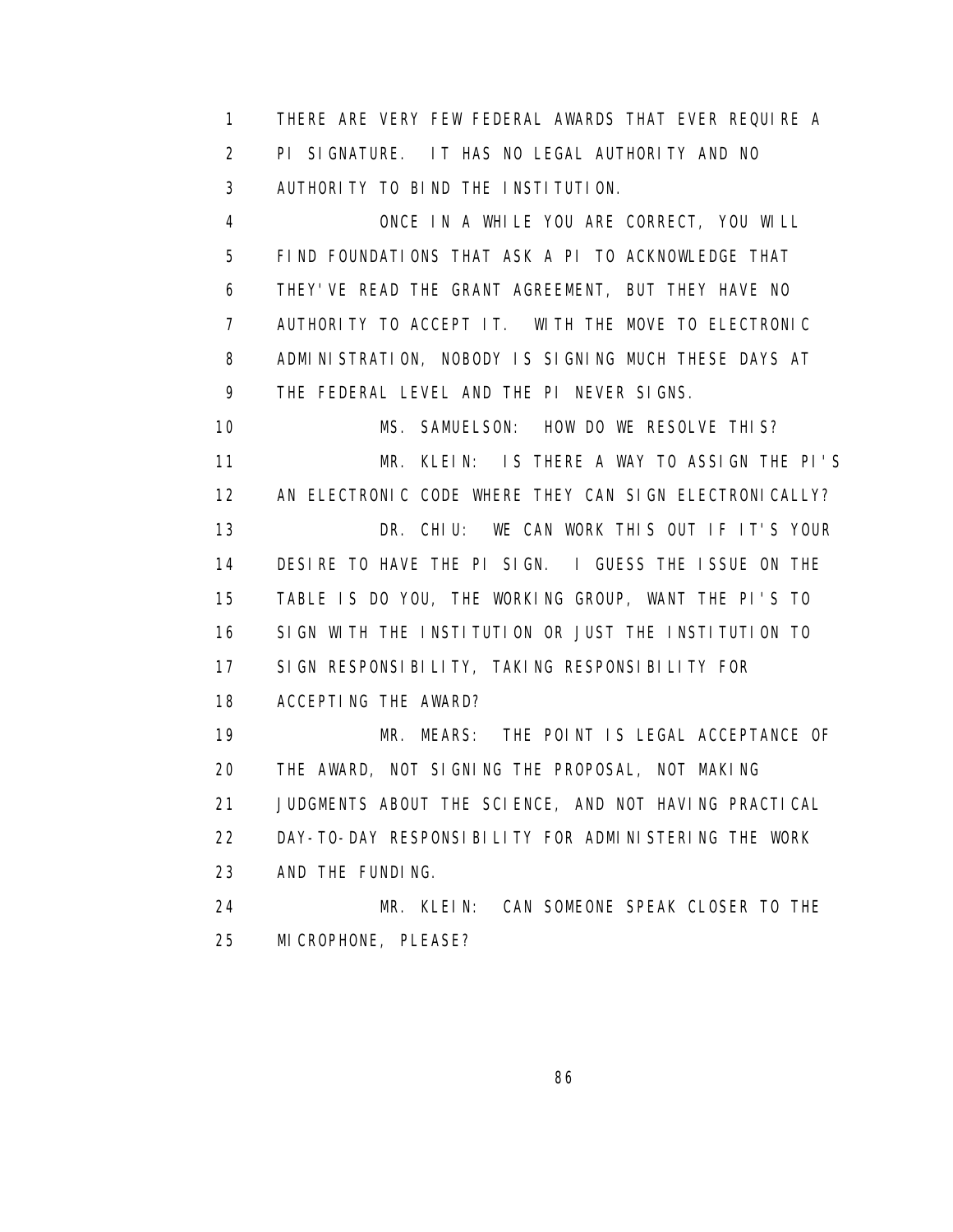THERE ARE VERY FEW FEDERAL AWARDS THAT EVER REQUIRE A PI SIGNATURE. IT HAS NO LEGAL AUTHORITY AND NO AUTHORITY TO BIND THE INSTITUTION.

ONCE IN A WHILE YOU ARE CORRECT, YOU WILL FIND FOUNDATIONS THAT ASK A PI TO ACKNOWLEDGE THAT THEY'VE READ THE GRANT AGREEMENT, BUT THEY HAVE NO AUTHORITY TO ACCEPT IT. WITH THE MOVE TO ELECTRONIC ADMINISTRATION, NOBODY IS SIGNING MUCH THESE DAYS AT THE FEDERAL LEVEL AND THE PI NEVER SIGNS.

MS. SAMUELSON: HOW DO WE RESOLVE THIS?

MR. KLEIN: IS THERE A WAY TO ASSIGN THE PI'S AN ELECTRONIC CODE WHERE THEY CAN SIGN ELECTRONICALLY?

DR. CHIU: WE CAN WORK THIS OUT IF IT'S YOUR DESIRE TO HAVE THE PI SIGN. I GUESS THE ISSUE ON THE TABLE IS DO YOU, THE WORKING GROUP, WANT THE PI'S TO SIGN WITH THE INSTITUTION OR JUST THE INSTITUTION TO SIGN RESPONSIBILITY, TAKING RESPONSIBILITY FOR ACCEPTING THE AWARD?

MR. MEARS: THE POINT IS LEGAL ACCEPTANCE OF THE AWARD, NOT SIGNING THE PROPOSAL, NOT MAKING JUDGMENTS ABOUT THE SCIENCE, AND NOT HAVING PRACTICAL DAY-TO-DAY RESPONSIBILITY FOR ADMINISTERING THE WORK AND THE FUNDING.

MR. KLEIN: CAN SOMEONE SPEAK CLOSER TO THE MICROPHONE, PLEASE?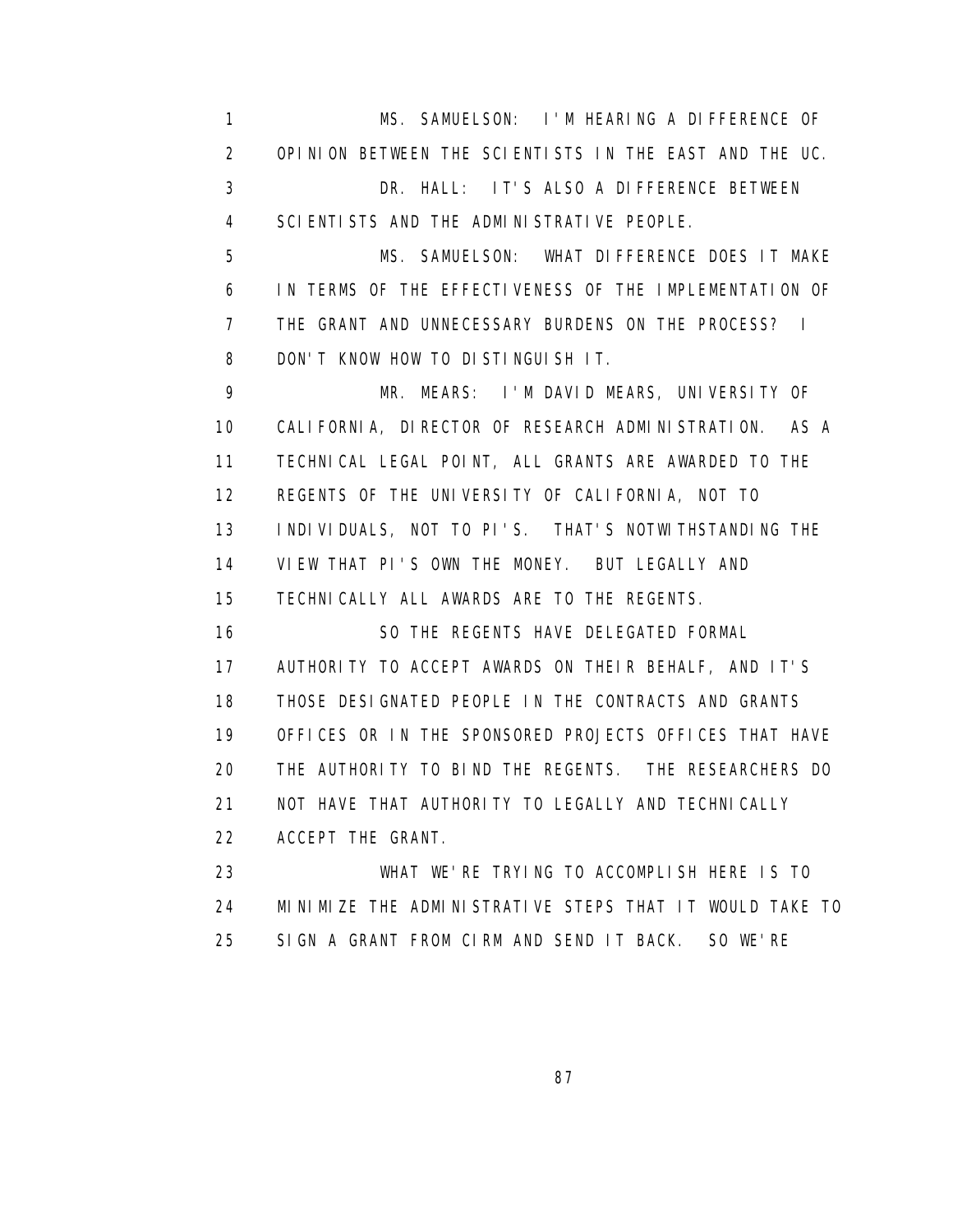MS. SAMUELSON: I'M HEARING A DIFFERENCE OF OPINION BETWEEN THE SCIENTISTS IN THE EAST AND THE UC.

DR. HALL: IT'S ALSO A DIFFERENCE BETWEEN SCIENTISTS AND THE ADMINISTRATIVE PEOPLE.

MS. SAMUELSON: WHAT DIFFERENCE DOES IT MAKE IN TERMS OF THE EFFECTIVENESS OF THE IMPLEMENTATION OF THE GRANT AND UNNECESSARY BURDENS ON THE PROCESS? I DON'T KNOW HOW TO DISTINGUISH IT.

MR. MEARS: I'M DAVID MEARS, UNIVERSITY OF CALIFORNIA, DIRECTOR OF RESEARCH ADMINISTRATION. AS A TECHNICAL LEGAL POINT, ALL GRANTS ARE AWARDED TO THE REGENTS OF THE UNIVERSITY OF CALIFORNIA, NOT TO INDIVIDUALS, NOT TO PI'S. THAT'S NOTWITHSTANDING THE VIEW THAT PI'S OWN THE MONEY. BUT LEGALLY AND TECHNICALLY ALL AWARDS ARE TO THE REGENTS.

SO THE REGENTS HAVE DELEGATED FORMAL AUTHORITY TO ACCEPT AWARDS ON THEIR BEHALF, AND IT'S THOSE DESIGNATED PEOPLE IN THE CONTRACTS AND GRANTS OFFICES OR IN THE SPONSORED PROJECTS OFFICES THAT HAVE THE AUTHORITY TO BIND THE REGENTS. THE RESEARCHERS DO NOT HAVE THAT AUTHORITY TO LEGALLY AND TECHNICALLY ACCEPT THE GRANT.

WHAT WE'RE TRYING TO ACCOMPLISH HERE IS TO MINIMIZE THE ADMINISTRATIVE STEPS THAT IT WOULD TAKE TO SIGN A GRANT FROM CIRM AND SEND IT BACK. SO WE'RE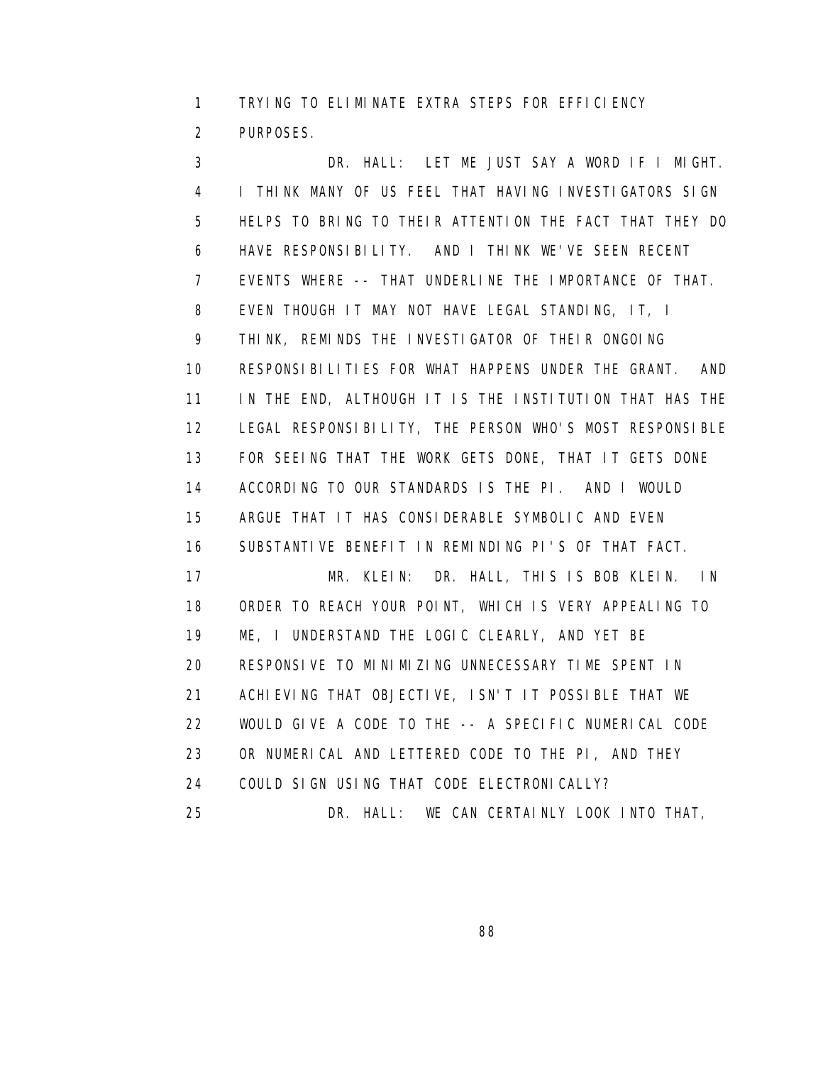TRYING TO ELIMINATE EXTRA STEPS FOR EFFICIENCY PURPOSES.

DR. HALL: LET ME JUST SAY A WORD IF I MIGHT. I THINK MANY OF US FEEL THAT HAVING INVESTIGATORS SIGN HELPS TO BRING TO THEIR ATTENTION THE FACT THAT THEY DO HAVE RESPONSIBILITY. AND I THINK WE'VE SEEN RECENT EVENTS WHERE -- THAT UNDERLINE THE IMPORTANCE OF THAT. EVEN THOUGH IT MAY NOT HAVE LEGAL STANDING, IT, I THINK, REMINDS THE INVESTIGATOR OF THEIR ONGOING RESPONSIBILITIES FOR WHAT HAPPENS UNDER THE GRANT. AND IN THE END, ALTHOUGH IT IS THE INSTITUTION THAT HAS THE LEGAL RESPONSIBILITY, THE PERSON WHO'S MOST RESPONSIBLE FOR SEEING THAT THE WORK GETS DONE, THAT IT GETS DONE ACCORDING TO OUR STANDARDS IS THE PI. AND I WOULD ARGUE THAT IT HAS CONSIDERABLE SYMBOLIC AND EVEN SUBSTANTIVE BENEFIT IN REMINDING PI'S OF THAT FACT.

MR. KLEIN: DR. HALL, THIS IS BOB KLEIN. IN ORDER TO REACH YOUR POINT, WHICH IS VERY APPEALING TO ME, I UNDERSTAND THE LOGIC CLEARLY, AND YET BE RESPONSIVE TO MINIMIZING UNNECESSARY TIME SPENT IN ACHIEVING THAT OBJECTIVE, ISN'T IT POSSIBLE THAT WE WOULD GIVE A CODE TO THE -- A SPECIFIC NUMERICAL CODE OR NUMERICAL AND LETTERED CODE TO THE PI, AND THEY COULD SIGN USING THAT CODE ELECTRONICALLY?

DR. HALL: WE CAN CERTAINLY LOOK INTO THAT,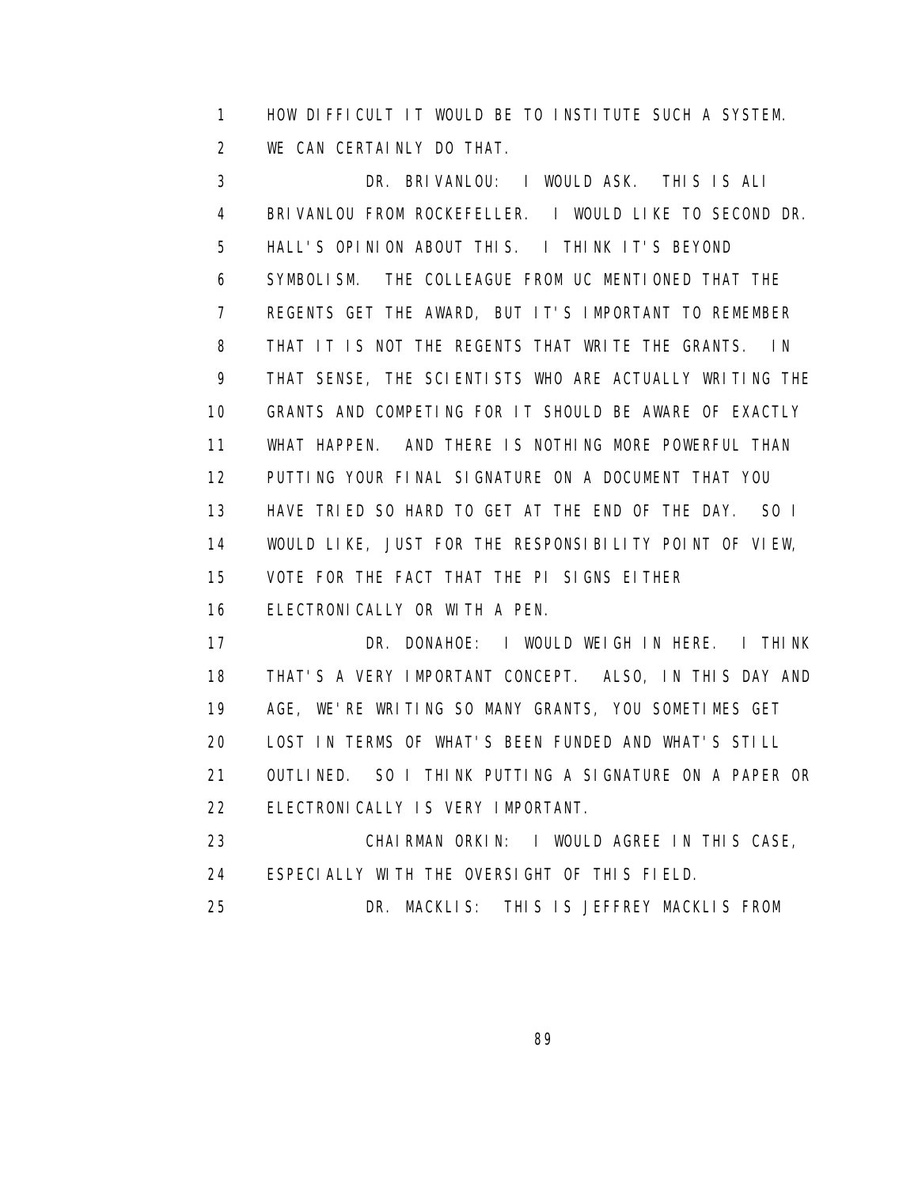HOW DIFFICULT IT WOULD BE TO INSTITUTE SUCH A SYSTEM. WE CAN CERTAINLY DO THAT.

DR. BRIVANLOU: I WOULD ASK. THIS IS ALI BRIVANLOU FROM ROCKEFELLER. I WOULD LIKE TO SECOND DR. HALL'S OPINION ABOUT THIS. I THINK IT'S BEYOND SYMBOLISM. THE COLLEAGUE FROM UC MENTIONED THAT THE REGENTS GET THE AWARD, BUT IT'S IMPORTANT TO REMEMBER THAT IT IS NOT THE REGENTS THAT WRITE THE GRANTS. IN THAT SENSE, THE SCIENTISTS WHO ARE ACTUALLY WRITING THE GRANTS AND COMPETING FOR IT SHOULD BE AWARE OF EXACTLY WHAT HAPPEN. AND THERE IS NOTHING MORE POWERFUL THAN PUTTING YOUR FINAL SIGNATURE ON A DOCUMENT THAT YOU HAVE TRIED SO HARD TO GET AT THE END OF THE DAY. SO I WOULD LIKE, JUST FOR THE RESPONSIBILITY POINT OF VIEW, VOTE FOR THE FACT THAT THE PI SIGNS EITHER ELECTRONICALLY OR WITH A PEN.

DR. DONAHOE: I WOULD WEIGH IN HERE. I THINK THAT'S A VERY IMPORTANT CONCEPT. ALSO, IN THIS DAY AND AGE, WE'RE WRITING SO MANY GRANTS, YOU SOMETIMES GET LOST IN TERMS OF WHAT'S BEEN FUNDED AND WHAT'S STILL OUTLINED. SO I THINK PUTTING A SIGNATURE ON A PAPER OR ELECTRONICALLY IS VERY IMPORTANT.

CHAIRMAN ORKIN: I WOULD AGREE IN THIS CASE, ESPECIALLY WITH THE OVERSIGHT OF THIS FIELD.

DR. MACKLIS: THIS IS JEFFREY MACKLIS FROM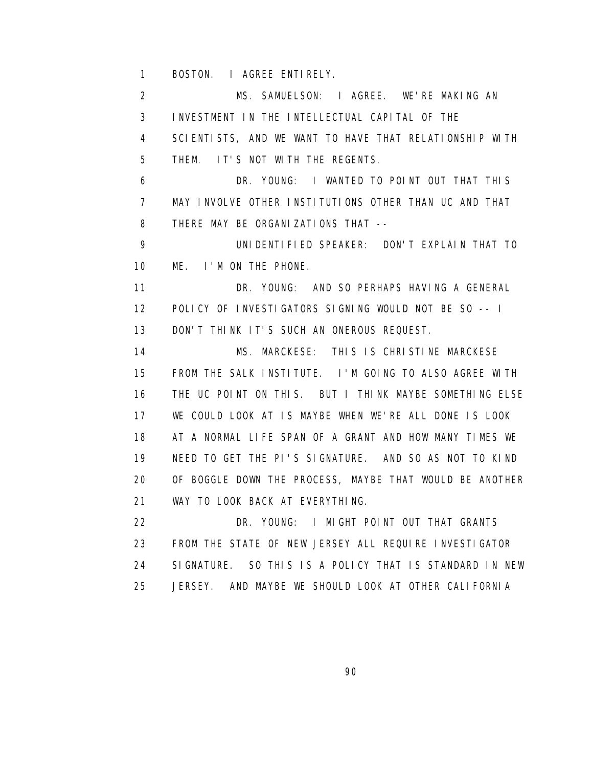BOSTON. I AGREE ENTIRELY.

MS. SAMUELSON: I AGREE. WE'RE MAKING AN INVESTMENT IN THE INTELLECTUAL CAPITAL OF THE SCIENTISTS, AND WE WANT TO HAVE THAT RELATIONSHIP WITH THEM. IT'S NOT WITH THE REGENTS.

DR. YOUNG: I WANTED TO POINT OUT THAT THIS MAY INVOLVE OTHER INSTITUTIONS OTHER THAN UC AND THAT THERE MAY BE ORGANIZATIONS THAT --

UNIDENTIFIED SPEAKER: DON'T EXPLAIN THAT TO ME. I'M ON THE PHONE.

DR. YOUNG: AND SO PERHAPS HAVING A GENERAL POLICY OF INVESTIGATORS SIGNING WOULD NOT BE SO -- I DON'T THINK IT'S SUCH AN ONEROUS REQUEST.

MS. MARCKESE: THIS IS CHRISTINE MARCKESE FROM THE SALK INSTITUTE. I'M GOING TO ALSO AGREE WITH THE UC POINT ON THIS. BUT I THINK MAYBE SOMETHING ELSE WE COULD LOOK AT IS MAYBE WHEN WE'RE ALL DONE IS LOOK AT A NORMAL LIFE SPAN OF A GRANT AND HOW MANY TIMES WE NEED TO GET THE PI'S SIGNATURE. AND SO AS NOT TO KIND OF BOGGLE DOWN THE PROCESS, MAYBE THAT WOULD BE ANOTHER WAY TO LOOK BACK AT EVERYTHING.

DR. YOUNG: I MIGHT POINT OUT THAT GRANTS FROM THE STATE OF NEW JERSEY ALL REQUIRE INVESTIGATOR SIGNATURE. SO THIS IS A POLICY THAT IS STANDARD IN NEW JERSEY. AND MAYBE WE SHOULD LOOK AT OTHER CALIFORNIA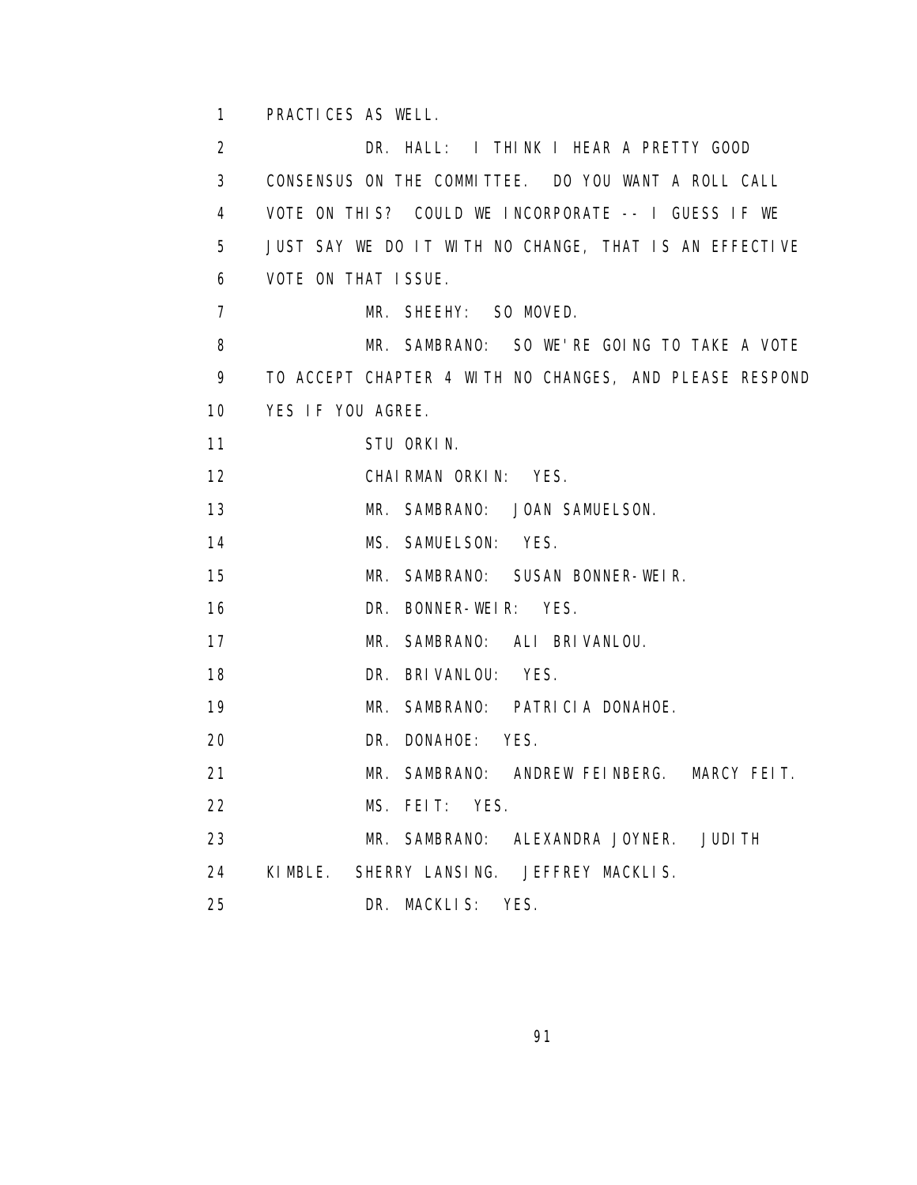PRACTICES AS WELL.

DR. HALL: I THINK I HEAR A PRETTY GOOD CONSENSUS ON THE COMMITTEE. DO YOU WANT A ROLL CALL VOTE ON THIS? COULD WE INCORPORATE -- I GUESS IF WE JUST SAY WE DO IT WITH NO CHANGE, THAT IS AN EFFECTIVE VOTE ON THAT ISSUE.

MR. SHEEHY: SO MOVED.

MR. SAMBRANO: SO WE'RE GOING TO TAKE A VOTE TO ACCEPT CHAPTER 4 WITH NO CHANGES, AND PLEASE RESPOND YES IF YOU AGREE.

STU ORKIN.

CHAIRMAN ORKIN: YES.

MR. SAMBRANO: JOAN SAMUELSON.

MS. SAMUELSON: YES.

MR. SAMBRANO: SUSAN BONNER-WEIR.

DR. BONNER-WEIR: YES.

MR. SAMBRANO: ALI BRIVANLOU.

DR. BRIVANLOU: YES.

MR. SAMBRANO: PATRICIA DONAHOE.

DR. DONAHOE: YES.

MR. SAMBRANO: ANDREW FEINBERG. MARCY FEIT.

MS. FEIT: YES.

MR. SAMBRANO: ALEXANDRA JOYNER. JUDITH KIMBLE. SHERRY LANSING. JEFFREY MACKLIS.

DR. MACKLIS: YES.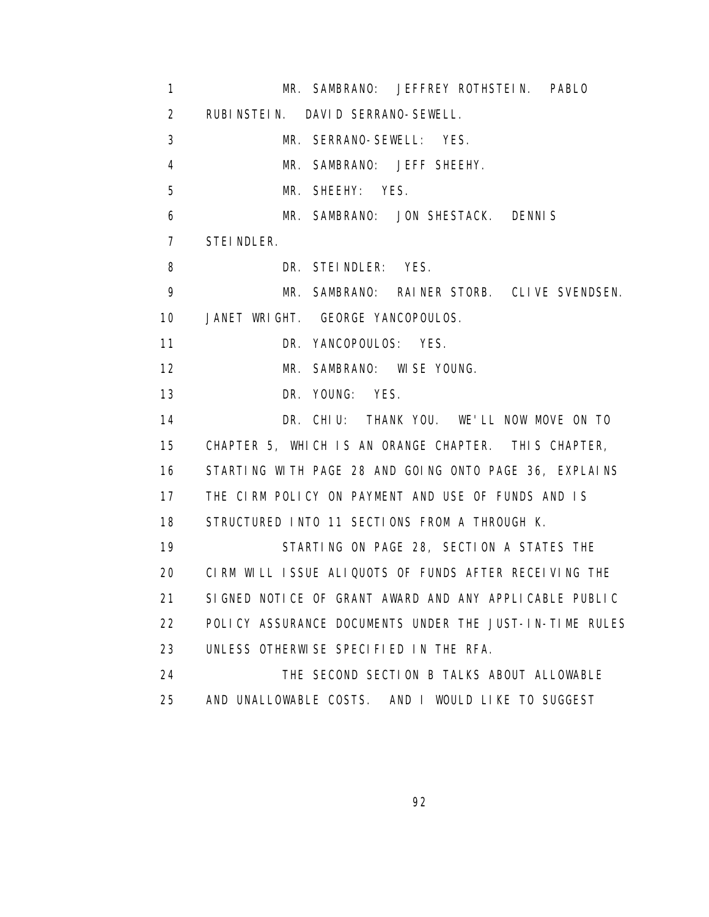MR. SAMBRANO: JEFFREY ROTHSTEIN. PABLO RUBINSTEIN. DAVID SERRANO-SEWELL.

MR. SERRANO-SEWELL: YES.

MR. SAMBRANO: JEFF SHEEHY.

MR. SHEEHY: YES.

MR. SAMBRANO: JON SHESTACK. DENNIS STEINDLER.

DR. STEINDLER: YES.

MR. SAMBRANO: RAINER STORB. CLIVE SVENDSEN. JANET WRIGHT. GEORGE YANCOPOULOS.

DR. YANCOPOULOS: YES.

MR. SAMBRANO: WISE YOUNG.

DR. YOUNG: YES.

DR. CHIU: THANK YOU. WE'LL NOW MOVE ON TO CHAPTER 5, WHICH IS AN ORANGE CHAPTER. THIS CHAPTER, STARTING WITH PAGE 28 AND GOING ONTO PAGE 36, EXPLAINS THE CIRM POLICY ON PAYMENT AND USE OF FUNDS AND IS STRUCTURED INTO 11 SECTIONS FROM A THROUGH K.

STARTING ON PAGE 28, SECTION A STATES THE CIRM WILL ISSUE ALIQUOTS OF FUNDS AFTER RECEIVING THE SIGNED NOTICE OF GRANT AWARD AND ANY APPLICABLE PUBLIC POLICY ASSURANCE DOCUMENTS UNDER THE JUST-IN-TIME RULES UNLESS OTHERWISE SPECIFIED IN THE RFA.

THE SECOND SECTION B TALKS ABOUT ALLOWABLE AND UNALLOWABLE COSTS. AND I WOULD LIKE TO SUGGEST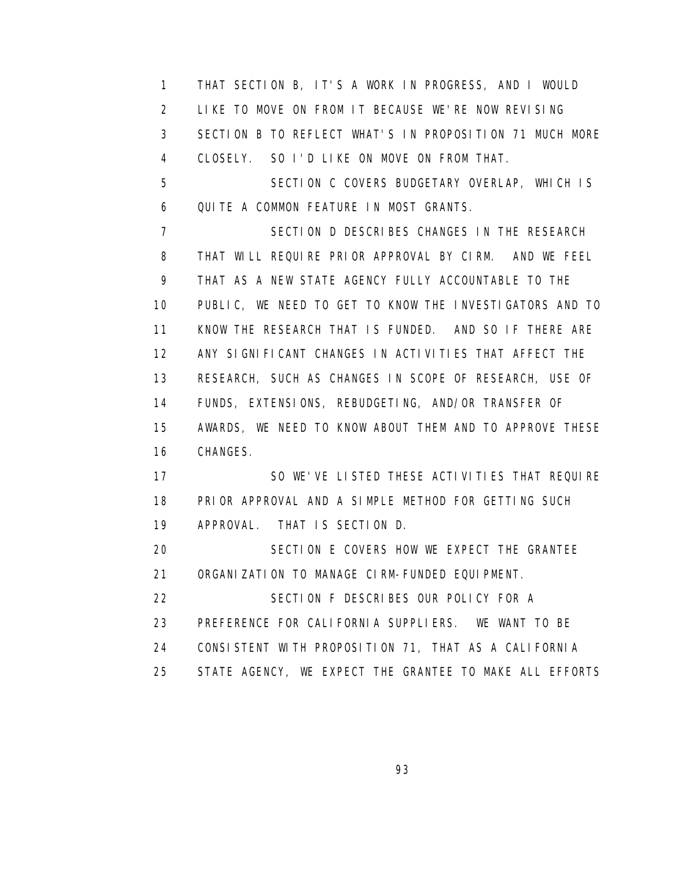THAT SECTION B, IT'S A WORK IN PROGRESS, AND I WOULD LIKE TO MOVE ON FROM IT BECAUSE WE'RE NOW REVISING SECTION B TO REFLECT WHAT'S IN PROPOSITION 71 MUCH MORE CLOSELY. SO I'D LIKE ON MOVE ON FROM THAT.

SECTION C COVERS BUDGETARY OVERLAP, WHICH IS QUITE A COMMON FEATURE IN MOST GRANTS.

SECTION D DESCRIBES CHANGES IN THE RESEARCH THAT WILL REQUIRE PRIOR APPROVAL BY CIRM. AND WE FEEL THAT AS A NEW STATE AGENCY FULLY ACCOUNTABLE TO THE PUBLIC, WE NEED TO GET TO KNOW THE INVESTIGATORS AND TO KNOW THE RESEARCH THAT IS FUNDED. AND SO IF THERE ARE ANY SIGNIFICANT CHANGES IN ACTIVITIES THAT AFFECT THE RESEARCH, SUCH AS CHANGES IN SCOPE OF RESEARCH, USE OF FUNDS, EXTENSIONS, REBUDGETING, AND/OR TRANSFER OF AWARDS, WE NEED TO KNOW ABOUT THEM AND TO APPROVE THESE CHANGES.

SO WE'VE LISTED THESE ACTIVITIES THAT REQUIRE PRIOR APPROVAL AND A SIMPLE METHOD FOR GETTING SUCH APPROVAL. THAT IS SECTION D.

SECTION E COVERS HOW WE EXPECT THE GRANTEE ORGANIZATION TO MANAGE CIRM-FUNDED EQUIPMENT.

SECTION F DESCRIBES OUR POLICY FOR A PREFERENCE FOR CALIFORNIA SUPPLIERS. WE WANT TO BE CONSISTENT WITH PROPOSITION 71, THAT AS A CALIFORNIA STATE AGENCY, WE EXPECT THE GRANTEE TO MAKE ALL EFFORTS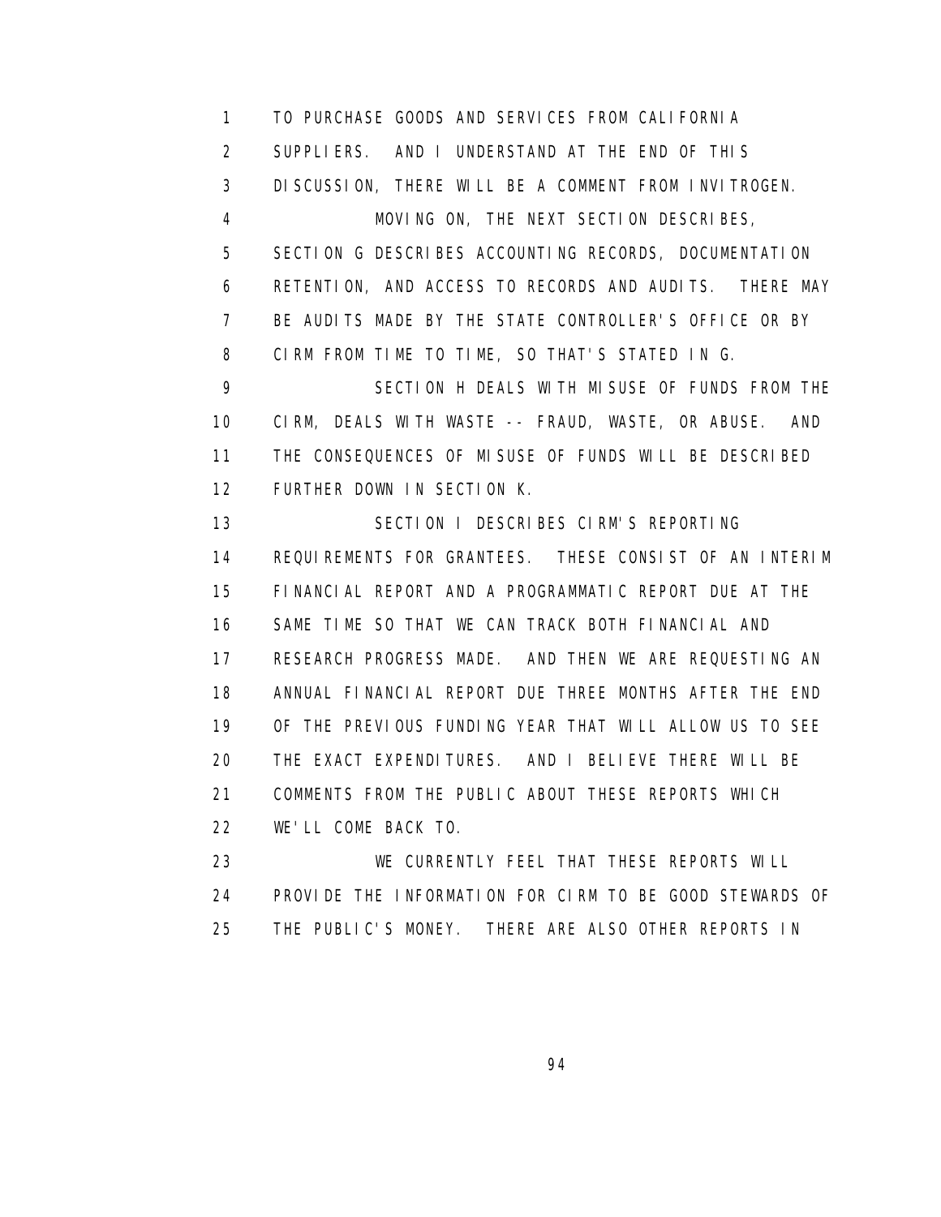TO PURCHASE GOODS AND SERVICES FROM CALIFORNIA SUPPLIERS. AND I UNDERSTAND AT THE END OF THIS DISCUSSION, THERE WILL BE A COMMENT FROM INVITROGEN.

MOVING ON, THE NEXT SECTION DESCRIBES, SECTION G DESCRIBES ACCOUNTING RECORDS, DOCUMENTATION RETENTION, AND ACCESS TO RECORDS AND AUDITS. THERE MAY BE AUDITS MADE BY THE STATE CONTROLLER'S OFFICE OR BY CIRM FROM TIME TO TIME, SO THAT'S STATED IN G.

SECTION H DEALS WITH MISUSE OF FUNDS FROM THE CIRM, DEALS WITH WASTE -- FRAUD, WASTE, OR ABUSE. AND THE CONSEQUENCES OF MISUSE OF FUNDS WILL BE DESCRIBED FURTHER DOWN IN SECTION K.

SECTION I DESCRIBES CIRM'S REPORTING REQUIREMENTS FOR GRANTEES. THESE CONSIST OF AN INTERIM FINANCIAL REPORT AND A PROGRAMMATIC REPORT DUE AT THE SAME TIME SO THAT WE CAN TRACK BOTH FINANCIAL AND RESEARCH PROGRESS MADE. AND THEN WE ARE REQUESTING AN ANNUAL FINANCIAL REPORT DUE THREE MONTHS AFTER THE END OF THE PREVIOUS FUNDING YEAR THAT WILL ALLOW US TO SEE THE EXACT EXPENDITURES. AND I BELIEVE THERE WILL BE COMMENTS FROM THE PUBLIC ABOUT THESE REPORTS WHICH WE'LL COME BACK TO.

WE CURRENTLY FEEL THAT THESE REPORTS WILL PROVIDE THE INFORMATION FOR CIRM TO BE GOOD STEWARDS OF THE PUBLIC'S MONEY. THERE ARE ALSO OTHER REPORTS IN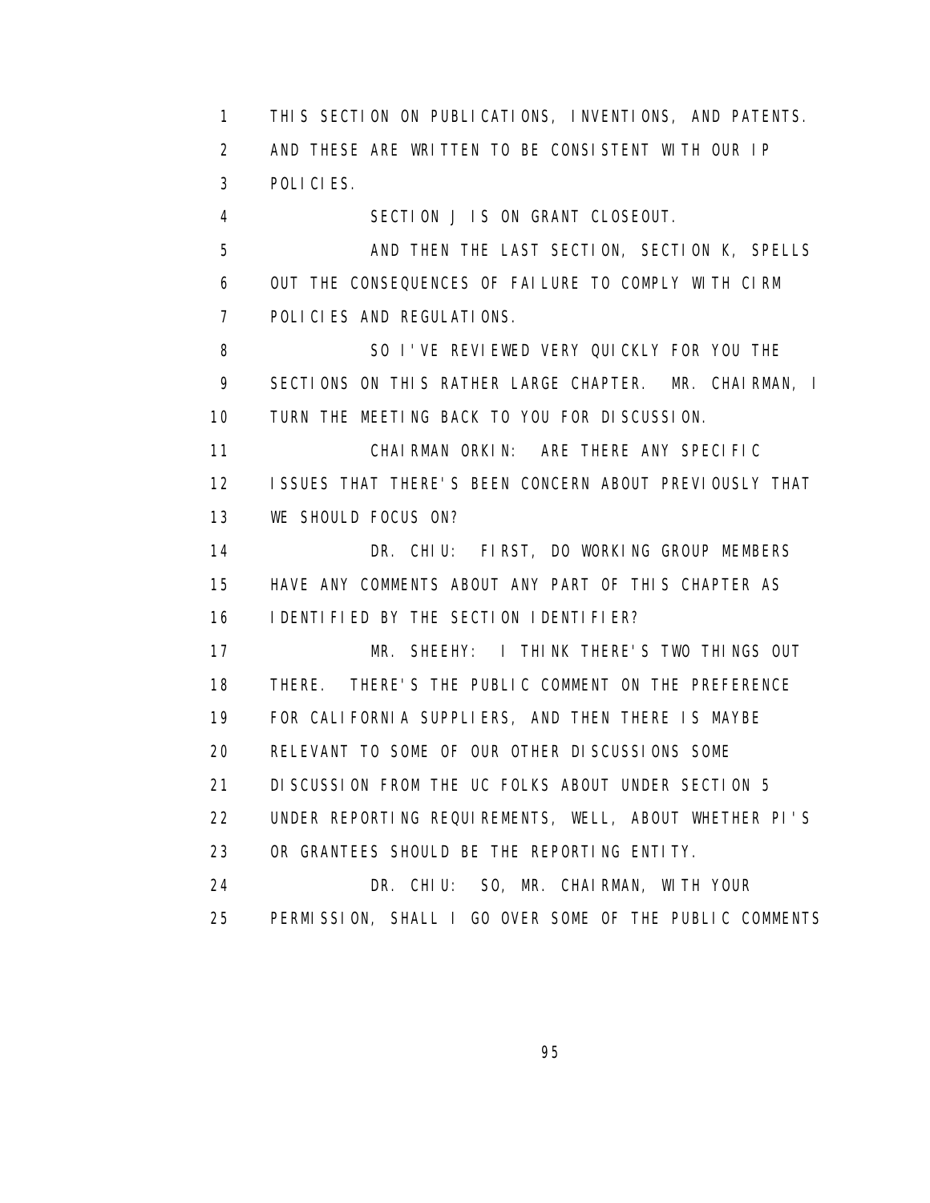THIS SECTION ON PUBLICATIONS, INVENTIONS, AND PATENTS. AND THESE ARE WRITTEN TO BE CONSISTENT WITH OUR IP POLICIES.

SECTION J IS ON GRANT CLOSEOUT.

AND THEN THE LAST SECTION, SECTION K, SPELLS OUT THE CONSEQUENCES OF FAILURE TO COMPLY WITH CIRM POLICIES AND REGULATIONS.

SO I'VE REVIEWED VERY QUICKLY FOR YOU THE SECTIONS ON THIS RATHER LARGE CHAPTER. MR. CHAIRMAN, I TURN THE MEETING BACK TO YOU FOR DISCUSSION.

CHAIRMAN ORKIN: ARE THERE ANY SPECIFIC ISSUES THAT THERE'S BEEN CONCERN ABOUT PREVIOUSLY THAT WE SHOULD FOCUS ON?

DR. CHIU: FIRST, DO WORKING GROUP MEMBERS HAVE ANY COMMENTS ABOUT ANY PART OF THIS CHAPTER AS IDENTIFIED BY THE SECTION IDENTIFIER?

MR. SHEEHY: I THINK THERE'S TWO THINGS OUT THERE. THERE'S THE PUBLIC COMMENT ON THE PREFERENCE FOR CALIFORNIA SUPPLIERS, AND THEN THERE IS MAYBE RELEVANT TO SOME OF OUR OTHER DISCUSSIONS SOME DISCUSSION FROM THE UC FOLKS ABOUT UNDER SECTION 5 UNDER REPORTING REQUIREMENTS, WELL, ABOUT WHETHER PI'S OR GRANTEES SHOULD BE THE REPORTING ENTITY.

DR. CHIU: SO, MR. CHAIRMAN, WITH YOUR PERMISSION, SHALL I GO OVER SOME OF THE PUBLIC COMMENTS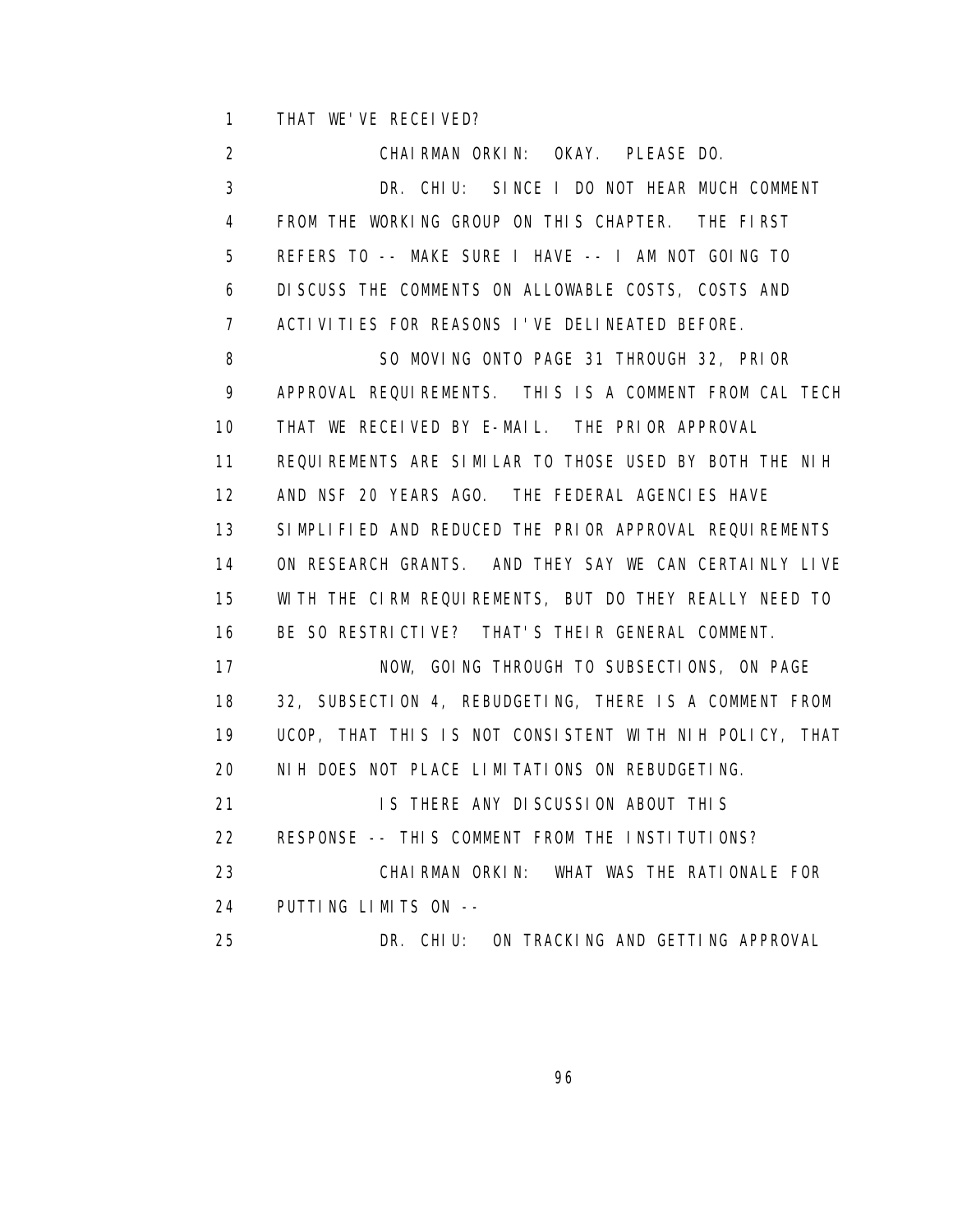THAT WE'VE RECEIVED?

CHAIRMAN ORKIN: OKAY. PLEASE DO.

DR. CHIU: SINCE I DO NOT HEAR MUCH COMMENT FROM THE WORKING GROUP ON THIS CHAPTER. THE FIRST REFERS TO -- MAKE SURE I HAVE -- I AM NOT GOING TO DISCUSS THE COMMENTS ON ALLOWABLE COSTS, COSTS AND ACTIVITIES FOR REASONS I'VE DELINEATED BEFORE.

SO MOVING ONTO PAGE 31 THROUGH 32, PRIOR APPROVAL REQUIREMENTS. THIS IS A COMMENT FROM CAL TECH THAT WE RECEIVED BY E-MAIL. THE PRIOR APPROVAL REQUIREMENTS ARE SIMILAR TO THOSE USED BY BOTH THE NIH AND NSF 20 YEARS AGO. THE FEDERAL AGENCIES HAVE SIMPLIFIED AND REDUCED THE PRIOR APPROVAL REQUIREMENTS ON RESEARCH GRANTS. AND THEY SAY WE CAN CERTAINLY LIVE WITH THE CIRM REQUIREMENTS, BUT DO THEY REALLY NEED TO BE SO RESTRICTIVE? THAT'S THEIR GENERAL COMMENT.

NOW, GOING THROUGH TO SUBSECTIONS, ON PAGE 32, SUBSECTION 4, REBUDGETING, THERE IS A COMMENT FROM UCOP, THAT THIS IS NOT CONSISTENT WITH NIH POLICY, THAT NIH DOES NOT PLACE LIMITATIONS ON REBUDGETING.

IS THERE ANY DISCUSSION ABOUT THIS RESPONSE -- THIS COMMENT FROM THE INSTITUTIONS?

CHAIRMAN ORKIN: WHAT WAS THE RATIONALE FOR PUTTING LIMITS ON --

DR. CHIU: ON TRACKING AND GETTING APPROVAL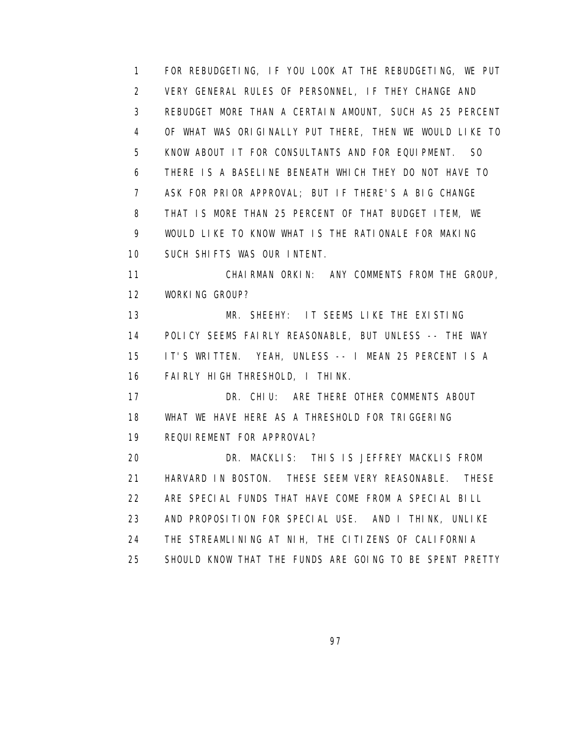FOR REBUDGETING, IF YOU LOOK AT THE REBUDGETING, WE PUT VERY GENERAL RULES OF PERSONNEL, IF THEY CHANGE AND REBUDGET MORE THAN A CERTAIN AMOUNT, SUCH AS 25 PERCENT OF WHAT WAS ORIGINALLY PUT THERE, THEN WE WOULD LIKE TO KNOW ABOUT IT FOR CONSULTANTS AND FOR EQUIPMENT. SO THERE IS A BASELINE BENEATH WHICH THEY DO NOT HAVE TO ASK FOR PRIOR APPROVAL; BUT IF THERE'S A BIG CHANGE THAT IS MORE THAN 25 PERCENT OF THAT BUDGET ITEM, WE WOULD LIKE TO KNOW WHAT IS THE RATIONALE FOR MAKING SUCH SHIFTS WAS OUR INTENT.

CHAIRMAN ORKIN: ANY COMMENTS FROM THE GROUP, WORKING GROUP?

MR. SHEEHY: IT SEEMS LIKE THE EXISTING POLICY SEEMS FAIRLY REASONABLE, BUT UNLESS -- THE WAY IT'S WRITTEN. YEAH, UNLESS -- I MEAN 25 PERCENT IS A FAIRLY HIGH THRESHOLD, I THINK.

DR. CHIU: ARE THERE OTHER COMMENTS ABOUT WHAT WE HAVE HERE AS A THRESHOLD FOR TRIGGERING REQUIREMENT FOR APPROVAL?

DR. MACKLIS: THIS IS JEFFREY MACKLIS FROM HARVARD IN BOSTON. THESE SEEM VERY REASONABLE. THESE ARE SPECIAL FUNDS THAT HAVE COME FROM A SPECIAL BILL AND PROPOSITION FOR SPECIAL USE. AND I THINK, UNLIKE THE STREAMLINING AT NIH, THE CITIZENS OF CALIFORNIA SHOULD KNOW THAT THE FUNDS ARE GOING TO BE SPENT PRETTY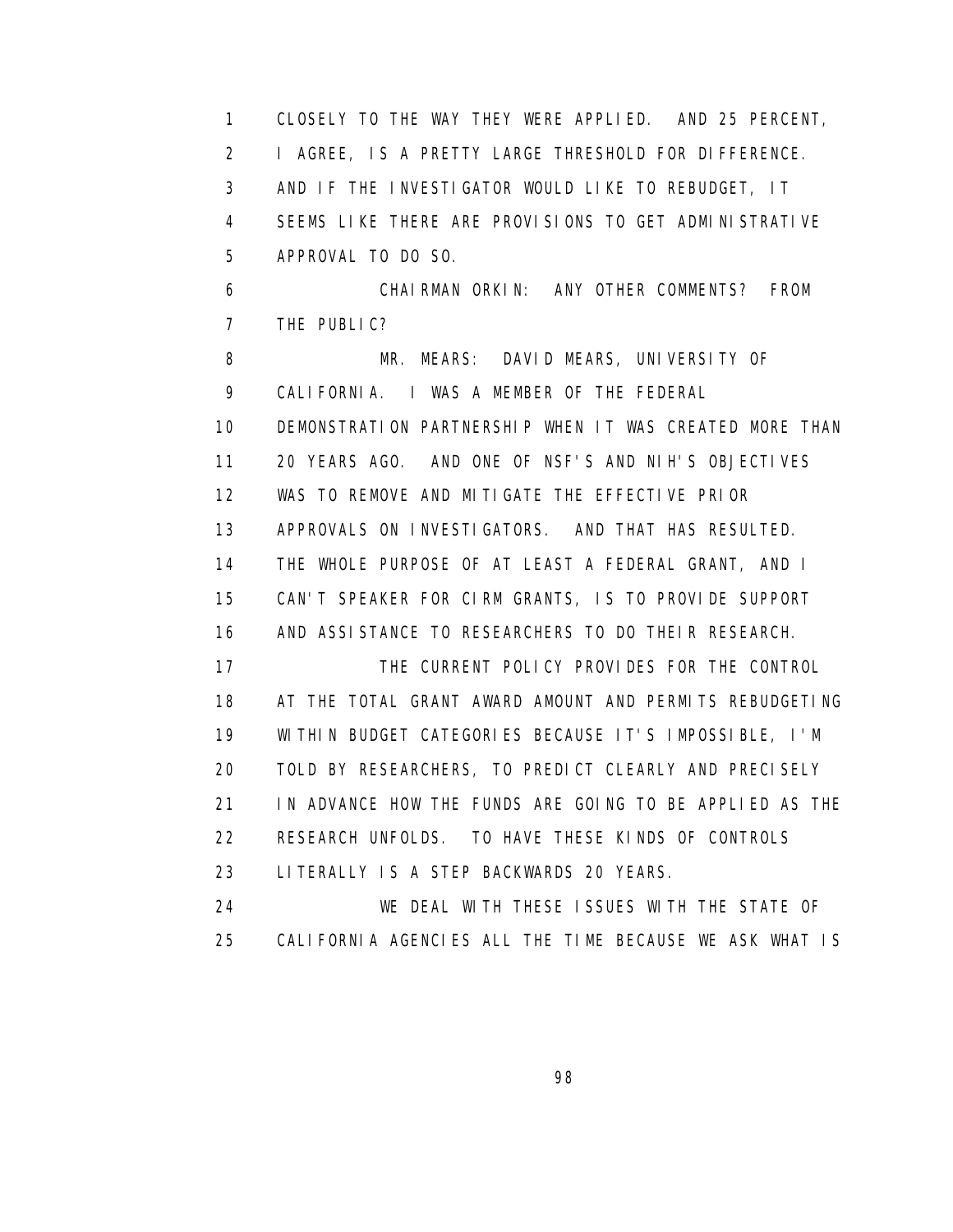1 CLOSELY TO THE WAY THEY WERE APPLIED. AND 25 PERCENT,
2 I AGREE, IS A PRETTY LARGE THRESHOLD FOR DIFFERENCE.
3 AND IF THE INVESTIGATOR WOULD LIKE TO REBUDGET, IT
4 SEEMS LIKE THERE ARE PROVISIONS TO GET ADMINISTRATIVE
5 APPROVAL TO DO SO.

6 CHAIRMAN ORKIN: ANY OTHER COMMENTS? FROM
7 THE PUBLIC?

8 MR. MEARS: DAVID MEARS, UNIVERSITY OF
9 CALIFORNIA. I WAS A MEMBER OF THE FEDERAL
10 DEMONSTRATION PARTNERSHIP WHEN IT WAS CREATED MORE THAN
11 20 YEARS AGO. AND ONE OF NSF'S AND NIH'S OBJECTIVES
12 WAS TO REMOVE AND MITIGATE THE EFFECTIVE PRIOR
13 APPROVALS ON INVESTIGATORS. AND THAT HAS RESULTED.
14 THE WHOLE PURPOSE OF AT LEAST A FEDERAL GRANT, AND I
15 CAN'T SPEAKER FOR CIRM GRANTS, IS TO PROVIDE SUPPORT
16 AND ASSISTANCE TO RESEARCHERS TO DO THEIR RESEARCH.

17 THE CURRENT POLICY PROVIDES FOR THE CONTROL
18 AT THE TOTAL GRANT AWARD AMOUNT AND PERMITS REBUDGETING
19 WITHIN BUDGET CATEGORIES BECAUSE IT'S IMPOSSIBLE, I'M
20 TOLD BY RESEARCHERS, TO PREDICT CLEARLY AND PRECISELY
21 IN ADVANCE HOW THE FUNDS ARE GOING TO BE APPLIED AS THE
22 RESEARCH UNFOLDS. TO HAVE THESE KINDS OF CONTROLS
23 LITERALLY IS A STEP BACKWARDS 20 YEARS.

24 WE DEAL WITH THESE ISSUES WITH THE STATE OF
25 CALIFORNIA AGENCIES ALL THE TIME BECAUSE WE ASK WHAT IS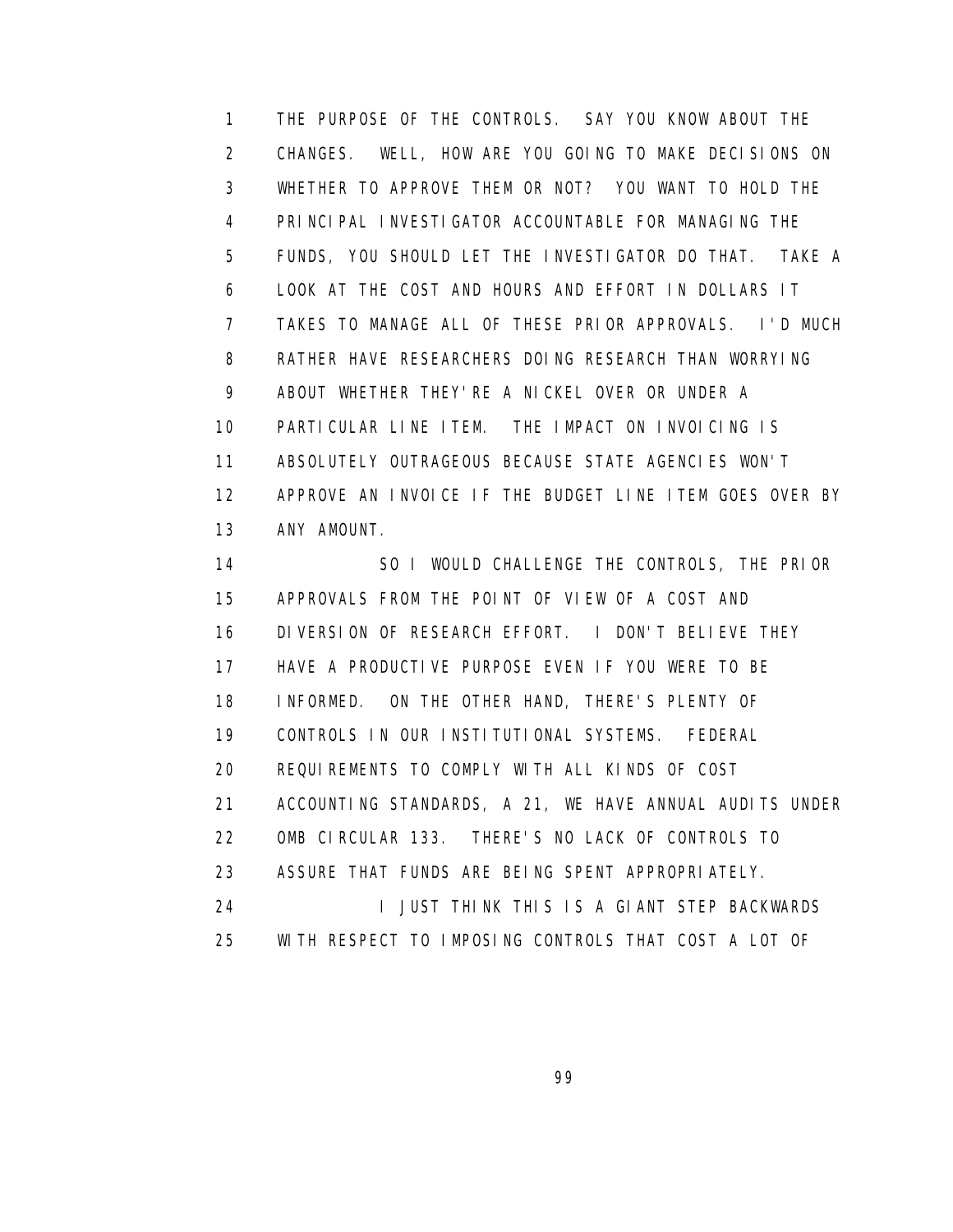THE PURPOSE OF THE CONTROLS. SAY YOU KNOW ABOUT THE CHANGES. WELL, HOW ARE YOU GOING TO MAKE DECISIONS ON WHETHER TO APPROVE THEM OR NOT? YOU WANT TO HOLD THE PRINCIPAL INVESTIGATOR ACCOUNTABLE FOR MANAGING THE FUNDS, YOU SHOULD LET THE INVESTIGATOR DO THAT. TAKE A LOOK AT THE COST AND HOURS AND EFFORT IN DOLLARS IT TAKES TO MANAGE ALL OF THESE PRIOR APPROVALS. I'D MUCH RATHER HAVE RESEARCHERS DOING RESEARCH THAN WORRYING ABOUT WHETHER THEY'RE A NICKEL OVER OR UNDER A PARTICULAR LINE ITEM. THE IMPACT ON INVOICING IS ABSOLUTELY OUTRAGEOUS BECAUSE STATE AGENCIES WON'T APPROVE AN INVOICE IF THE BUDGET LINE ITEM GOES OVER BY ANY AMOUNT.

SO I WOULD CHALLENGE THE CONTROLS, THE PRIOR APPROVALS FROM THE POINT OF VIEW OF A COST AND DIVERSION OF RESEARCH EFFORT. I DON'T BELIEVE THEY HAVE A PRODUCTIVE PURPOSE EVEN IF YOU WERE TO BE INFORMED. ON THE OTHER HAND, THERE'S PLENTY OF CONTROLS IN OUR INSTITUTIONAL SYSTEMS. FEDERAL REQUIREMENTS TO COMPLY WITH ALL KINDS OF COST ACCOUNTING STANDARDS, A 21, WE HAVE ANNUAL AUDITS UNDER OMB CIRCULAR 133. THERE'S NO LACK OF CONTROLS TO ASSURE THAT FUNDS ARE BEING SPENT APPROPRIATELY.

I JUST THINK THIS IS A GIANT STEP BACKWARDS WITH RESPECT TO IMPOSING CONTROLS THAT COST A LOT OF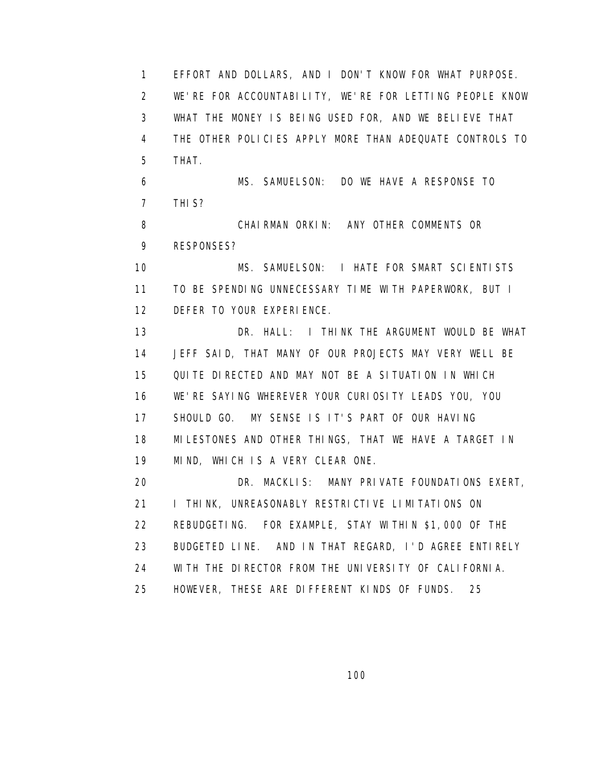EFFORT AND DOLLARS, AND I DON'T KNOW FOR WHAT PURPOSE. WE'RE FOR ACCOUNTABILITY, WE'RE FOR LETTING PEOPLE KNOW WHAT THE MONEY IS BEING USED FOR, AND WE BELIEVE THAT THE OTHER POLICIES APPLY MORE THAN ADEQUATE CONTROLS TO THAT.

MS. SAMUELSON: DO WE HAVE A RESPONSE TO THIS?

CHAIRMAN ORKIN: ANY OTHER COMMENTS OR RESPONSES?

MS. SAMUELSON: I HATE FOR SMART SCIENTISTS TO BE SPENDING UNNECESSARY TIME WITH PAPERWORK, BUT I DEFER TO YOUR EXPERIENCE.

DR. HALL: I THINK THE ARGUMENT WOULD BE WHAT JEFF SAID, THAT MANY OF OUR PROJECTS MAY VERY WELL BE QUITE DIRECTED AND MAY NOT BE A SITUATION IN WHICH WE'RE SAYING WHEREVER YOUR CURIOSITY LEADS YOU, YOU SHOULD GO. MY SENSE IS IT'S PART OF OUR HAVING MILESTONES AND OTHER THINGS, THAT WE HAVE A TARGET IN MIND, WHICH IS A VERY CLEAR ONE.

DR. MACKLIS: MANY PRIVATE FOUNDATIONS EXERT, I THINK, UNREASONABLY RESTRICTIVE LIMITATIONS ON REBUDGETING. FOR EXAMPLE, STAY WITHIN $1,000 OF THE BUDGETED LINE. AND IN THAT REGARD, I'D AGREE ENTIRELY WITH THE DIRECTOR FROM THE UNIVERSITY OF CALIFORNIA. HOWEVER, THESE ARE DIFFERENT KINDS OF FUNDS.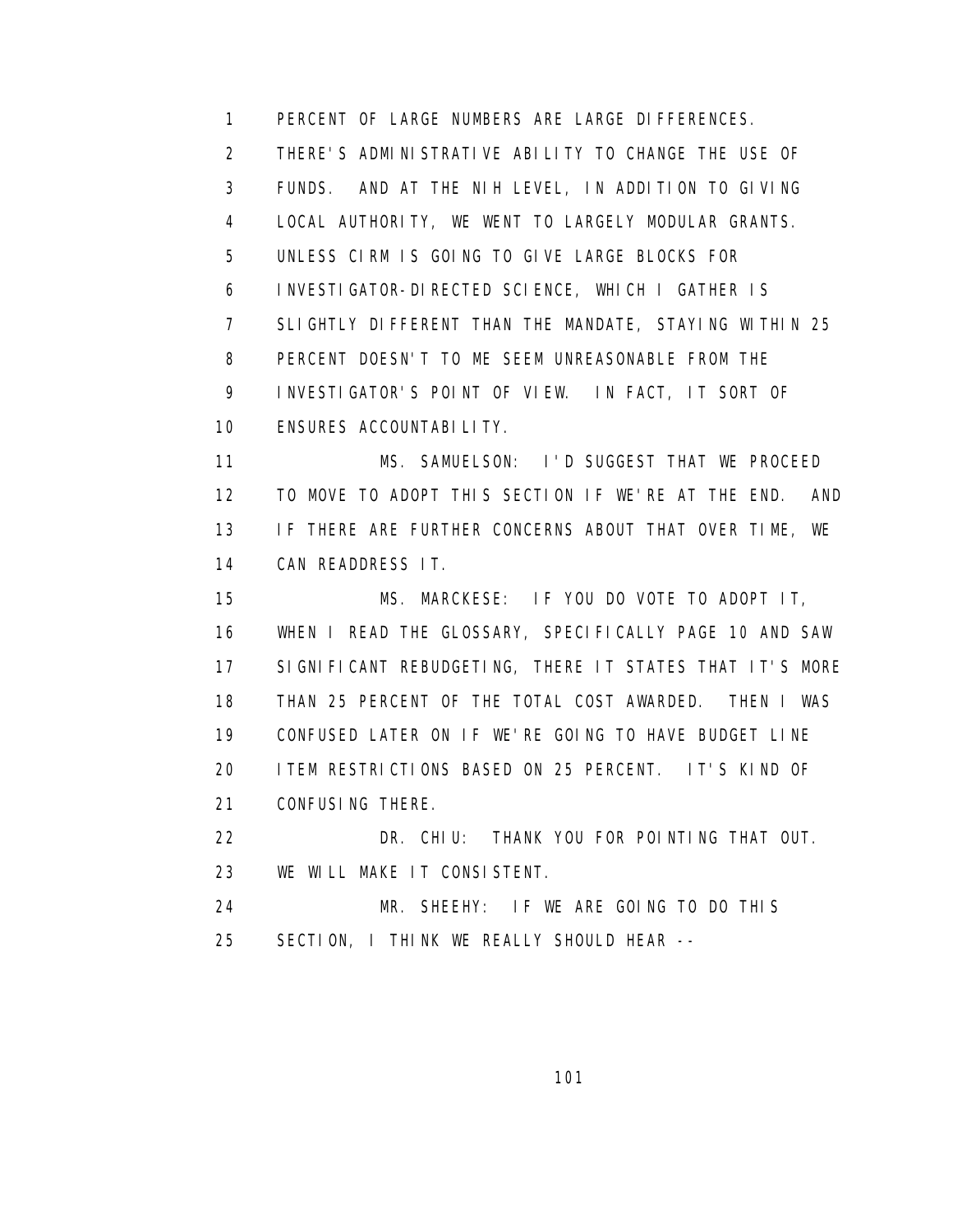PERCENT OF LARGE NUMBERS ARE LARGE DIFFERENCES. THERE'S ADMINISTRATIVE ABILITY TO CHANGE THE USE OF FUNDS. AND AT THE NIH LEVEL, IN ADDITION TO GIVING LOCAL AUTHORITY, WE WENT TO LARGELY MODULAR GRANTS. UNLESS CIRM IS GOING TO GIVE LARGE BLOCKS FOR INVESTIGATOR-DIRECTED SCIENCE, WHICH I GATHER IS SLIGHTLY DIFFERENT THAN THE MANDATE, STAYING WITHIN 25 PERCENT DOESN'T TO ME SEEM UNREASONABLE FROM THE INVESTIGATOR'S POINT OF VIEW. IN FACT, IT SORT OF ENSURES ACCOUNTABILITY.

MS. SAMUELSON: I'D SUGGEST THAT WE PROCEED TO MOVE TO ADOPT THIS SECTION IF WE'RE AT THE END. AND IF THERE ARE FURTHER CONCERNS ABOUT THAT OVER TIME, WE CAN READDRESS IT.

MS. MARCKESE: IF YOU DO VOTE TO ADOPT IT, WHEN I READ THE GLOSSARY, SPECIFICALLY PAGE 10 AND SAW SIGNIFICANT REBUDGETING, THERE IT STATES THAT IT'S MORE THAN 25 PERCENT OF THE TOTAL COST AWARDED. THEN I WAS CONFUSED LATER ON IF WE'RE GOING TO HAVE BUDGET LINE ITEM RESTRICTIONS BASED ON 25 PERCENT. IT'S KIND OF CONFUSING THERE.

DR. CHIU: THANK YOU FOR POINTING THAT OUT. WE WILL MAKE IT CONSISTENT.

MR. SHEEHY: IF WE ARE GOING TO DO THIS SECTION, I THINK WE REALLY SHOULD HEAR --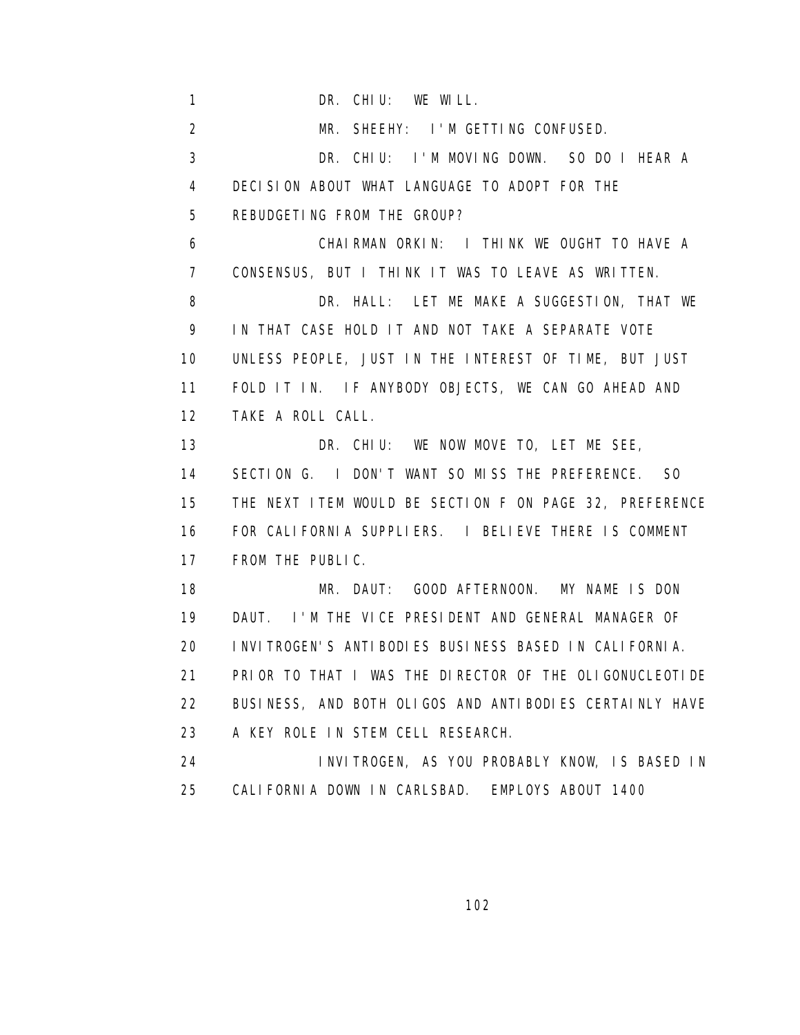DR. CHIU: WE WILL.

MR. SHEEHY: I'M GETTING CONFUSED.

DR. CHIU: I'M MOVING DOWN. SO DO I HEAR A DECISION ABOUT WHAT LANGUAGE TO ADOPT FOR THE REBUDGETING FROM THE GROUP?

CHAIRMAN ORKIN: I THINK WE OUGHT TO HAVE A CONSENSUS, BUT I THINK IT WAS TO LEAVE AS WRITTEN.

DR. HALL: LET ME MAKE A SUGGESTION, THAT WE IN THAT CASE HOLD IT AND NOT TAKE A SEPARATE VOTE UNLESS PEOPLE, JUST IN THE INTEREST OF TIME, BUT JUST FOLD IT IN. IF ANYBODY OBJECTS, WE CAN GO AHEAD AND TAKE A ROLL CALL.

DR. CHIU: WE NOW MOVE TO, LET ME SEE, SECTION G. I DON'T WANT SO MISS THE PREFERENCE. SO THE NEXT ITEM WOULD BE SECTION F ON PAGE 32, PREFERENCE FOR CALIFORNIA SUPPLIERS. I BELIEVE THERE IS COMMENT FROM THE PUBLIC.

MR. DAUT: GOOD AFTERNOON. MY NAME IS DON DAUT. I'M THE VICE PRESIDENT AND GENERAL MANAGER OF INVITROGEN'S ANTIBODIES BUSINESS BASED IN CALIFORNIA. PRIOR TO THAT I WAS THE DIRECTOR OF THE OLIGONUCLEOTIDE BUSINESS, AND BOTH OLIGOS AND ANTIBODIES CERTAINLY HAVE A KEY ROLE IN STEM CELL RESEARCH.

INVITROGEN, AS YOU PROBABLY KNOW, IS BASED IN CALIFORNIA DOWN IN CARLSBAD. EMPLOYS ABOUT 1400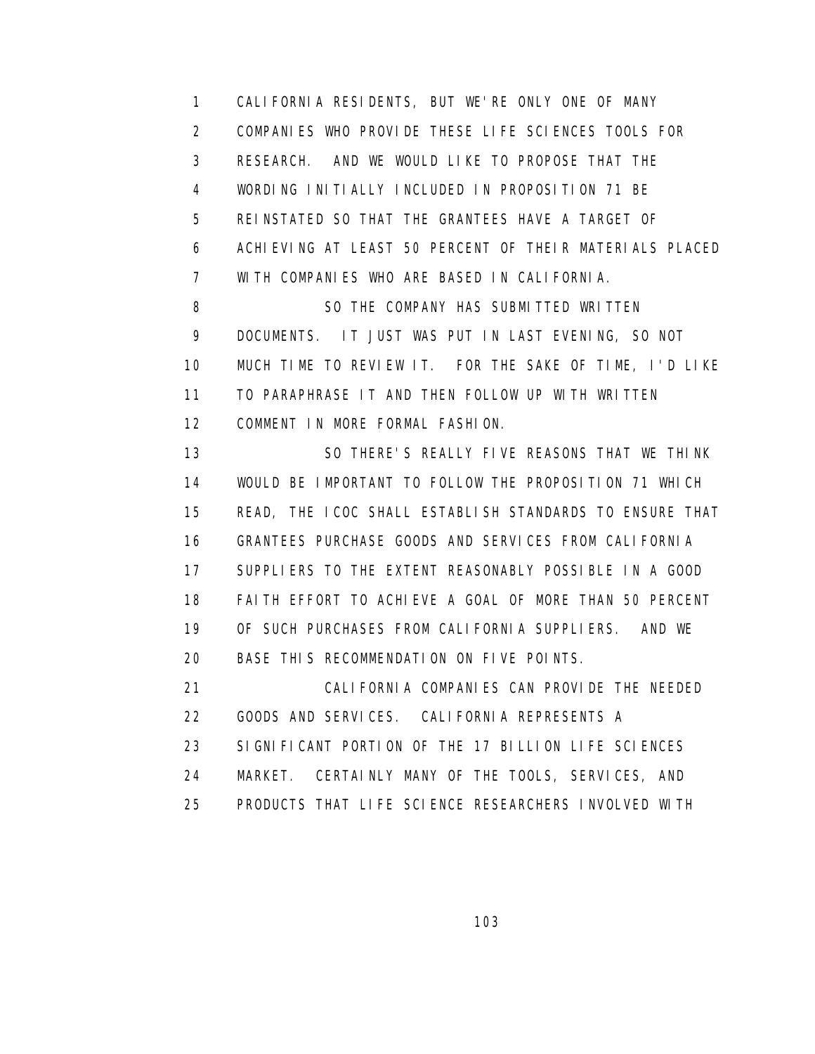1 CALIFORNIA RESIDENTS, BUT WE'RE ONLY ONE OF MANY
2 COMPANIES WHO PROVIDE THESE LIFE SCIENCES TOOLS FOR
3 RESEARCH. AND WE WOULD LIKE TO PROPOSE THAT THE
4 WORDING INITIALLY INCLUDED IN PROPOSITION 71 BE
5 REINSTATED SO THAT THE GRANTEES HAVE A TARGET OF
6 ACHIEVING AT LEAST 50 PERCENT OF THEIR MATERIALS PLACED
7 WITH COMPANIES WHO ARE BASED IN CALIFORNIA.
8 SO THE COMPANY HAS SUBMITTED WRITTEN
9 DOCUMENTS. IT JUST WAS PUT IN LAST EVENING, SO NOT
10 MUCH TIME TO REVIEW IT. FOR THE SAKE OF TIME, I'D LIKE
11 TO PARAPHRASE IT AND THEN FOLLOW UP WITH WRITTEN
12 COMMENT IN MORE FORMAL FASHION.
13 SO THERE'S REALLY FIVE REASONS THAT WE THINK
14 WOULD BE IMPORTANT TO FOLLOW THE PROPOSITION 71 WHICH
15 READ, THE ICOC SHALL ESTABLISH STANDARDS TO ENSURE THAT
16 GRANTEES PURCHASE GOODS AND SERVICES FROM CALIFORNIA
17 SUPPLIERS TO THE EXTENT REASONABLY POSSIBLE IN A GOOD
18 FAITH EFFORT TO ACHIEVE A GOAL OF MORE THAN 50 PERCENT
19 OF SUCH PURCHASES FROM CALIFORNIA SUPPLIERS. AND WE
20 BASE THIS RECOMMENDATION ON FIVE POINTS.
21 CALIFORNIA COMPANIES CAN PROVIDE THE NEEDED
22 GOODS AND SERVICES. CALIFORNIA REPRESENTS A
23 SIGNIFICANT PORTION OF THE 17 BILLION LIFE SCIENCES
24 MARKET. CERTAINLY MANY OF THE TOOLS, SERVICES, AND
25 PRODUCTS THAT LIFE SCIENCE RESEARCHERS INVOLVED WITH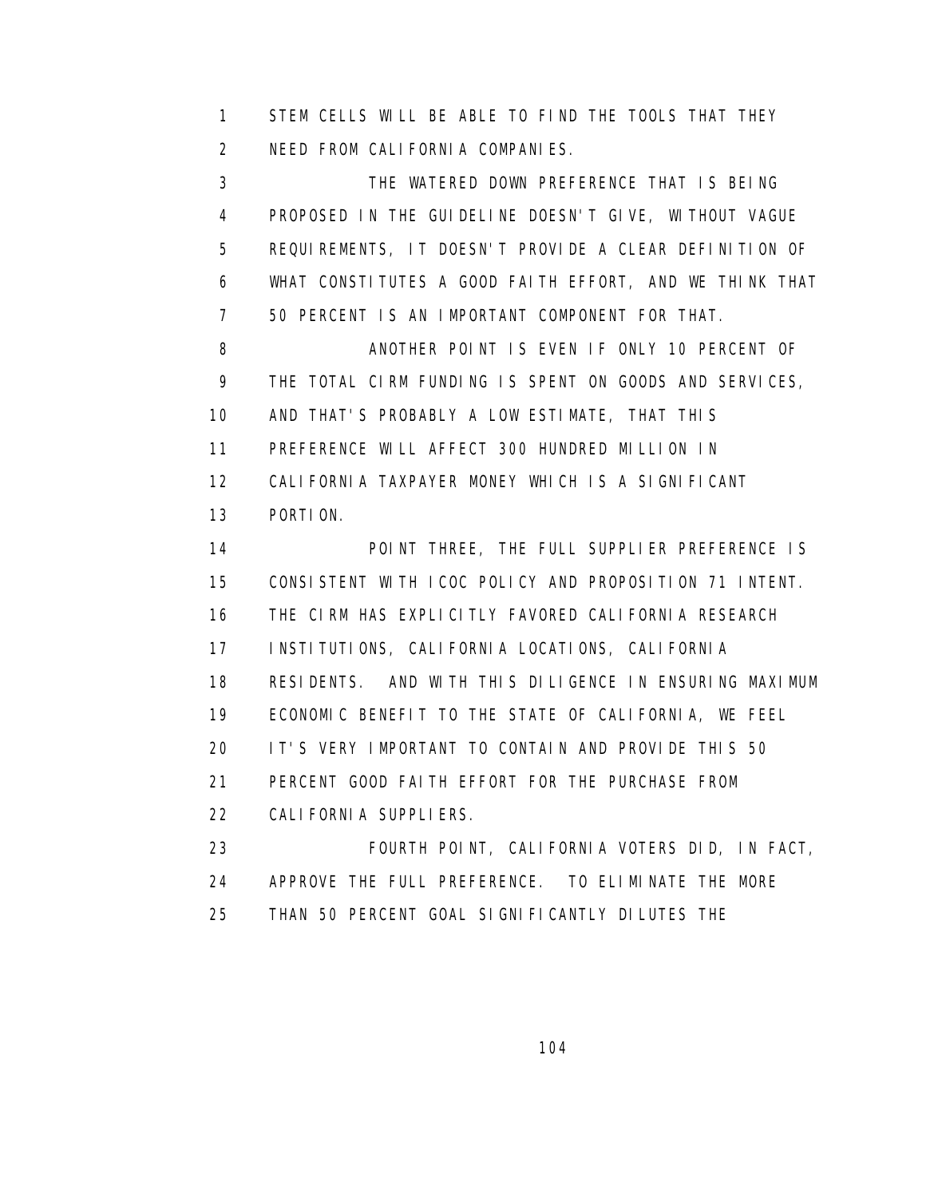STEM CELLS WILL BE ABLE TO FIND THE TOOLS THAT THEY NEED FROM CALIFORNIA COMPANIES.

THE WATERED DOWN PREFERENCE THAT IS BEING PROPOSED IN THE GUIDELINE DOESN'T GIVE, WITHOUT VAGUE REQUIREMENTS, IT DOESN'T PROVIDE A CLEAR DEFINITION OF WHAT CONSTITUTES A GOOD FAITH EFFORT, AND WE THINK THAT 50 PERCENT IS AN IMPORTANT COMPONENT FOR THAT.

ANOTHER POINT IS EVEN IF ONLY 10 PERCENT OF THE TOTAL CIRM FUNDING IS SPENT ON GOODS AND SERVICES, AND THAT'S PROBABLY A LOW ESTIMATE, THAT THIS PREFERENCE WILL AFFECT 300 HUNDRED MILLION IN CALIFORNIA TAXPAYER MONEY WHICH IS A SIGNIFICANT PORTION.

POINT THREE, THE FULL SUPPLIER PREFERENCE IS CONSISTENT WITH ICOC POLICY AND PROPOSITION 71 INTENT. THE CIRM HAS EXPLICITLY FAVORED CALIFORNIA RESEARCH INSTITUTIONS, CALIFORNIA LOCATIONS, CALIFORNIA RESIDENTS. AND WITH THIS DILIGENCE IN ENSURING MAXIMUM ECONOMIC BENEFIT TO THE STATE OF CALIFORNIA, WE FEEL IT'S VERY IMPORTANT TO CONTAIN AND PROVIDE THIS 50 PERCENT GOOD FAITH EFFORT FOR THE PURCHASE FROM CALIFORNIA SUPPLIERS.

FOURTH POINT, CALIFORNIA VOTERS DID, IN FACT, APPROVE THE FULL PREFERENCE. TO ELIMINATE THE MORE THAN 50 PERCENT GOAL SIGNIFICANTLY DILUTES THE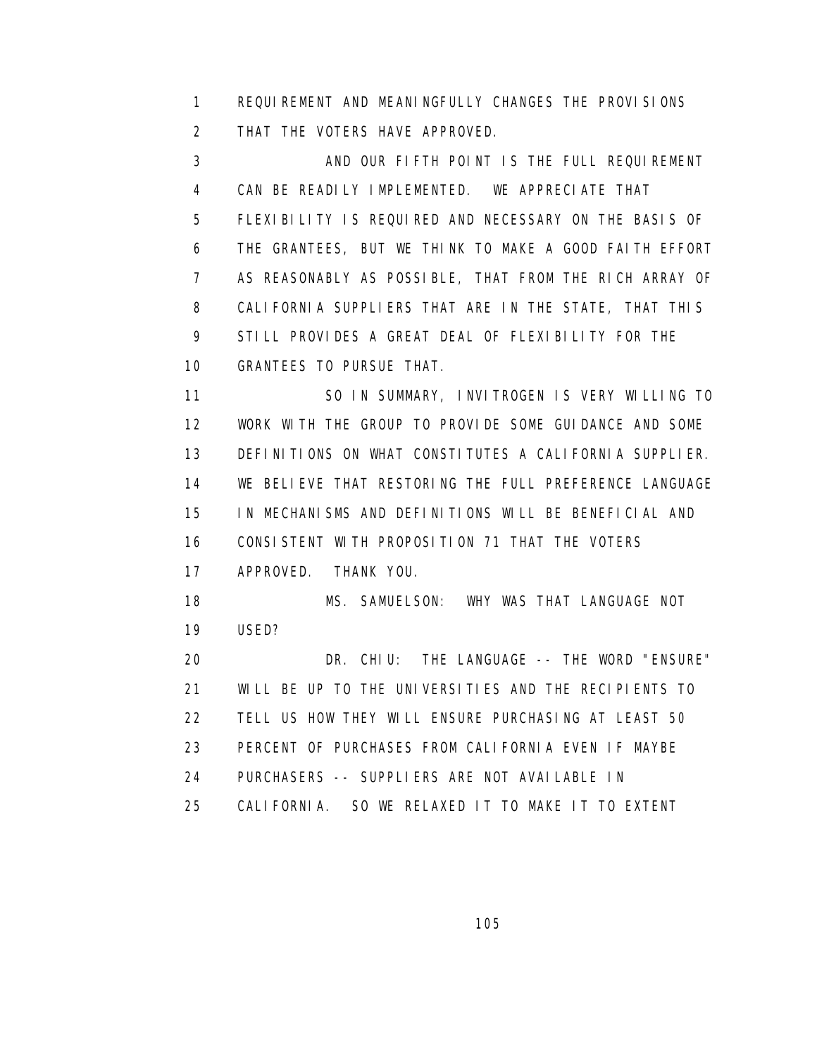REQUIREMENT AND MEANINGFULLY CHANGES THE PROVISIONS THAT THE VOTERS HAVE APPROVED.

AND OUR FIFTH POINT IS THE FULL REQUIREMENT CAN BE READILY IMPLEMENTED. WE APPRECIATE THAT FLEXIBILITY IS REQUIRED AND NECESSARY ON THE BASIS OF THE GRANTEES, BUT WE THINK TO MAKE A GOOD FAITH EFFORT AS REASONABLY AS POSSIBLE, THAT FROM THE RICH ARRAY OF CALIFORNIA SUPPLIERS THAT ARE IN THE STATE, THAT THIS STILL PROVIDES A GREAT DEAL OF FLEXIBILITY FOR THE GRANTEES TO PURSUE THAT.

SO IN SUMMARY, INVITROGEN IS VERY WILLING TO WORK WITH THE GROUP TO PROVIDE SOME GUIDANCE AND SOME DEFINITIONS ON WHAT CONSTITUTES A CALIFORNIA SUPPLIER. WE BELIEVE THAT RESTORING THE FULL PREFERENCE LANGUAGE IN MECHANISMS AND DEFINITIONS WILL BE BENEFICIAL AND CONSISTENT WITH PROPOSITION 71 THAT THE VOTERS APPROVED. THANK YOU.

MS. SAMUELSON: WHY WAS THAT LANGUAGE NOT USED?

DR. CHIU: THE LANGUAGE -- THE WORD "ENSURE" WILL BE UP TO THE UNIVERSITIES AND THE RECIPIENTS TO TELL US HOW THEY WILL ENSURE PURCHASING AT LEAST 50 PERCENT OF PURCHASES FROM CALIFORNIA EVEN IF MAYBE PURCHASERS -- SUPPLIERS ARE NOT AVAILABLE IN CALIFORNIA. SO WE RELAXED IT TO MAKE IT TO EXTENT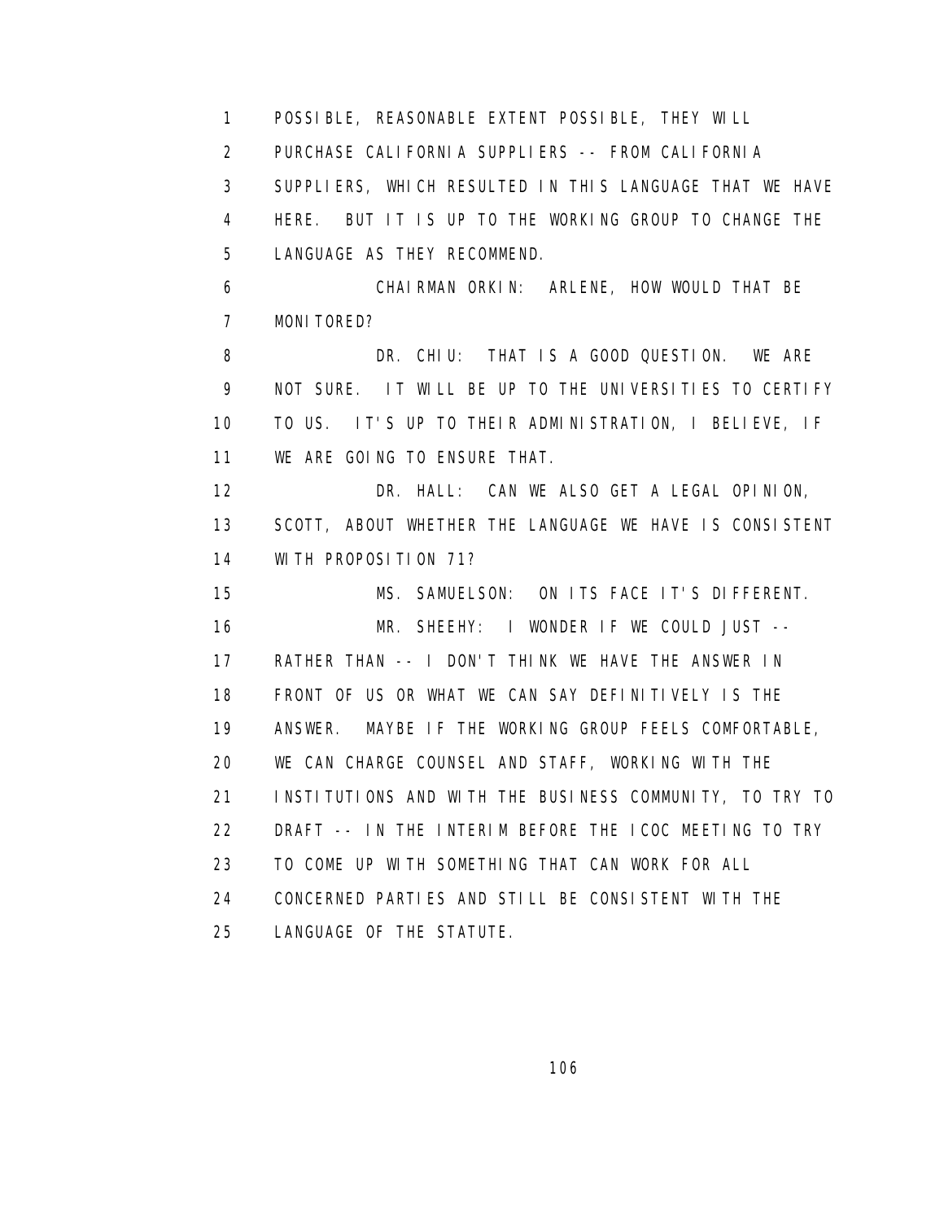POSSIBLE, REASONABLE EXTENT POSSIBLE, THEY WILL PURCHASE CALIFORNIA SUPPLIERS -- FROM CALIFORNIA SUPPLIERS, WHICH RESULTED IN THIS LANGUAGE THAT WE HAVE HERE. BUT IT IS UP TO THE WORKING GROUP TO CHANGE THE LANGUAGE AS THEY RECOMMEND.

CHAIRMAN ORKIN: ARLENE, HOW WOULD THAT BE MONITORED?

DR. CHIU: THAT IS A GOOD QUESTION. WE ARE NOT SURE. IT WILL BE UP TO THE UNIVERSITIES TO CERTIFY TO US. IT'S UP TO THEIR ADMINISTRATION, I BELIEVE, IF WE ARE GOING TO ENSURE THAT.

DR. HALL: CAN WE ALSO GET A LEGAL OPINION, SCOTT, ABOUT WHETHER THE LANGUAGE WE HAVE IS CONSISTENT WITH PROPOSITION 71?

MS. SAMUELSON: ON ITS FACE IT'S DIFFERENT.

MR. SHEEHY: I WONDER IF WE COULD JUST -- RATHER THAN -- I DON'T THINK WE HAVE THE ANSWER IN FRONT OF US OR WHAT WE CAN SAY DEFINITIVELY IS THE ANSWER. MAYBE IF THE WORKING GROUP FEELS COMFORTABLE, WE CAN CHARGE COUNSEL AND STAFF, WORKING WITH THE INSTITUTIONS AND WITH THE BUSINESS COMMUNITY, TO TRY TO DRAFT -- IN THE INTERIM BEFORE THE ICOC MEETING TO TRY TO COME UP WITH SOMETHING THAT CAN WORK FOR ALL CONCERNED PARTIES AND STILL BE CONSISTENT WITH THE LANGUAGE OF THE STATUTE.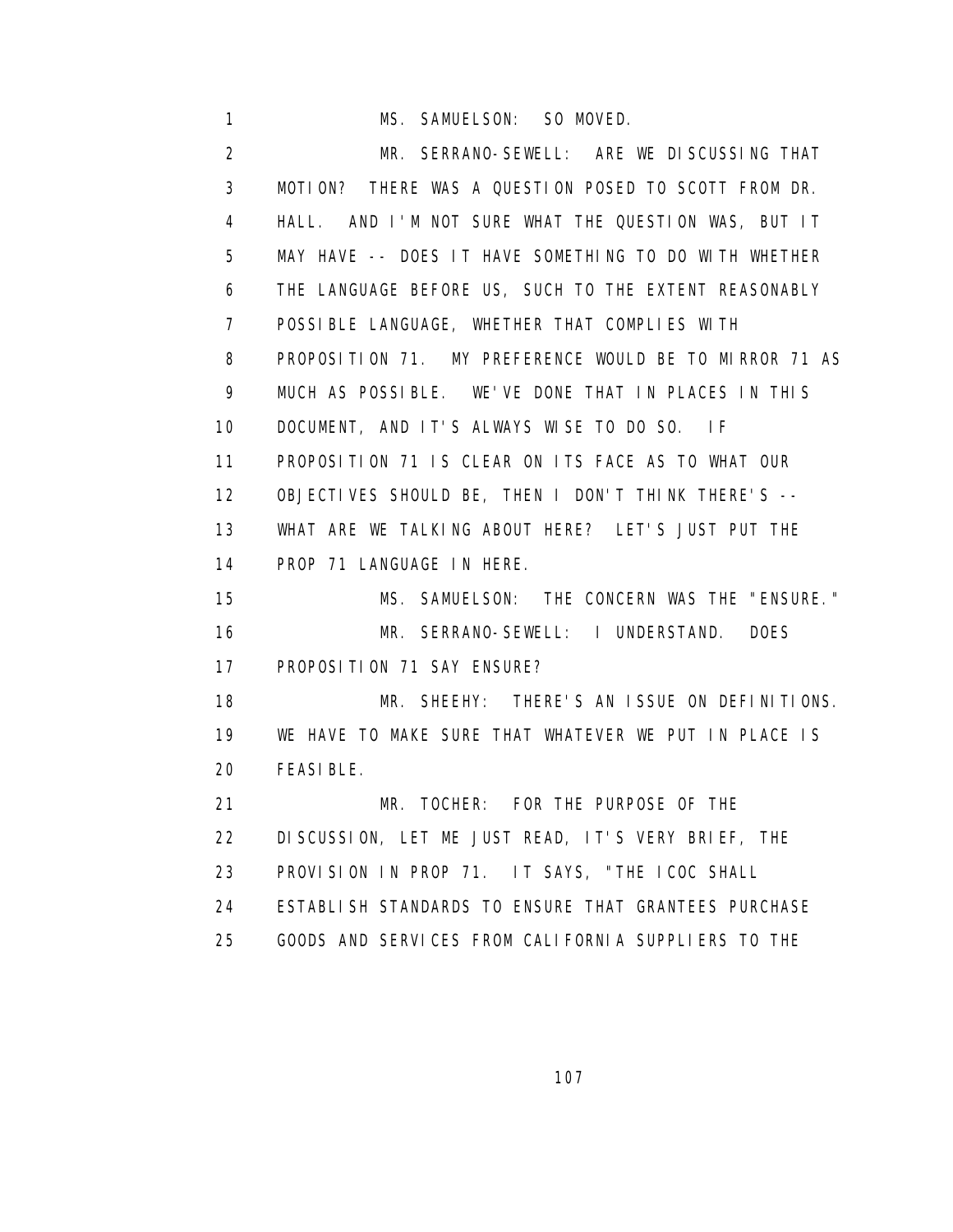1 MS. SAMUELSON: SO MOVED.

2 MR. SERRANO-SEWELL: ARE WE DISCUSSING THAT
3 MOTION? THERE WAS A QUESTION POSED TO SCOTT FROM DR.
4 HALL. AND I'M NOT SURE WHAT THE QUESTION WAS, BUT IT
5 MAY HAVE -- DOES IT HAVE SOMETHING TO DO WITH WHETHER
6 THE LANGUAGE BEFORE US, SUCH TO THE EXTENT REASONABLY
7 POSSIBLE LANGUAGE, WHETHER THAT COMPLIES WITH
8 PROPOSITION 71. MY PREFERENCE WOULD BE TO MIRROR 71 AS
9 MUCH AS POSSIBLE. WE'VE DONE THAT IN PLACES IN THIS
10 DOCUMENT, AND IT'S ALWAYS WISE TO DO SO. IF
11 PROPOSITION 71 IS CLEAR ON ITS FACE AS TO WHAT OUR
12 OBJECTIVES SHOULD BE, THEN I DON'T THINK THERE'S --
13 WHAT ARE WE TALKING ABOUT HERE? LET'S JUST PUT THE
14 PROP 71 LANGUAGE IN HERE.

15 MS. SAMUELSON: THE CONCERN WAS THE "ENSURE."

16 MR. SERRANO-SEWELL: I UNDERSTAND. DOES
17 PROPOSITION 71 SAY ENSURE?

18 MR. SHEEHY: THERE'S AN ISSUE ON DEFINITIONS.
19 WE HAVE TO MAKE SURE THAT WHATEVER WE PUT IN PLACE IS
20 FEASIBLE.

21 MR. TOCHER: FOR THE PURPOSE OF THE
22 DISCUSSION, LET ME JUST READ, IT'S VERY BRIEF, THE
23 PROVISION IN PROP 71. IT SAYS, "THE ICOC SHALL
24 ESTABLISH STANDARDS TO ENSURE THAT GRANTEES PURCHASE
25 GOODS AND SERVICES FROM CALIFORNIA SUPPLIERS TO THE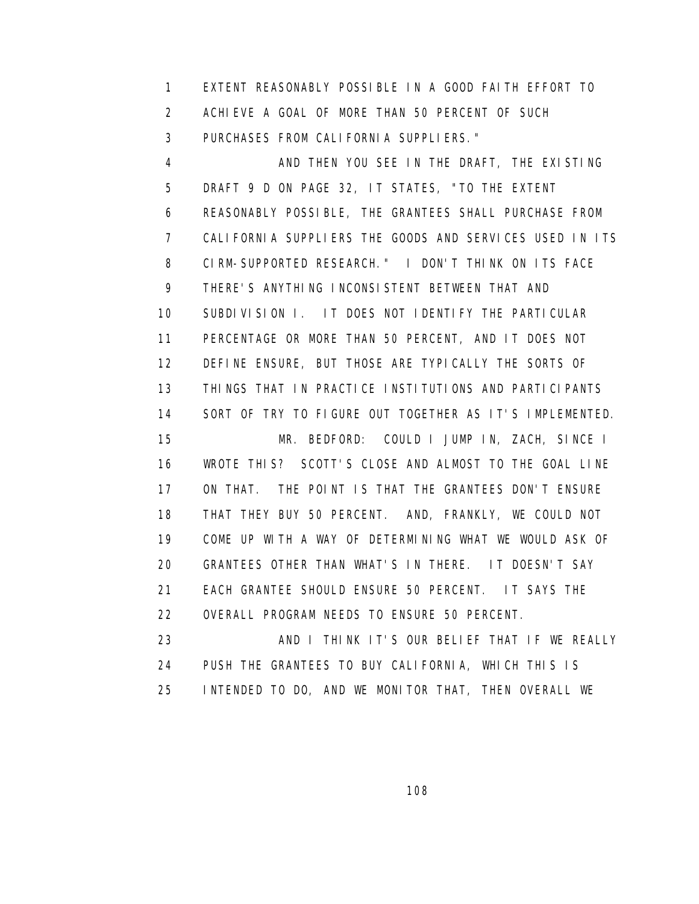EXTENT REASONABLY POSSIBLE IN A GOOD FAITH EFFORT TO ACHIEVE A GOAL OF MORE THAN 50 PERCENT OF SUCH PURCHASES FROM CALIFORNIA SUPPLIERS."

AND THEN YOU SEE IN THE DRAFT, THE EXISTING DRAFT 9 D ON PAGE 32, IT STATES, "TO THE EXTENT REASONABLY POSSIBLE, THE GRANTEES SHALL PURCHASE FROM CALIFORNIA SUPPLIERS THE GOODS AND SERVICES USED IN ITS CIRM-SUPPORTED RESEARCH." I DON'T THINK ON ITS FACE THERE'S ANYTHING INCONSISTENT BETWEEN THAT AND SUBDIVISION I. IT DOES NOT IDENTIFY THE PARTICULAR PERCENTAGE OR MORE THAN 50 PERCENT, AND IT DOES NOT DEFINE ENSURE, BUT THOSE ARE TYPICALLY THE SORTS OF THINGS THAT IN PRACTICE INSTITUTIONS AND PARTICIPANTS SORT OF TRY TO FIGURE OUT TOGETHER AS IT'S IMPLEMENTED.

MR. BEDFORD: COULD I JUMP IN, ZACH, SINCE I WROTE THIS? SCOTT'S CLOSE AND ALMOST TO THE GOAL LINE ON THAT. THE POINT IS THAT THE GRANTEES DON'T ENSURE THAT THEY BUY 50 PERCENT. AND, FRANKLY, WE COULD NOT COME UP WITH A WAY OF DETERMINING WHAT WE WOULD ASK OF GRANTEES OTHER THAN WHAT'S IN THERE. IT DOESN'T SAY EACH GRANTEE SHOULD ENSURE 50 PERCENT. IT SAYS THE OVERALL PROGRAM NEEDS TO ENSURE 50 PERCENT.

AND I THINK IT'S OUR BELIEF THAT IF WE REALLY PUSH THE GRANTEES TO BUY CALIFORNIA, WHICH THIS IS INTENDED TO DO, AND WE MONITOR THAT, THEN OVERALL WE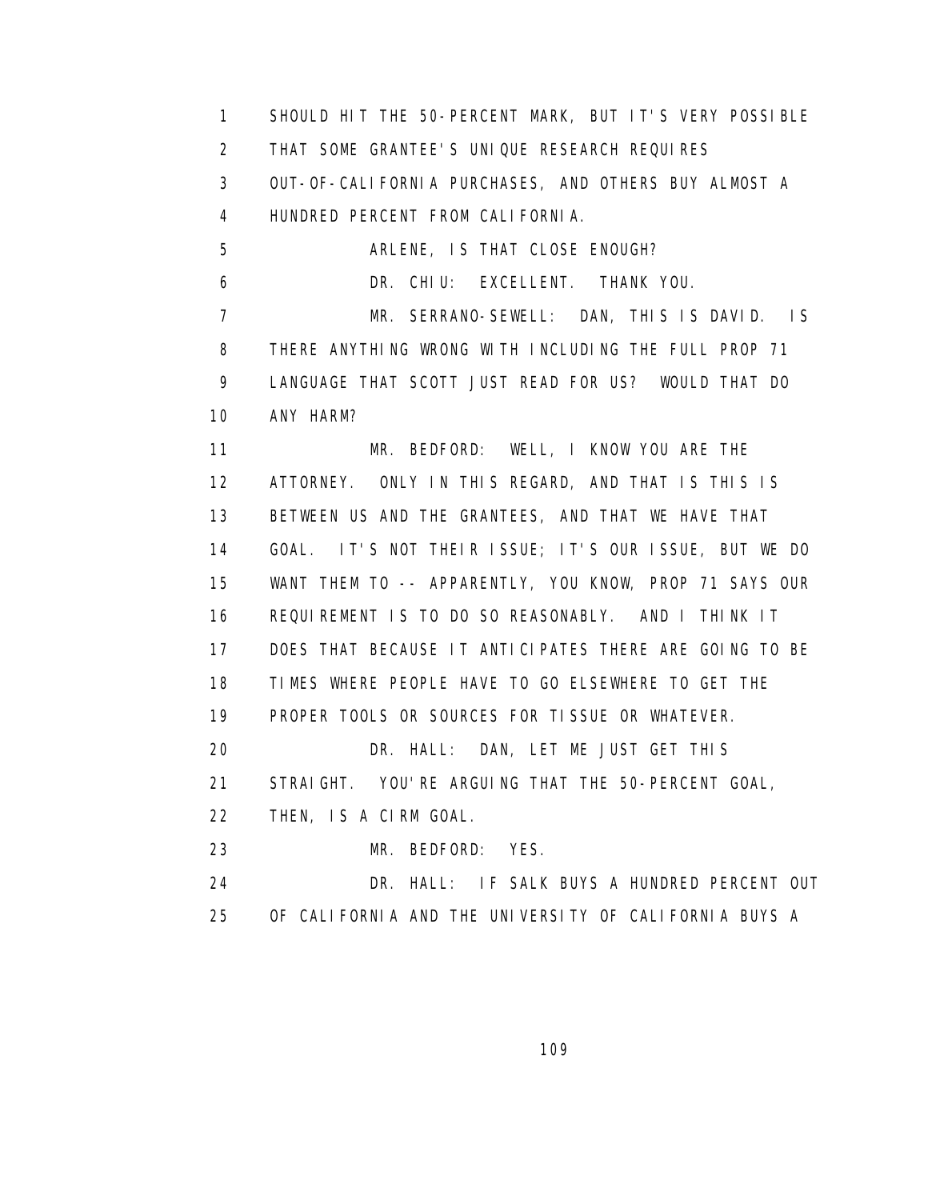1 SHOULD HIT THE 50-PERCENT MARK, BUT IT'S VERY POSSIBLE
2 THAT SOME GRANTEE'S UNIQUE RESEARCH REQUIRES
3 OUT-OF-CALIFORNIA PURCHASES, AND OTHERS BUY ALMOST A
4 HUNDRED PERCENT FROM CALIFORNIA.
5 ARLENE, IS THAT CLOSE ENOUGH?
6 DR. CHIU: EXCELLENT. THANK YOU.
7 MR. SERRANO-SEWELL: DAN, THIS IS DAVID. IS
8 THERE ANYTHING WRONG WITH INCLUDING THE FULL PROP 71
9 LANGUAGE THAT SCOTT JUST READ FOR US? WOULD THAT DO
10 ANY HARM?
11 MR. BEDFORD: WELL, I KNOW YOU ARE THE
12 ATTORNEY. ONLY IN THIS REGARD, AND THAT IS THIS IS
13 BETWEEN US AND THE GRANTEES, AND THAT WE HAVE THAT
14 GOAL. IT'S NOT THEIR ISSUE; IT'S OUR ISSUE, BUT WE DO
15 WANT THEM TO -- APPARENTLY, YOU KNOW, PROP 71 SAYS OUR
16 REQUIREMENT IS TO DO SO REASONABLY. AND I THINK IT
17 DOES THAT BECAUSE IT ANTICIPATES THERE ARE GOING TO BE
18 TIMES WHERE PEOPLE HAVE TO GO ELSEWHERE TO GET THE
19 PROPER TOOLS OR SOURCES FOR TISSUE OR WHATEVER.
20 DR. HALL: DAN, LET ME JUST GET THIS
21 STRAIGHT. YOU'RE ARGUING THAT THE 50-PERCENT GOAL,
22 THEN, IS A CIRM GOAL.
23 MR. BEDFORD: YES.
24 DR. HALL: IF SALK BUYS A HUNDRED PERCENT OUT
25 OF CALIFORNIA AND THE UNIVERSITY OF CALIFORNIA BUYS A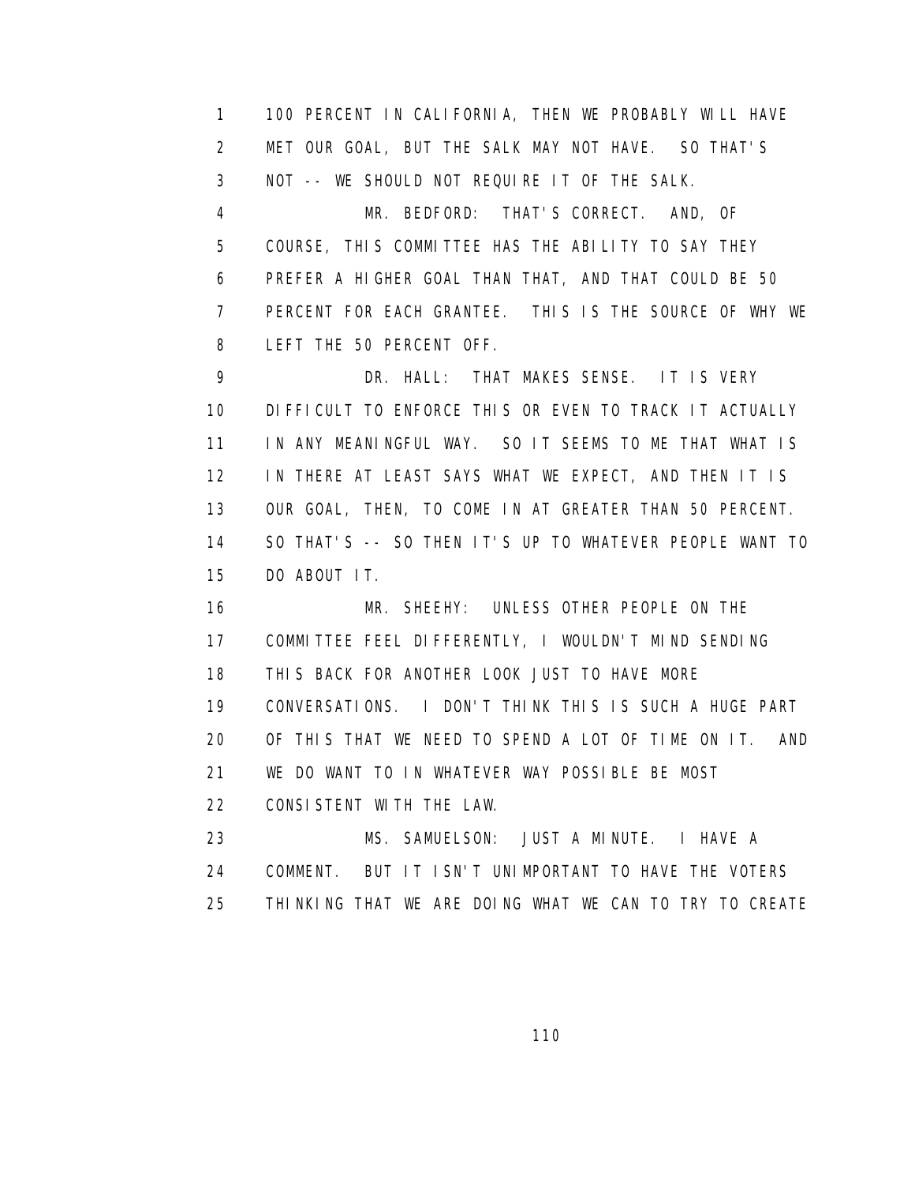100 PERCENT IN CALIFORNIA, THEN WE PROBABLY WILL HAVE MET OUR GOAL, BUT THE SALK MAY NOT HAVE. SO THAT'S NOT -- WE SHOULD NOT REQUIRE IT OF THE SALK.

MR. BEDFORD: THAT'S CORRECT. AND, OF COURSE, THIS COMMITTEE HAS THE ABILITY TO SAY THEY PREFER A HIGHER GOAL THAN THAT, AND THAT COULD BE 50 PERCENT FOR EACH GRANTEE. THIS IS THE SOURCE OF WHY WE LEFT THE 50 PERCENT OFF.

DR. HALL: THAT MAKES SENSE. IT IS VERY DIFFICULT TO ENFORCE THIS OR EVEN TO TRACK IT ACTUALLY IN ANY MEANINGFUL WAY. SO IT SEEMS TO ME THAT WHAT IS IN THERE AT LEAST SAYS WHAT WE EXPECT, AND THEN IT IS OUR GOAL, THEN, TO COME IN AT GREATER THAN 50 PERCENT. SO THAT'S -- SO THEN IT'S UP TO WHATEVER PEOPLE WANT TO DO ABOUT IT.

MR. SHEEHY: UNLESS OTHER PEOPLE ON THE COMMITTEE FEEL DIFFERENTLY, I WOULDN'T MIND SENDING THIS BACK FOR ANOTHER LOOK JUST TO HAVE MORE CONVERSATIONS. I DON'T THINK THIS IS SUCH A HUGE PART OF THIS THAT WE NEED TO SPEND A LOT OF TIME ON IT. AND WE DO WANT TO IN WHATEVER WAY POSSIBLE BE MOST CONSISTENT WITH THE LAW.

MS. SAMUELSON: JUST A MINUTE. I HAVE A COMMENT. BUT IT ISN'T UNIMPORTANT TO HAVE THE VOTERS THINKING THAT WE ARE DOING WHAT WE CAN TO TRY TO CREATE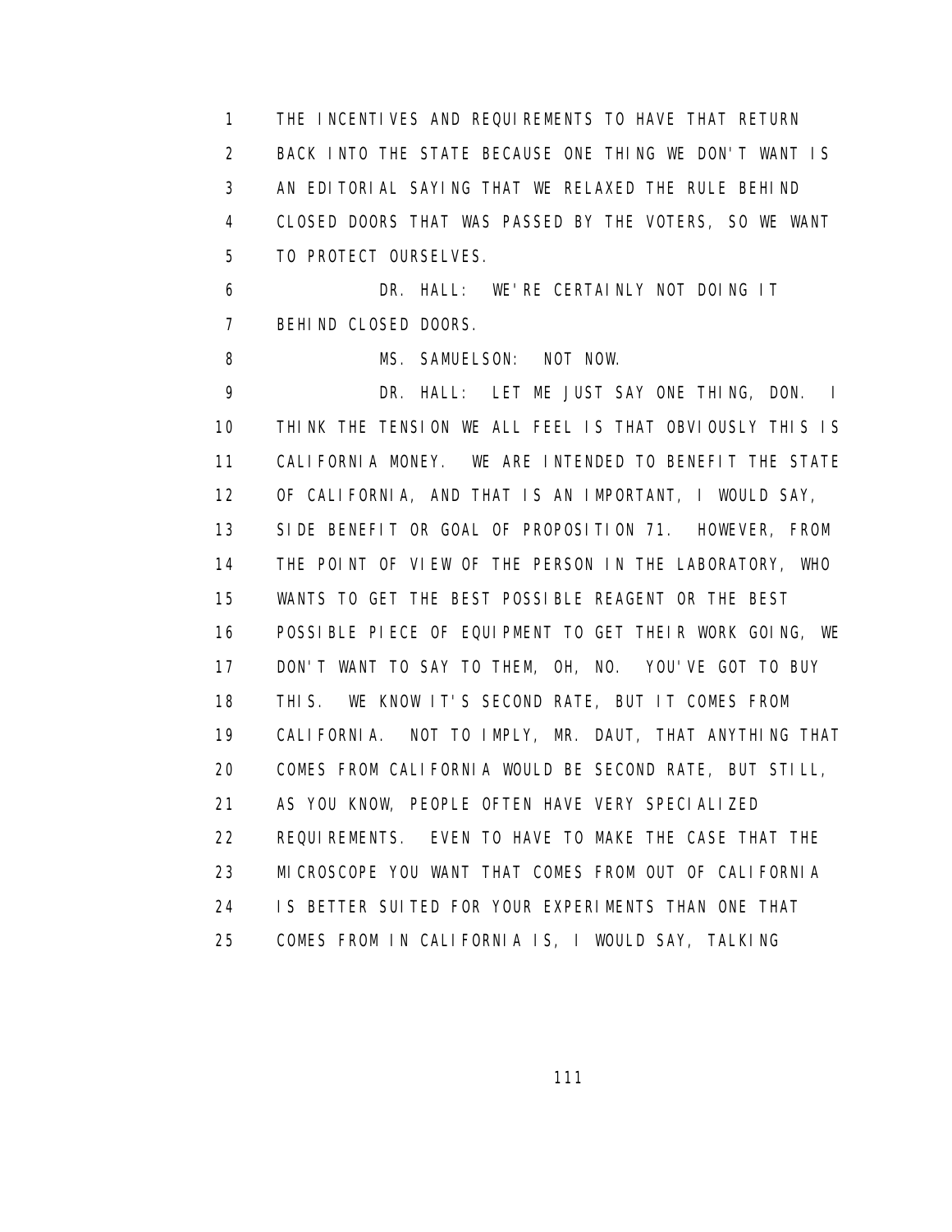THE INCENTIVES AND REQUIREMENTS TO HAVE THAT RETURN BACK INTO THE STATE BECAUSE ONE THING WE DON'T WANT IS AN EDITORIAL SAYING THAT WE RELAXED THE RULE BEHIND CLOSED DOORS THAT WAS PASSED BY THE VOTERS, SO WE WANT TO PROTECT OURSELVES.

DR. HALL: WE'RE CERTAINLY NOT DOING IT BEHIND CLOSED DOORS.

MS. SAMUELSON: NOT NOW.

DR. HALL: LET ME JUST SAY ONE THING, DON. I THINK THE TENSION WE ALL FEEL IS THAT OBVIOUSLY THIS IS CALIFORNIA MONEY. WE ARE INTENDED TO BENEFIT THE STATE OF CALIFORNIA, AND THAT IS AN IMPORTANT, I WOULD SAY, SIDE BENEFIT OR GOAL OF PROPOSITION 71. HOWEVER, FROM THE POINT OF VIEW OF THE PERSON IN THE LABORATORY, WHO WANTS TO GET THE BEST POSSIBLE REAGENT OR THE BEST POSSIBLE PIECE OF EQUIPMENT TO GET THEIR WORK GOING, WE DON'T WANT TO SAY TO THEM, OH, NO. YOU'VE GOT TO BUY THIS. WE KNOW IT'S SECOND RATE, BUT IT COMES FROM CALIFORNIA. NOT TO IMPLY, MR. DAUT, THAT ANYTHING THAT COMES FROM CALIFORNIA WOULD BE SECOND RATE, BUT STILL, AS YOU KNOW, PEOPLE OFTEN HAVE VERY SPECIALIZED REQUIREMENTS. EVEN TO HAVE TO MAKE THE CASE THAT THE MICROSCOPE YOU WANT THAT COMES FROM OUT OF CALIFORNIA IS BETTER SUITED FOR YOUR EXPERIMENTS THAN ONE THAT COMES FROM IN CALIFORNIA IS, I WOULD SAY, TALKING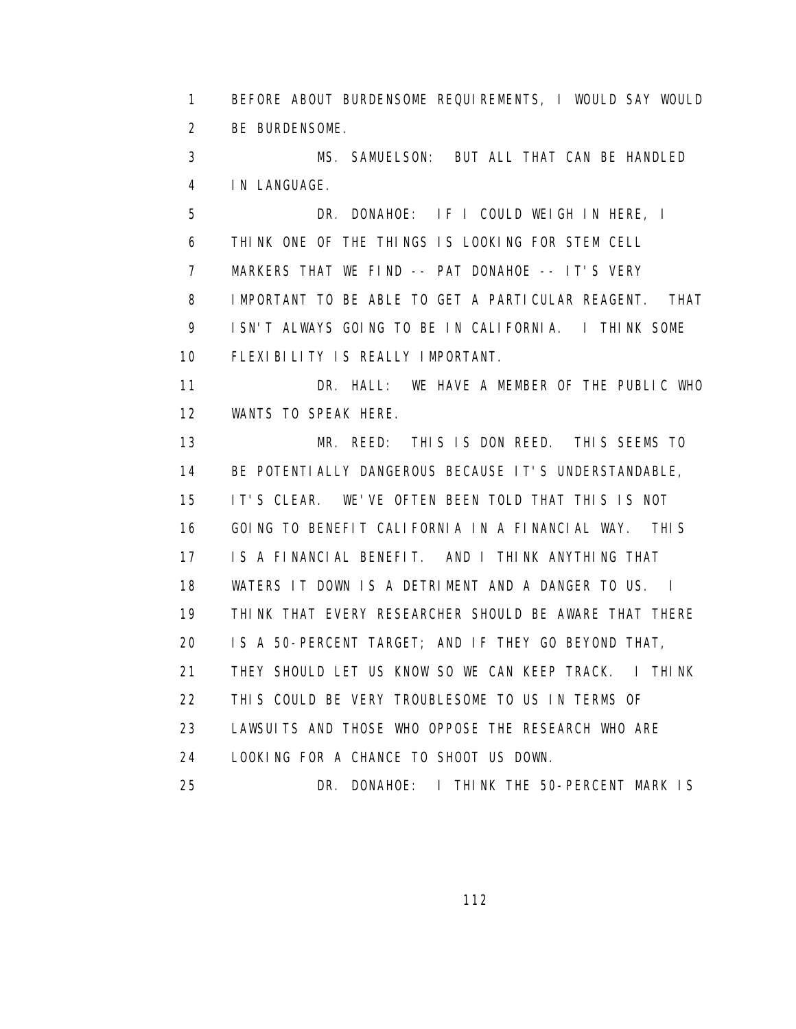BEFORE ABOUT BURDENSOME REQUIREMENTS, I WOULD SAY WOULD BE BURDENSOME.

MS. SAMUELSON: BUT ALL THAT CAN BE HANDLED IN LANGUAGE.

DR. DONAHOE: IF I COULD WEIGH IN HERE, I THINK ONE OF THE THINGS IS LOOKING FOR STEM CELL MARKERS THAT WE FIND -- PAT DONAHOE -- IT'S VERY IMPORTANT TO BE ABLE TO GET A PARTICULAR REAGENT. THAT ISN'T ALWAYS GOING TO BE IN CALIFORNIA. I THINK SOME FLEXIBILITY IS REALLY IMPORTANT.

DR. HALL: WE HAVE A MEMBER OF THE PUBLIC WHO WANTS TO SPEAK HERE.

MR. REED: THIS IS DON REED. THIS SEEMS TO BE POTENTIALLY DANGEROUS BECAUSE IT'S UNDERSTANDABLE, IT'S CLEAR. WE'VE OFTEN BEEN TOLD THAT THIS IS NOT GOING TO BENEFIT CALIFORNIA IN A FINANCIAL WAY. THIS IS A FINANCIAL BENEFIT. AND I THINK ANYTHING THAT WATERS IT DOWN IS A DETRIMENT AND A DANGER TO US. I THINK THAT EVERY RESEARCHER SHOULD BE AWARE THAT THERE IS A 50-PERCENT TARGET; AND IF THEY GO BEYOND THAT, THEY SHOULD LET US KNOW SO WE CAN KEEP TRACK. I THINK THIS COULD BE VERY TROUBLESOME TO US IN TERMS OF LAWSUITS AND THOSE WHO OPPOSE THE RESEARCH WHO ARE LOOKING FOR A CHANCE TO SHOOT US DOWN.

DR. DONAHOE: I THINK THE 50-PERCENT MARK IS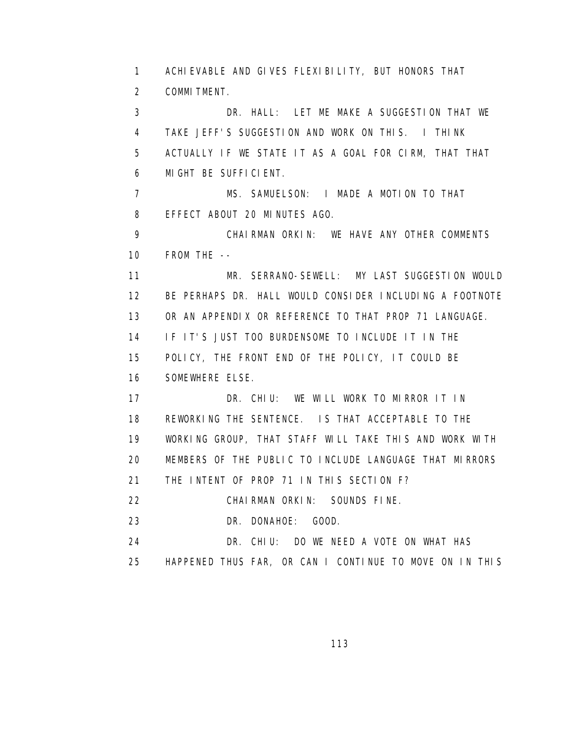ACHIEVABLE AND GIVES FLEXIBILITY, BUT HONORS THAT COMMITMENT.

DR. HALL: LET ME MAKE A SUGGESTION THAT WE TAKE JEFF'S SUGGESTION AND WORK ON THIS. I THINK ACTUALLY IF WE STATE IT AS A GOAL FOR CIRM, THAT THAT MIGHT BE SUFFICIENT.

MS. SAMUELSON: I MADE A MOTION TO THAT EFFECT ABOUT 20 MINUTES AGO.

CHAIRMAN ORKIN: WE HAVE ANY OTHER COMMENTS FROM THE --

MR. SERRANO-SEWELL: MY LAST SUGGESTION WOULD BE PERHAPS DR. HALL WOULD CONSIDER INCLUDING A FOOTNOTE OR AN APPENDIX OR REFERENCE TO THAT PROP 71 LANGUAGE. IF IT'S JUST TOO BURDENSOME TO INCLUDE IT IN THE POLICY, THE FRONT END OF THE POLICY, IT COULD BE SOMEWHERE ELSE.

DR. CHIU: WE WILL WORK TO MIRROR IT IN REWORKING THE SENTENCE. IS THAT ACCEPTABLE TO THE WORKING GROUP, THAT STAFF WILL TAKE THIS AND WORK WITH MEMBERS OF THE PUBLIC TO INCLUDE LANGUAGE THAT MIRRORS THE INTENT OF PROP 71 IN THIS SECTION F?

CHAIRMAN ORKIN: SOUNDS FINE.

DR. DONAHOE: GOOD.

DR. CHIU: DO WE NEED A VOTE ON WHAT HAS HAPPENED THUS FAR, OR CAN I CONTINUE TO MOVE ON IN THIS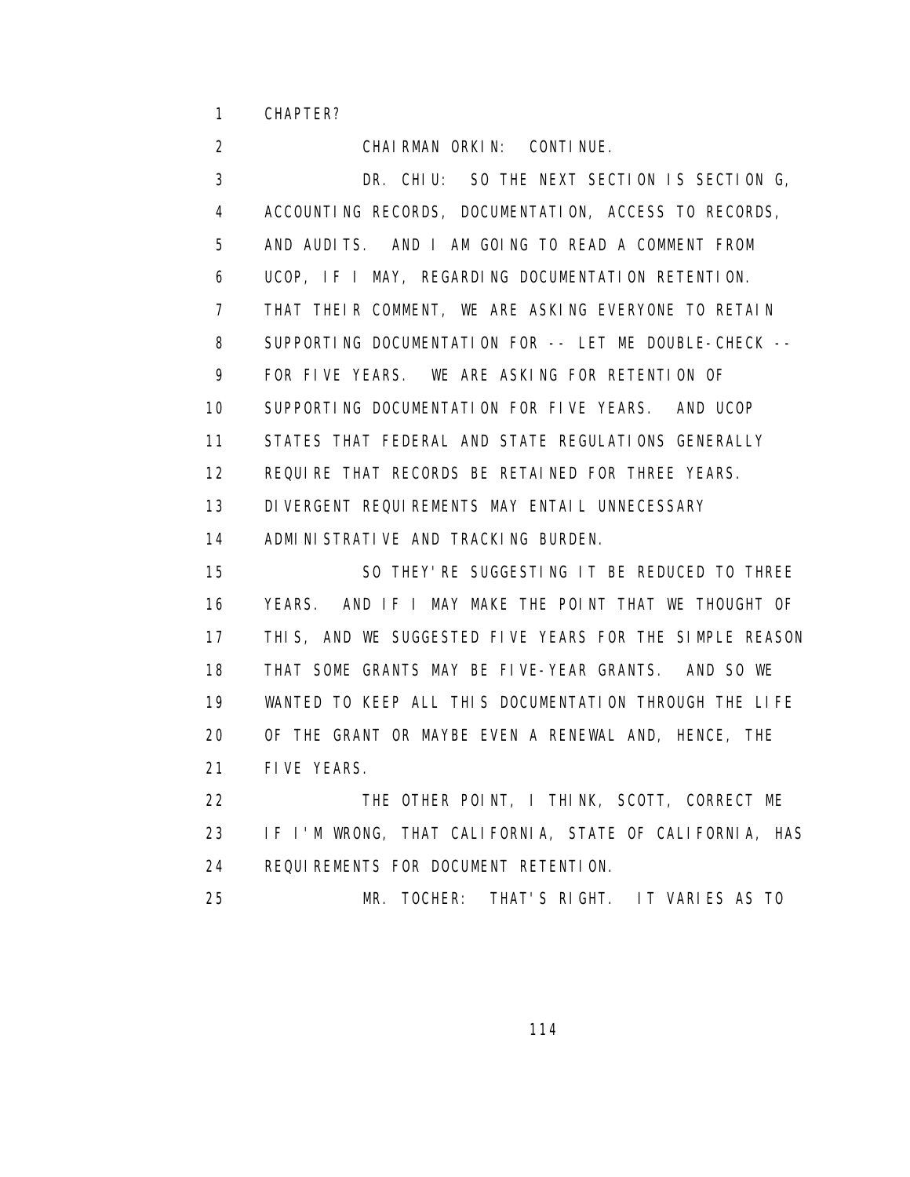CHAPTER?

CHAIRMAN ORKIN: CONTINUE.

DR. CHIU: SO THE NEXT SECTION IS SECTION G, ACCOUNTING RECORDS, DOCUMENTATION, ACCESS TO RECORDS, AND AUDITS. AND I AM GOING TO READ A COMMENT FROM UCOP, IF I MAY, REGARDING DOCUMENTATION RETENTION. THAT THEIR COMMENT, WE ARE ASKING EVERYONE TO RETAIN SUPPORTING DOCUMENTATION FOR -- LET ME DOUBLE-CHECK -- FOR FIVE YEARS. WE ARE ASKING FOR RETENTION OF SUPPORTING DOCUMENTATION FOR FIVE YEARS. AND UCOP STATES THAT FEDERAL AND STATE REGULATIONS GENERALLY REQUIRE THAT RECORDS BE RETAINED FOR THREE YEARS. DIVERGENT REQUIREMENTS MAY ENTAIL UNNECESSARY ADMINISTRATIVE AND TRACKING BURDEN.

SO THEY'RE SUGGESTING IT BE REDUCED TO THREE YEARS. AND IF I MAY MAKE THE POINT THAT WE THOUGHT OF THIS, AND WE SUGGESTED FIVE YEARS FOR THE SIMPLE REASON THAT SOME GRANTS MAY BE FIVE-YEAR GRANTS. AND SO WE WANTED TO KEEP ALL THIS DOCUMENTATION THROUGH THE LIFE OF THE GRANT OR MAYBE EVEN A RENEWAL AND, HENCE, THE FIVE YEARS.

THE OTHER POINT, I THINK, SCOTT, CORRECT ME IF I'M WRONG, THAT CALIFORNIA, STATE OF CALIFORNIA, HAS REQUIREMENTS FOR DOCUMENT RETENTION.

MR. TOCHER: THAT'S RIGHT. IT VARIES AS TO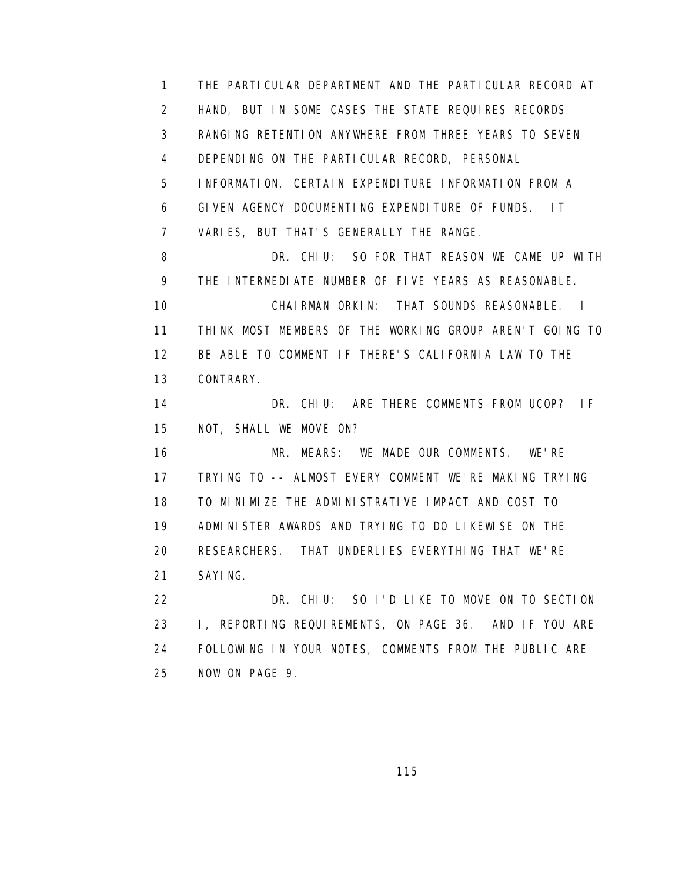1 THE PARTICULAR DEPARTMENT AND THE PARTICULAR RECORD AT
2 HAND, BUT IN SOME CASES THE STATE REQUIRES RECORDS
3 RANGING RETENTION ANYWHERE FROM THREE YEARS TO SEVEN
4 DEPENDING ON THE PARTICULAR RECORD, PERSONAL
5 INFORMATION, CERTAIN EXPENDITURE INFORMATION FROM A
6 GIVEN AGENCY DOCUMENTING EXPENDITURE OF FUNDS. IT
7 VARIES, BUT THAT'S GENERALLY THE RANGE.
8 DR. CHIU: SO FOR THAT REASON WE CAME UP WITH
9 THE INTERMEDIATE NUMBER OF FIVE YEARS AS REASONABLE.
10 CHAIRMAN ORKIN: THAT SOUNDS REASONABLE. I
11 THINK MOST MEMBERS OF THE WORKING GROUP AREN'T GOING TO
12 BE ABLE TO COMMENT IF THERE'S CALIFORNIA LAW TO THE
13 CONTRARY.
14 DR. CHIU: ARE THERE COMMENTS FROM UCOP? IF
15 NOT, SHALL WE MOVE ON?
16 MR. MEARS: WE MADE OUR COMMENTS. WE'RE
17 TRYING TO -- ALMOST EVERY COMMENT WE'RE MAKING TRYING
18 TO MINIMIZE THE ADMINISTRATIVE IMPACT AND COST TO
19 ADMINISTER AWARDS AND TRYING TO DO LIKEWISE ON THE
20 RESEARCHERS. THAT UNDERLIES EVERYTHING THAT WE'RE
21 SAYING.
22 DR. CHIU: SO I'D LIKE TO MOVE ON TO SECTION
23 I, REPORTING REQUIREMENTS, ON PAGE 36. AND IF YOU ARE
24 FOLLOWING IN YOUR NOTES, COMMENTS FROM THE PUBLIC ARE
25 NOW ON PAGE 9.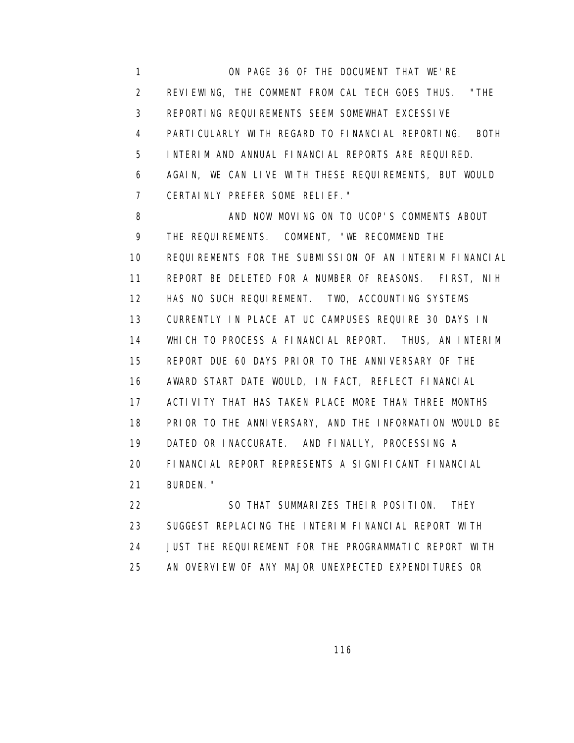ON PAGE 36 OF THE DOCUMENT THAT WE'RE REVIEWING, THE COMMENT FROM CAL TECH GOES THUS. "THE REPORTING REQUIREMENTS SEEM SOMEWHAT EXCESSIVE PARTICULARLY WITH REGARD TO FINANCIAL REPORTING. BOTH INTERIM AND ANNUAL FINANCIAL REPORTS ARE REQUIRED. AGAIN, WE CAN LIVE WITH THESE REQUIREMENTS, BUT WOULD CERTAINLY PREFER SOME RELIEF."

AND NOW MOVING ON TO UCOP'S COMMENTS ABOUT THE REQUIREMENTS. COMMENT, "WE RECOMMEND THE REQUIREMENTS FOR THE SUBMISSION OF AN INTERIM FINANCIAL REPORT BE DELETED FOR A NUMBER OF REASONS. FIRST, NIH HAS NO SUCH REQUIREMENT. TWO, ACCOUNTING SYSTEMS CURRENTLY IN PLACE AT UC CAMPUSES REQUIRE 30 DAYS IN WHICH TO PROCESS A FINANCIAL REPORT. THUS, AN INTERIM REPORT DUE 60 DAYS PRIOR TO THE ANNIVERSARY OF THE AWARD START DATE WOULD, IN FACT, REFLECT FINANCIAL ACTIVITY THAT HAS TAKEN PLACE MORE THAN THREE MONTHS PRIOR TO THE ANNIVERSARY, AND THE INFORMATION WOULD BE DATED OR INACCURATE. AND FINALLY, PROCESSING A FINANCIAL REPORT REPRESENTS A SIGNIFICANT FINANCIAL BURDEN."

SO THAT SUMMARIZES THEIR POSITION. THEY SUGGEST REPLACING THE INTERIM FINANCIAL REPORT WITH JUST THE REQUIREMENT FOR THE PROGRAMMATIC REPORT WITH AN OVERVIEW OF ANY MAJOR UNEXPECTED EXPENDITURES OR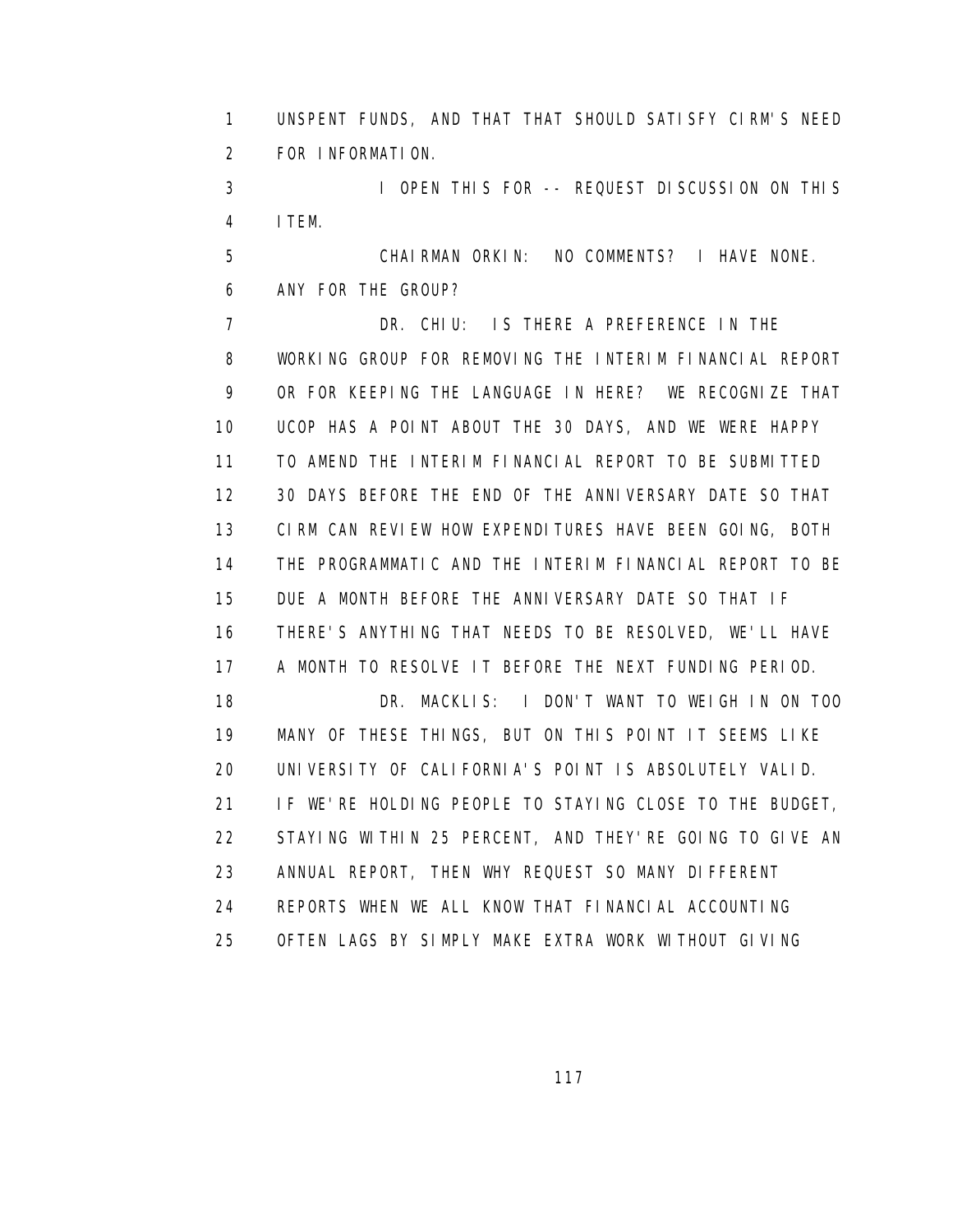UNSPENT FUNDS, AND THAT THAT SHOULD SATISFY CIRM'S NEED FOR INFORMATION.

I OPEN THIS FOR -- REQUEST DISCUSSION ON THIS ITEM.

CHAIRMAN ORKIN: NO COMMENTS? I HAVE NONE. ANY FOR THE GROUP?

DR. CHIU: IS THERE A PREFERENCE IN THE WORKING GROUP FOR REMOVING THE INTERIM FINANCIAL REPORT OR FOR KEEPING THE LANGUAGE IN HERE? WE RECOGNIZE THAT UCOP HAS A POINT ABOUT THE 30 DAYS, AND WE WERE HAPPY TO AMEND THE INTERIM FINANCIAL REPORT TO BE SUBMITTED 30 DAYS BEFORE THE END OF THE ANNIVERSARY DATE SO THAT CIRM CAN REVIEW HOW EXPENDITURES HAVE BEEN GOING, BOTH THE PROGRAMMATIC AND THE INTERIM FINANCIAL REPORT TO BE DUE A MONTH BEFORE THE ANNIVERSARY DATE SO THAT IF THERE'S ANYTHING THAT NEEDS TO BE RESOLVED, WE'LL HAVE A MONTH TO RESOLVE IT BEFORE THE NEXT FUNDING PERIOD.

DR. MACKLIS: I DON'T WANT TO WEIGH IN ON TOO MANY OF THESE THINGS, BUT ON THIS POINT IT SEEMS LIKE UNIVERSITY OF CALIFORNIA'S POINT IS ABSOLUTELY VALID. IF WE'RE HOLDING PEOPLE TO STAYING CLOSE TO THE BUDGET, STAYING WITHIN 25 PERCENT, AND THEY'RE GOING TO GIVE AN ANNUAL REPORT, THEN WHY REQUEST SO MANY DIFFERENT REPORTS WHEN WE ALL KNOW THAT FINANCIAL ACCOUNTING OFTEN LAGS BY SIMPLY MAKE EXTRA WORK WITHOUT GIVING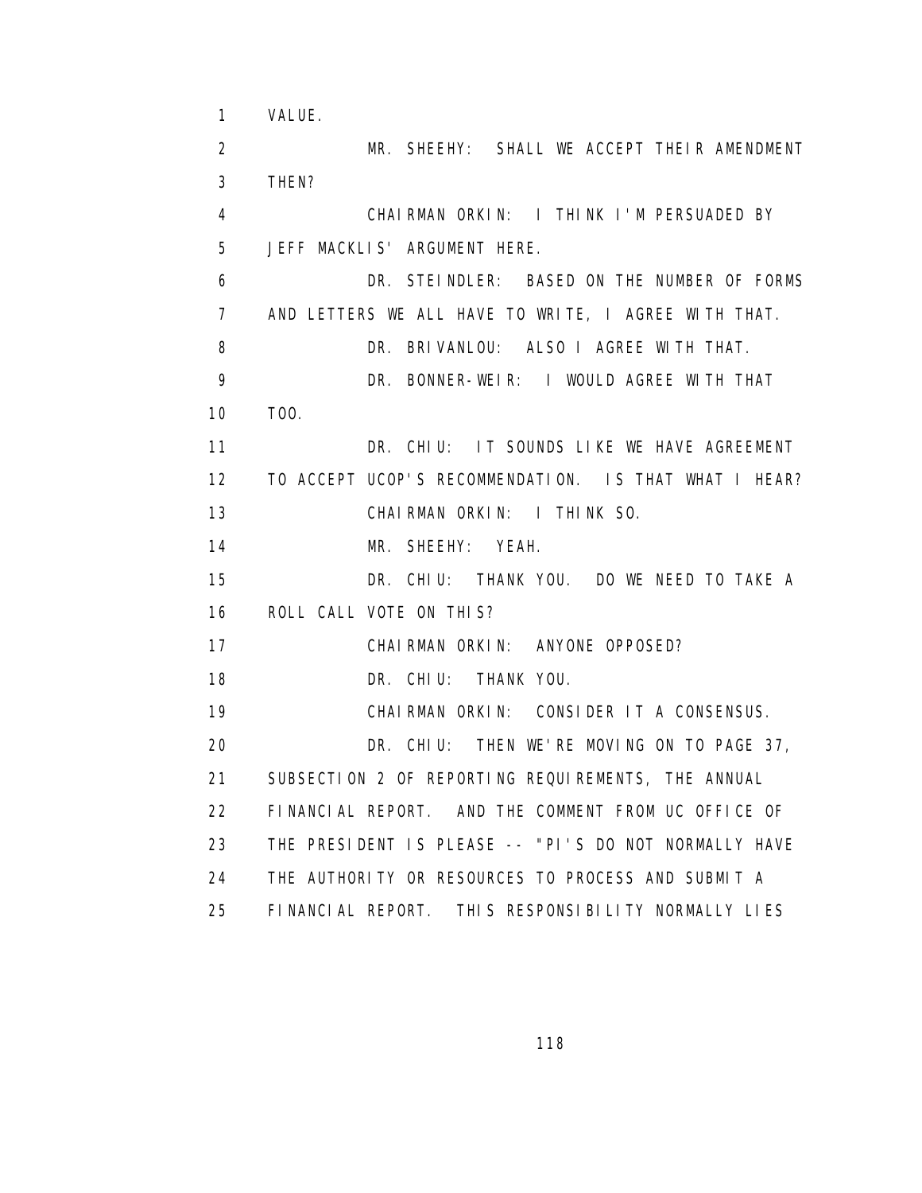VALUE.

MR. SHEEHY: SHALL WE ACCEPT THEIR AMENDMENT THEN?

CHAIRMAN ORKIN: I THINK I'M PERSUADED BY JEFF MACKLIS' ARGUMENT HERE.

DR. STEINDLER: BASED ON THE NUMBER OF FORMS AND LETTERS WE ALL HAVE TO WRITE, I AGREE WITH THAT.

DR. BRIVANLOU: ALSO I AGREE WITH THAT.

DR. BONNER-WEIR: I WOULD AGREE WITH THAT TOO.

DR. CHIU: IT SOUNDS LIKE WE HAVE AGREEMENT TO ACCEPT UCOP'S RECOMMENDATION. IS THAT WHAT I HEAR?

CHAIRMAN ORKIN: I THINK SO.

MR. SHEEHY: YEAH.

DR. CHIU: THANK YOU. DO WE NEED TO TAKE A ROLL CALL VOTE ON THIS?

CHAIRMAN ORKIN: ANYONE OPPOSED?

DR. CHIU: THANK YOU.

CHAIRMAN ORKIN: CONSIDER IT A CONSENSUS.

DR. CHIU: THEN WE'RE MOVING ON TO PAGE 37, SUBSECTION 2 OF REPORTING REQUIREMENTS, THE ANNUAL FINANCIAL REPORT. AND THE COMMENT FROM UC OFFICE OF THE PRESIDENT IS PLEASE -- "PI'S DO NOT NORMALLY HAVE THE AUTHORITY OR RESOURCES TO PROCESS AND SUBMIT A FINANCIAL REPORT. THIS RESPONSIBILITY NORMALLY LIES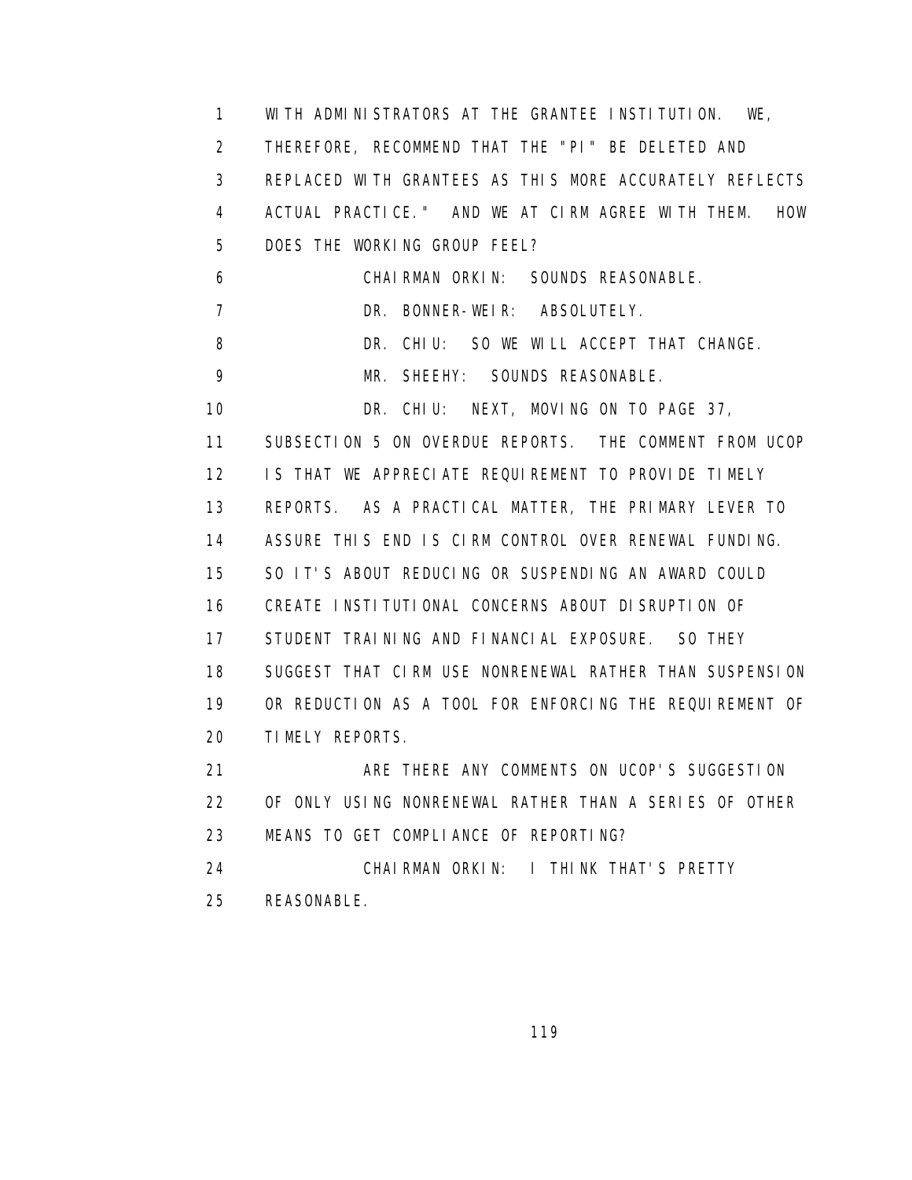WITH ADMINISTRATORS AT THE GRANTEE INSTITUTION. WE, THEREFORE, RECOMMEND THAT THE "PI" BE DELETED AND REPLACED WITH GRANTEES AS THIS MORE ACCURATELY REFLECTS ACTUAL PRACTICE." AND WE AT CIRM AGREE WITH THEM. HOW DOES THE WORKING GROUP FEEL?

CHAIRMAN ORKIN: SOUNDS REASONABLE.

DR. BONNER-WEIR: ABSOLUTELY.

DR. CHIU: SO WE WILL ACCEPT THAT CHANGE.

MR. SHEEHY: SOUNDS REASONABLE.

DR. CHIU: NEXT, MOVING ON TO PAGE 37, SUBSECTION 5 ON OVERDUE REPORTS. THE COMMENT FROM UCOP IS THAT WE APPRECIATE REQUIREMENT TO PROVIDE TIMELY REPORTS. AS A PRACTICAL MATTER, THE PRIMARY LEVER TO ASSURE THIS END IS CIRM CONTROL OVER RENEWAL FUNDING. SO IT'S ABOUT REDUCING OR SUSPENDING AN AWARD COULD CREATE INSTITUTIONAL CONCERNS ABOUT DISRUPTION OF STUDENT TRAINING AND FINANCIAL EXPOSURE. SO THEY SUGGEST THAT CIRM USE NONRENEWAL RATHER THAN SUSPENSION OR REDUCTION AS A TOOL FOR ENFORCING THE REQUIREMENT OF TIMELY REPORTS.

ARE THERE ANY COMMENTS ON UCOP'S SUGGESTION OF ONLY USING NONRENEWAL RATHER THAN A SERIES OF OTHER MEANS TO GET COMPLIANCE OF REPORTING?

CHAIRMAN ORKIN: I THINK THAT'S PRETTY REASONABLE.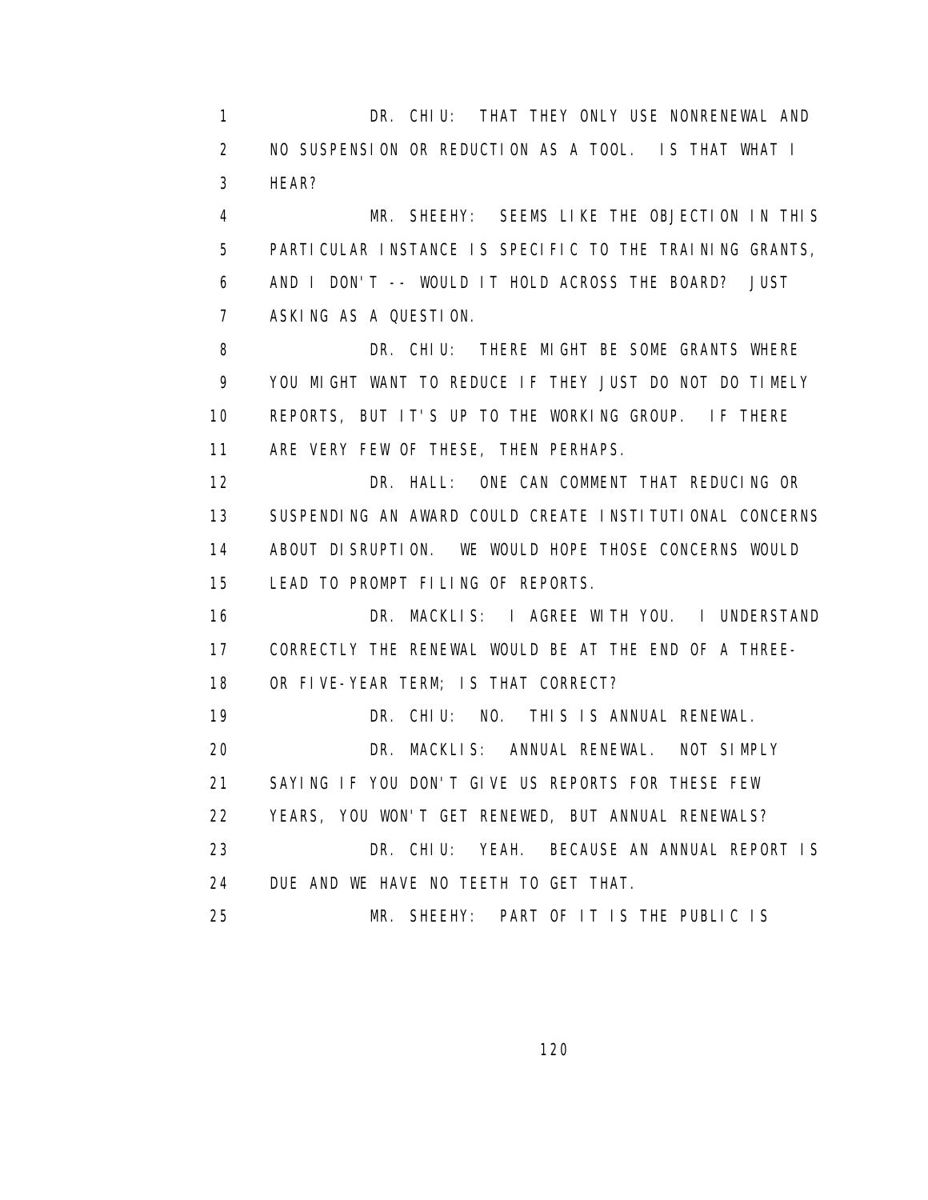DR. CHIU: THAT THEY ONLY USE NONRENEWAL AND NO SUSPENSION OR REDUCTION AS A TOOL. IS THAT WHAT I HEAR?

MR. SHEEHY: SEEMS LIKE THE OBJECTION IN THIS PARTICULAR INSTANCE IS SPECIFIC TO THE TRAINING GRANTS, AND I DON'T -- WOULD IT HOLD ACROSS THE BOARD? JUST ASKING AS A QUESTION.

DR. CHIU: THERE MIGHT BE SOME GRANTS WHERE YOU MIGHT WANT TO REDUCE IF THEY JUST DO NOT DO TIMELY REPORTS, BUT IT'S UP TO THE WORKING GROUP. IF THERE ARE VERY FEW OF THESE, THEN PERHAPS.

DR. HALL: ONE CAN COMMENT THAT REDUCING OR SUSPENDING AN AWARD COULD CREATE INSTITUTIONAL CONCERNS ABOUT DISRUPTION. WE WOULD HOPE THOSE CONCERNS WOULD LEAD TO PROMPT FILING OF REPORTS.

DR. MACKLIS: I AGREE WITH YOU. I UNDERSTAND CORRECTLY THE RENEWAL WOULD BE AT THE END OF A THREE- OR FIVE-YEAR TERM; IS THAT CORRECT?

DR. CHIU: NO. THIS IS ANNUAL RENEWAL.

DR. MACKLIS: ANNUAL RENEWAL. NOT SIMPLY SAYING IF YOU DON'T GIVE US REPORTS FOR THESE FEW YEARS, YOU WON'T GET RENEWED, BUT ANNUAL RENEWALS?

DR. CHIU: YEAH. BECAUSE AN ANNUAL REPORT IS DUE AND WE HAVE NO TEETH TO GET THAT.

MR. SHEEHY: PART OF IT IS THE PUBLIC IS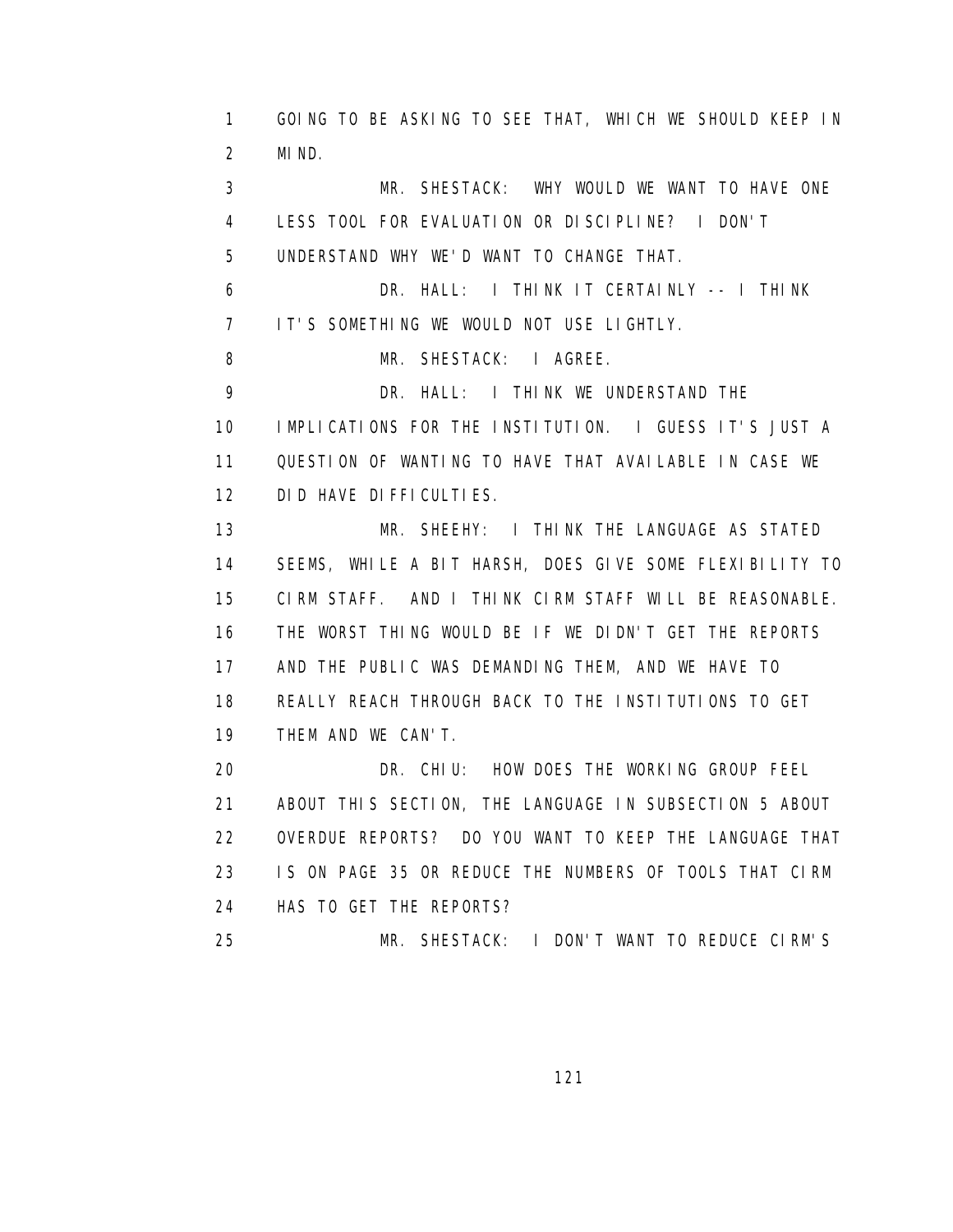GOING TO BE ASKING TO SEE THAT, WHICH WE SHOULD KEEP IN MIND.

MR. SHESTACK: WHY WOULD WE WANT TO HAVE ONE LESS TOOL FOR EVALUATION OR DISCIPLINE? I DON'T UNDERSTAND WHY WE'D WANT TO CHANGE THAT.

DR. HALL: I THINK IT CERTAINLY -- I THINK IT'S SOMETHING WE WOULD NOT USE LIGHTLY.

MR. SHESTACK: I AGREE.

DR. HALL: I THINK WE UNDERSTAND THE IMPLICATIONS FOR THE INSTITUTION. I GUESS IT'S JUST A QUESTION OF WANTING TO HAVE THAT AVAILABLE IN CASE WE DID HAVE DIFFICULTIES.

MR. SHEEHY: I THINK THE LANGUAGE AS STATED SEEMS, WHILE A BIT HARSH, DOES GIVE SOME FLEXIBILITY TO CIRM STAFF. AND I THINK CIRM STAFF WILL BE REASONABLE. THE WORST THING WOULD BE IF WE DIDN'T GET THE REPORTS AND THE PUBLIC WAS DEMANDING THEM, AND WE HAVE TO REALLY REACH THROUGH BACK TO THE INSTITUTIONS TO GET THEM AND WE CAN'T.

DR. CHIU: HOW DOES THE WORKING GROUP FEEL ABOUT THIS SECTION, THE LANGUAGE IN SUBSECTION 5 ABOUT OVERDUE REPORTS? DO YOU WANT TO KEEP THE LANGUAGE THAT IS ON PAGE 35 OR REDUCE THE NUMBERS OF TOOLS THAT CIRM HAS TO GET THE REPORTS?

MR. SHESTACK: I DON'T WANT TO REDUCE CIRM'S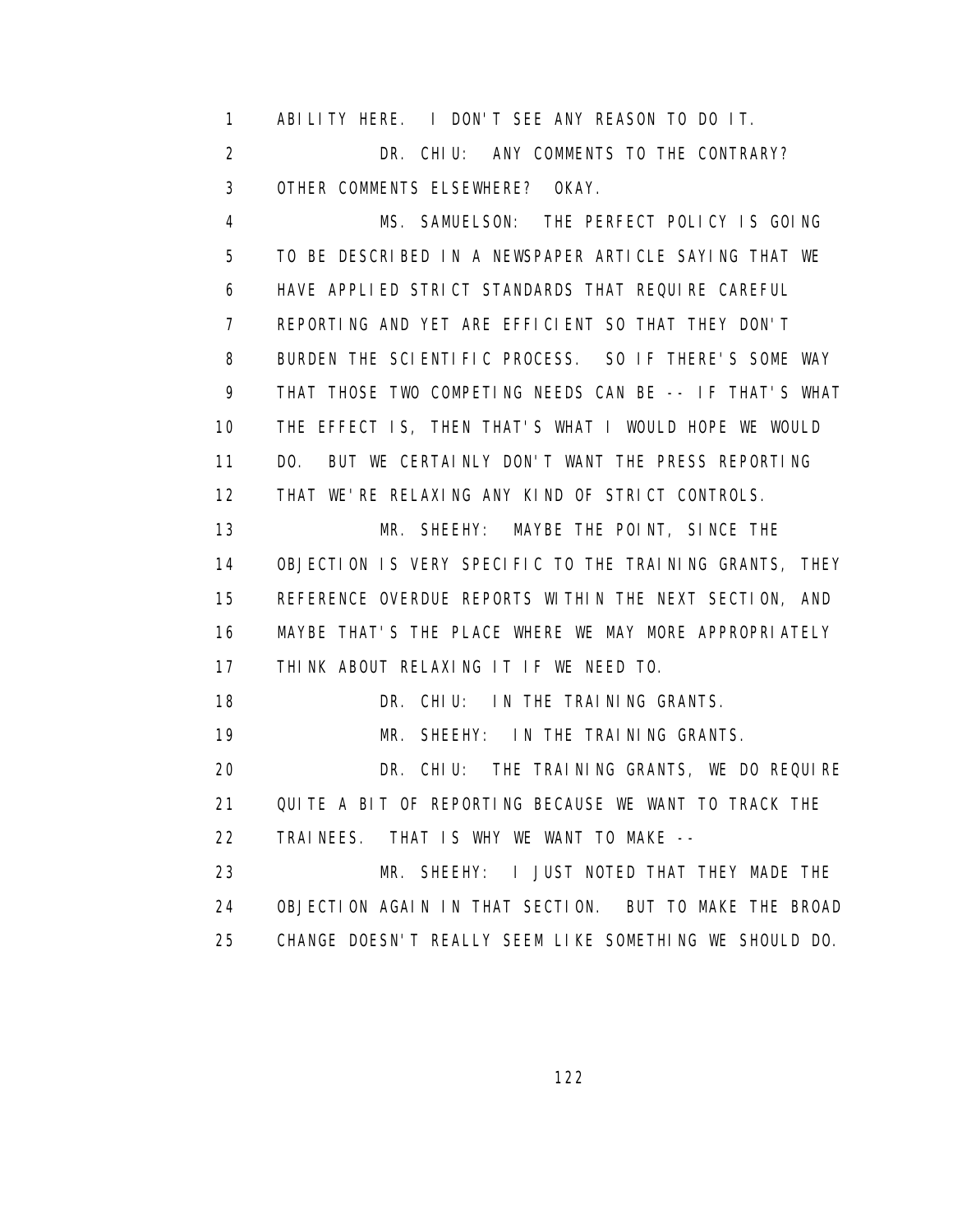1 ABILITY HERE. I DON'T SEE ANY REASON TO DO IT.

2 DR. CHIU: ANY COMMENTS TO THE CONTRARY?

3 OTHER COMMENTS ELSEWHERE? OKAY.

4 MS. SAMUELSON: THE PERFECT POLICY IS GOING

5 TO BE DESCRIBED IN A NEWSPAPER ARTICLE SAYING THAT WE

6 HAVE APPLIED STRICT STANDARDS THAT REQUIRE CAREFUL

7 REPORTING AND YET ARE EFFICIENT SO THAT THEY DON'T

8 BURDEN THE SCIENTIFIC PROCESS. SO IF THERE'S SOME WAY

9 THAT THOSE TWO COMPETING NEEDS CAN BE -- IF THAT'S WHAT

10 THE EFFECT IS, THEN THAT'S WHAT I WOULD HOPE WE WOULD

11 DO. BUT WE CERTAINLY DON'T WANT THE PRESS REPORTING

12 THAT WE'RE RELAXING ANY KIND OF STRICT CONTROLS.

13 MR. SHEEHY: MAYBE THE POINT, SINCE THE

14 OBJECTION IS VERY SPECIFIC TO THE TRAINING GRANTS, THEY

15 REFERENCE OVERDUE REPORTS WITHIN THE NEXT SECTION, AND

16 MAYBE THAT'S THE PLACE WHERE WE MAY MORE APPROPRIATELY

17 THINK ABOUT RELAXING IT IF WE NEED TO.

18 DR. CHIU: IN THE TRAINING GRANTS.

19 MR. SHEEHY: IN THE TRAINING GRANTS.

20 DR. CHIU: THE TRAINING GRANTS, WE DO REQUIRE

21 QUITE A BIT OF REPORTING BECAUSE WE WANT TO TRACK THE

22 TRAINEES. THAT IS WHY WE WANT TO MAKE --

23 MR. SHEEHY: I JUST NOTED THAT THEY MADE THE

24 OBJECTION AGAIN IN THAT SECTION. BUT TO MAKE THE BROAD

25 CHANGE DOESN'T REALLY SEEM LIKE SOMETHING WE SHOULD DO.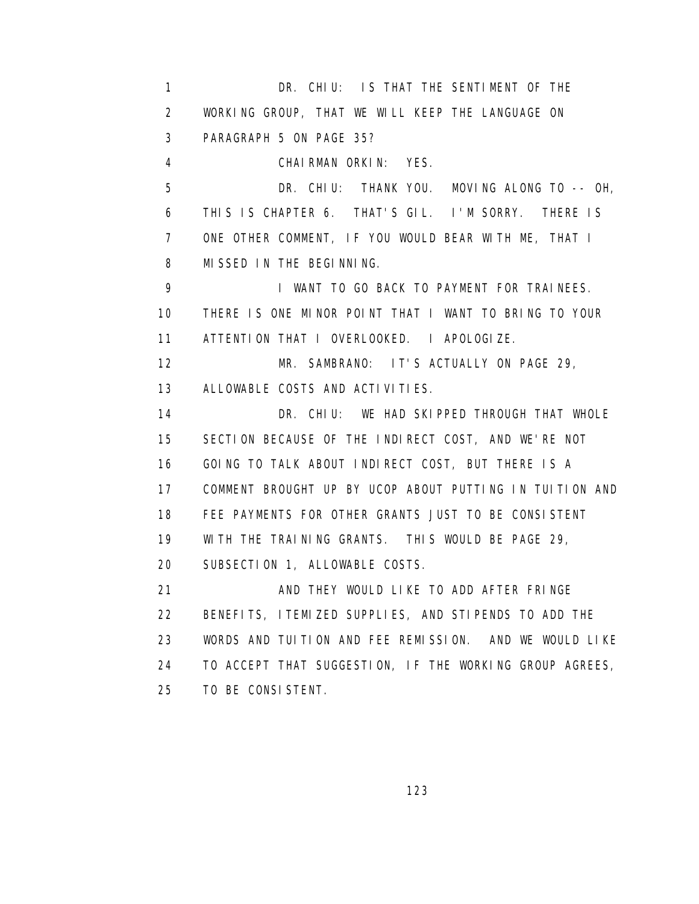DR. CHIU: IS THAT THE SENTIMENT OF THE WORKING GROUP, THAT WE WILL KEEP THE LANGUAGE ON PARAGRAPH 5 ON PAGE 35?

CHAIRMAN ORKIN: YES.

DR. CHIU: THANK YOU. MOVING ALONG TO -- OH, THIS IS CHAPTER 6. THAT'S GIL. I'M SORRY. THERE IS ONE OTHER COMMENT, IF YOU WOULD BEAR WITH ME, THAT I MISSED IN THE BEGINNING.

I WANT TO GO BACK TO PAYMENT FOR TRAINEES. THERE IS ONE MINOR POINT THAT I WANT TO BRING TO YOUR ATTENTION THAT I OVERLOOKED. I APOLOGIZE.

MR. SAMBRANO: IT'S ACTUALLY ON PAGE 29, ALLOWABLE COSTS AND ACTIVITIES.

DR. CHIU: WE HAD SKIPPED THROUGH THAT WHOLE SECTION BECAUSE OF THE INDIRECT COST, AND WE'RE NOT GOING TO TALK ABOUT INDIRECT COST, BUT THERE IS A COMMENT BROUGHT UP BY UCOP ABOUT PUTTING IN TUITION AND FEE PAYMENTS FOR OTHER GRANTS JUST TO BE CONSISTENT WITH THE TRAINING GRANTS. THIS WOULD BE PAGE 29, SUBSECTION 1, ALLOWABLE COSTS.

AND THEY WOULD LIKE TO ADD AFTER FRINGE BENEFITS, ITEMIZED SUPPLIES, AND STIPENDS TO ADD THE WORDS AND TUITION AND FEE REMISSION. AND WE WOULD LIKE TO ACCEPT THAT SUGGESTION, IF THE WORKING GROUP AGREES, TO BE CONSISTENT.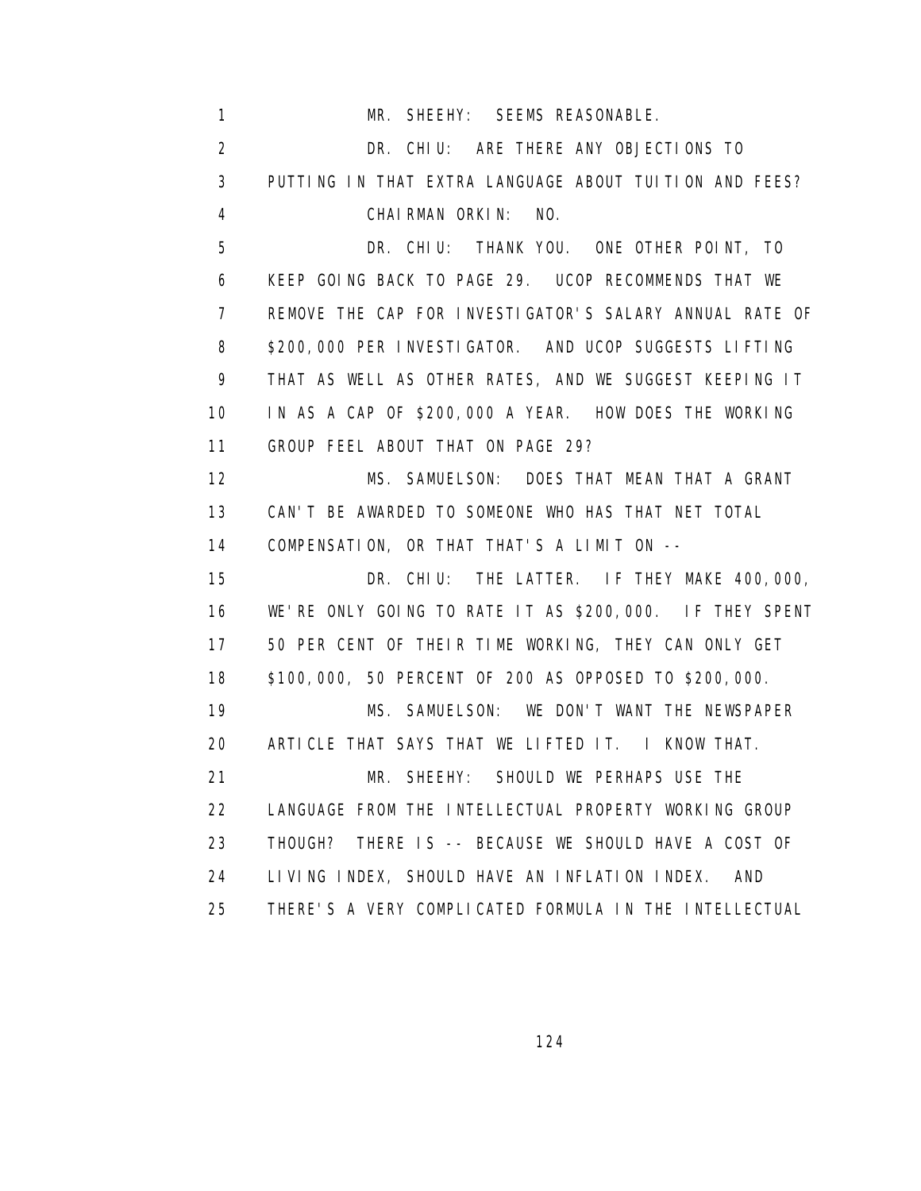MR. SHEEHY: SEEMS REASONABLE.

DR. CHIU: ARE THERE ANY OBJECTIONS TO PUTTING IN THAT EXTRA LANGUAGE ABOUT TUITION AND FEES?

CHAIRMAN ORKIN: NO.

DR. CHIU: THANK YOU. ONE OTHER POINT, TO KEEP GOING BACK TO PAGE 29. UCOP RECOMMENDS THAT WE REMOVE THE CAP FOR INVESTIGATOR'S SALARY ANNUAL RATE OF $200,000 PER INVESTIGATOR. AND UCOP SUGGESTS LIFTING THAT AS WELL AS OTHER RATES, AND WE SUGGEST KEEPING IT IN AS A CAP OF $200,000 A YEAR. HOW DOES THE WORKING GROUP FEEL ABOUT THAT ON PAGE 29?

MS. SAMUELSON: DOES THAT MEAN THAT A GRANT CAN'T BE AWARDED TO SOMEONE WHO HAS THAT NET TOTAL COMPENSATION, OR THAT THAT'S A LIMIT ON --

DR. CHIU: THE LATTER. IF THEY MAKE 400,000, WE'RE ONLY GOING TO RATE IT AS $200,000. IF THEY SPENT 50 PER CENT OF THEIR TIME WORKING, THEY CAN ONLY GET $100,000, 50 PERCENT OF 200 AS OPPOSED TO $200,000.

MS. SAMUELSON: WE DON'T WANT THE NEWSPAPER ARTICLE THAT SAYS THAT WE LIFTED IT. I KNOW THAT.

MR. SHEEHY: SHOULD WE PERHAPS USE THE LANGUAGE FROM THE INTELLECTUAL PROPERTY WORKING GROUP THOUGH? THERE IS -- BECAUSE WE SHOULD HAVE A COST OF LIVING INDEX, SHOULD HAVE AN INFLATION INDEX. AND THERE'S A VERY COMPLICATED FORMULA IN THE INTELLECTUAL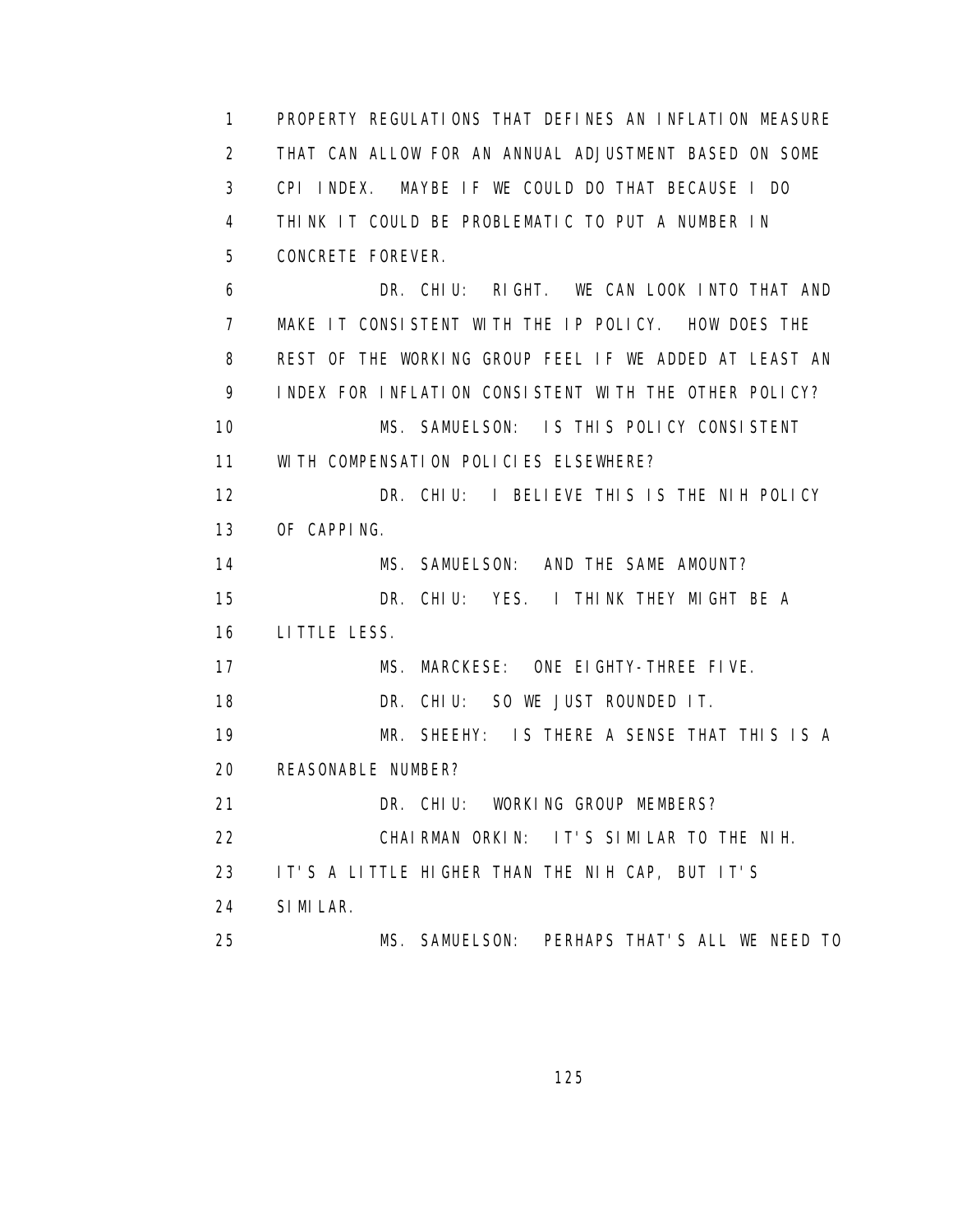PROPERTY REGULATIONS THAT DEFINES AN INFLATION MEASURE THAT CAN ALLOW FOR AN ANNUAL ADJUSTMENT BASED ON SOME CPI INDEX. MAYBE IF WE COULD DO THAT BECAUSE I DO THINK IT COULD BE PROBLEMATIC TO PUT A NUMBER IN CONCRETE FOREVER.

DR. CHIU: RIGHT. WE CAN LOOK INTO THAT AND MAKE IT CONSISTENT WITH THE IP POLICY. HOW DOES THE REST OF THE WORKING GROUP FEEL IF WE ADDED AT LEAST AN INDEX FOR INFLATION CONSISTENT WITH THE OTHER POLICY?

MS. SAMUELSON: IS THIS POLICY CONSISTENT WITH COMPENSATION POLICIES ELSEWHERE?

DR. CHIU: I BELIEVE THIS IS THE NIH POLICY OF CAPPING.

MS. SAMUELSON: AND THE SAME AMOUNT?

DR. CHIU: YES. I THINK THEY MIGHT BE A LITTLE LESS.

MS. MARCKESE: ONE EIGHTY-THREE FIVE.

DR. CHIU: SO WE JUST ROUNDED IT.

MR. SHEEHY: IS THERE A SENSE THAT THIS IS A REASONABLE NUMBER?

DR. CHIU: WORKING GROUP MEMBERS?

CHAIRMAN ORKIN: IT'S SIMILAR TO THE NIH. IT'S A LITTLE HIGHER THAN THE NIH CAP, BUT IT'S SIMILAR.

MS. SAMUELSON: PERHAPS THAT'S ALL WE NEED TO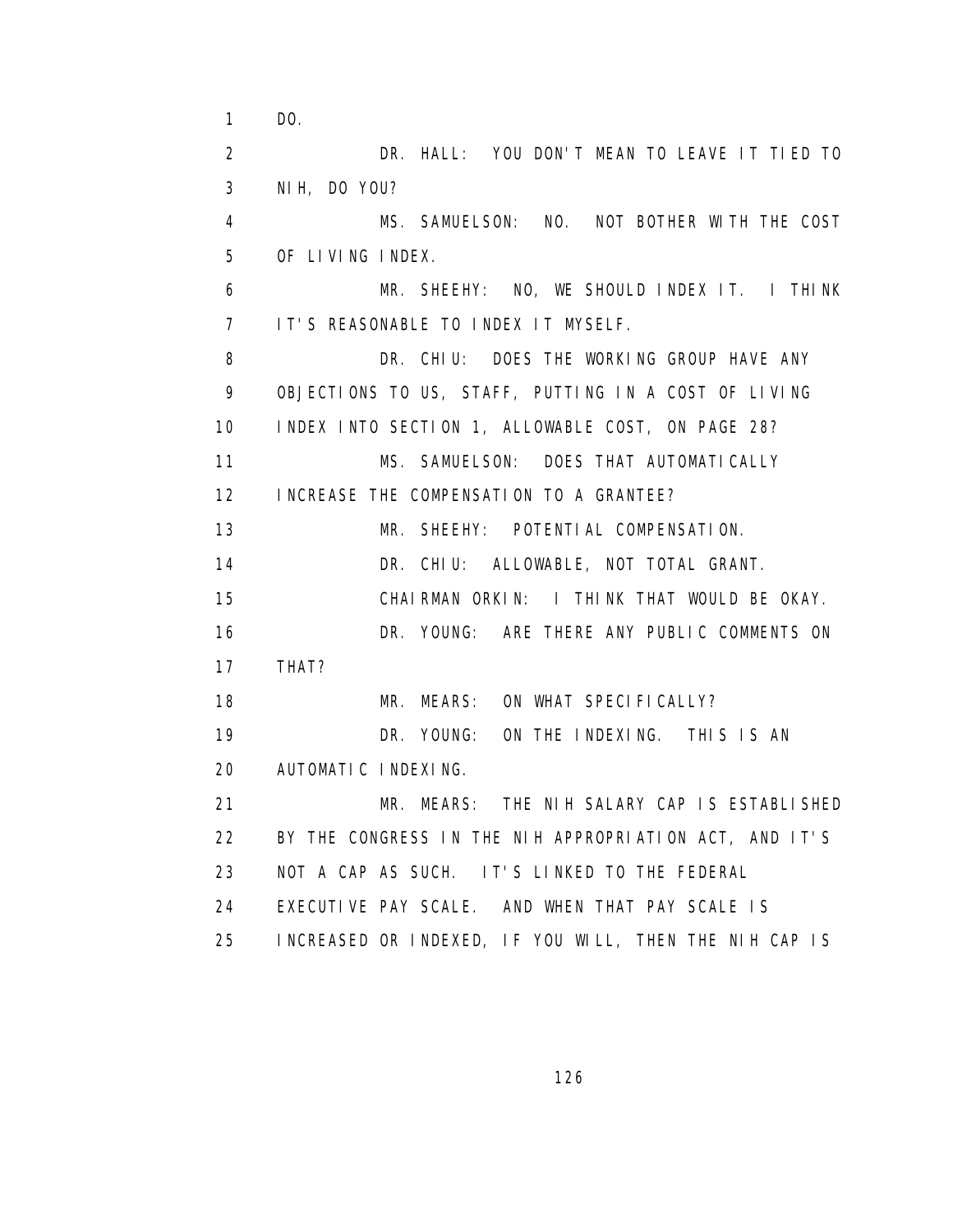DO.

DR. HALL: YOU DON'T MEAN TO LEAVE IT TIED TO NIH, DO YOU?

MS. SAMUELSON: NO. NOT BOTHER WITH THE COST OF LIVING INDEX.

MR. SHEEHY: NO, WE SHOULD INDEX IT. I THINK IT'S REASONABLE TO INDEX IT MYSELF.

DR. CHIU: DOES THE WORKING GROUP HAVE ANY OBJECTIONS TO US, STAFF, PUTTING IN A COST OF LIVING INDEX INTO SECTION 1, ALLOWABLE COST, ON PAGE 28?

MS. SAMUELSON: DOES THAT AUTOMATICALLY INCREASE THE COMPENSATION TO A GRANTEE?

MR. SHEEHY: POTENTIAL COMPENSATION.

DR. CHIU: ALLOWABLE, NOT TOTAL GRANT.

CHAIRMAN ORKIN: I THINK THAT WOULD BE OKAY.

DR. YOUNG: ARE THERE ANY PUBLIC COMMENTS ON THAT?

MR. MEARS: ON WHAT SPECIFICALLY?

DR. YOUNG: ON THE INDEXING. THIS IS AN AUTOMATIC INDEXING.

MR. MEARS: THE NIH SALARY CAP IS ESTABLISHED BY THE CONGRESS IN THE NIH APPROPRIATION ACT, AND IT'S NOT A CAP AS SUCH. IT'S LINKED TO THE FEDERAL EXECUTIVE PAY SCALE. AND WHEN THAT PAY SCALE IS INCREASED OR INDEXED, IF YOU WILL, THEN THE NIH CAP IS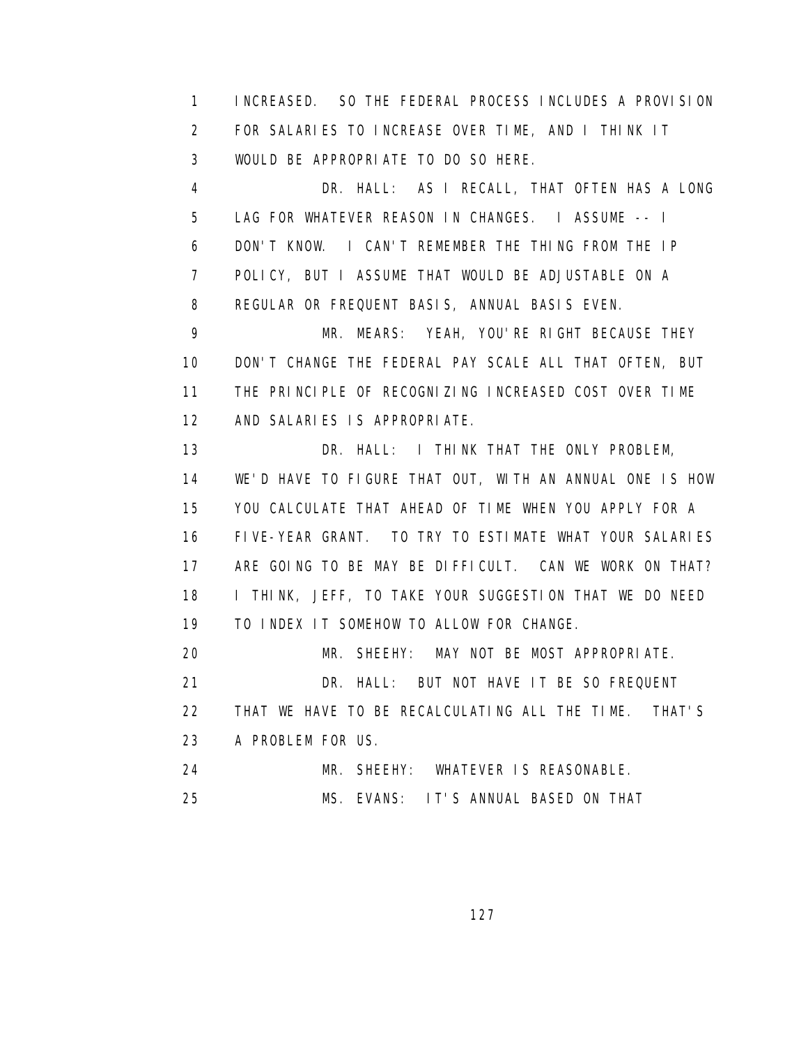INCREASED. SO THE FEDERAL PROCESS INCLUDES A PROVISION FOR SALARIES TO INCREASE OVER TIME, AND I THINK IT WOULD BE APPROPRIATE TO DO SO HERE.

DR. HALL: AS I RECALL, THAT OFTEN HAS A LONG LAG FOR WHATEVER REASON IN CHANGES. I ASSUME -- I DON'T KNOW. I CAN'T REMEMBER THE THING FROM THE IP POLICY, BUT I ASSUME THAT WOULD BE ADJUSTABLE ON A REGULAR OR FREQUENT BASIS, ANNUAL BASIS EVEN.

MR. MEARS: YEAH, YOU'RE RIGHT BECAUSE THEY DON'T CHANGE THE FEDERAL PAY SCALE ALL THAT OFTEN, BUT THE PRINCIPLE OF RECOGNIZING INCREASED COST OVER TIME AND SALARIES IS APPROPRIATE.

DR. HALL: I THINK THAT THE ONLY PROBLEM, WE'D HAVE TO FIGURE THAT OUT, WITH AN ANNUAL ONE IS HOW YOU CALCULATE THAT AHEAD OF TIME WHEN YOU APPLY FOR A FIVE-YEAR GRANT. TO TRY TO ESTIMATE WHAT YOUR SALARIES ARE GOING TO BE MAY BE DIFFICULT. CAN WE WORK ON THAT? I THINK, JEFF, TO TAKE YOUR SUGGESTION THAT WE DO NEED TO INDEX IT SOMEHOW TO ALLOW FOR CHANGE.

MR. SHEEHY: MAY NOT BE MOST APPROPRIATE.

DR. HALL: BUT NOT HAVE IT BE SO FREQUENT THAT WE HAVE TO BE RECALCULATING ALL THE TIME. THAT'S A PROBLEM FOR US.

MR. SHEEHY: WHATEVER IS REASONABLE.

MS. EVANS: IT'S ANNUAL BASED ON THAT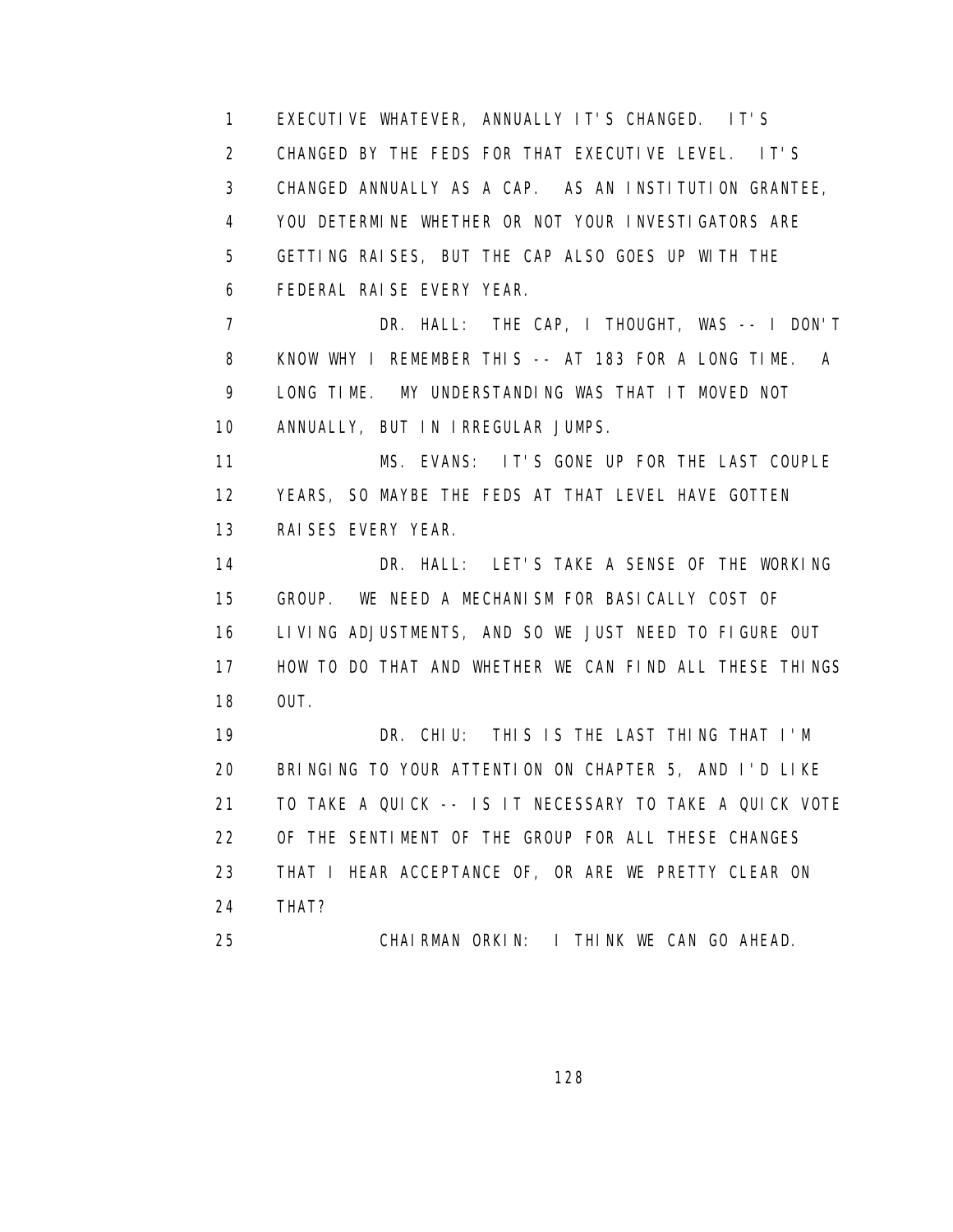EXECUTIVE WHATEVER, ANNUALLY IT'S CHANGED. IT'S CHANGED BY THE FEDS FOR THAT EXECUTIVE LEVEL. IT'S CHANGED ANNUALLY AS A CAP. AS AN INSTITUTION GRANTEE, YOU DETERMINE WHETHER OR NOT YOUR INVESTIGATORS ARE GETTING RAISES, BUT THE CAP ALSO GOES UP WITH THE FEDERAL RAISE EVERY YEAR.

DR. HALL: THE CAP, I THOUGHT, WAS -- I DON'T KNOW WHY I REMEMBER THIS -- AT 183 FOR A LONG TIME. A LONG TIME. MY UNDERSTANDING WAS THAT IT MOVED NOT ANNUALLY, BUT IN IRREGULAR JUMPS.

MS. EVANS: IT'S GONE UP FOR THE LAST COUPLE YEARS, SO MAYBE THE FEDS AT THAT LEVEL HAVE GOTTEN RAISES EVERY YEAR.

DR. HALL: LET'S TAKE A SENSE OF THE WORKING GROUP. WE NEED A MECHANISM FOR BASICALLY COST OF LIVING ADJUSTMENTS, AND SO WE JUST NEED TO FIGURE OUT HOW TO DO THAT AND WHETHER WE CAN FIND ALL THESE THINGS OUT.

DR. CHIU: THIS IS THE LAST THING THAT I'M BRINGING TO YOUR ATTENTION ON CHAPTER 5, AND I'D LIKE TO TAKE A QUICK -- IS IT NECESSARY TO TAKE A QUICK VOTE OF THE SENTIMENT OF THE GROUP FOR ALL THESE CHANGES THAT I HEAR ACCEPTANCE OF, OR ARE WE PRETTY CLEAR ON THAT?

CHAIRMAN ORKIN: I THINK WE CAN GO AHEAD.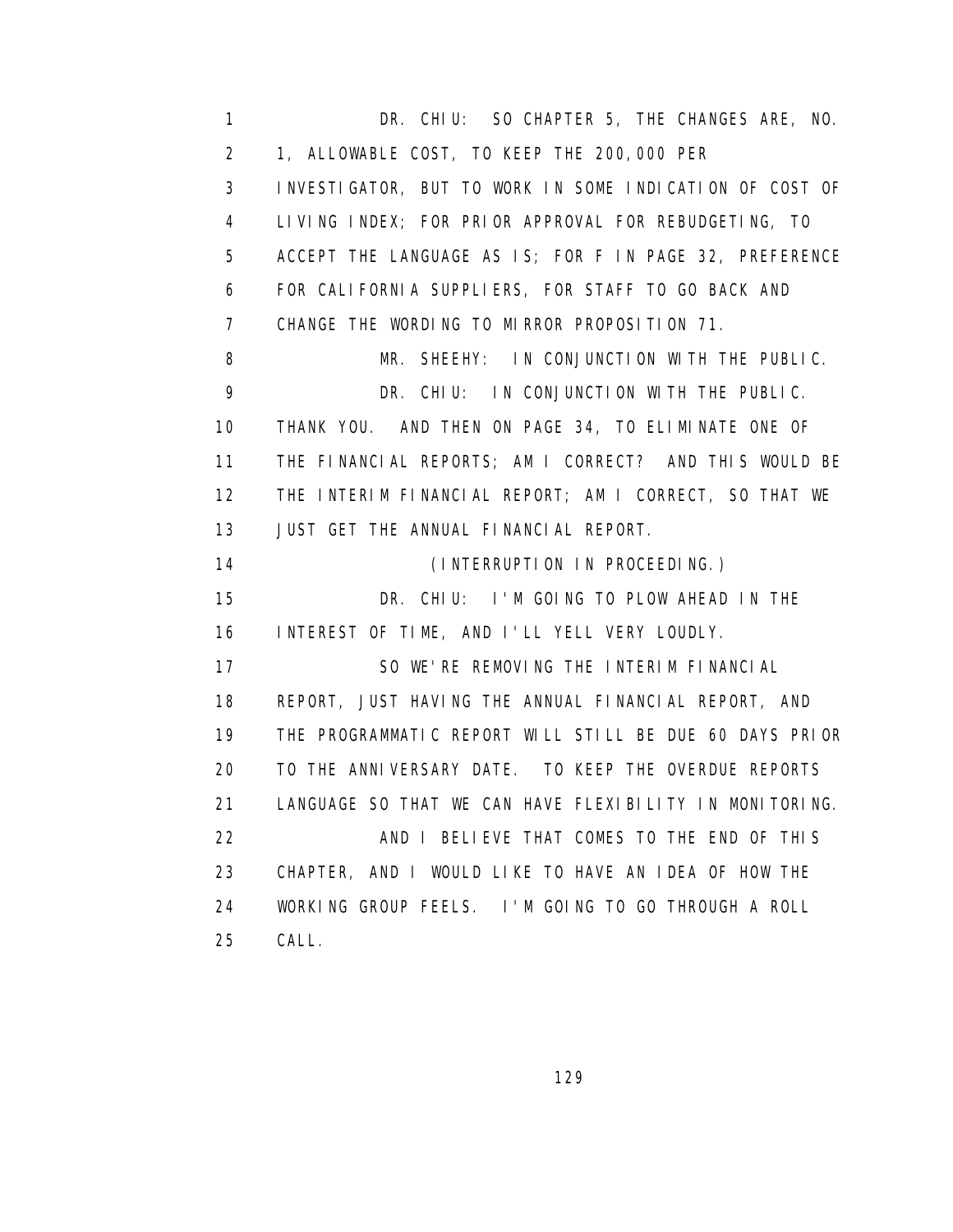DR. CHIU: SO CHAPTER 5, THE CHANGES ARE, NO. 1, ALLOWABLE COST, TO KEEP THE 200,000 PER INVESTIGATOR, BUT TO WORK IN SOME INDICATION OF COST OF LIVING INDEX; FOR PRIOR APPROVAL FOR REBUDGETING, TO ACCEPT THE LANGUAGE AS IS; FOR F IN PAGE 32, PREFERENCE FOR CALIFORNIA SUPPLIERS, FOR STAFF TO GO BACK AND CHANGE THE WORDING TO MIRROR PROPOSITION 71.

MR. SHEEHY: IN CONJUNCTION WITH THE PUBLIC.

DR. CHIU: IN CONJUNCTION WITH THE PUBLIC. THANK YOU. AND THEN ON PAGE 34, TO ELIMINATE ONE OF THE FINANCIAL REPORTS; AM I CORRECT? AND THIS WOULD BE THE INTERIM FINANCIAL REPORT; AM I CORRECT, SO THAT WE JUST GET THE ANNUAL FINANCIAL REPORT.

(INTERRUPTION IN PROCEEDING.)

DR. CHIU: I'M GOING TO PLOW AHEAD IN THE INTEREST OF TIME, AND I'LL YELL VERY LOUDLY.

SO WE'RE REMOVING THE INTERIM FINANCIAL REPORT, JUST HAVING THE ANNUAL FINANCIAL REPORT, AND THE PROGRAMMATIC REPORT WILL STILL BE DUE 60 DAYS PRIOR TO THE ANNIVERSARY DATE. TO KEEP THE OVERDUE REPORTS LANGUAGE SO THAT WE CAN HAVE FLEXIBILITY IN MONITORING.

AND I BELIEVE THAT COMES TO THE END OF THIS CHAPTER, AND I WOULD LIKE TO HAVE AN IDEA OF HOW THE WORKING GROUP FEELS. I'M GOING TO GO THROUGH A ROLL CALL.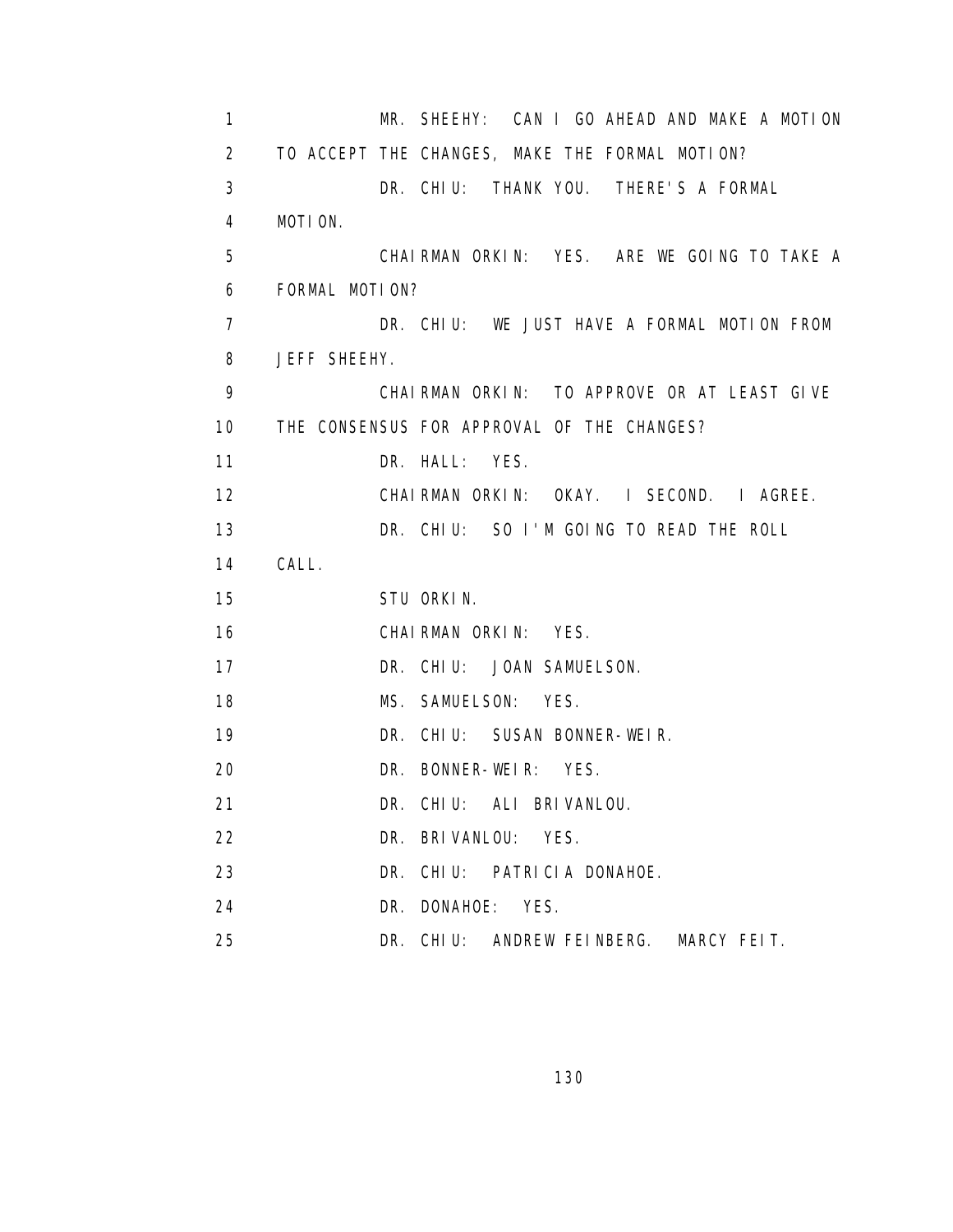1 MR. SHEEHY: CAN I GO AHEAD AND MAKE A MOTION
2 TO ACCEPT THE CHANGES, MAKE THE FORMAL MOTION?
3 DR. CHIU: THANK YOU. THERE'S A FORMAL
4 MOTION.
5 CHAIRMAN ORKIN: YES. ARE WE GOING TO TAKE A
6 FORMAL MOTION?
7 DR. CHIU: WE JUST HAVE A FORMAL MOTION FROM
8 JEFF SHEEHY.
9 CHAIRMAN ORKIN: TO APPROVE OR AT LEAST GIVE
10 THE CONSENSUS FOR APPROVAL OF THE CHANGES?
11 DR. HALL: YES.
12 CHAIRMAN ORKIN: OKAY. I SECOND. I AGREE.
13 DR. CHIU: SO I'M GOING TO READ THE ROLL
14 CALL.
15 STU ORKIN.
16 CHAIRMAN ORKIN: YES.
17 DR. CHIU: JOAN SAMUELSON.
18 MS. SAMUELSON: YES.
19 DR. CHIU: SUSAN BONNER-WEIR.
20 DR. BONNER-WEIR: YES.
21 DR. CHIU: ALI BRIVANLOU.
22 DR. BRIVANLOU: YES.
23 DR. CHIU: PATRICIA DONAHOE.
24 DR. DONAHOE: YES.
25 DR. CHIU: ANDREW FEINBERG. MARCY FEIT.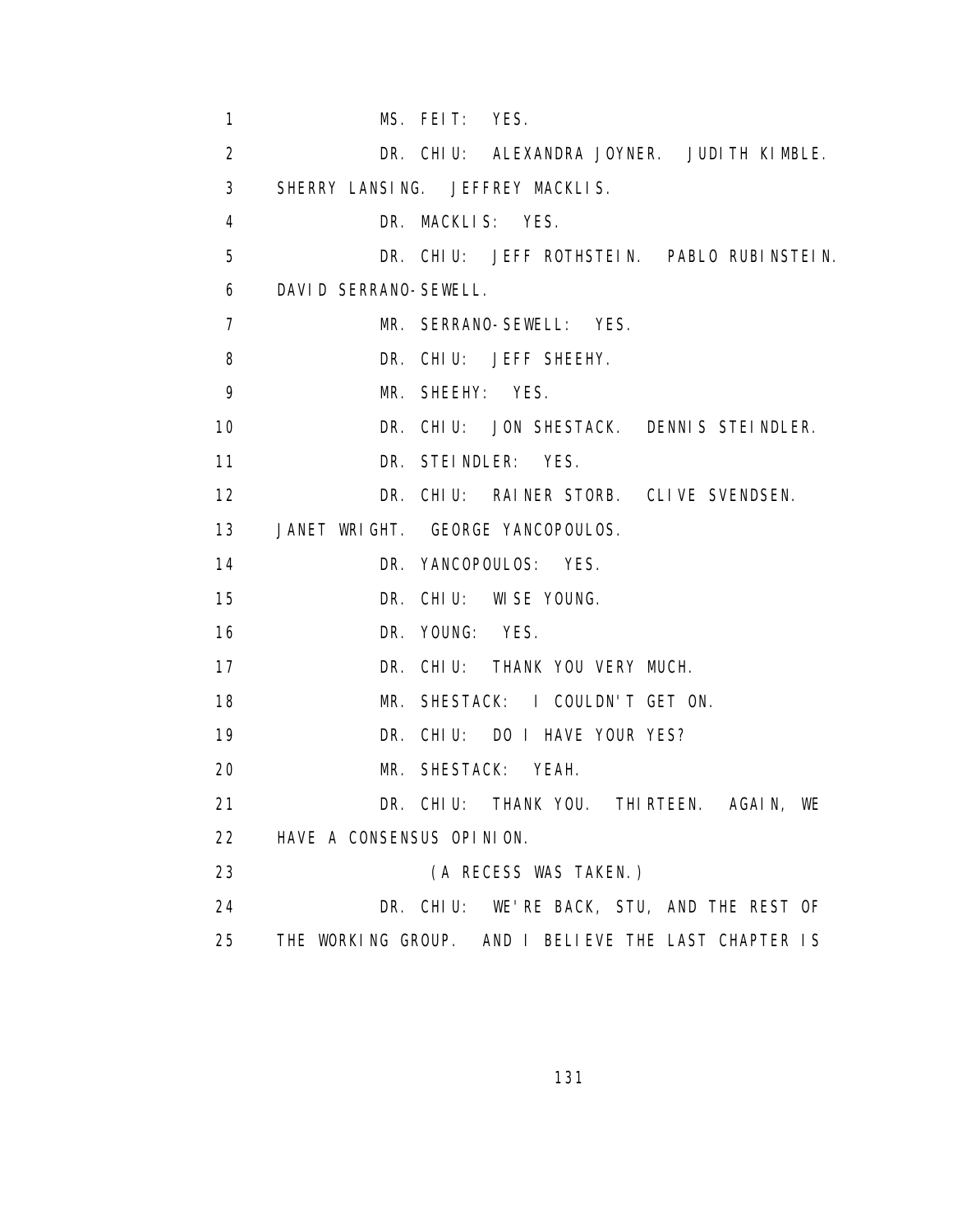1 MS. FEIT: YES.

2 DR. CHIU: ALEXANDRA JOYNER. JUDITH KIMBLE.

3 SHERRY LANSING. JEFFREY MACKLIS.

4 DR. MACKLIS: YES.

5 DR. CHIU: JEFF ROTHSTEIN. PABLO RUBINSTEIN.

6 DAVID SERRANO-SEWELL.

7 MR. SERRANO-SEWELL: YES.

8 DR. CHIU: JEFF SHEEHY.

9 MR. SHEEHY: YES.

10 DR. CHIU: JON SHESTACK. DENNIS STEINDLER.

11 DR. STEINDLER: YES.

12 DR. CHIU: RAINER STORB. CLIVE SVENDSEN.

13 JANET WRIGHT. GEORGE YANCOPOULOS.

14 DR. YANCOPOULOS: YES.

15 DR. CHIU: WISE YOUNG.

16 DR. YOUNG: YES.

17 DR. CHIU: THANK YOU VERY MUCH.

18 MR. SHESTACK: I COULDN'T GET ON.

19 DR. CHIU: DO I HAVE YOUR YES?

20 MR. SHESTACK: YEAH.

21 DR. CHIU: THANK YOU. THIRTEEN. AGAIN, WE

22 HAVE A CONSENSUS OPINION.

23 (A RECESS WAS TAKEN.)

24 DR. CHIU: WE'RE BACK, STU, AND THE REST OF

25 THE WORKING GROUP. AND I BELIEVE THE LAST CHAPTER IS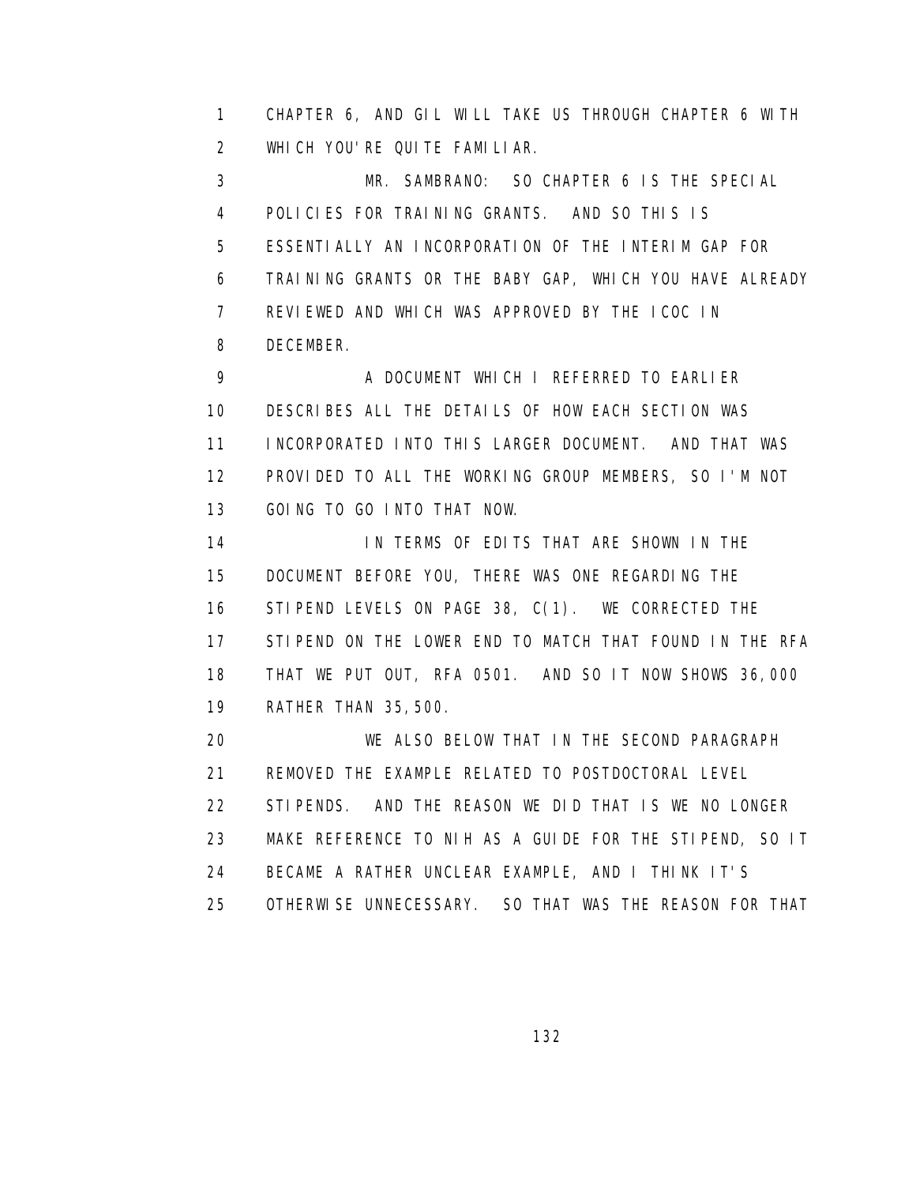CHAPTER 6, AND GIL WILL TAKE US THROUGH CHAPTER 6 WITH WHICH YOU'RE QUITE FAMILIAR.

MR. SAMBRANO: SO CHAPTER 6 IS THE SPECIAL POLICIES FOR TRAINING GRANTS. AND SO THIS IS ESSENTIALLY AN INCORPORATION OF THE INTERIM GAP FOR TRAINING GRANTS OR THE BABY GAP, WHICH YOU HAVE ALREADY REVIEWED AND WHICH WAS APPROVED BY THE ICOC IN DECEMBER.

A DOCUMENT WHICH I REFERRED TO EARLIER DESCRIBES ALL THE DETAILS OF HOW EACH SECTION WAS INCORPORATED INTO THIS LARGER DOCUMENT. AND THAT WAS PROVIDED TO ALL THE WORKING GROUP MEMBERS, SO I'M NOT GOING TO GO INTO THAT NOW.

IN TERMS OF EDITS THAT ARE SHOWN IN THE DOCUMENT BEFORE YOU, THERE WAS ONE REGARDING THE STIPEND LEVELS ON PAGE 38, C(1). WE CORRECTED THE STIPEND ON THE LOWER END TO MATCH THAT FOUND IN THE RFA THAT WE PUT OUT, RFA 0501. AND SO IT NOW SHOWS 36,000 RATHER THAN 35,500.

WE ALSO BELOW THAT IN THE SECOND PARAGRAPH REMOVED THE EXAMPLE RELATED TO POSTDOCTORAL LEVEL STIPENDS. AND THE REASON WE DID THAT IS WE NO LONGER MAKE REFERENCE TO NIH AS A GUIDE FOR THE STIPEND, SO IT BECAME A RATHER UNCLEAR EXAMPLE, AND I THINK IT'S OTHERWISE UNNECESSARY. SO THAT WAS THE REASON FOR THAT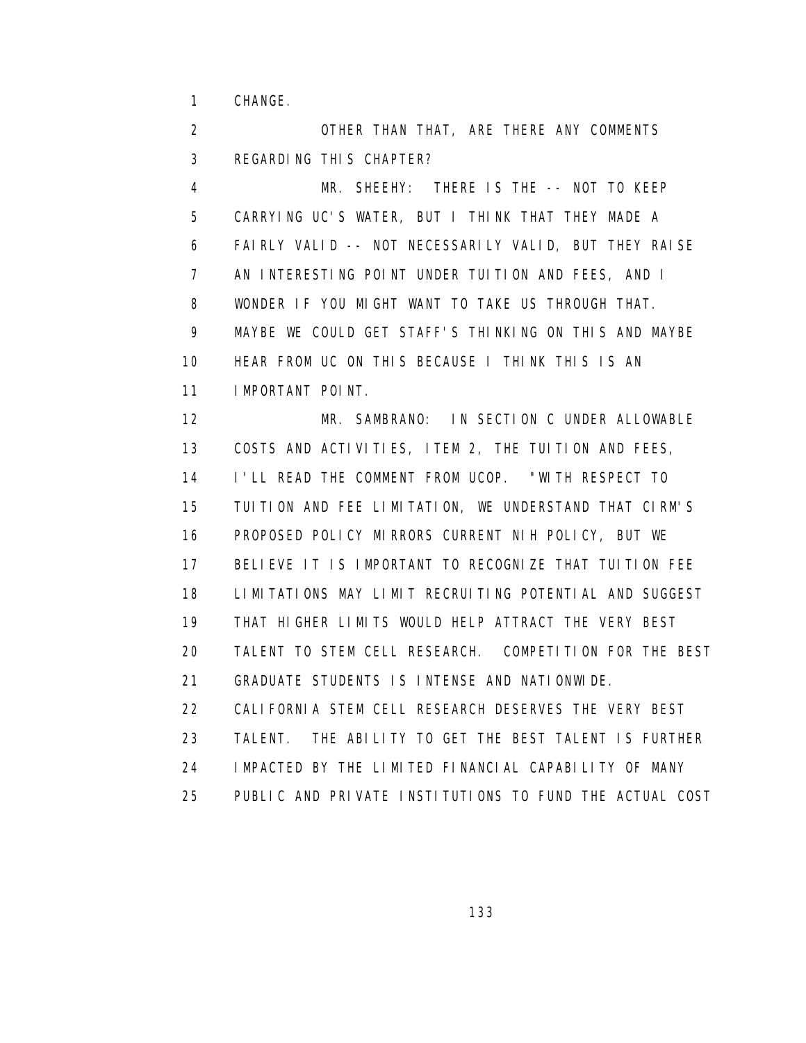CHANGE.

OTHER THAN THAT, ARE THERE ANY COMMENTS REGARDING THIS CHAPTER?

MR. SHEEHY: THERE IS THE -- NOT TO KEEP CARRYING UC'S WATER, BUT I THINK THAT THEY MADE A FAIRLY VALID -- NOT NECESSARILY VALID, BUT THEY RAISE AN INTERESTING POINT UNDER TUITION AND FEES, AND I WONDER IF YOU MIGHT WANT TO TAKE US THROUGH THAT. MAYBE WE COULD GET STAFF'S THINKING ON THIS AND MAYBE HEAR FROM UC ON THIS BECAUSE I THINK THIS IS AN IMPORTANT POINT.

MR. SAMBRANO: IN SECTION C UNDER ALLOWABLE COSTS AND ACTIVITIES, ITEM 2, THE TUITION AND FEES, I'LL READ THE COMMENT FROM UCOP. "WITH RESPECT TO TUITION AND FEE LIMITATION, WE UNDERSTAND THAT CIRM'S PROPOSED POLICY MIRRORS CURRENT NIH POLICY, BUT WE BELIEVE IT IS IMPORTANT TO RECOGNIZE THAT TUITION FEE LIMITATIONS MAY LIMIT RECRUITING POTENTIAL AND SUGGEST THAT HIGHER LIMITS WOULD HELP ATTRACT THE VERY BEST TALENT TO STEM CELL RESEARCH. COMPETITION FOR THE BEST GRADUATE STUDENTS IS INTENSE AND NATIONWIDE. CALIFORNIA STEM CELL RESEARCH DESERVES THE VERY BEST TALENT. THE ABILITY TO GET THE BEST TALENT IS FURTHER IMPACTED BY THE LIMITED FINANCIAL CAPABILITY OF MANY PUBLIC AND PRIVATE INSTITUTIONS TO FUND THE ACTUAL COST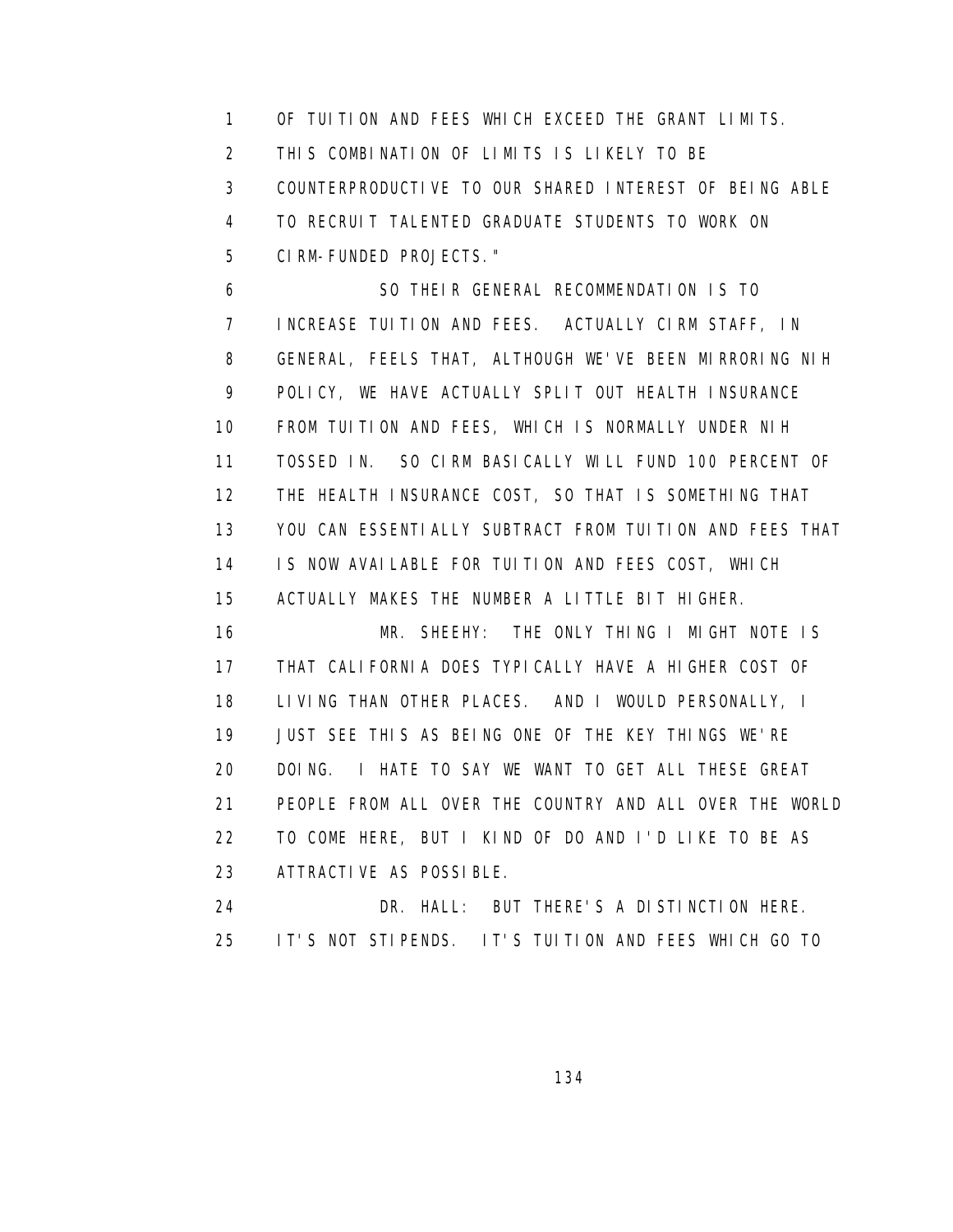OF TUITION AND FEES WHICH EXCEED THE GRANT LIMITS. THIS COMBINATION OF LIMITS IS LIKELY TO BE COUNTERPRODUCTIVE TO OUR SHARED INTEREST OF BEING ABLE TO RECRUIT TALENTED GRADUATE STUDENTS TO WORK ON CIRM-FUNDED PROJECTS."

SO THEIR GENERAL RECOMMENDATION IS TO INCREASE TUITION AND FEES. ACTUALLY CIRM STAFF, IN GENERAL, FEELS THAT, ALTHOUGH WE'VE BEEN MIRRORING NIH POLICY, WE HAVE ACTUALLY SPLIT OUT HEALTH INSURANCE FROM TUITION AND FEES, WHICH IS NORMALLY UNDER NIH TOSSED IN. SO CIRM BASICALLY WILL FUND 100 PERCENT OF THE HEALTH INSURANCE COST, SO THAT IS SOMETHING THAT YOU CAN ESSENTIALLY SUBTRACT FROM TUITION AND FEES THAT IS NOW AVAILABLE FOR TUITION AND FEES COST, WHICH ACTUALLY MAKES THE NUMBER A LITTLE BIT HIGHER.

MR. SHEEHY: THE ONLY THING I MIGHT NOTE IS THAT CALIFORNIA DOES TYPICALLY HAVE A HIGHER COST OF LIVING THAN OTHER PLACES. AND I WOULD PERSONALLY, I JUST SEE THIS AS BEING ONE OF THE KEY THINGS WE'RE DOING. I HATE TO SAY WE WANT TO GET ALL THESE GREAT PEOPLE FROM ALL OVER THE COUNTRY AND ALL OVER THE WORLD TO COME HERE, BUT I KIND OF DO AND I'D LIKE TO BE AS ATTRACTIVE AS POSSIBLE.

DR. HALL: BUT THERE'S A DISTINCTION HERE. IT'S NOT STIPENDS. IT'S TUITION AND FEES WHICH GO TO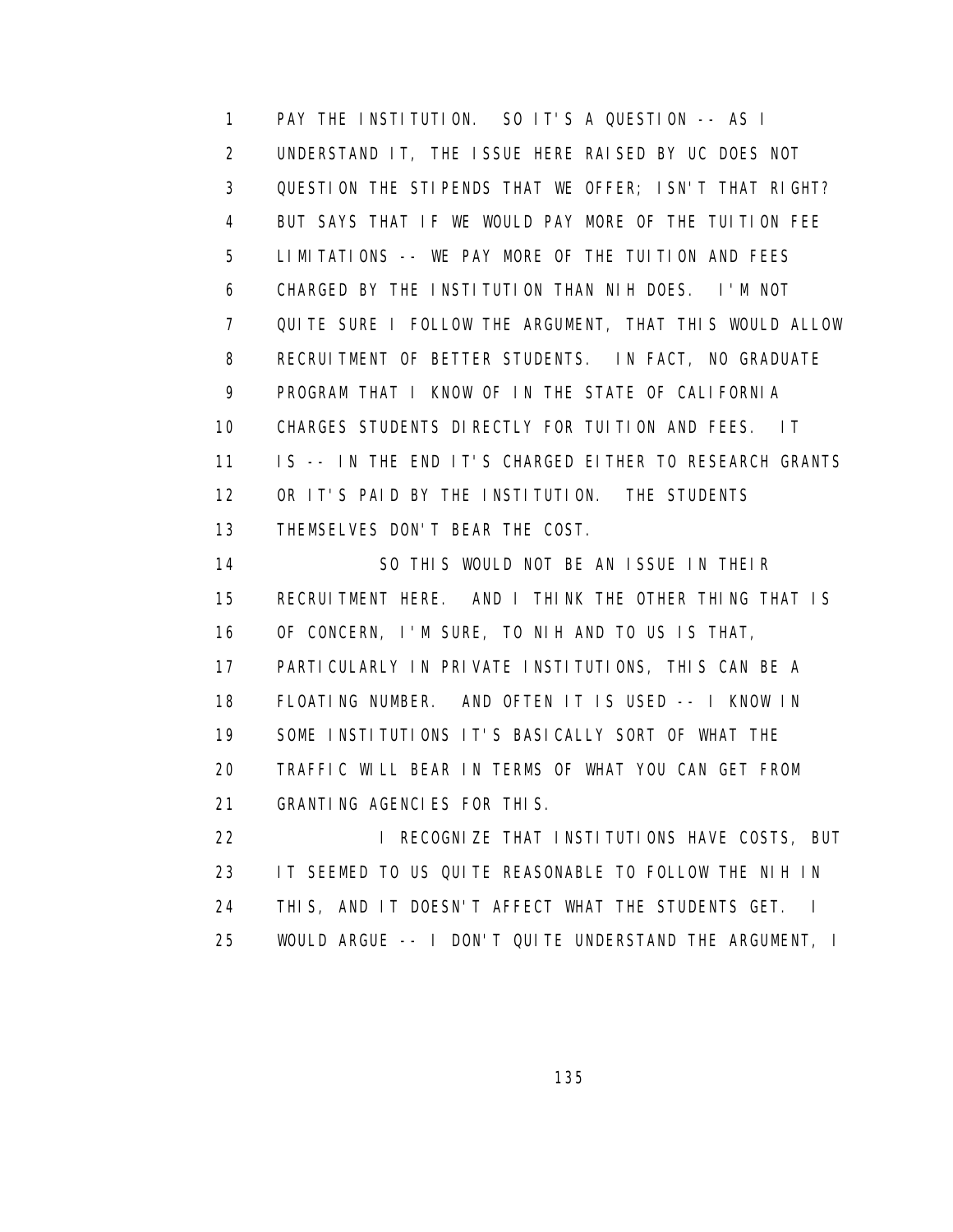PAY THE INSTITUTION. SO IT'S A QUESTION -- AS I UNDERSTAND IT, THE ISSUE HERE RAISED BY UC DOES NOT QUESTION THE STIPENDS THAT WE OFFER; ISN'T THAT RIGHT? BUT SAYS THAT IF WE WOULD PAY MORE OF THE TUITION FEE LIMITATIONS -- WE PAY MORE OF THE TUITION AND FEES CHARGED BY THE INSTITUTION THAN NIH DOES. I'M NOT QUITE SURE I FOLLOW THE ARGUMENT, THAT THIS WOULD ALLOW RECRUITMENT OF BETTER STUDENTS. IN FACT, NO GRADUATE PROGRAM THAT I KNOW OF IN THE STATE OF CALIFORNIA CHARGES STUDENTS DIRECTLY FOR TUITION AND FEES. IT IS -- IN THE END IT'S CHARGED EITHER TO RESEARCH GRANTS OR IT'S PAID BY THE INSTITUTION. THE STUDENTS THEMSELVES DON'T BEAR THE COST.

SO THIS WOULD NOT BE AN ISSUE IN THEIR RECRUITMENT HERE. AND I THINK THE OTHER THING THAT IS OF CONCERN, I'M SURE, TO NIH AND TO US IS THAT, PARTICULARLY IN PRIVATE INSTITUTIONS, THIS CAN BE A FLOATING NUMBER. AND OFTEN IT IS USED -- I KNOW IN SOME INSTITUTIONS IT'S BASICALLY SORT OF WHAT THE TRAFFIC WILL BEAR IN TERMS OF WHAT YOU CAN GET FROM GRANTING AGENCIES FOR THIS.

I RECOGNIZE THAT INSTITUTIONS HAVE COSTS, BUT IT SEEMED TO US QUITE REASONABLE TO FOLLOW THE NIH IN THIS, AND IT DOESN'T AFFECT WHAT THE STUDENTS GET. I WOULD ARGUE -- I DON'T QUITE UNDERSTAND THE ARGUMENT, I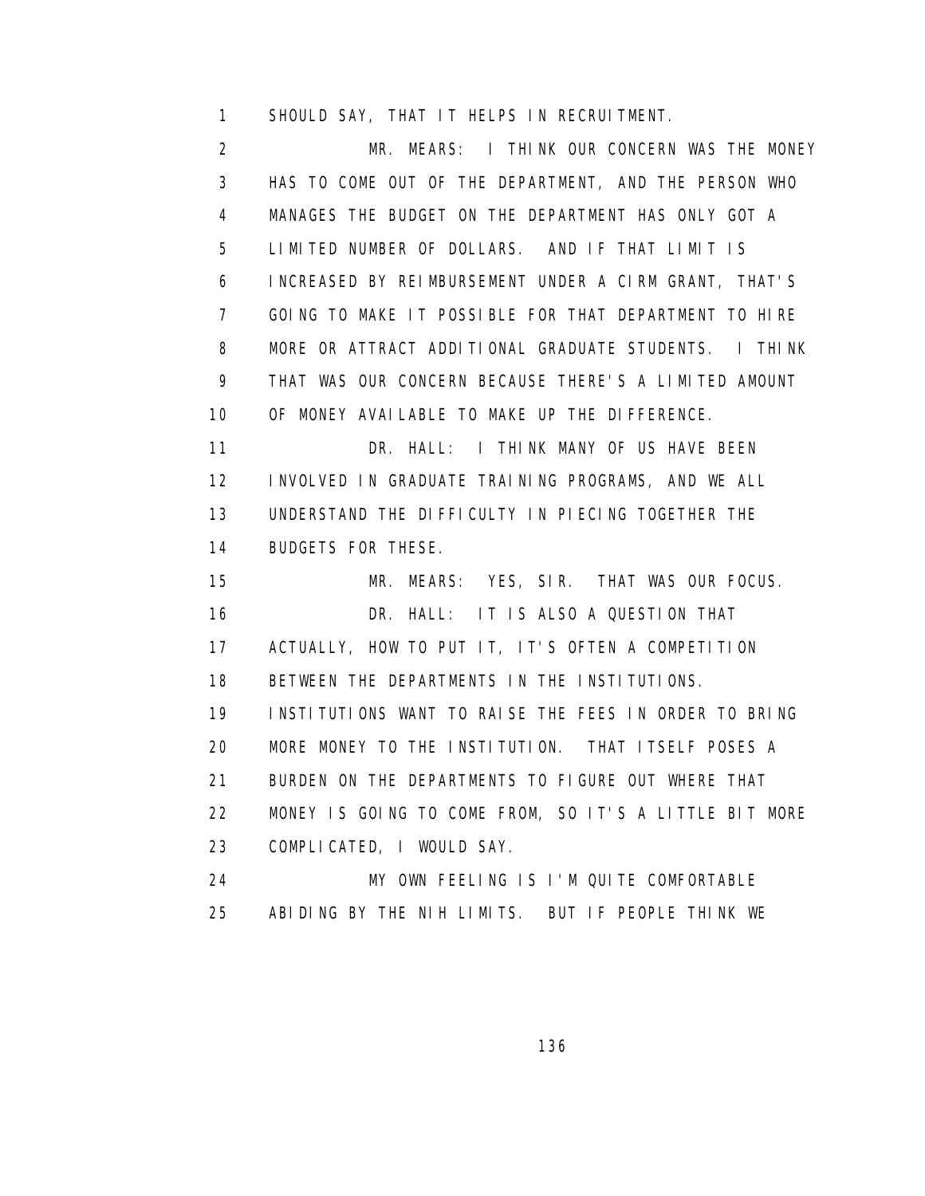SHOULD SAY, THAT IT HELPS IN RECRUITMENT.

MR. MEARS: I THINK OUR CONCERN WAS THE MONEY HAS TO COME OUT OF THE DEPARTMENT, AND THE PERSON WHO MANAGES THE BUDGET ON THE DEPARTMENT HAS ONLY GOT A LIMITED NUMBER OF DOLLARS. AND IF THAT LIMIT IS INCREASED BY REIMBURSEMENT UNDER A CIRM GRANT, THAT'S GOING TO MAKE IT POSSIBLE FOR THAT DEPARTMENT TO HIRE MORE OR ATTRACT ADDITIONAL GRADUATE STUDENTS. I THINK THAT WAS OUR CONCERN BECAUSE THERE'S A LIMITED AMOUNT OF MONEY AVAILABLE TO MAKE UP THE DIFFERENCE.

DR. HALL: I THINK MANY OF US HAVE BEEN INVOLVED IN GRADUATE TRAINING PROGRAMS, AND WE ALL UNDERSTAND THE DIFFICULTY IN PIECING TOGETHER THE BUDGETS FOR THESE.

MR. MEARS: YES, SIR. THAT WAS OUR FOCUS.

DR. HALL: IT IS ALSO A QUESTION THAT ACTUALLY, HOW TO PUT IT, IT'S OFTEN A COMPETITION BETWEEN THE DEPARTMENTS IN THE INSTITUTIONS. INSTITUTIONS WANT TO RAISE THE FEES IN ORDER TO BRING MORE MONEY TO THE INSTITUTION. THAT ITSELF POSES A BURDEN ON THE DEPARTMENTS TO FIGURE OUT WHERE THAT MONEY IS GOING TO COME FROM, SO IT'S A LITTLE BIT MORE COMPLICATED, I WOULD SAY.

MY OWN FEELING IS I'M QUITE COMFORTABLE ABIDING BY THE NIH LIMITS. BUT IF PEOPLE THINK WE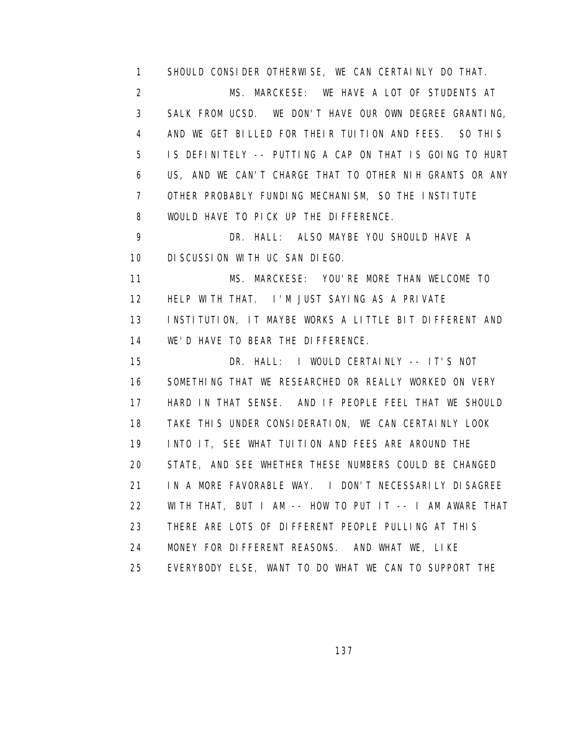SHOULD CONSIDER OTHERWISE, WE CAN CERTAINLY DO THAT.

MS. MARCKESE: WE HAVE A LOT OF STUDENTS AT SALK FROM UCSD. WE DON'T HAVE OUR OWN DEGREE GRANTING, AND WE GET BILLED FOR THEIR TUITION AND FEES. SO THIS IS DEFINITELY -- PUTTING A CAP ON THAT IS GOING TO HURT US, AND WE CAN'T CHARGE THAT TO OTHER NIH GRANTS OR ANY OTHER PROBABLY FUNDING MECHANISM, SO THE INSTITUTE WOULD HAVE TO PICK UP THE DIFFERENCE.

DR. HALL: ALSO MAYBE YOU SHOULD HAVE A DISCUSSION WITH UC SAN DIEGO.

MS. MARCKESE: YOU'RE MORE THAN WELCOME TO HELP WITH THAT. I'M JUST SAYING AS A PRIVATE INSTITUTION, IT MAYBE WORKS A LITTLE BIT DIFFERENT AND WE'D HAVE TO BEAR THE DIFFERENCE.

DR. HALL: I WOULD CERTAINLY -- IT'S NOT SOMETHING THAT WE RESEARCHED OR REALLY WORKED ON VERY HARD IN THAT SENSE. AND IF PEOPLE FEEL THAT WE SHOULD TAKE THIS UNDER CONSIDERATION, WE CAN CERTAINLY LOOK INTO IT, SEE WHAT TUITION AND FEES ARE AROUND THE STATE, AND SEE WHETHER THESE NUMBERS COULD BE CHANGED IN A MORE FAVORABLE WAY. I DON'T NECESSARILY DISAGREE WITH THAT, BUT I AM -- HOW TO PUT IT -- I AM AWARE THAT THERE ARE LOTS OF DIFFERENT PEOPLE PULLING AT THIS MONEY FOR DIFFERENT REASONS. AND WHAT WE, LIKE EVERYBODY ELSE, WANT TO DO WHAT WE CAN TO SUPPORT THE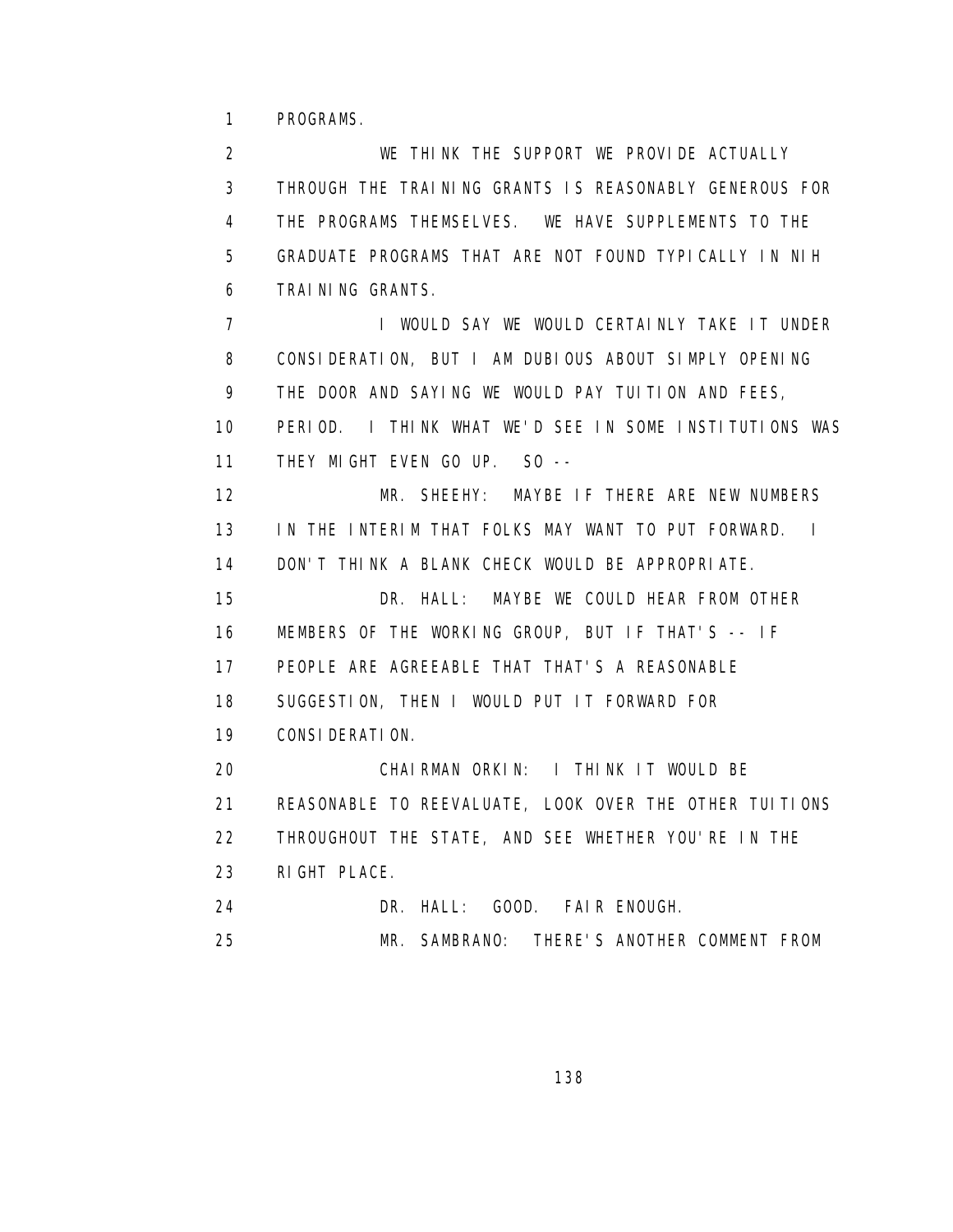PROGRAMS.

WE THINK THE SUPPORT WE PROVIDE ACTUALLY THROUGH THE TRAINING GRANTS IS REASONABLY GENEROUS FOR THE PROGRAMS THEMSELVES. WE HAVE SUPPLEMENTS TO THE GRADUATE PROGRAMS THAT ARE NOT FOUND TYPICALLY IN NIH TRAINING GRANTS.

I WOULD SAY WE WOULD CERTAINLY TAKE IT UNDER CONSIDERATION, BUT I AM DUBIOUS ABOUT SIMPLY OPENING THE DOOR AND SAYING WE WOULD PAY TUITION AND FEES, PERIOD. I THINK WHAT WE'D SEE IN SOME INSTITUTIONS WAS THEY MIGHT EVEN GO UP. SO --

MR. SHEEHY: MAYBE IF THERE ARE NEW NUMBERS IN THE INTERIM THAT FOLKS MAY WANT TO PUT FORWARD. I DON'T THINK A BLANK CHECK WOULD BE APPROPRIATE.

DR. HALL: MAYBE WE COULD HEAR FROM OTHER MEMBERS OF THE WORKING GROUP, BUT IF THAT'S -- IF PEOPLE ARE AGREEABLE THAT THAT'S A REASONABLE SUGGESTION, THEN I WOULD PUT IT FORWARD FOR CONSIDERATION.

CHAIRMAN ORKIN: I THINK IT WOULD BE REASONABLE TO REEVALUATE, LOOK OVER THE OTHER TUITIONS THROUGHOUT THE STATE, AND SEE WHETHER YOU'RE IN THE RIGHT PLACE.

DR. HALL: GOOD. FAIR ENOUGH.

MR. SAMBRANO: THERE'S ANOTHER COMMENT FROM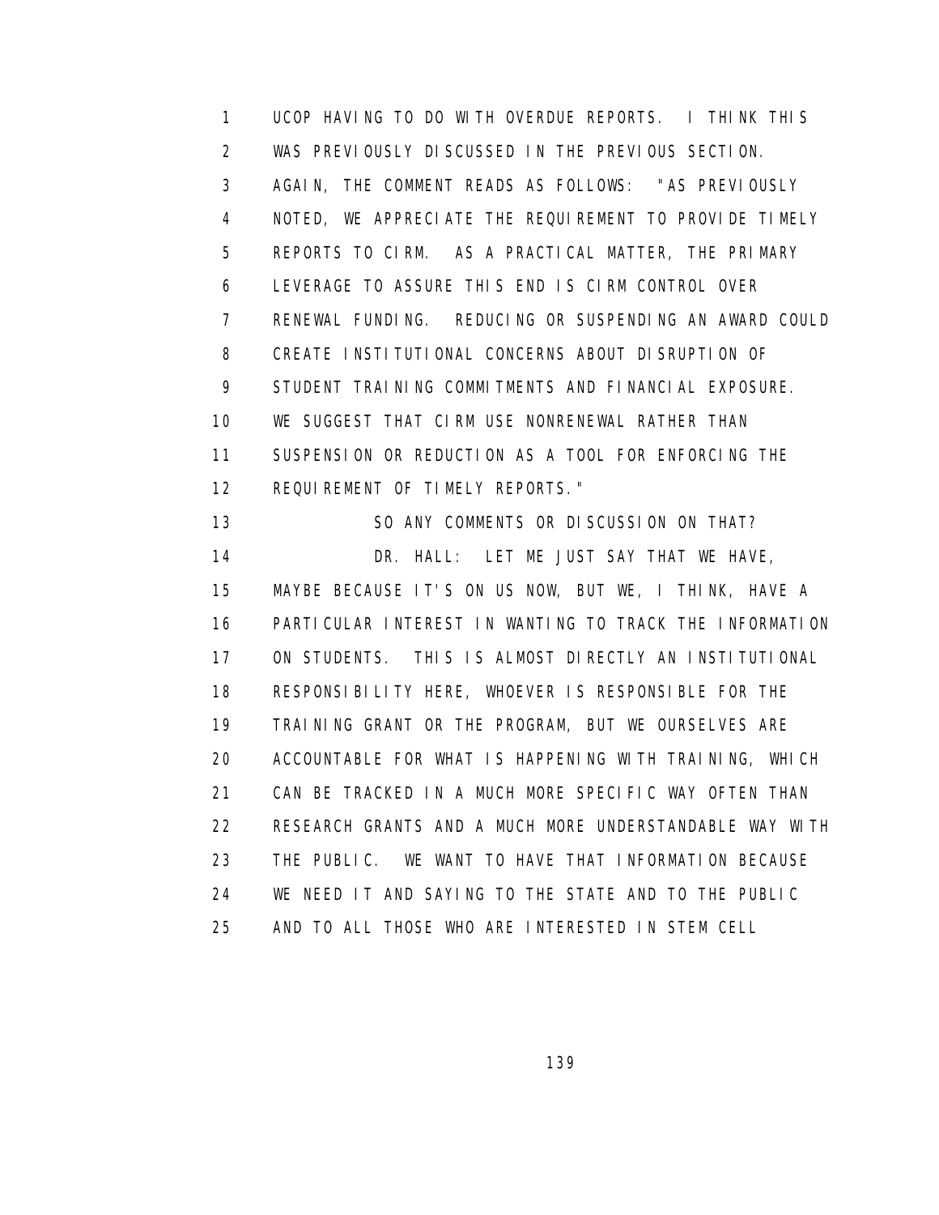1 UCOP HAVING TO DO WITH OVERDUE REPORTS. I THINK THIS
2 WAS PREVIOUSLY DISCUSSED IN THE PREVIOUS SECTION.
3 AGAIN, THE COMMENT READS AS FOLLOWS: "AS PREVIOUSLY
4 NOTED, WE APPRECIATE THE REQUIREMENT TO PROVIDE TIMELY
5 REPORTS TO CIRM. AS A PRACTICAL MATTER, THE PRIMARY
6 LEVERAGE TO ASSURE THIS END IS CIRM CONTROL OVER
7 RENEWAL FUNDING. REDUCING OR SUSPENDING AN AWARD COULD
8 CREATE INSTITUTIONAL CONCERNS ABOUT DISRUPTION OF
9 STUDENT TRAINING COMMITMENTS AND FINANCIAL EXPOSURE.
10 WE SUGGEST THAT CIRM USE NONRENEWAL RATHER THAN
11 SUSPENSION OR REDUCTION AS A TOOL FOR ENFORCING THE
12 REQUIREMENT OF TIMELY REPORTS."
13 SO ANY COMMENTS OR DISCUSSION ON THAT?
14 DR. HALL: LET ME JUST SAY THAT WE HAVE,
15 MAYBE BECAUSE IT'S ON US NOW, BUT WE, I THINK, HAVE A
16 PARTICULAR INTEREST IN WANTING TO TRACK THE INFORMATION
17 ON STUDENTS. THIS IS ALMOST DIRECTLY AN INSTITUTIONAL
18 RESPONSIBILITY HERE, WHOEVER IS RESPONSIBLE FOR THE
19 TRAINING GRANT OR THE PROGRAM, BUT WE OURSELVES ARE
20 ACCOUNTABLE FOR WHAT IS HAPPENING WITH TRAINING, WHICH
21 CAN BE TRACKED IN A MUCH MORE SPECIFIC WAY OFTEN THAN
22 RESEARCH GRANTS AND A MUCH MORE UNDERSTANDABLE WAY WITH
23 THE PUBLIC. WE WANT TO HAVE THAT INFORMATION BECAUSE
24 WE NEED IT AND SAYING TO THE STATE AND TO THE PUBLIC
25 AND TO ALL THOSE WHO ARE INTERESTED IN STEM CELL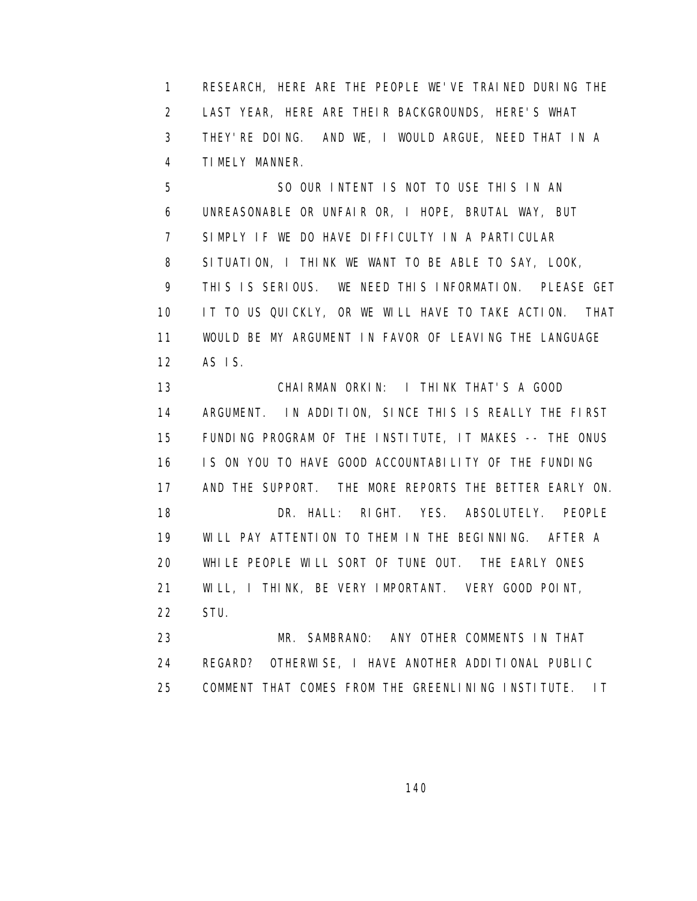RESEARCH, HERE ARE THE PEOPLE WE'VE TRAINED DURING THE LAST YEAR, HERE ARE THEIR BACKGROUNDS, HERE'S WHAT THEY'RE DOING. AND WE, I WOULD ARGUE, NEED THAT IN A TIMELY MANNER.

SO OUR INTENT IS NOT TO USE THIS IN AN UNREASONABLE OR UNFAIR OR, I HOPE, BRUTAL WAY, BUT SIMPLY IF WE DO HAVE DIFFICULTY IN A PARTICULAR SITUATION, I THINK WE WANT TO BE ABLE TO SAY, LOOK, THIS IS SERIOUS. WE NEED THIS INFORMATION. PLEASE GET IT TO US QUICKLY, OR WE WILL HAVE TO TAKE ACTION. THAT WOULD BE MY ARGUMENT IN FAVOR OF LEAVING THE LANGUAGE AS IS.

CHAIRMAN ORKIN: I THINK THAT'S A GOOD ARGUMENT. IN ADDITION, SINCE THIS IS REALLY THE FIRST FUNDING PROGRAM OF THE INSTITUTE, IT MAKES -- THE ONUS IS ON YOU TO HAVE GOOD ACCOUNTABILITY OF THE FUNDING AND THE SUPPORT. THE MORE REPORTS THE BETTER EARLY ON.

DR. HALL: RIGHT. YES. ABSOLUTELY. PEOPLE WILL PAY ATTENTION TO THEM IN THE BEGINNING. AFTER A WHILE PEOPLE WILL SORT OF TUNE OUT. THE EARLY ONES WILL, I THINK, BE VERY IMPORTANT. VERY GOOD POINT, STU.

MR. SAMBRANO: ANY OTHER COMMENTS IN THAT REGARD? OTHERWISE, I HAVE ANOTHER ADDITIONAL PUBLIC COMMENT THAT COMES FROM THE GREENLINING INSTITUTE. IT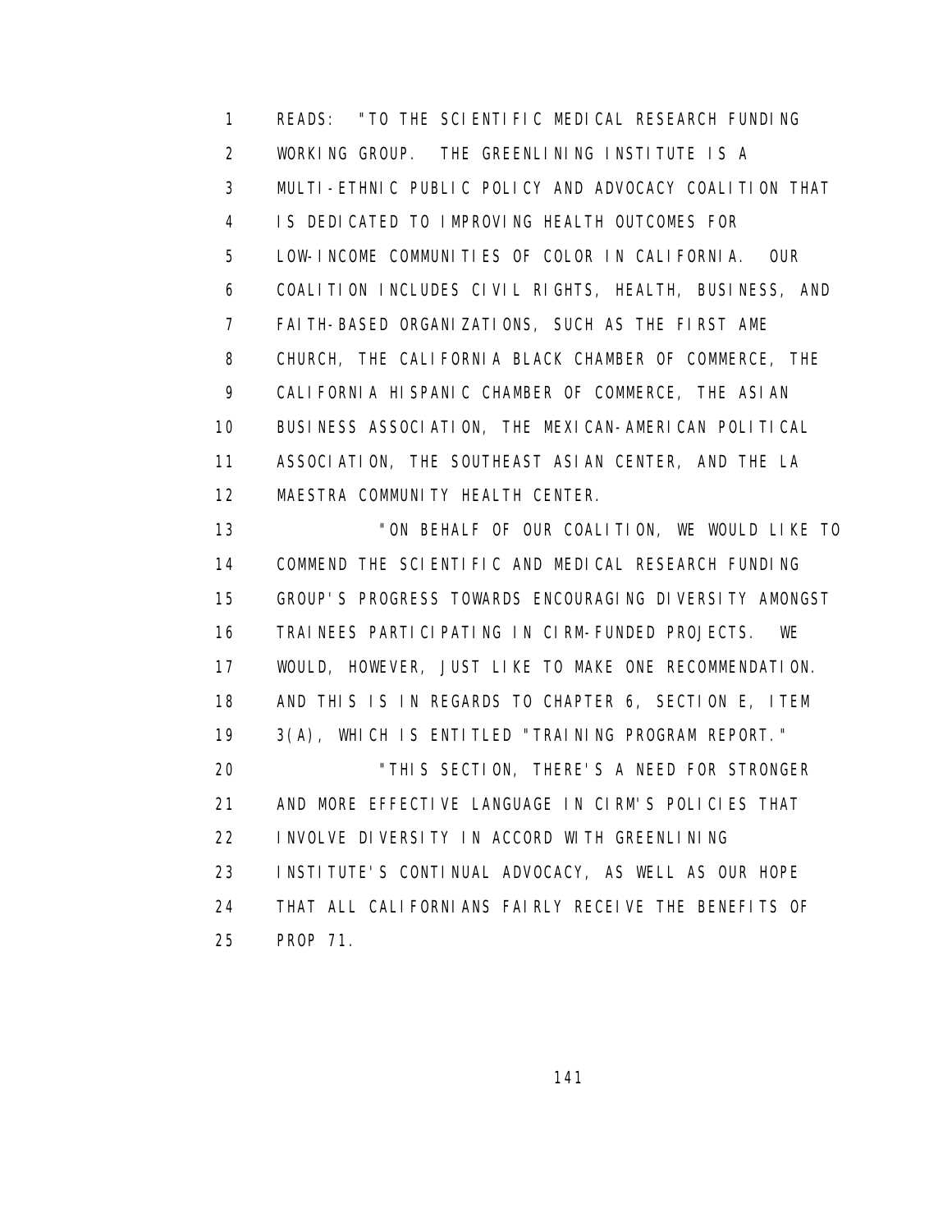READS: "TO THE SCIENTIFIC MEDICAL RESEARCH FUNDING WORKING GROUP. THE GREENLINING INSTITUTE IS A MULTI-ETHNIC PUBLIC POLICY AND ADVOCACY COALITION THAT IS DEDICATED TO IMPROVING HEALTH OUTCOMES FOR LOW-INCOME COMMUNITIES OF COLOR IN CALIFORNIA. OUR COALITION INCLUDES CIVIL RIGHTS, HEALTH, BUSINESS, AND FAITH-BASED ORGANIZATIONS, SUCH AS THE FIRST AME CHURCH, THE CALIFORNIA BLACK CHAMBER OF COMMERCE, THE CALIFORNIA HISPANIC CHAMBER OF COMMERCE, THE ASIAN BUSINESS ASSOCIATION, THE MEXICAN-AMERICAN POLITICAL ASSOCIATION, THE SOUTHEAST ASIAN CENTER, AND THE LA MAESTRA COMMUNITY HEALTH CENTER.

"ON BEHALF OF OUR COALITION, WE WOULD LIKE TO COMMEND THE SCIENTIFIC AND MEDICAL RESEARCH FUNDING GROUP'S PROGRESS TOWARDS ENCOURAGING DIVERSITY AMONGST TRAINEES PARTICIPATING IN CIRM-FUNDED PROJECTS. WE WOULD, HOWEVER, JUST LIKE TO MAKE ONE RECOMMENDATION. AND THIS IS IN REGARDS TO CHAPTER 6, SECTION E, ITEM 3(A), WHICH IS ENTITLED "TRAINING PROGRAM REPORT."

"THIS SECTION, THERE'S A NEED FOR STRONGER AND MORE EFFECTIVE LANGUAGE IN CIRM'S POLICIES THAT INVOLVE DIVERSITY IN ACCORD WITH GREENLINING INSTITUTE'S CONTINUAL ADVOCACY, AS WELL AS OUR HOPE THAT ALL CALIFORNIANS FAIRLY RECEIVE THE BENEFITS OF PROP 71.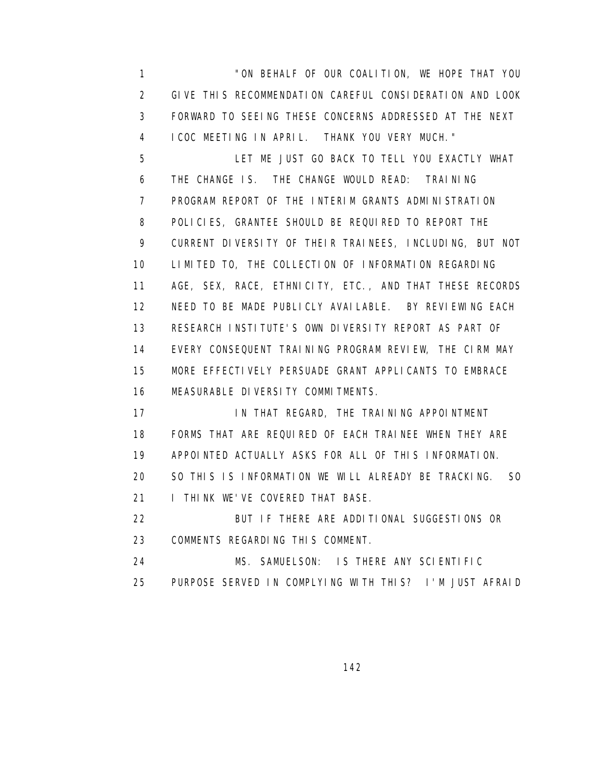"ON BEHALF OF OUR COALITION, WE HOPE THAT YOU GIVE THIS RECOMMENDATION CAREFUL CONSIDERATION AND LOOK FORWARD TO SEEING THESE CONCERNS ADDRESSED AT THE NEXT ICOC MEETING IN APRIL. THANK YOU VERY MUCH."

LET ME JUST GO BACK TO TELL YOU EXACTLY WHAT THE CHANGE IS. THE CHANGE WOULD READ: TRAINING PROGRAM REPORT OF THE INTERIM GRANTS ADMINISTRATION POLICIES, GRANTEE SHOULD BE REQUIRED TO REPORT THE CURRENT DIVERSITY OF THEIR TRAINEES, INCLUDING, BUT NOT LIMITED TO, THE COLLECTION OF INFORMATION REGARDING AGE, SEX, RACE, ETHNICITY, ETC., AND THAT THESE RECORDS NEED TO BE MADE PUBLICLY AVAILABLE. BY REVIEWING EACH RESEARCH INSTITUTE'S OWN DIVERSITY REPORT AS PART OF EVERY CONSEQUENT TRAINING PROGRAM REVIEW, THE CIRM MAY MORE EFFECTIVELY PERSUADE GRANT APPLICANTS TO EMBRACE MEASURABLE DIVERSITY COMMITMENTS.

IN THAT REGARD, THE TRAINING APPOINTMENT FORMS THAT ARE REQUIRED OF EACH TRAINEE WHEN THEY ARE APPOINTED ACTUALLY ASKS FOR ALL OF THIS INFORMATION. SO THIS IS INFORMATION WE WILL ALREADY BE TRACKING. SO I THINK WE'VE COVERED THAT BASE.

BUT IF THERE ARE ADDITIONAL SUGGESTIONS OR COMMENTS REGARDING THIS COMMENT.

MS. SAMUELSON: IS THERE ANY SCIENTIFIC PURPOSE SERVED IN COMPLYING WITH THIS? I'M JUST AFRAID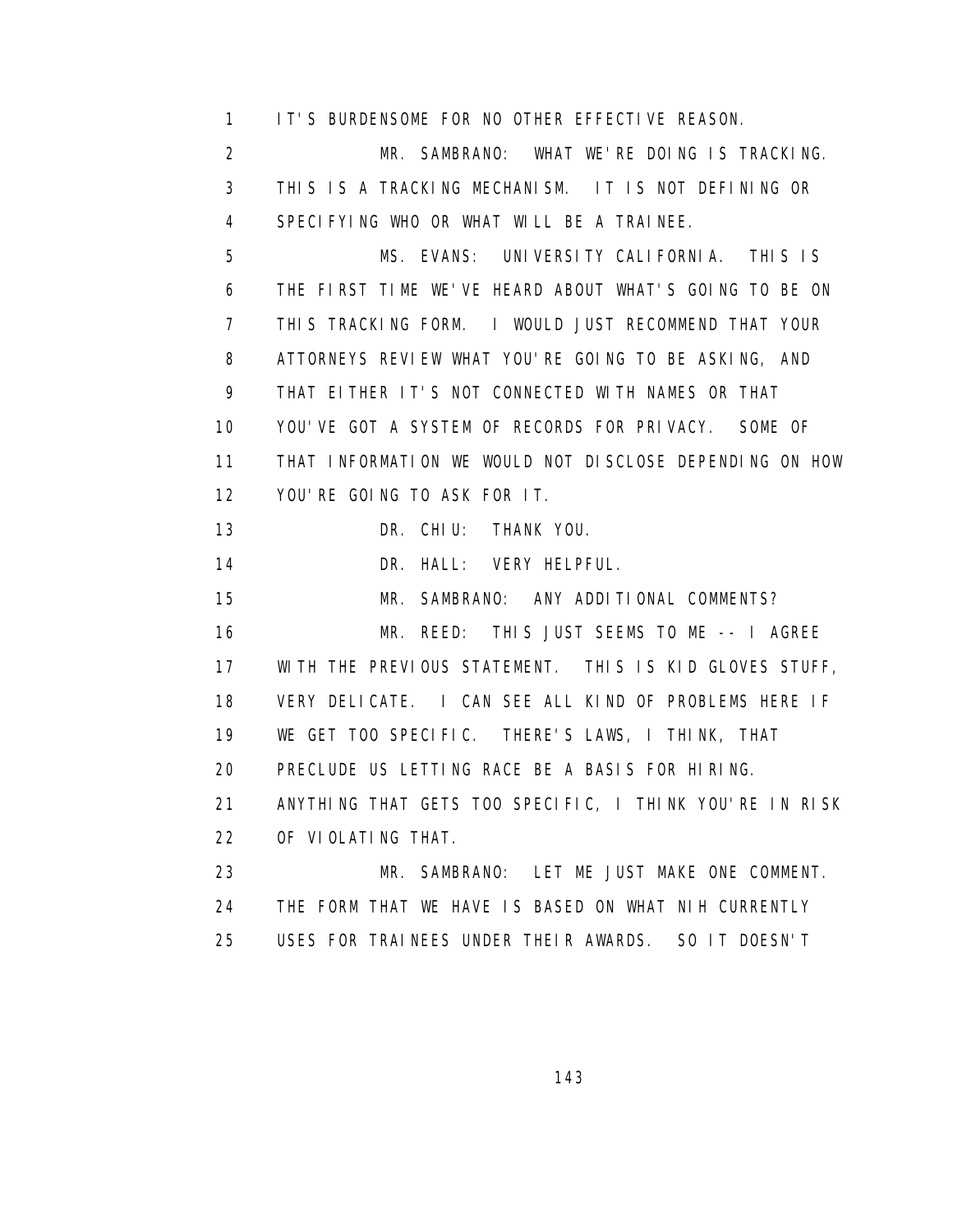IT'S BURDENSOME FOR NO OTHER EFFECTIVE REASON.

MR. SAMBRANO: WHAT WE'RE DOING IS TRACKING. THIS IS A TRACKING MECHANISM. IT IS NOT DEFINING OR SPECIFYING WHO OR WHAT WILL BE A TRAINEE.

MS. EVANS: UNIVERSITY CALIFORNIA. THIS IS THE FIRST TIME WE'VE HEARD ABOUT WHAT'S GOING TO BE ON THIS TRACKING FORM. I WOULD JUST RECOMMEND THAT YOUR ATTORNEYS REVIEW WHAT YOU'RE GOING TO BE ASKING, AND THAT EITHER IT'S NOT CONNECTED WITH NAMES OR THAT YOU'VE GOT A SYSTEM OF RECORDS FOR PRIVACY. SOME OF THAT INFORMATION WE WOULD NOT DISCLOSE DEPENDING ON HOW YOU'RE GOING TO ASK FOR IT.

DR. CHIU: THANK YOU.

DR. HALL: VERY HELPFUL.

MR. SAMBRANO: ANY ADDITIONAL COMMENTS?

MR. REED: THIS JUST SEEMS TO ME -- I AGREE WITH THE PREVIOUS STATEMENT. THIS IS KID GLOVES STUFF, VERY DELICATE. I CAN SEE ALL KIND OF PROBLEMS HERE IF WE GET TOO SPECIFIC. THERE'S LAWS, I THINK, THAT PRECLUDE US LETTING RACE BE A BASIS FOR HIRING. ANYTHING THAT GETS TOO SPECIFIC, I THINK YOU'RE IN RISK OF VIOLATING THAT.

MR. SAMBRANO: LET ME JUST MAKE ONE COMMENT. THE FORM THAT WE HAVE IS BASED ON WHAT NIH CURRENTLY USES FOR TRAINEES UNDER THEIR AWARDS. SO IT DOESN'T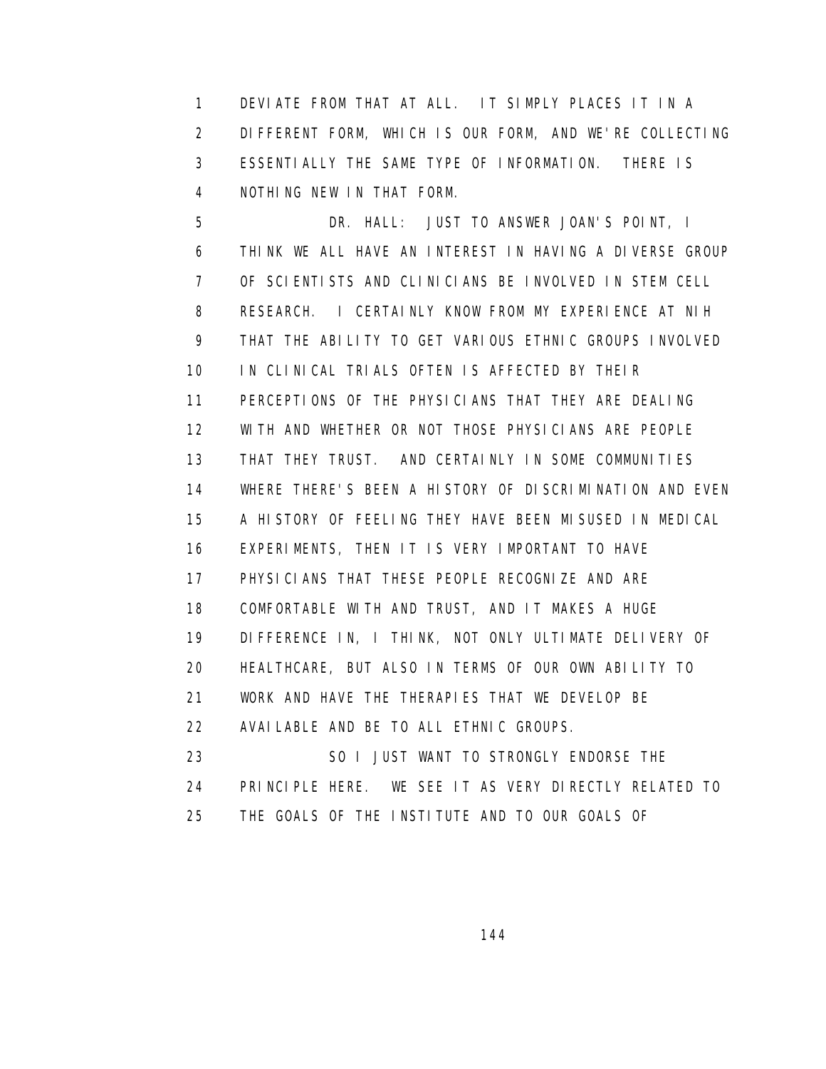DEVIATE FROM THAT AT ALL. IT SIMPLY PLACES IT IN A DIFFERENT FORM, WHICH IS OUR FORM, AND WE'RE COLLECTING ESSENTIALLY THE SAME TYPE OF INFORMATION. THERE IS NOTHING NEW IN THAT FORM.

DR. HALL: JUST TO ANSWER JOAN'S POINT, I THINK WE ALL HAVE AN INTEREST IN HAVING A DIVERSE GROUP OF SCIENTISTS AND CLINICIANS BE INVOLVED IN STEM CELL RESEARCH. I CERTAINLY KNOW FROM MY EXPERIENCE AT NIH THAT THE ABILITY TO GET VARIOUS ETHNIC GROUPS INVOLVED IN CLINICAL TRIALS OFTEN IS AFFECTED BY THEIR PERCEPTIONS OF THE PHYSICIANS THAT THEY ARE DEALING WITH AND WHETHER OR NOT THOSE PHYSICIANS ARE PEOPLE THAT THEY TRUST. AND CERTAINLY IN SOME COMMUNITIES WHERE THERE'S BEEN A HISTORY OF DISCRIMINATION AND EVEN A HISTORY OF FEELING THEY HAVE BEEN MISUSED IN MEDICAL EXPERIMENTS, THEN IT IS VERY IMPORTANT TO HAVE PHYSICIANS THAT THESE PEOPLE RECOGNIZE AND ARE COMFORTABLE WITH AND TRUST, AND IT MAKES A HUGE DIFFERENCE IN, I THINK, NOT ONLY ULTIMATE DELIVERY OF HEALTHCARE, BUT ALSO IN TERMS OF OUR OWN ABILITY TO WORK AND HAVE THE THERAPIES THAT WE DEVELOP BE AVAILABLE AND BE TO ALL ETHNIC GROUPS.

SO I JUST WANT TO STRONGLY ENDORSE THE PRINCIPLE HERE. WE SEE IT AS VERY DIRECTLY RELATED TO THE GOALS OF THE INSTITUTE AND TO OUR GOALS OF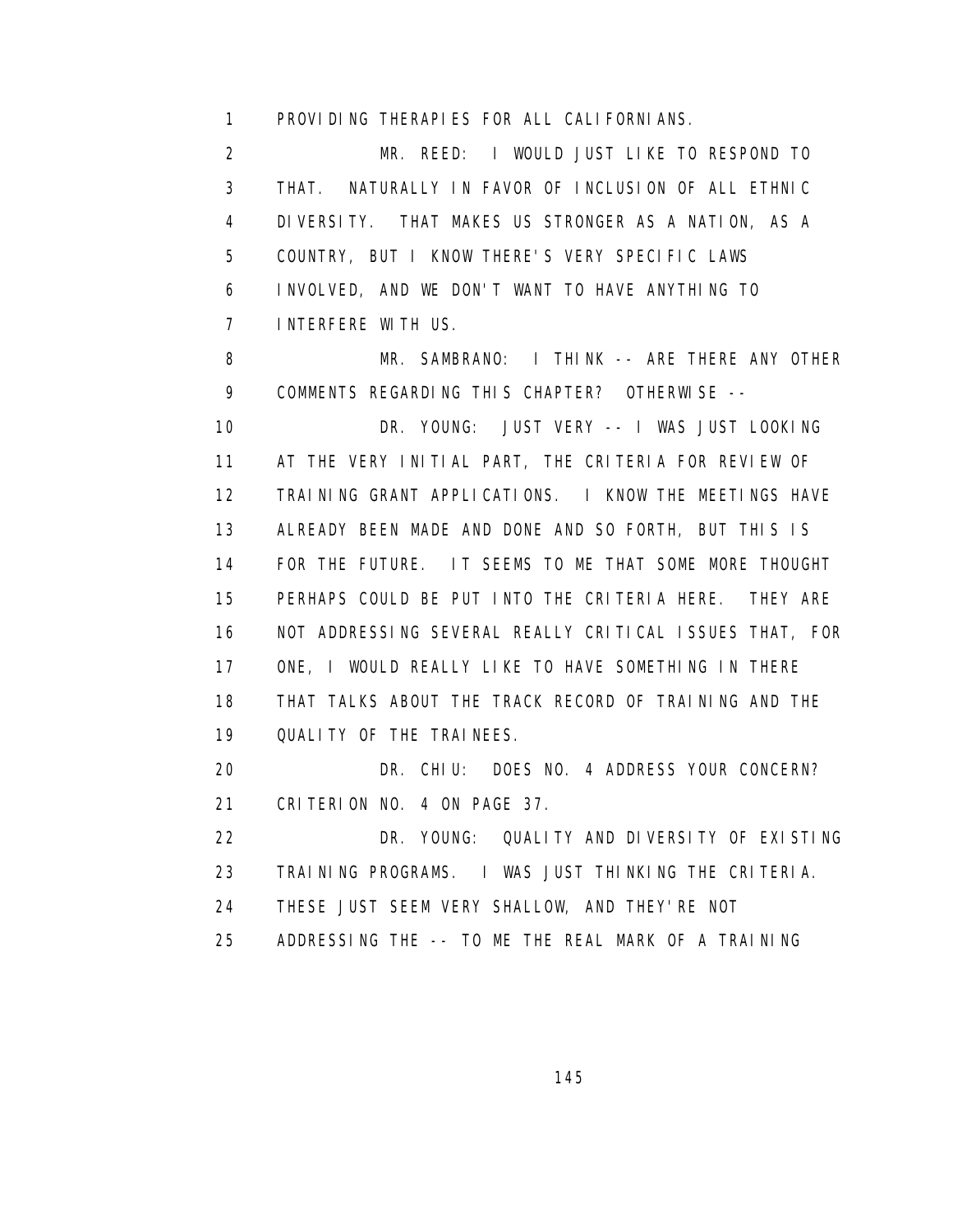PROVIDING THERAPIES FOR ALL CALIFORNIANS.

MR. REED: I WOULD JUST LIKE TO RESPOND TO THAT. NATURALLY IN FAVOR OF INCLUSION OF ALL ETHNIC DIVERSITY. THAT MAKES US STRONGER AS A NATION, AS A COUNTRY, BUT I KNOW THERE'S VERY SPECIFIC LAWS INVOLVED, AND WE DON'T WANT TO HAVE ANYTHING TO INTERFERE WITH US.

MR. SAMBRANO: I THINK -- ARE THERE ANY OTHER COMMENTS REGARDING THIS CHAPTER? OTHERWISE --

DR. YOUNG: JUST VERY -- I WAS JUST LOOKING AT THE VERY INITIAL PART, THE CRITERIA FOR REVIEW OF TRAINING GRANT APPLICATIONS. I KNOW THE MEETINGS HAVE ALREADY BEEN MADE AND DONE AND SO FORTH, BUT THIS IS FOR THE FUTURE. IT SEEMS TO ME THAT SOME MORE THOUGHT PERHAPS COULD BE PUT INTO THE CRITERIA HERE. THEY ARE NOT ADDRESSING SEVERAL REALLY CRITICAL ISSUES THAT, FOR ONE, I WOULD REALLY LIKE TO HAVE SOMETHING IN THERE THAT TALKS ABOUT THE TRACK RECORD OF TRAINING AND THE QUALITY OF THE TRAINEES.

DR. CHIU: DOES NO. 4 ADDRESS YOUR CONCERN? CRITERION NO. 4 ON PAGE 37.

DR. YOUNG: QUALITY AND DIVERSITY OF EXISTING TRAINING PROGRAMS. I WAS JUST THINKING THE CRITERIA. THESE JUST SEEM VERY SHALLOW, AND THEY'RE NOT ADDRESSING THE -- TO ME THE REAL MARK OF A TRAINING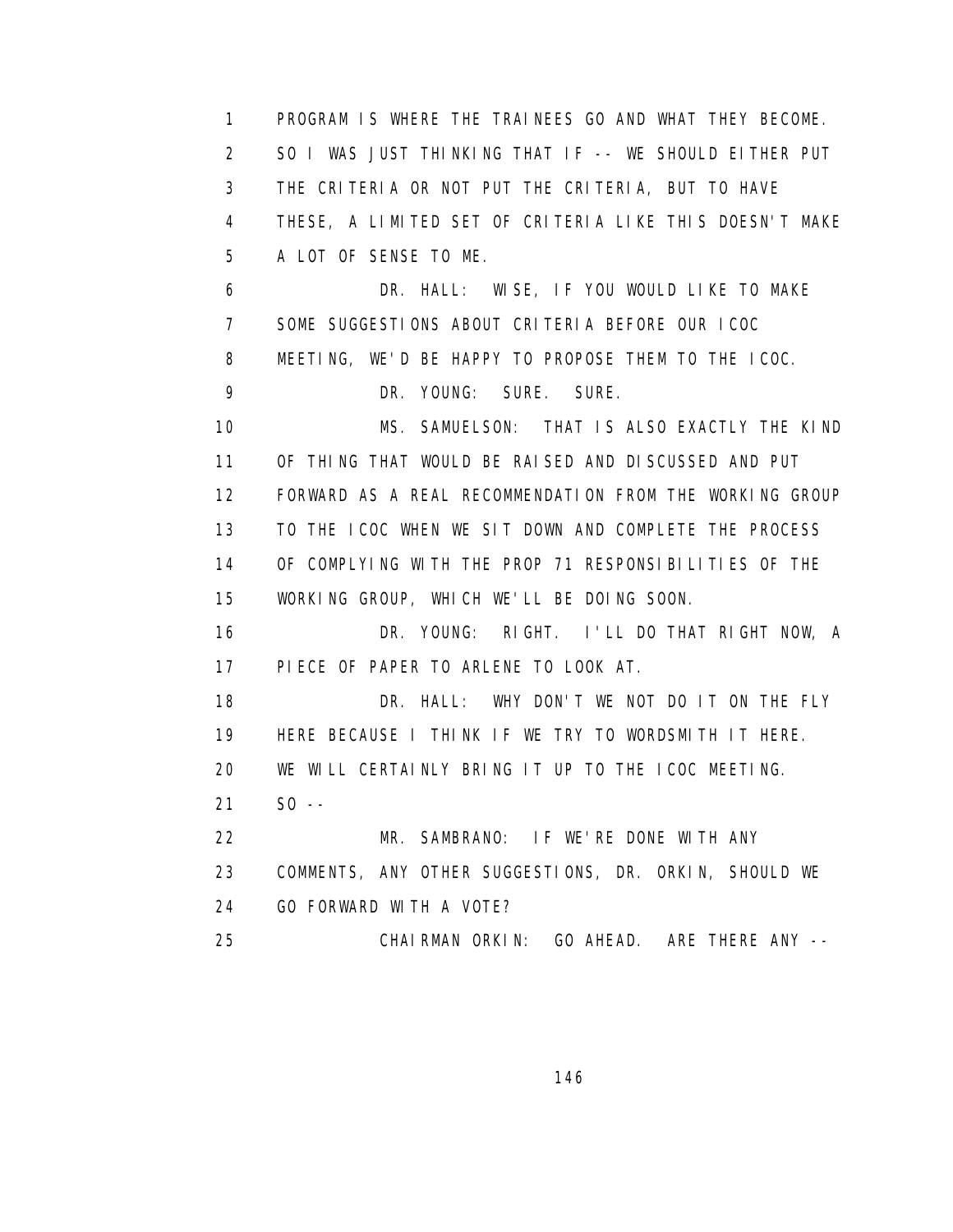1 PROGRAM IS WHERE THE TRAINEES GO AND WHAT THEY BECOME.
2 SO I WAS JUST THINKING THAT IF -- WE SHOULD EITHER PUT
3 THE CRITERIA OR NOT PUT THE CRITERIA, BUT TO HAVE
4 THESE, A LIMITED SET OF CRITERIA LIKE THIS DOESN'T MAKE
5 A LOT OF SENSE TO ME.
6 DR. HALL: WISE, IF YOU WOULD LIKE TO MAKE
7 SOME SUGGESTIONS ABOUT CRITERIA BEFORE OUR ICOC
8 MEETING, WE'D BE HAPPY TO PROPOSE THEM TO THE ICOC.
9 DR. YOUNG: SURE. SURE.
10 MS. SAMUELSON: THAT IS ALSO EXACTLY THE KIND
11 OF THING THAT WOULD BE RAISED AND DISCUSSED AND PUT
12 FORWARD AS A REAL RECOMMENDATION FROM THE WORKING GROUP
13 TO THE ICOC WHEN WE SIT DOWN AND COMPLETE THE PROCESS
14 OF COMPLYING WITH THE PROP 71 RESPONSIBILITIES OF THE
15 WORKING GROUP, WHICH WE'LL BE DOING SOON.
16 DR. YOUNG: RIGHT. I'LL DO THAT RIGHT NOW, A
17 PIECE OF PAPER TO ARLENE TO LOOK AT.
18 DR. HALL: WHY DON'T WE NOT DO IT ON THE FLY
19 HERE BECAUSE I THINK IF WE TRY TO WORDSMITH IT HERE.
20 WE WILL CERTAINLY BRING IT UP TO THE ICOC MEETING.
21 SO --
22 MR. SAMBRANO: IF WE'RE DONE WITH ANY
23 COMMENTS, ANY OTHER SUGGESTIONS, DR. ORKIN, SHOULD WE
24 GO FORWARD WITH A VOTE?
25 CHAIRMAN ORKIN: GO AHEAD. ARE THERE ANY --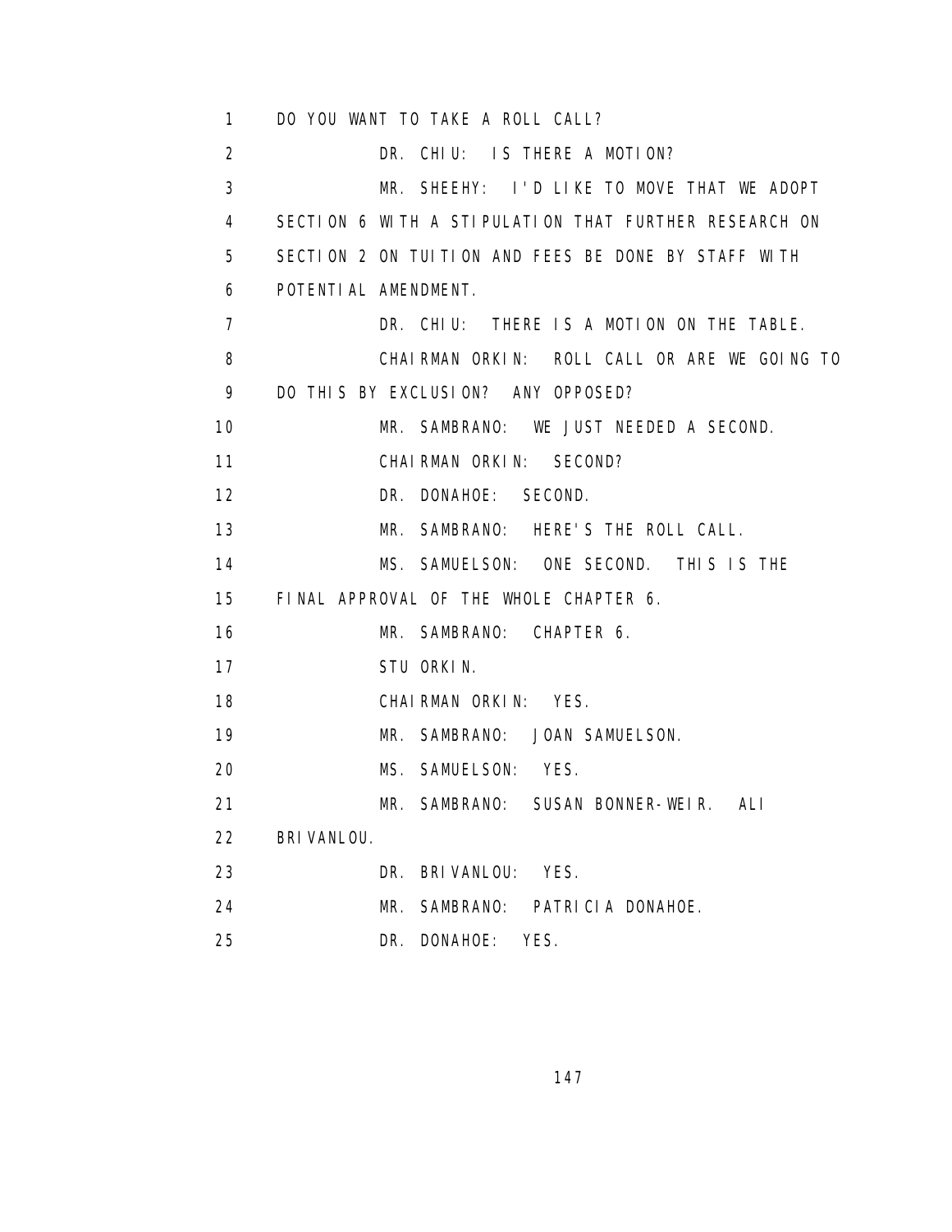1 DO YOU WANT TO TAKE A ROLL CALL?

2 DR. CHIU: IS THERE A MOTION?

3 MR. SHEEHY: I'D LIKE TO MOVE THAT WE ADOPT

4 SECTION 6 WITH A STIPULATION THAT FURTHER RESEARCH ON

5 SECTION 2 ON TUITION AND FEES BE DONE BY STAFF WITH

6 POTENTIAL AMENDMENT.

7 DR. CHIU: THERE IS A MOTION ON THE TABLE.

8 CHAIRMAN ORKIN: ROLL CALL OR ARE WE GOING TO

9 DO THIS BY EXCLUSION? ANY OPPOSED?

10 MR. SAMBRANO: WE JUST NEEDED A SECOND.

11 CHAIRMAN ORKIN: SECOND?

12 DR. DONAHOE: SECOND.

13 MR. SAMBRANO: HERE'S THE ROLL CALL.

14 MS. SAMUELSON: ONE SECOND. THIS IS THE

15 FINAL APPROVAL OF THE WHOLE CHAPTER 6.

16 MR. SAMBRANO: CHAPTER 6.

17 STU ORKIN.

18 CHAIRMAN ORKIN: YES.

19 MR. SAMBRANO: JOAN SAMUELSON.

20 MS. SAMUELSON: YES.

21 MR. SAMBRANO: SUSAN BONNER-WEIR. ALI

22 BRIVANLOU.

23 DR. BRIVANLOU: YES.

24 MR. SAMBRANO: PATRICIA DONAHOE.

25 DR. DONAHOE: YES.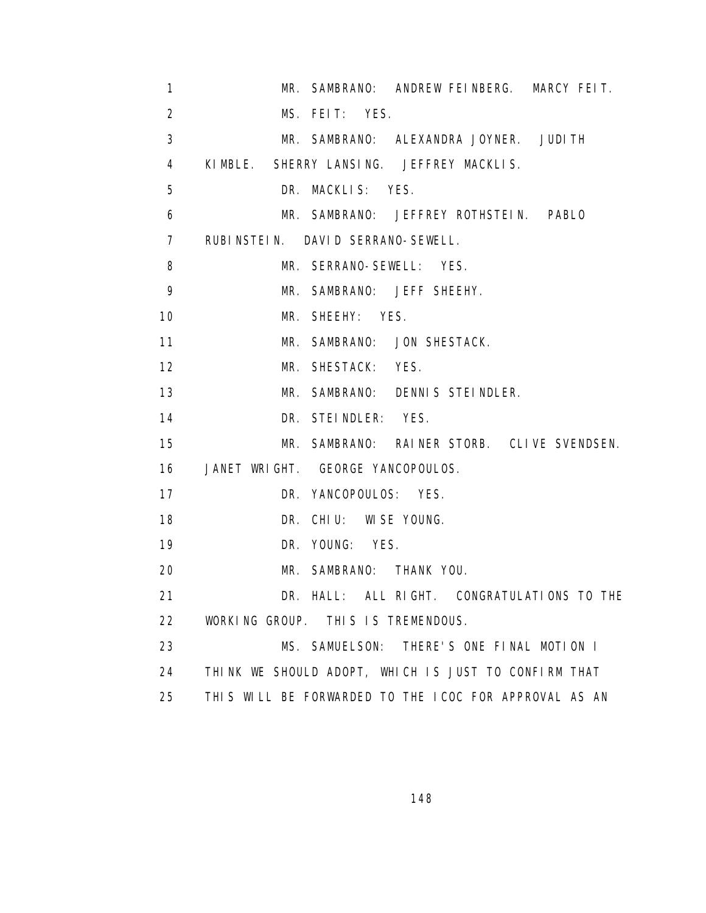1 MR. SAMBRANO: ANDREW FEINBERG. MARCY FEIT.
2 MS. FEIT: YES.
3 MR. SAMBRANO: ALEXANDRA JOYNER. JUDITH
4 KIMBLE. SHERRY LANSING. JEFFREY MACKLIS.
5 DR. MACKLIS: YES.
6 MR. SAMBRANO: JEFFREY ROTHSTEIN. PABLO
7 RUBINSTEIN. DAVID SERRANO-SEWELL.
8 MR. SERRANO-SEWELL: YES.
9 MR. SAMBRANO: JEFF SHEEHY.
10 MR. SHEEHY: YES.
11 MR. SAMBRANO: JON SHESTACK.
12 MR. SHESTACK: YES.
13 MR. SAMBRANO: DENNIS STEINDLER.
14 DR. STEINDLER: YES.
15 MR. SAMBRANO: RAINER STORB. CLIVE SVENDSEN.
16 JANET WRIGHT. GEORGE YANCOPOULOS.
17 DR. YANCOPOULOS: YES.
18 DR. CHIU: WISE YOUNG.
19 DR. YOUNG: YES.
20 MR. SAMBRANO: THANK YOU.
21 DR. HALL: ALL RIGHT. CONGRATULATIONS TO THE
22 WORKING GROUP. THIS IS TREMENDOUS.
23 MS. SAMUELSON: THERE'S ONE FINAL MOTION I
24 THINK WE SHOULD ADOPT, WHICH IS JUST TO CONFIRM THAT
25 THIS WILL BE FORWARDED TO THE ICOC FOR APPROVAL AS AN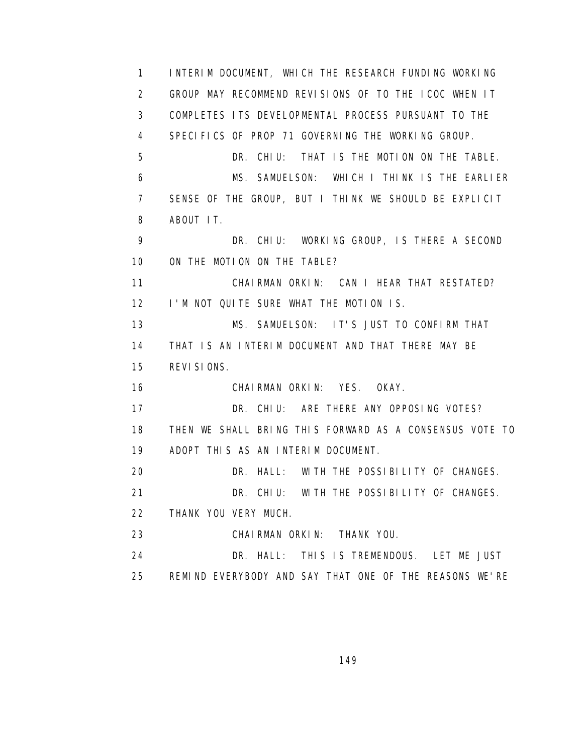INTERIM DOCUMENT, WHICH THE RESEARCH FUNDING WORKING GROUP MAY RECOMMEND REVISIONS OF TO THE ICOC WHEN IT COMPLETES ITS DEVELOPMENTAL PROCESS PURSUANT TO THE SPECIFICS OF PROP 71 GOVERNING THE WORKING GROUP.

DR. CHIU: THAT IS THE MOTION ON THE TABLE.

MS. SAMUELSON: WHICH I THINK IS THE EARLIER SENSE OF THE GROUP, BUT I THINK WE SHOULD BE EXPLICIT ABOUT IT.

DR. CHIU: WORKING GROUP, IS THERE A SECOND ON THE MOTION ON THE TABLE?

CHAIRMAN ORKIN: CAN I HEAR THAT RESTATED? I'M NOT QUITE SURE WHAT THE MOTION IS.

MS. SAMUELSON: IT'S JUST TO CONFIRM THAT THAT IS AN INTERIM DOCUMENT AND THAT THERE MAY BE REVISIONS.

CHAIRMAN ORKIN: YES. OKAY.

DR. CHIU: ARE THERE ANY OPPOSING VOTES? THEN WE SHALL BRING THIS FORWARD AS A CONSENSUS VOTE TO ADOPT THIS AS AN INTERIM DOCUMENT.

DR. HALL: WITH THE POSSIBILITY OF CHANGES.

DR. CHIU: WITH THE POSSIBILITY OF CHANGES. THANK YOU VERY MUCH.

CHAIRMAN ORKIN: THANK YOU.

DR. HALL: THIS IS TREMENDOUS. LET ME JUST REMIND EVERYBODY AND SAY THAT ONE OF THE REASONS WE'RE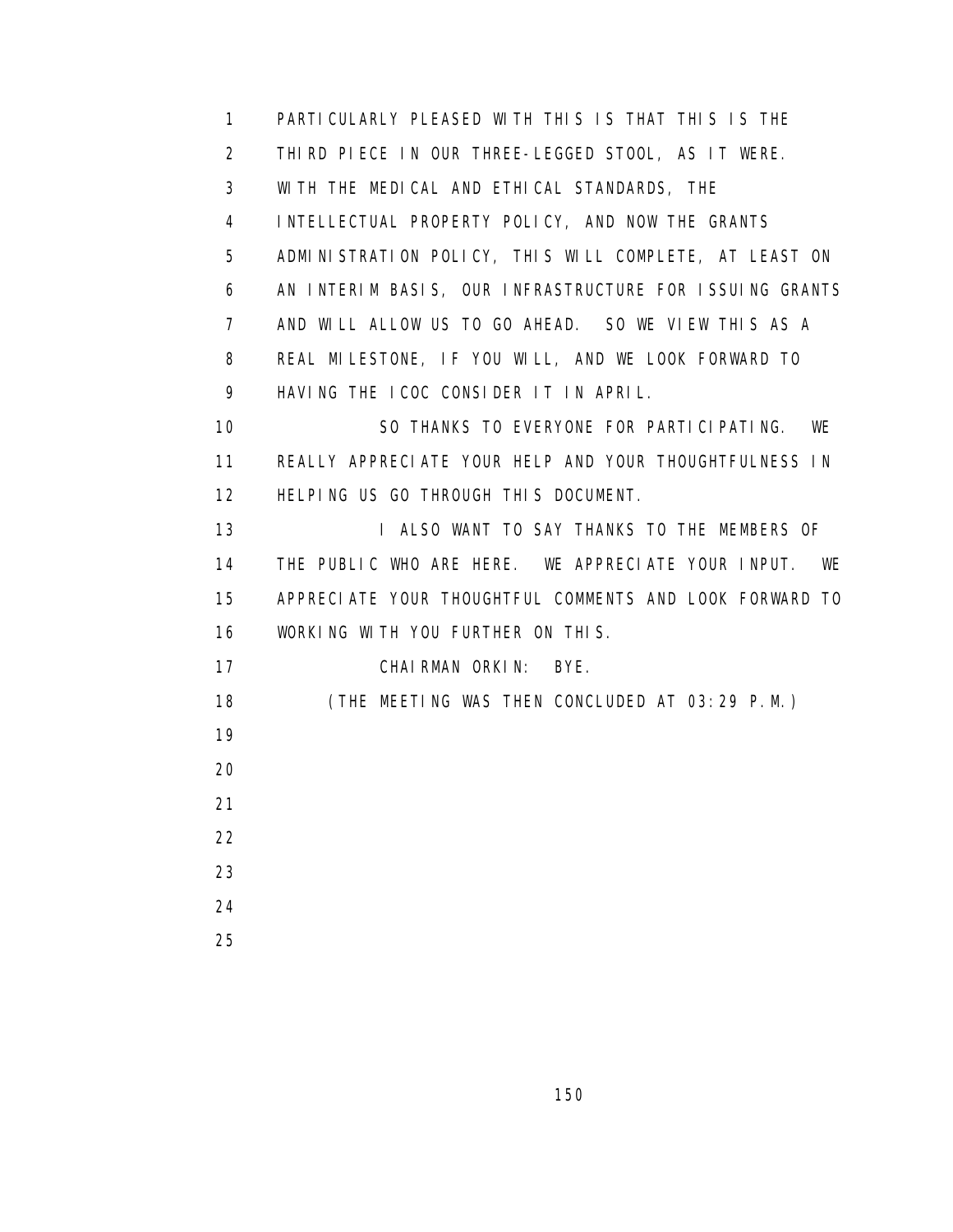PARTICULARLY PLEASED WITH THIS IS THAT THIS IS THE THIRD PIECE IN OUR THREE-LEGGED STOOL, AS IT WERE. WITH THE MEDICAL AND ETHICAL STANDARDS, THE INTELLECTUAL PROPERTY POLICY, AND NOW THE GRANTS ADMINISTRATION POLICY, THIS WILL COMPLETE, AT LEAST ON AN INTERIM BASIS, OUR INFRASTRUCTURE FOR ISSUING GRANTS AND WILL ALLOW US TO GO AHEAD. SO WE VIEW THIS AS A REAL MILESTONE, IF YOU WILL, AND WE LOOK FORWARD TO HAVING THE ICOC CONSIDER IT IN APRIL.

SO THANKS TO EVERYONE FOR PARTICIPATING. WE REALLY APPRECIATE YOUR HELP AND YOUR THOUGHTFULNESS IN HELPING US GO THROUGH THIS DOCUMENT.

I ALSO WANT TO SAY THANKS TO THE MEMBERS OF THE PUBLIC WHO ARE HERE. WE APPRECIATE YOUR INPUT. WE APPRECIATE YOUR THOUGHTFUL COMMENTS AND LOOK FORWARD TO WORKING WITH YOU FURTHER ON THIS.

CHAIRMAN ORKIN: BYE.

(THE MEETING WAS THEN CONCLUDED AT 03:29 P.M.)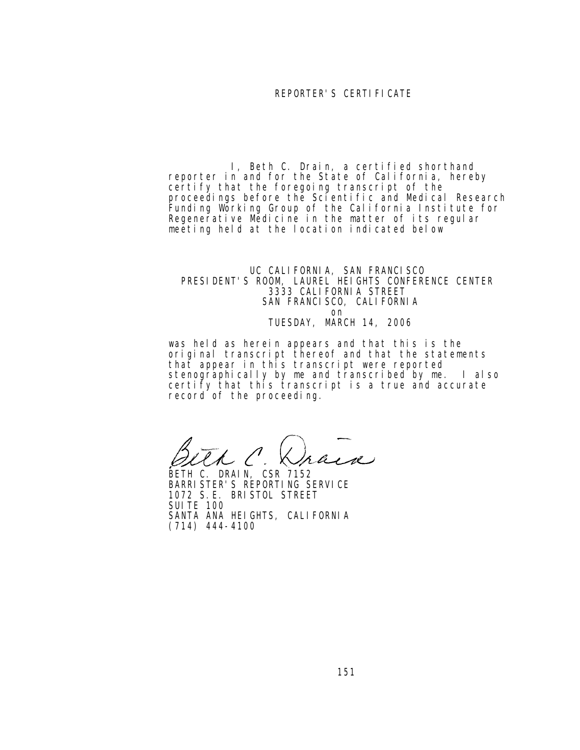# REPORTER'S CERTIFICATE

I, Beth C. Drain, a certified shorthand reporter in and for the State of California, hereby certify that the foregoing transcript of the proceedings before the Scientific and Medical Research Funding Working Group of the California Institute for Regenerative Medicine in the matter of its regular meeting held at the location indicated below

UC CALIFORNIA, SAN FRANCISCO
PRESIDENT'S ROOM, LAUREL HEIGHTS CONFERENCE CENTER
3333 CALIFORNIA STREET
SAN FRANCISCO, CALIFORNIA
on
TUESDAY, MARCH 14, 2006

was held as herein appears and that this is the original transcript thereof and that the statements that appear in this transcript were reported stenographically by me and transcribed by me. I also certify that this transcript is a true and accurate record of the proceeding.

Beth C. Drain

BETH C. DRAIN, CSR 7152
BARRISTER'S REPORTING SERVICE
1072 S.E. BRISTOL STREET
SUITE 100
SANTA ANA HEIGHTS, CALIFORNIA
(714) 444-4100